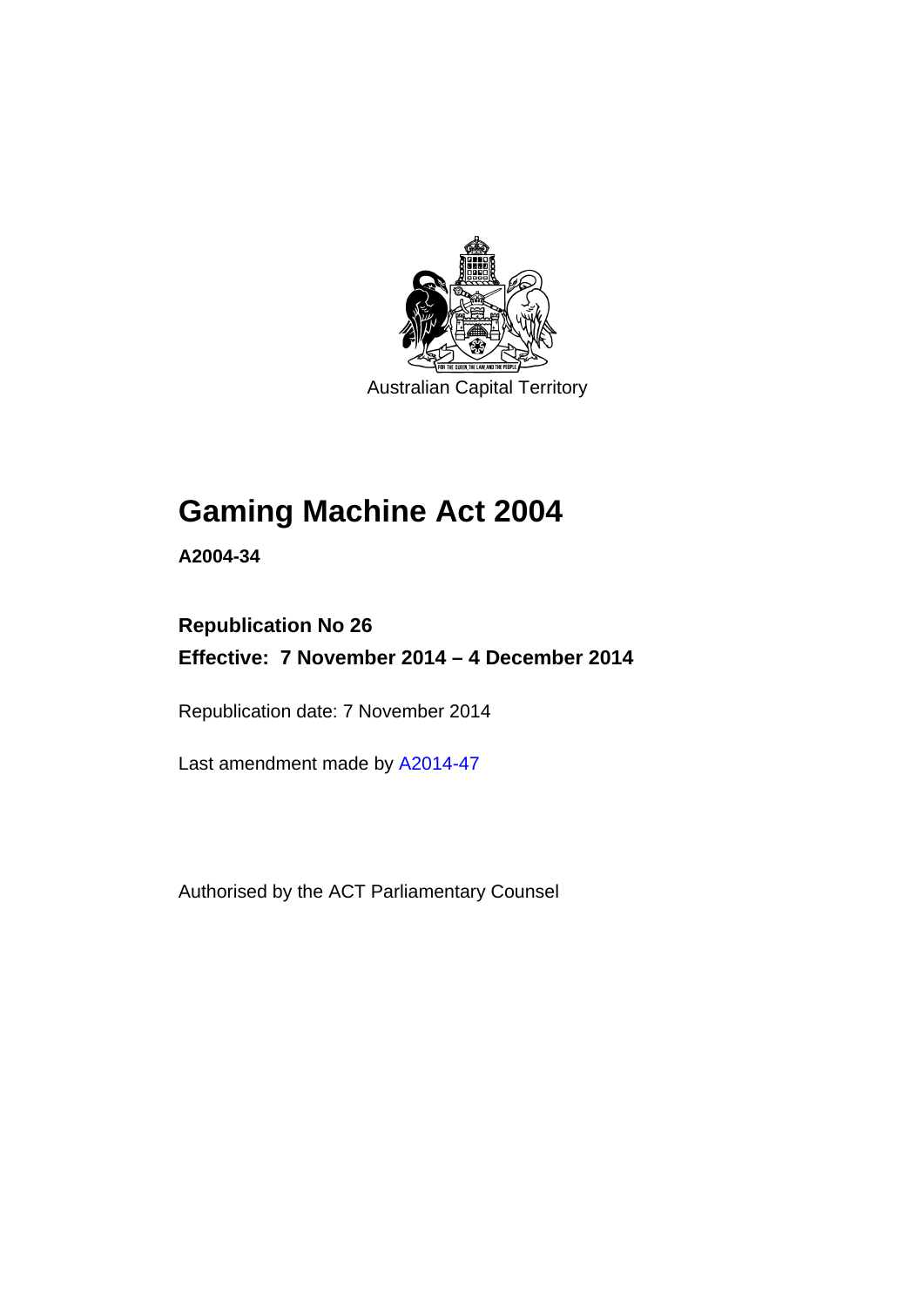Australian Capital Territory

# Gaming Machine Act 2004

**A2004-34**

**Republication No 26**

**Effective: 7 November 2014 – 4 December 2014**

Republication date: 7 November 2014

Last amendment made by A2014-47

Authorised by the ACT Parliamentary Counsel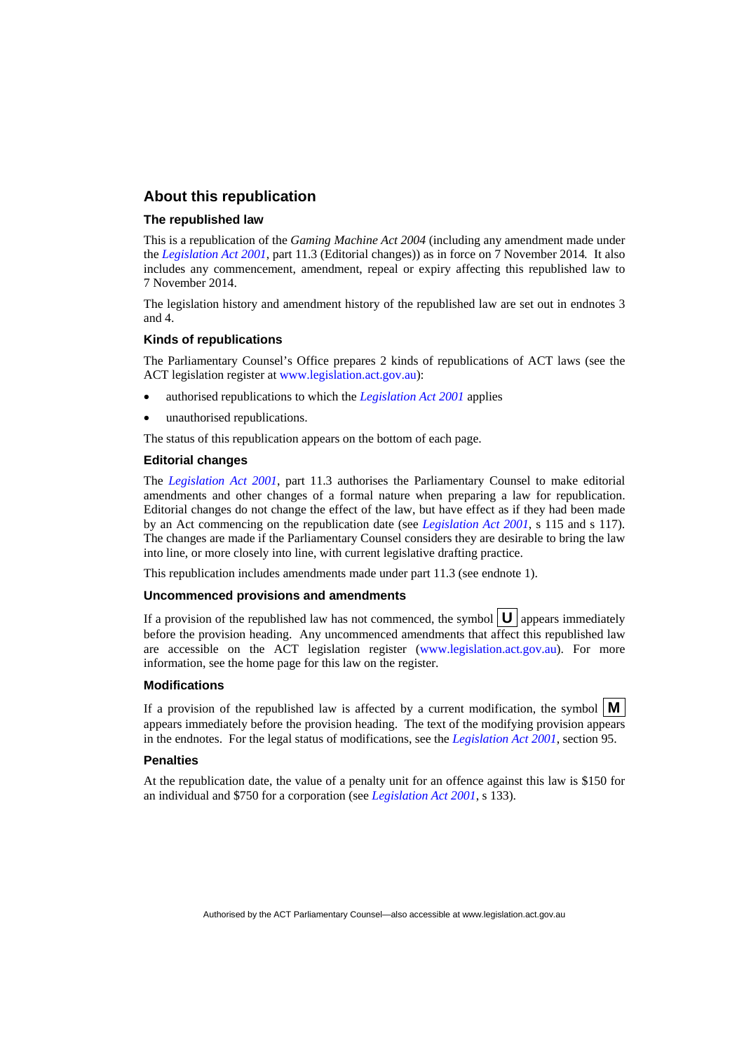## About this republication

### The republished law

This is a republication of the *Gaming Machine Act 2004* (including any amendment made under the *Legislation Act 2001*, part 11.3 (Editorial changes)) as in force on 7 November 2014*.* It also includes any commencement, amendment, repeal or expiry affecting this republished law to 7 November 2014.

The legislation history and amendment history of the republished law are set out in endnotes 3 and 4.

### Kinds of republications

The Parliamentary Counsel's Office prepares 2 kinds of republications of ACT laws (see the ACT legislation register at www.legislation.act.gov.au):

- authorised republications to which the *Legislation Act 2001* applies
- unauthorised republications.

The status of this republication appears on the bottom of each page.

### Editorial changes

The *Legislation Act 2001*, part 11.3 authorises the Parliamentary Counsel to make editorial amendments and other changes of a formal nature when preparing a law for republication. Editorial changes do not change the effect of the law, but have effect as if they had been made by an Act commencing on the republication date (see *Legislation Act 2001*, s 115 and s 117). The changes are made if the Parliamentary Counsel considers they are desirable to bring the law into line, or more closely into line, with current legislative drafting practice.

This republication includes amendments made under part 11.3 (see endnote 1).

### Uncommenced provisions and amendments

If a provision of the republished law has not commenced, the symbol **U** appears immediately before the provision heading. Any uncommenced amendments that affect this republished law are accessible on the ACT legislation register (www.legislation.act.gov.au). For more information, see the home page for this law on the register.

### Modifications

If a provision of the republished law is affected by a current modification, the symbol **M** appears immediately before the provision heading. The text of the modifying provision appears in the endnotes. For the legal status of modifications, see the *Legislation Act 2001*, section 95.

### Penalties

At the republication date, the value of a penalty unit for an offence against this law is $150 for an individual and $750 for a corporation (see *Legislation Act 2001*, s 133).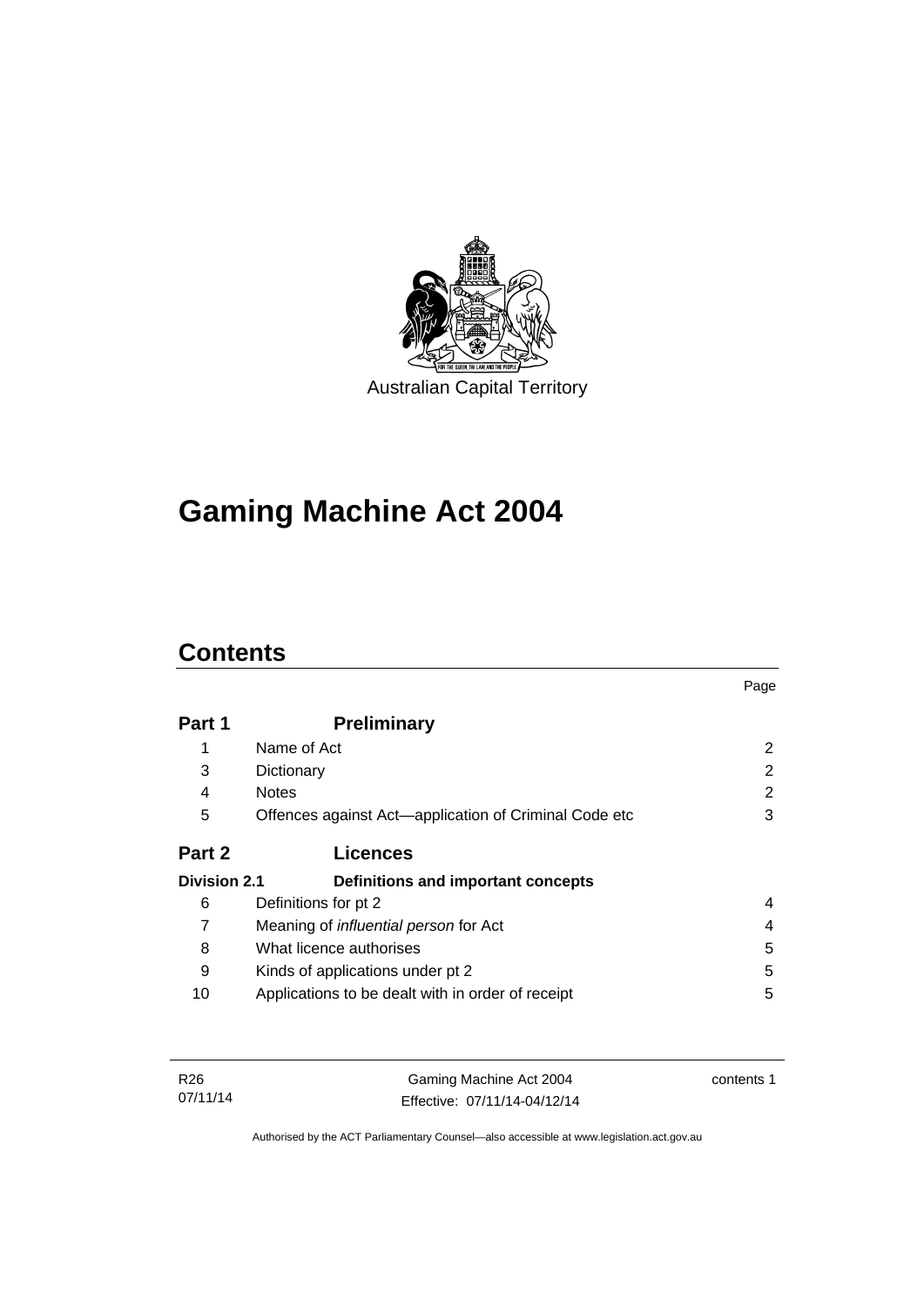Australian Capital Territory

# Gaming Machine Act 2004

## Contents

| | | Page |
|---|---|---|
| **Part 1** | **Preliminary** | |
| 1 | Name of Act | 2 |
| 3 | Dictionary | 2 |
| 4 | Notes | 2 |
| 5 | Offences against Act—application of Criminal Code etc | 3 |
| **Part 2** | **Licences** | |
| **Division 2.1** | **Definitions and important concepts** | |
| 6 | Definitions for pt 2 | 4 |
| 7 | Meaning of *influential person* for Act | 4 |
| 8 | What licence authorises | 5 |
| 9 | Kinds of applications under pt 2 | 5 |
| 10 | Applications to be dealt with in order of receipt | 5 |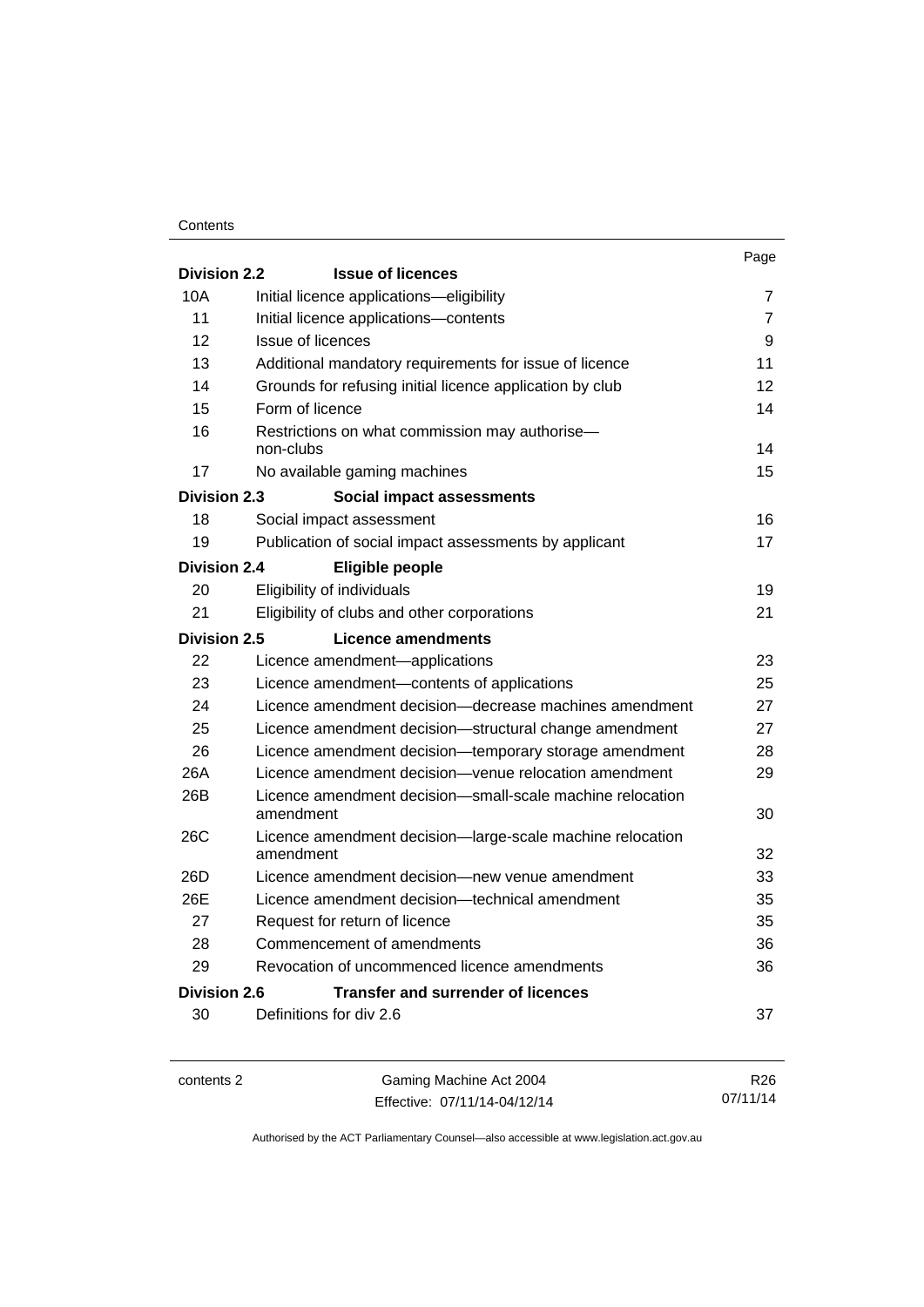| | | Page |
|---|---|---|
| **Division 2.2** | **Issue of licences** | |
| 10A | Initial licence applications—eligibility | 7 |
| 11 | Initial licence applications—contents | 7 |
| 12 | Issue of licences | 9 |
| 13 | Additional mandatory requirements for issue of licence | 11 |
| 14 | Grounds for refusing initial licence application by club | 12 |
| 15 | Form of licence | 14 |
| 16 | Restrictions on what commission may authorise—non-clubs | 14 |
| 17 | No available gaming machines | 15 |
| **Division 2.3** | **Social impact assessments** | |
| 18 | Social impact assessment | 16 |
| 19 | Publication of social impact assessments by applicant | 17 |
| **Division 2.4** | **Eligible people** | |
| 20 | Eligibility of individuals | 19 |
| 21 | Eligibility of clubs and other corporations | 21 |
| **Division 2.5** | **Licence amendments** | |
| 22 | Licence amendment—applications | 23 |
| 23 | Licence amendment—contents of applications | 25 |
| 24 | Licence amendment decision—decrease machines amendment | 27 |
| 25 | Licence amendment decision—structural change amendment | 27 |
| 26 | Licence amendment decision—temporary storage amendment | 28 |
| 26A | Licence amendment decision—venue relocation amendment | 29 |
| 26B | Licence amendment decision—small-scale machine relocation amendment | 30 |
| 26C | Licence amendment decision—large-scale machine relocation amendment | 32 |
| 26D | Licence amendment decision—new venue amendment | 33 |
| 26E | Licence amendment decision—technical amendment | 35 |
| 27 | Request for return of licence | 35 |
| 28 | Commencement of amendments | 36 |
| 29 | Revocation of uncommenced licence amendments | 36 |
| **Division 2.6** | **Transfer and surrender of licences** | |
| 30 | Definitions for div 2.6 | 37 |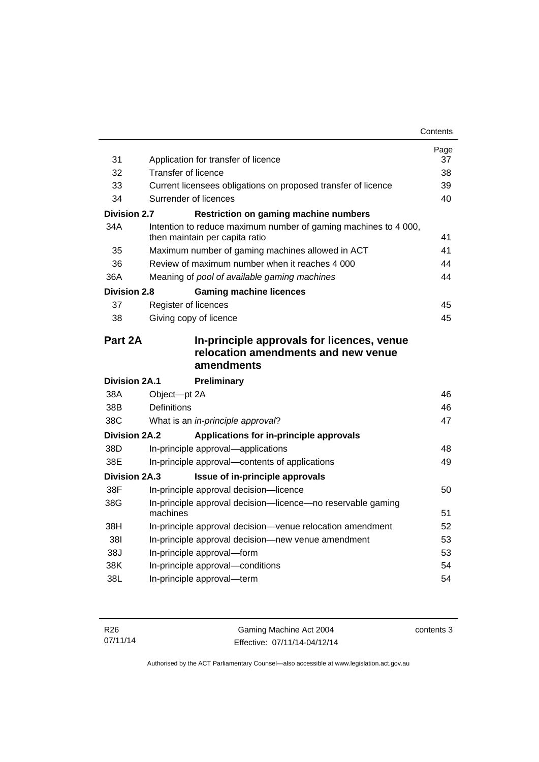| | | Page |
|---|---|---|
| 31 | Application for transfer of licence | 37 |
| 32 | Transfer of licence | 38 |
| 33 | Current licensees obligations on proposed transfer of licence | 39 |
| 34 | Surrender of licences | 40 |
| **Division 2.7** | **Restriction on gaming machine numbers** | |
| 34A | Intention to reduce maximum number of gaming machines to 4 000, then maintain per capita ratio | 41 |
| 35 | Maximum number of gaming machines allowed in ACT | 41 |
| 36 | Review of maximum number when it reaches 4 000 | 44 |
| 36A | Meaning of *pool of available gaming machines* | 44 |
| **Division 2.8** | **Gaming machine licences** | |
| 37 | Register of licences | 45 |
| 38 | Giving copy of licence | 45 |
| **Part 2A** | **In-principle approvals for licences, venue relocation amendments and new venue amendments** | |
| **Division 2A.1** | **Preliminary** | |
| 38A | Object—pt 2A | 46 |
| 38B | Definitions | 46 |
| 38C | What is an *in-principle approval*? | 47 |
| **Division 2A.2** | **Applications for in-principle approvals** | |
| 38D | In-principle approval—applications | 48 |
| 38E | In-principle approval—contents of applications | 49 |
| **Division 2A.3** | **Issue of in-principle approvals** | |
| 38F | In-principle approval decision—licence | 50 |
| 38G | In-principle approval decision—licence—no reservable gaming machines | 51 |
| 38H | In-principle approval decision—venue relocation amendment | 52 |
| 38I | In-principle approval decision—new venue amendment | 53 |
| 38J | In-principle approval—form | 53 |
| 38K | In-principle approval—conditions | 54 |
| 38L | In-principle approval—term | 54 |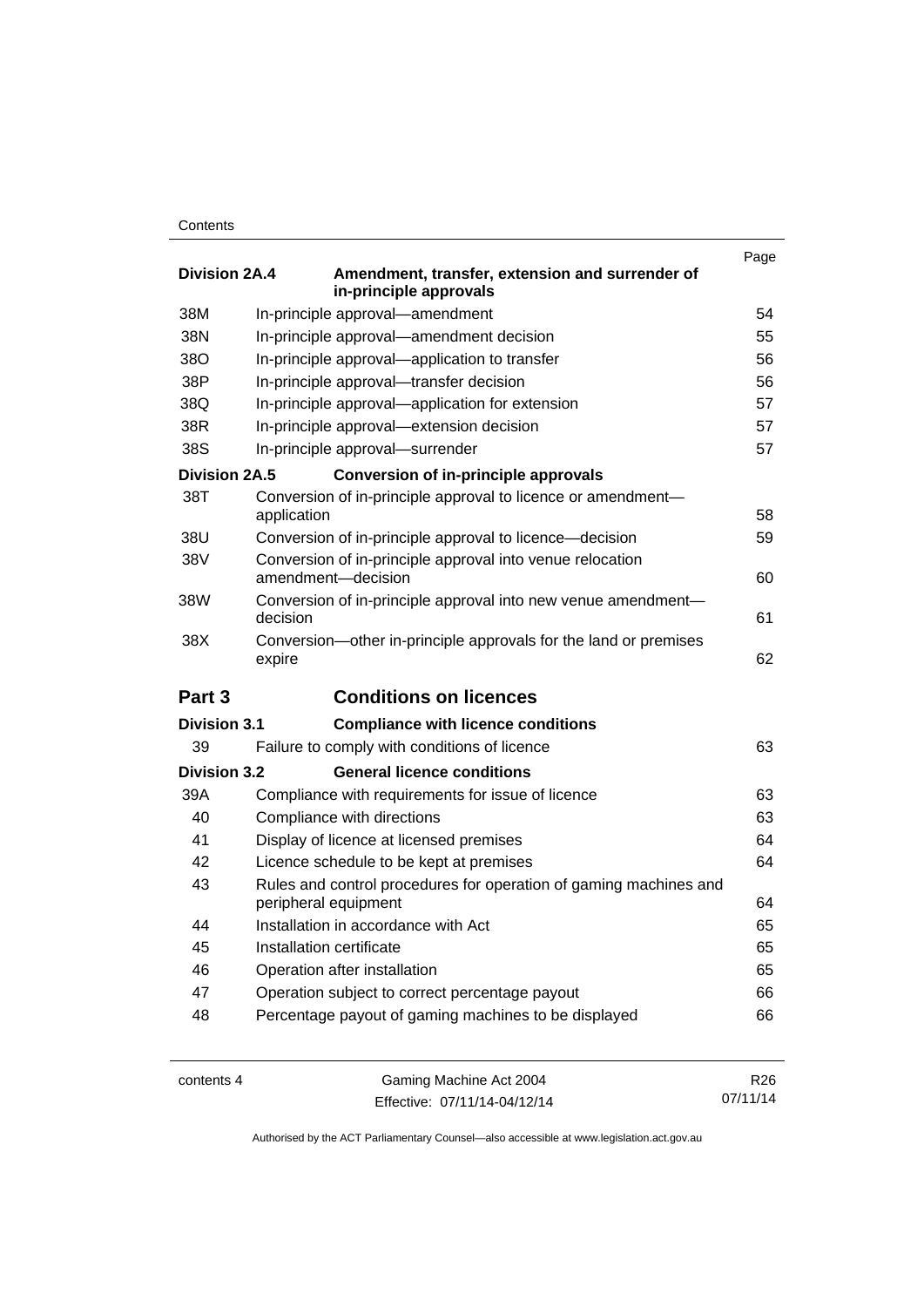| | | Page |
|---|---|---|
| **Division 2A.4** | **Amendment, transfer, extension and surrender of in-principle approvals** | |
| 38M | In-principle approval—amendment | 54 |
| 38N | In-principle approval—amendment decision | 55 |
| 38O | In-principle approval—application to transfer | 56 |
| 38P | In-principle approval—transfer decision | 56 |
| 38Q | In-principle approval—application for extension | 57 |
| 38R | In-principle approval—extension decision | 57 |
| 38S | In-principle approval—surrender | 57 |
| **Division 2A.5** | **Conversion of in-principle approvals** | |
| 38T | Conversion of in-principle approval to licence or amendment—application | 58 |
| 38U | Conversion of in-principle approval to licence—decision | 59 |
| 38V | Conversion of in-principle approval into venue relocation amendment—decision | 60 |
| 38W | Conversion of in-principle approval into new venue amendment—decision | 61 |
| 38X | Conversion—other in-principle approvals for the land or premises expire | 62 |
| **Part 3** | **Conditions on licences** | |
| **Division 3.1** | **Compliance with licence conditions** | |
| 39 | Failure to comply with conditions of licence | 63 |
| **Division 3.2** | **General licence conditions** | |
| 39A | Compliance with requirements for issue of licence | 63 |
| 40 | Compliance with directions | 63 |
| 41 | Display of licence at licensed premises | 64 |
| 42 | Licence schedule to be kept at premises | 64 |
| 43 | Rules and control procedures for operation of gaming machines and peripheral equipment | 64 |
| 44 | Installation in accordance with Act | 65 |
| 45 | Installation certificate | 65 |
| 46 | Operation after installation | 65 |
| 47 | Operation subject to correct percentage payout | 66 |
| 48 | Percentage payout of gaming machines to be displayed | 66 |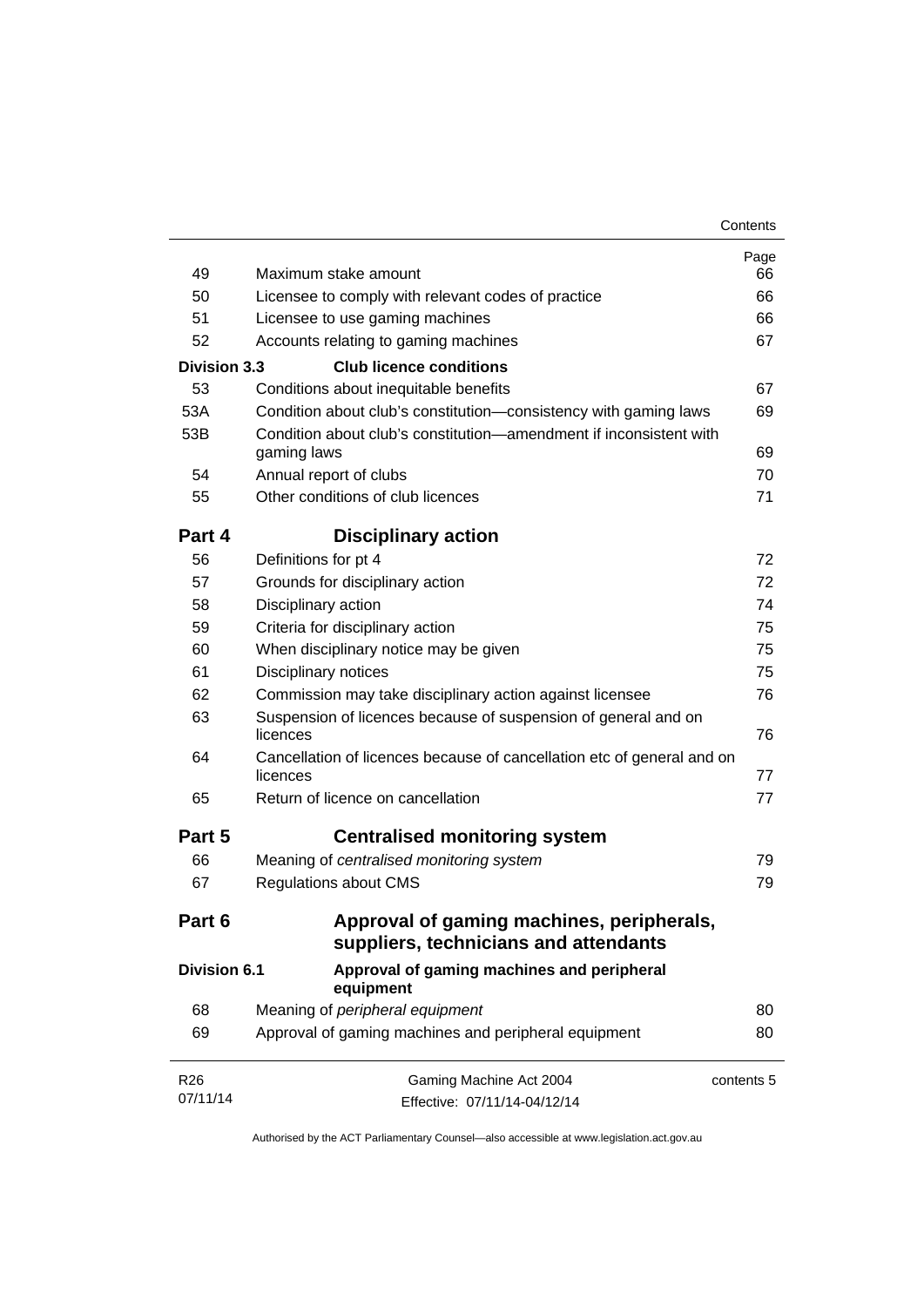| | | Page |
|---|---|---|
| 49 | Maximum stake amount | 66 |
| 50 | Licensee to comply with relevant codes of practice | 66 |
| 51 | Licensee to use gaming machines | 66 |
| 52 | Accounts relating to gaming machines | 67 |
| **Division 3.3** | **Club licence conditions** | |
| 53 | Conditions about inequitable benefits | 67 |
| 53A | Condition about club's constitution—consistency with gaming laws | 69 |
| 53B | Condition about club's constitution—amendment if inconsistent with gaming laws | 69 |
| 54 | Annual report of clubs | 70 |
| 55 | Other conditions of club licences | 71 |
| **Part 4** | **Disciplinary action** | |
| 56 | Definitions for pt 4 | 72 |
| 57 | Grounds for disciplinary action | 72 |
| 58 | Disciplinary action | 74 |
| 59 | Criteria for disciplinary action | 75 |
| 60 | When disciplinary notice may be given | 75 |
| 61 | Disciplinary notices | 75 |
| 62 | Commission may take disciplinary action against licensee | 76 |
| 63 | Suspension of licences because of suspension of general and on licences | 76 |
| 64 | Cancellation of licences because of cancellation etc of general and on licences | 77 |
| 65 | Return of licence on cancellation | 77 |
| **Part 5** | **Centralised monitoring system** | |
| 66 | Meaning of *centralised monitoring system* | 79 |
| 67 | Regulations about CMS | 79 |
| **Part 6** | **Approval of gaming machines, peripherals, suppliers, technicians and attendants** | |
| **Division 6.1** | **Approval of gaming machines and peripheral equipment** | |
| 68 | Meaning of *peripheral equipment* | 80 |
| 69 | Approval of gaming machines and peripheral equipment | 80 |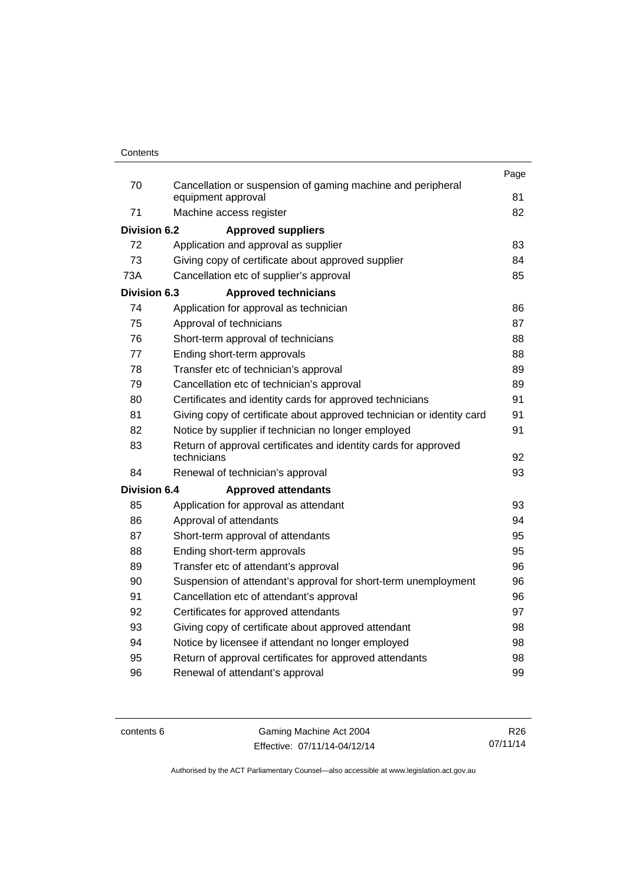| | | Page |
|---|---|---|
| 70 | Cancellation or suspension of gaming machine and peripheral equipment approval | 81 |
| 71 | Machine access register | 82 |
| **Division 6.2** | **Approved suppliers** | |
| 72 | Application and approval as supplier | 83 |
| 73 | Giving copy of certificate about approved supplier | 84 |
| 73A | Cancellation etc of supplier's approval | 85 |
| **Division 6.3** | **Approved technicians** | |
| 74 | Application for approval as technician | 86 |
| 75 | Approval of technicians | 87 |
| 76 | Short-term approval of technicians | 88 |
| 77 | Ending short-term approvals | 88 |
| 78 | Transfer etc of technician's approval | 89 |
| 79 | Cancellation etc of technician's approval | 89 |
| 80 | Certificates and identity cards for approved technicians | 91 |
| 81 | Giving copy of certificate about approved technician or identity card | 91 |
| 82 | Notice by supplier if technician no longer employed | 91 |
| 83 | Return of approval certificates and identity cards for approved technicians | 92 |
| 84 | Renewal of technician's approval | 93 |
| **Division 6.4** | **Approved attendants** | |
| 85 | Application for approval as attendant | 93 |
| 86 | Approval of attendants | 94 |
| 87 | Short-term approval of attendants | 95 |
| 88 | Ending short-term approvals | 95 |
| 89 | Transfer etc of attendant's approval | 96 |
| 90 | Suspension of attendant's approval for short-term unemployment | 96 |
| 91 | Cancellation etc of attendant's approval | 96 |
| 92 | Certificates for approved attendants | 97 |
| 93 | Giving copy of certificate about approved attendant | 98 |
| 94 | Notice by licensee if attendant no longer employed | 98 |
| 95 | Return of approval certificates for approved attendants | 98 |
| 96 | Renewal of attendant's approval | 99 |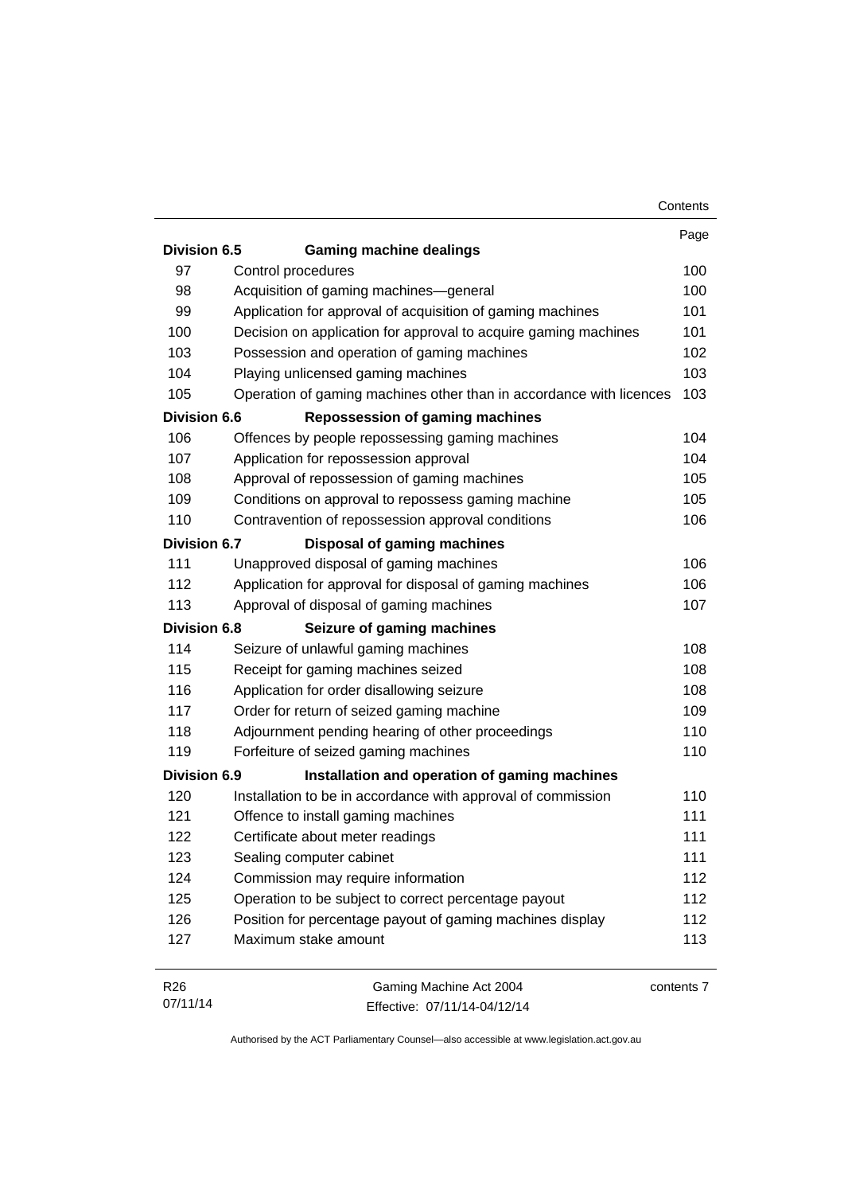| | | Page |
|---|---|---|
| **Division 6.5** | **Gaming machine dealings** | |
| 97 | Control procedures | 100 |
| 98 | Acquisition of gaming machines—general | 100 |
| 99 | Application for approval of acquisition of gaming machines | 101 |
| 100 | Decision on application for approval to acquire gaming machines | 101 |
| 103 | Possession and operation of gaming machines | 102 |
| 104 | Playing unlicensed gaming machines | 103 |
| 105 | Operation of gaming machines other than in accordance with licences | 103 |
| **Division 6.6** | **Repossession of gaming machines** | |
| 106 | Offences by people repossessing gaming machines | 104 |
| 107 | Application for repossession approval | 104 |
| 108 | Approval of repossession of gaming machines | 105 |
| 109 | Conditions on approval to repossess gaming machine | 105 |
| 110 | Contravention of repossession approval conditions | 106 |
| **Division 6.7** | **Disposal of gaming machines** | |
| 111 | Unapproved disposal of gaming machines | 106 |
| 112 | Application for approval for disposal of gaming machines | 106 |
| 113 | Approval of disposal of gaming machines | 107 |
| **Division 6.8** | **Seizure of gaming machines** | |
| 114 | Seizure of unlawful gaming machines | 108 |
| 115 | Receipt for gaming machines seized | 108 |
| 116 | Application for order disallowing seizure | 108 |
| 117 | Order for return of seized gaming machine | 109 |
| 118 | Adjournment pending hearing of other proceedings | 110 |
| 119 | Forfeiture of seized gaming machines | 110 |
| **Division 6.9** | **Installation and operation of gaming machines** | |
| 120 | Installation to be in accordance with approval of commission | 110 |
| 121 | Offence to install gaming machines | 111 |
| 122 | Certificate about meter readings | 111 |
| 123 | Sealing computer cabinet | 111 |
| 124 | Commission may require information | 112 |
| 125 | Operation to be subject to correct percentage payout | 112 |
| 126 | Position for percentage payout of gaming machines display | 112 |
| 127 | Maximum stake amount | 113 |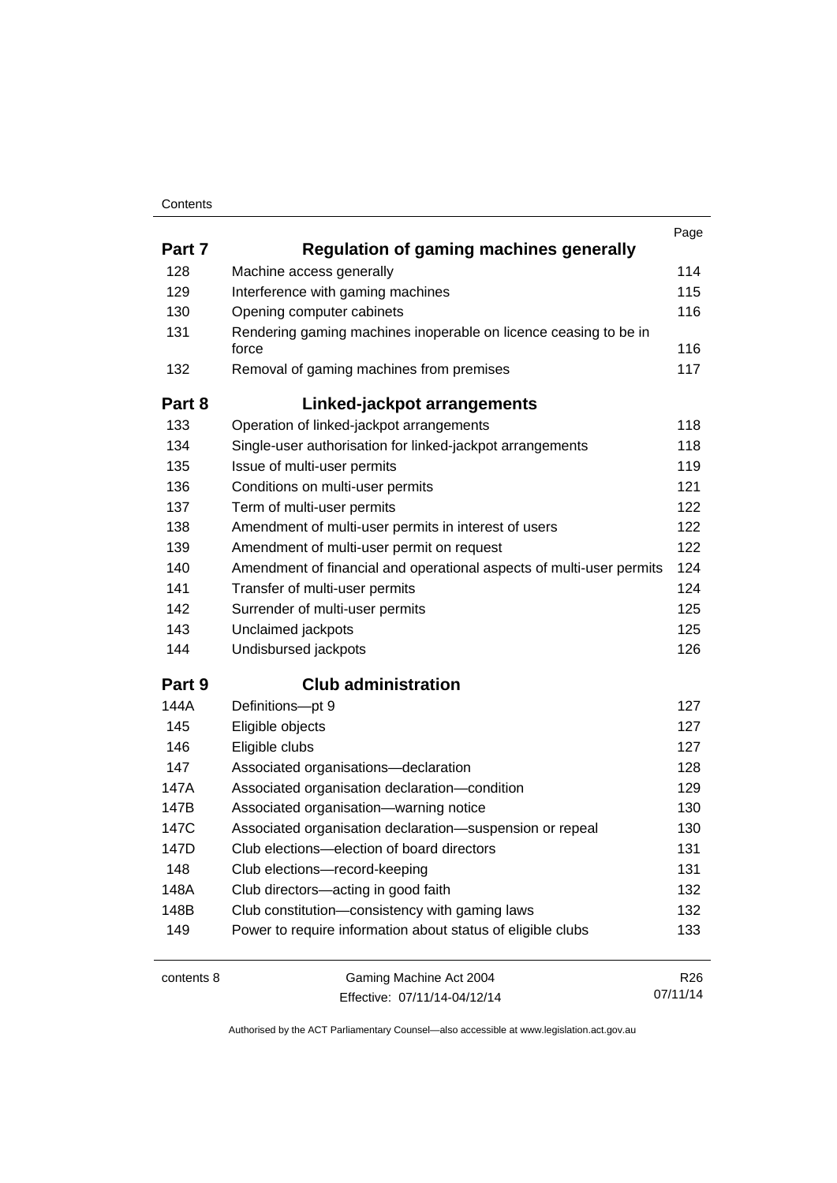| | | Page |
|---|---|---|
| **Part 7** | **Regulation of gaming machines generally** | |
| 128 | Machine access generally | 114 |
| 129 | Interference with gaming machines | 115 |
| 130 | Opening computer cabinets | 116 |
| 131 | Rendering gaming machines inoperable on licence ceasing to be in force | 116 |
| 132 | Removal of gaming machines from premises | 117 |
| **Part 8** | **Linked-jackpot arrangements** | |
| 133 | Operation of linked-jackpot arrangements | 118 |
| 134 | Single-user authorisation for linked-jackpot arrangements | 118 |
| 135 | Issue of multi-user permits | 119 |
| 136 | Conditions on multi-user permits | 121 |
| 137 | Term of multi-user permits | 122 |
| 138 | Amendment of multi-user permits in interest of users | 122 |
| 139 | Amendment of multi-user permit on request | 122 |
| 140 | Amendment of financial and operational aspects of multi-user permits | 124 |
| 141 | Transfer of multi-user permits | 124 |
| 142 | Surrender of multi-user permits | 125 |
| 143 | Unclaimed jackpots | 125 |
| 144 | Undisbursed jackpots | 126 |
| **Part 9** | **Club administration** | |
| 144A | Definitions—pt 9 | 127 |
| 145 | Eligible objects | 127 |
| 146 | Eligible clubs | 127 |
| 147 | Associated organisations—declaration | 128 |
| 147A | Associated organisation declaration—condition | 129 |
| 147B | Associated organisation—warning notice | 130 |
| 147C | Associated organisation declaration—suspension or repeal | 130 |
| 147D | Club elections—election of board directors | 131 |
| 148 | Club elections—record-keeping | 131 |
| 148A | Club directors—acting in good faith | 132 |
| 148B | Club constitution—consistency with gaming laws | 132 |
| 149 | Power to require information about status of eligible clubs | 133 |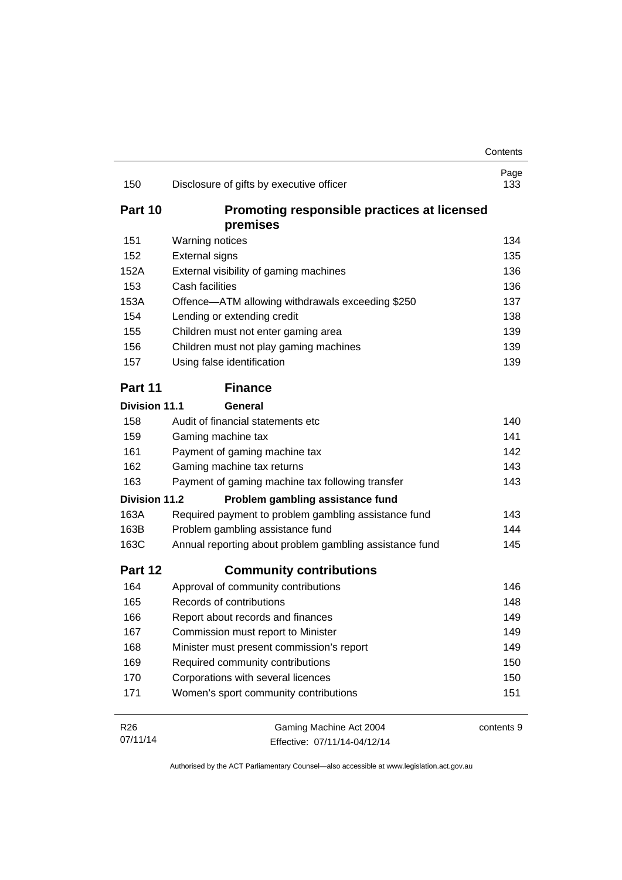| | | Page |
|---|---|---|
| 150 | Disclosure of gifts by executive officer | 133 |

## Part 10 Promoting responsible practices at licensed premises

| | | |
|---|---|---|
| 151 | Warning notices | 134 |
| 152 | External signs | 135 |
| 152A | External visibility of gaming machines | 136 |
| 153 | Cash facilities | 136 |
| 153A | Offence—ATM allowing withdrawals exceeding $250 | 137 |
| 154 | Lending or extending credit | 138 |
| 155 | Children must not enter gaming area | 139 |
| 156 | Children must not play gaming machines | 139 |
| 157 | Using false identification | 139 |

## Part 11 Finance

### Division 11.1 General

| | | |
|---|---|---|
| 158 | Audit of financial statements etc | 140 |
| 159 | Gaming machine tax | 141 |
| 161 | Payment of gaming machine tax | 142 |
| 162 | Gaming machine tax returns | 143 |
| 163 | Payment of gaming machine tax following transfer | 143 |

### Division 11.2 Problem gambling assistance fund

| | | |
|---|---|---|
| 163A | Required payment to problem gambling assistance fund | 143 |
| 163B | Problem gambling assistance fund | 144 |
| 163C | Annual reporting about problem gambling assistance fund | 145 |

## Part 12 Community contributions

| | | |
|---|---|---|
| 164 | Approval of community contributions | 146 |
| 165 | Records of contributions | 148 |
| 166 | Report about records and finances | 149 |
| 167 | Commission must report to Minister | 149 |
| 168 | Minister must present commission's report | 149 |
| 169 | Required community contributions | 150 |
| 170 | Corporations with several licences | 150 |
| 171 | Women's sport community contributions | 151 |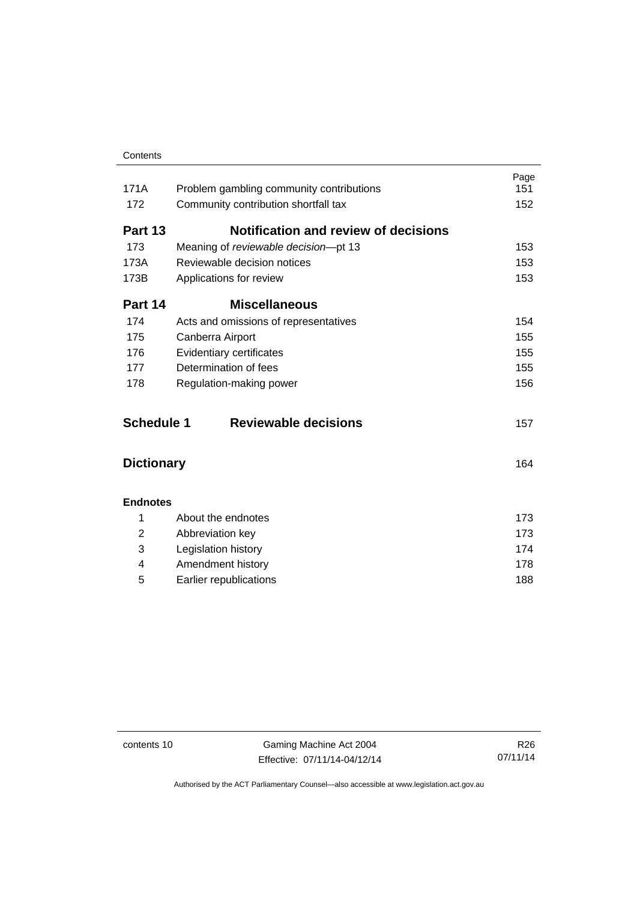| | | Page |
|---|---|---|
| 171A | Problem gambling community contributions | 151 |
| 172 | Community contribution shortfall tax | 152 |
| **Part 13** | **Notification and review of decisions** | |
| 173 | Meaning of *reviewable decision*—pt 13 | 153 |
| 173A | Reviewable decision notices | 153 |
| 173B | Applications for review | 153 |
| **Part 14** | **Miscellaneous** | |
| 174 | Acts and omissions of representatives | 154 |
| 175 | Canberra Airport | 155 |
| 176 | Evidentiary certificates | 155 |
| 177 | Determination of fees | 155 |
| 178 | Regulation-making power | 156 |
| **Schedule 1** | **Reviewable decisions** | 157 |
| **Dictionary** | | 164 |
| **Endnotes** | | |
| 1 | About the endnotes | 173 |
| 2 | Abbreviation key | 173 |
| 3 | Legislation history | 174 |
| 4 | Amendment history | 178 |
| 5 | Earlier republications | 188 |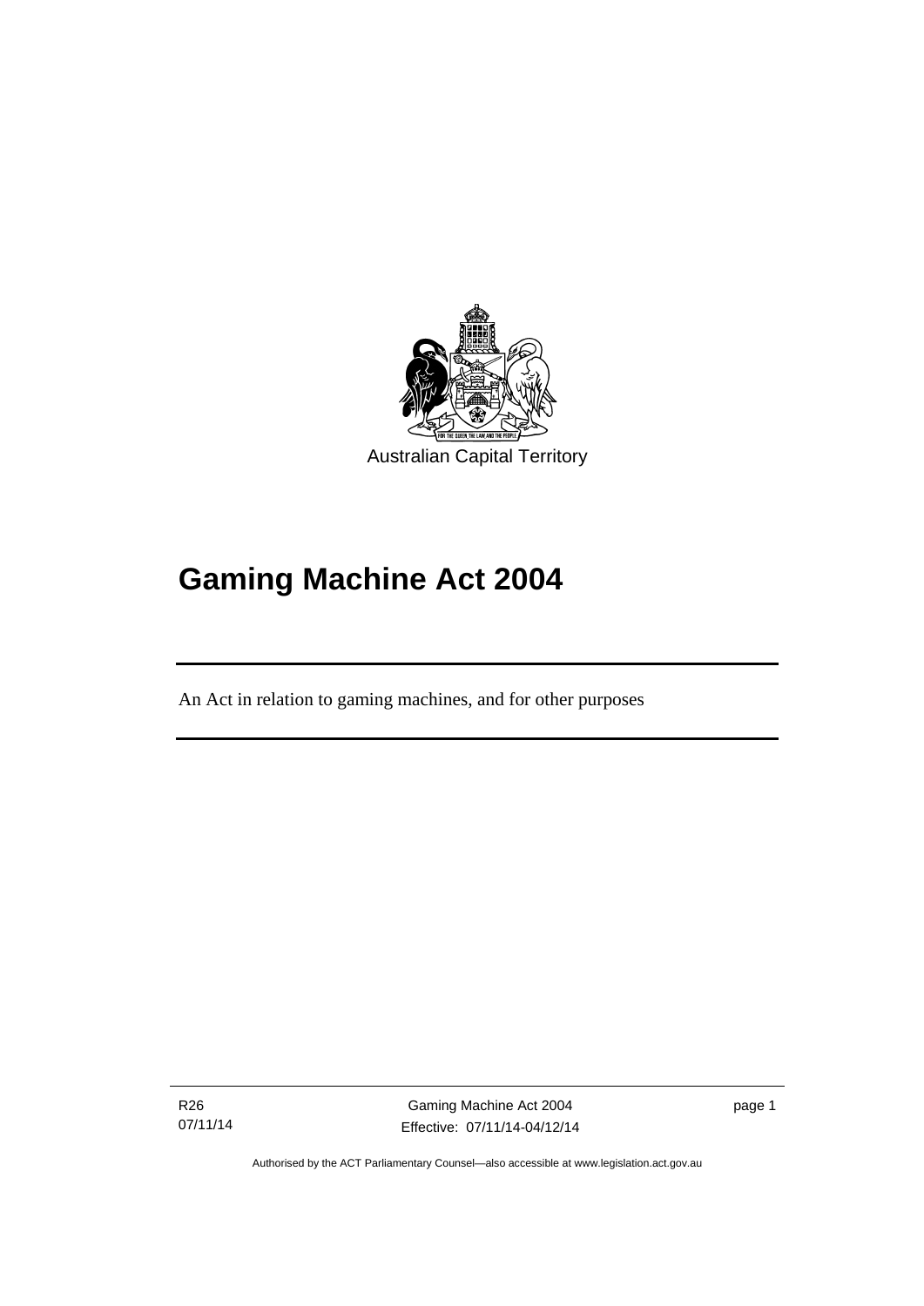Australian Capital Territory

# Gaming Machine Act 2004

An Act in relation to gaming machines, and for other purposes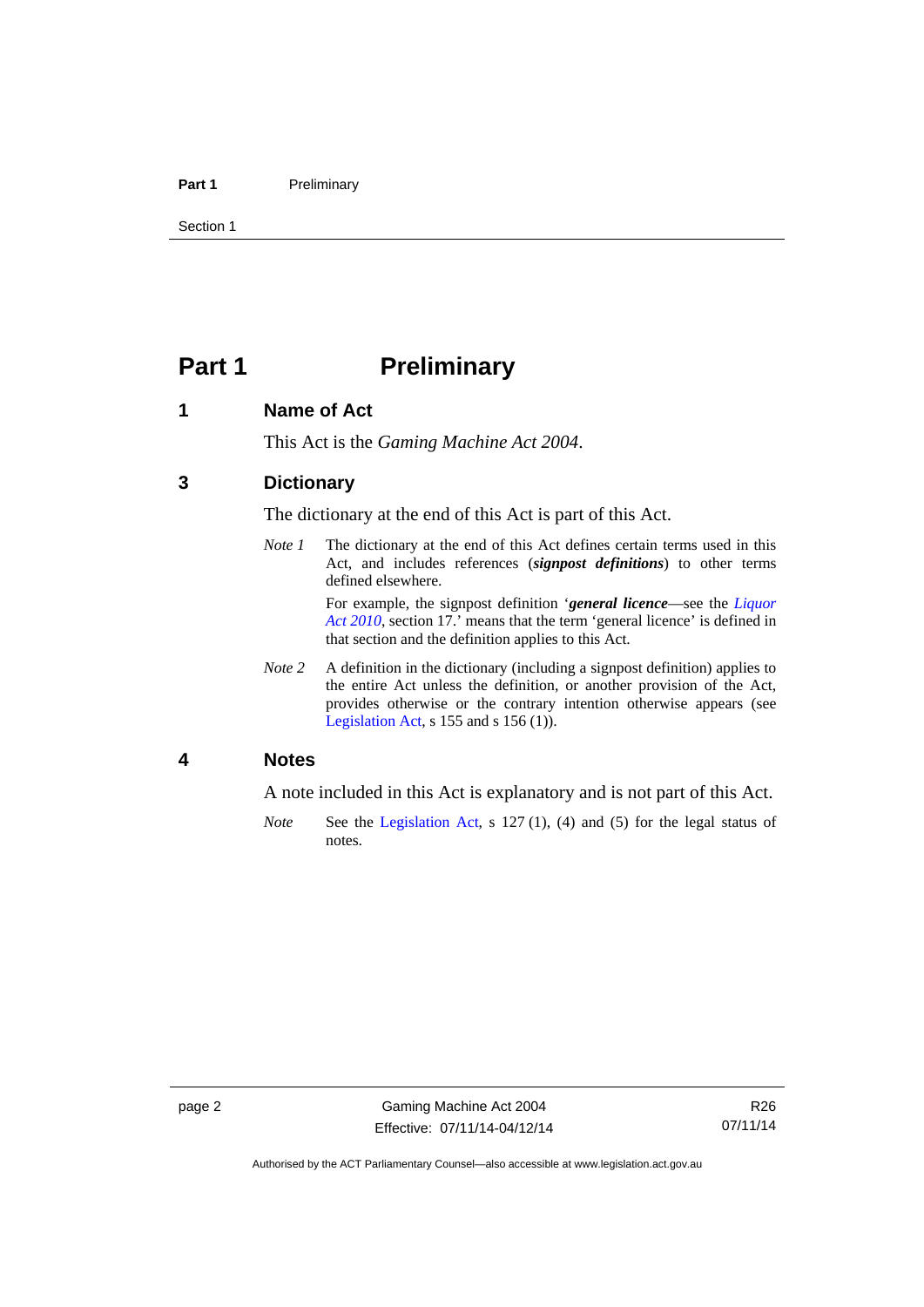# Part 1 Preliminary

## 1 Name of Act

This Act is the *Gaming Machine Act 2004*.

## 3 Dictionary

The dictionary at the end of this Act is part of this Act.

*Note 1* The dictionary at the end of this Act defines certain terms used in this Act, and includes references (***signpost definitions***) to other terms defined elsewhere.

For example, the signpost definition '***general licence***—see the *Liquor Act 2010*, section 17.' means that the term 'general licence' is defined in that section and the definition applies to this Act.

*Note 2* A definition in the dictionary (including a signpost definition) applies to the entire Act unless the definition, or another provision of the Act, provides otherwise or the contrary intention otherwise appears (see Legislation Act, s 155 and s 156 (1)).

## 4 Notes

A note included in this Act is explanatory and is not part of this Act.

*Note* See the Legislation Act, s 127 (1), (4) and (5) for the legal status of notes.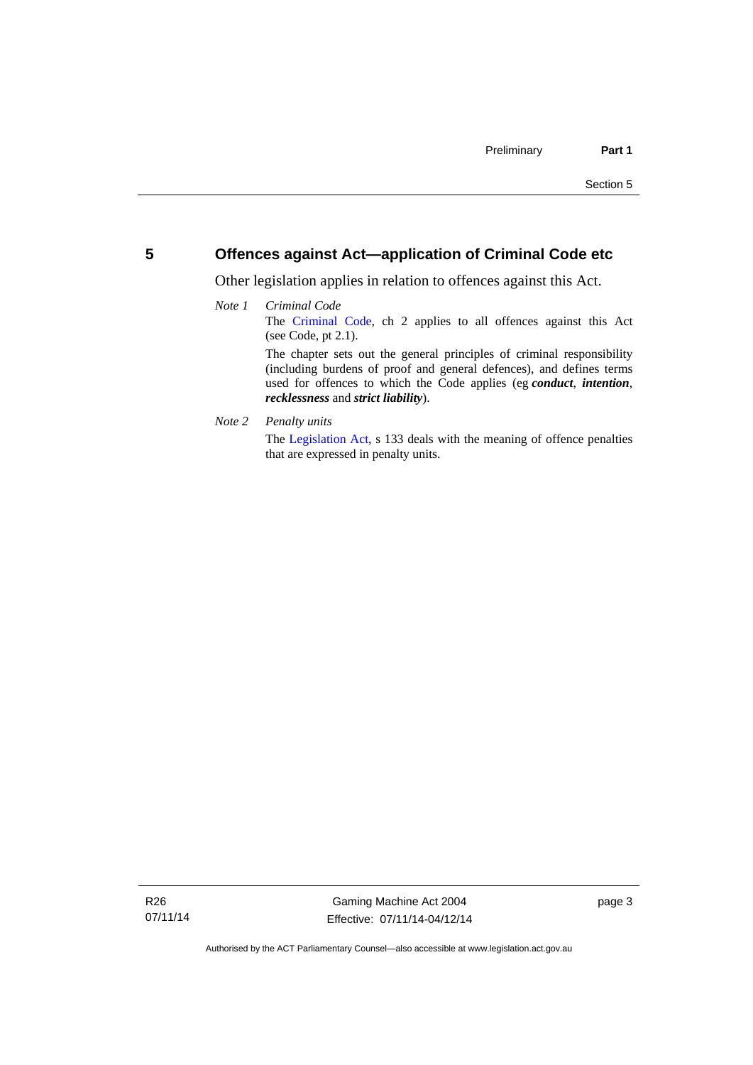## 5 Offences against Act—application of Criminal Code etc

Other legislation applies in relation to offences against this Act.

*Note 1* *Criminal Code*

The Criminal Code, ch 2 applies to all offences against this Act (see Code, pt 2.1).

The chapter sets out the general principles of criminal responsibility (including burdens of proof and general defences), and defines terms used for offences to which the Code applies (eg ***conduct***, ***intention***, ***recklessness*** and ***strict liability***).

*Note 2* *Penalty units*

The Legislation Act, s 133 deals with the meaning of offence penalties that are expressed in penalty units.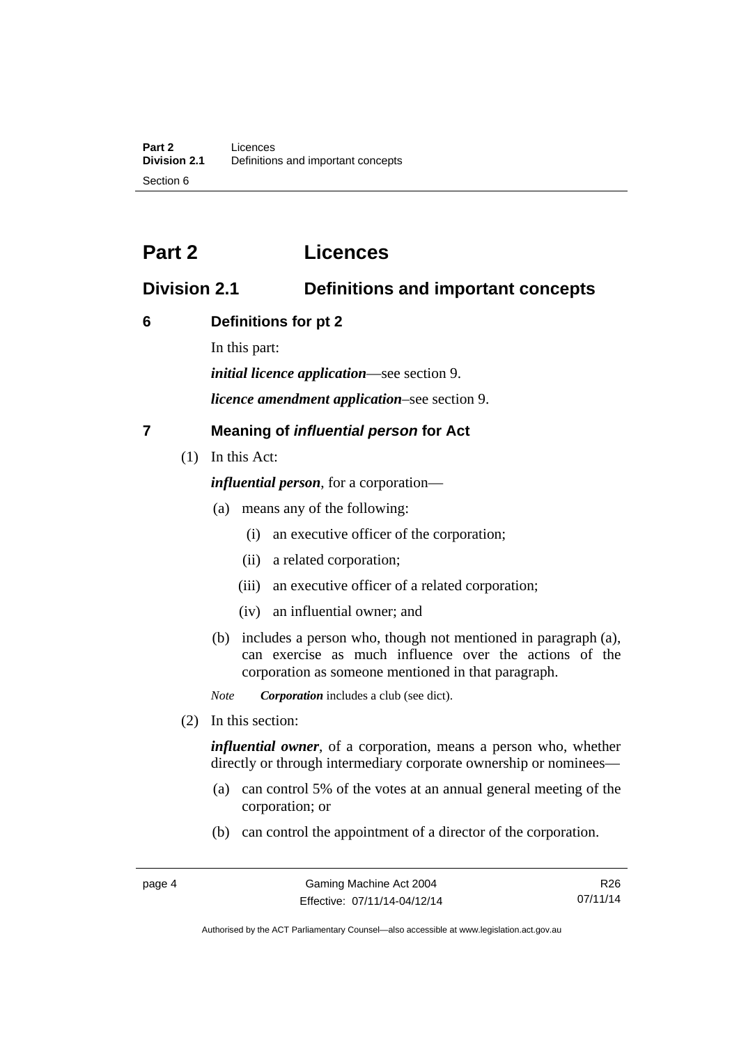# Part 2 Licences

## Division 2.1 Definitions and important concepts

### 6 Definitions for pt 2

In this part:

***initial licence application***—see section 9.

***licence amendment application***–see section 9.

### 7 Meaning of *influential person* for Act

(1) In this Act:

***influential person***, for a corporation—

(a) means any of the following:

(i) an executive officer of the corporation;

(ii) a related corporation;

(iii) an executive officer of a related corporation;

(iv) an influential owner; and

(b) includes a person who, though not mentioned in paragraph (a), can exercise as much influence over the actions of the corporation as someone mentioned in that paragraph.

*Note* ***Corporation*** includes a club (see dict).

(2) In this section:

***influential owner***, of a corporation, means a person who, whether directly or through intermediary corporate ownership or nominees—

(a) can control 5% of the votes at an annual general meeting of the corporation; or

(b) can control the appointment of a director of the corporation.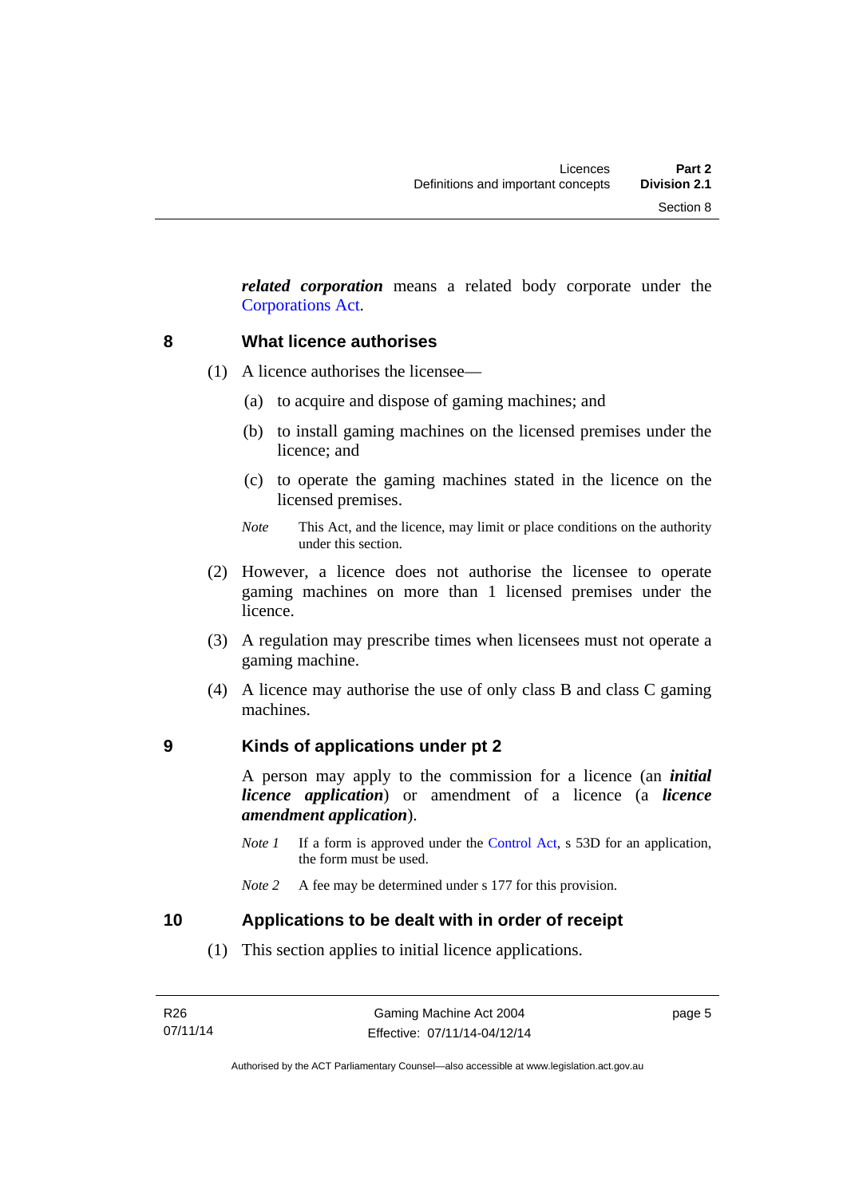***related corporation*** means a related body corporate under the Corporations Act.

## 8 What licence authorises

(1) A licence authorises the licensee—

(a) to acquire and dispose of gaming machines; and

(b) to install gaming machines on the licensed premises under the licence; and

(c) to operate the gaming machines stated in the licence on the licensed premises.

*Note* This Act, and the licence, may limit or place conditions on the authority under this section.

(2) However, a licence does not authorise the licensee to operate gaming machines on more than 1 licensed premises under the licence.

(3) A regulation may prescribe times when licensees must not operate a gaming machine.

(4) A licence may authorise the use of only class B and class C gaming machines.

## 9 Kinds of applications under pt 2

A person may apply to the commission for a licence (an ***initial licence application***) or amendment of a licence (a ***licence amendment application***).

*Note 1* If a form is approved under the Control Act, s 53D for an application, the form must be used.

*Note 2* A fee may be determined under s 177 for this provision.

## 10 Applications to be dealt with in order of receipt

(1) This section applies to initial licence applications.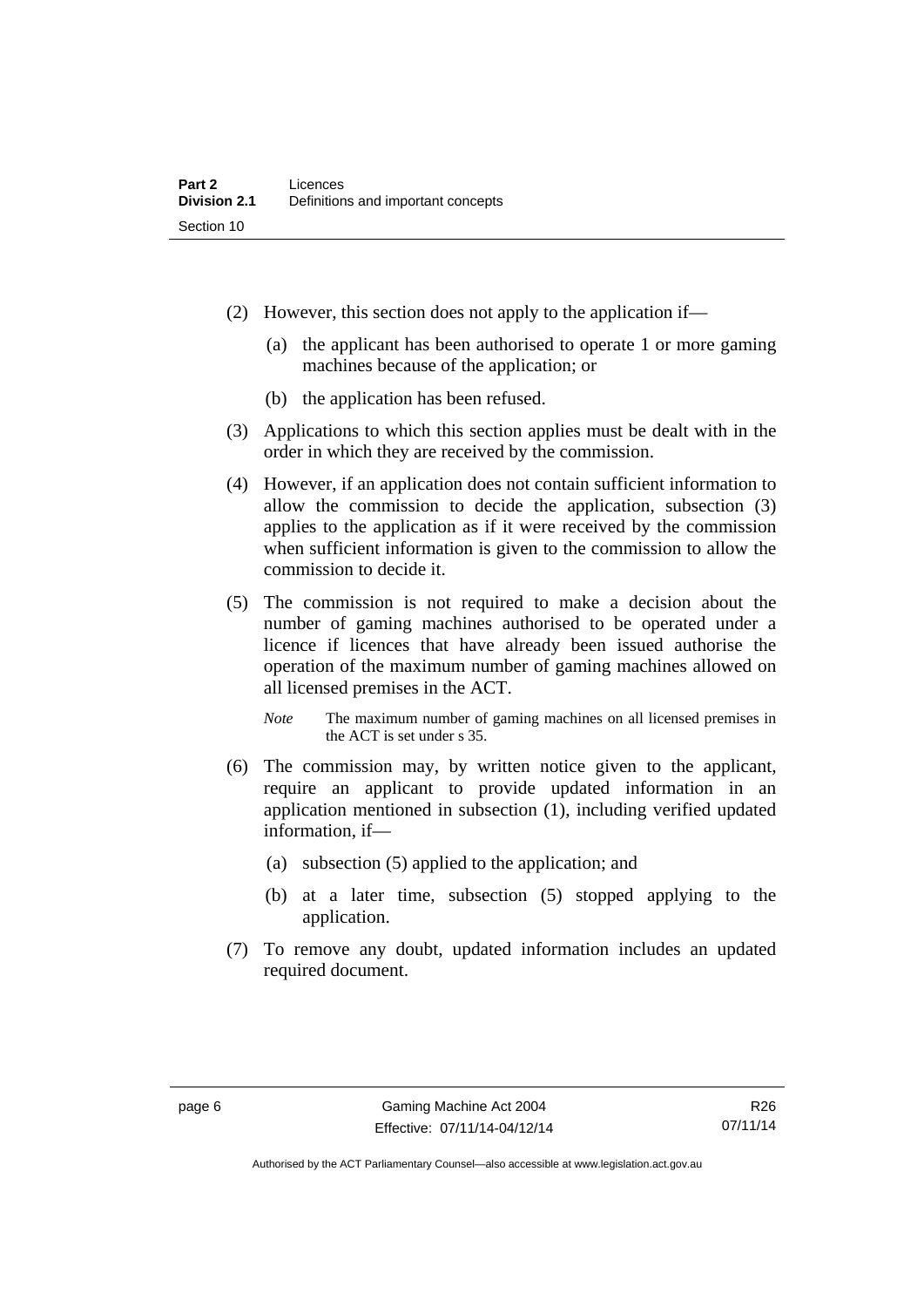(2) However, this section does not apply to the application if—

  (a) the applicant has been authorised to operate 1 or more gaming machines because of the application; or

  (b) the application has been refused.

(3) Applications to which this section applies must be dealt with in the order in which they are received by the commission.

(4) However, if an application does not contain sufficient information to allow the commission to decide the application, subsection (3) applies to the application as if it were received by the commission when sufficient information is given to the commission to allow the commission to decide it.

(5) The commission is not required to make a decision about the number of gaming machines authorised to be operated under a licence if licences that have already been issued authorise the operation of the maximum number of gaming machines allowed on all licensed premises in the ACT.

*Note* The maximum number of gaming machines on all licensed premises in the ACT is set under s 35.

(6) The commission may, by written notice given to the applicant, require an applicant to provide updated information in an application mentioned in subsection (1), including verified updated information, if—

  (a) subsection (5) applied to the application; and

  (b) at a later time, subsection (5) stopped applying to the application.

(7) To remove any doubt, updated information includes an updated required document.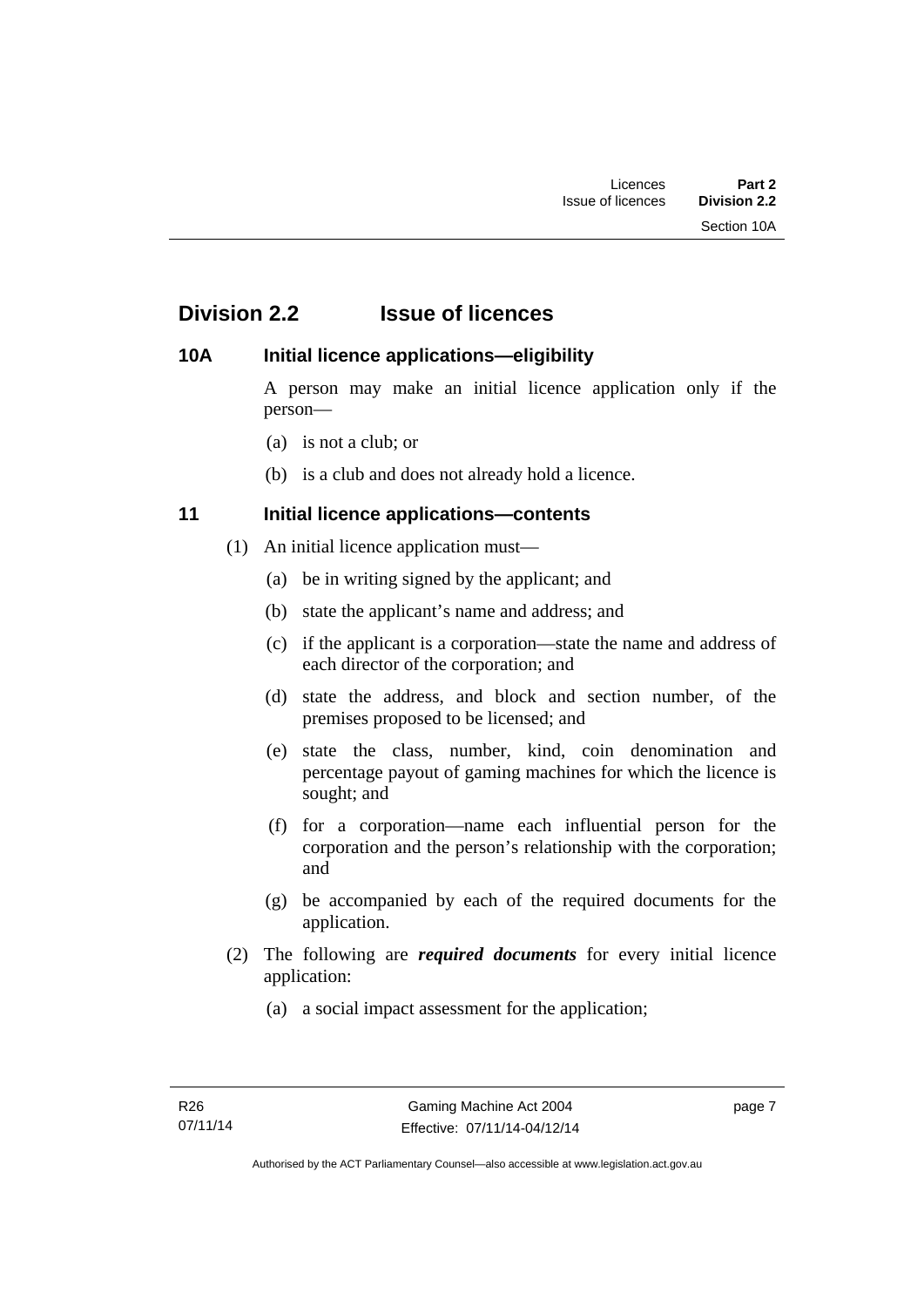## Division 2.2 Issue of licences

### 10A Initial licence applications—eligibility

A person may make an initial licence application only if the person—

(a) is not a club; or

(b) is a club and does not already hold a licence.

### 11 Initial licence applications—contents

(1) An initial licence application must—

(a) be in writing signed by the applicant; and

(b) state the applicant's name and address; and

(c) if the applicant is a corporation—state the name and address of each director of the corporation; and

(d) state the address, and block and section number, of the premises proposed to be licensed; and

(e) state the class, number, kind, coin denomination and percentage payout of gaming machines for which the licence is sought; and

(f) for a corporation—name each influential person for the corporation and the person's relationship with the corporation; and

(g) be accompanied by each of the required documents for the application.

(2) The following are ***required documents*** for every initial licence application:

(a) a social impact assessment for the application;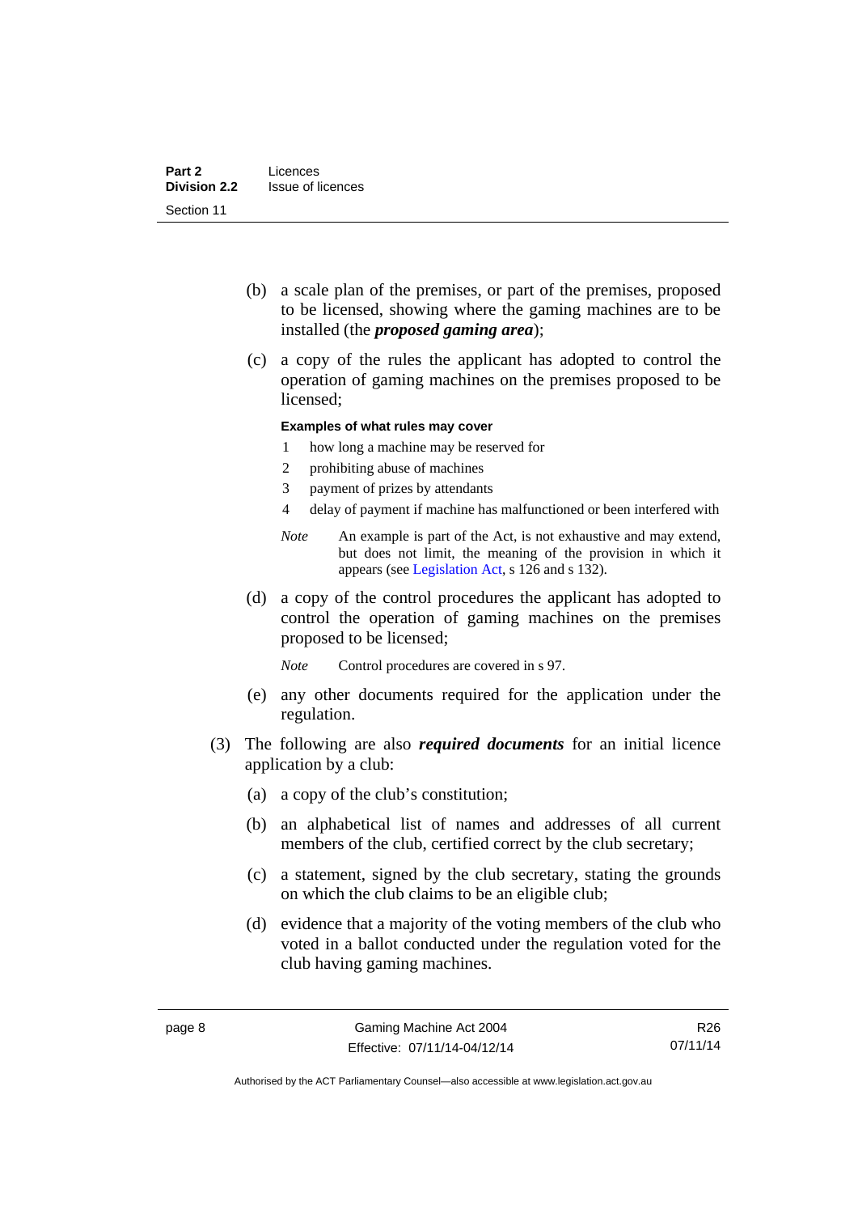(b) a scale plan of the premises, or part of the premises, proposed to be licensed, showing where the gaming machines are to be installed (the ***proposed gaming area***);

(c) a copy of the rules the applicant has adopted to control the operation of gaming machines on the premises proposed to be licensed;

**Examples of what rules may cover**

1 how long a machine may be reserved for

2 prohibiting abuse of machines

3 payment of prizes by attendants

4 delay of payment if machine has malfunctioned or been interfered with

*Note* An example is part of the Act, is not exhaustive and may extend, but does not limit, the meaning of the provision in which it appears (see Legislation Act, s 126 and s 132).

(d) a copy of the control procedures the applicant has adopted to control the operation of gaming machines on the premises proposed to be licensed;

*Note* Control procedures are covered in s 97.

(e) any other documents required for the application under the regulation.

(3) The following are also ***required documents*** for an initial licence application by a club:

(a) a copy of the club's constitution;

(b) an alphabetical list of names and addresses of all current members of the club, certified correct by the club secretary;

(c) a statement, signed by the club secretary, stating the grounds on which the club claims to be an eligible club;

(d) evidence that a majority of the voting members of the club who voted in a ballot conducted under the regulation voted for the club having gaming machines.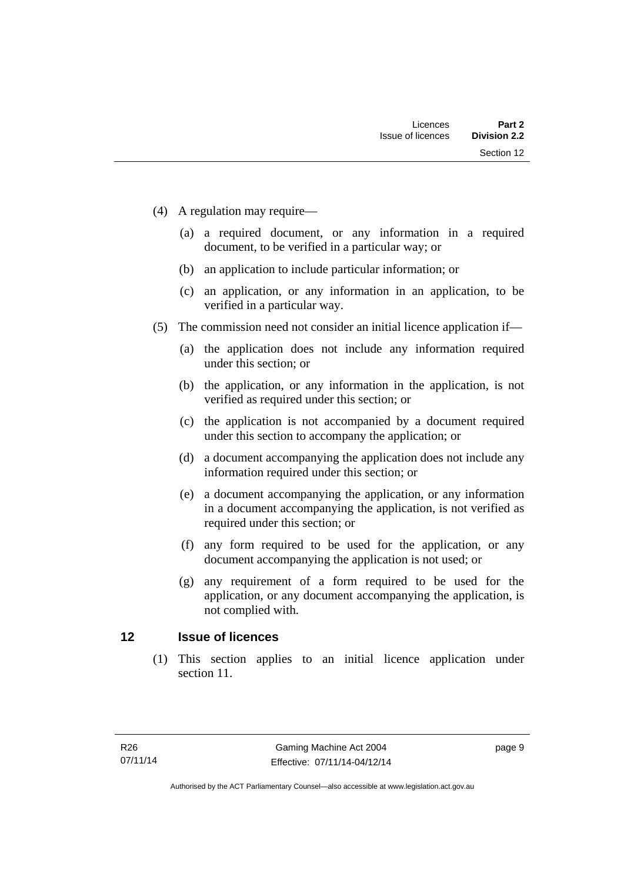(4) A regulation may require—

(a) a required document, or any information in a required document, to be verified in a particular way; or

(b) an application to include particular information; or

(c) an application, or any information in an application, to be verified in a particular way.

(5) The commission need not consider an initial licence application if—

(a) the application does not include any information required under this section; or

(b) the application, or any information in the application, is not verified as required under this section; or

(c) the application is not accompanied by a document required under this section to accompany the application; or

(d) a document accompanying the application does not include any information required under this section; or

(e) a document accompanying the application, or any information in a document accompanying the application, is not verified as required under this section; or

(f) any form required to be used for the application, or any document accompanying the application is not used; or

(g) any requirement of a form required to be used for the application, or any document accompanying the application, is not complied with.

## 12 Issue of licences

(1) This section applies to an initial licence application under section 11.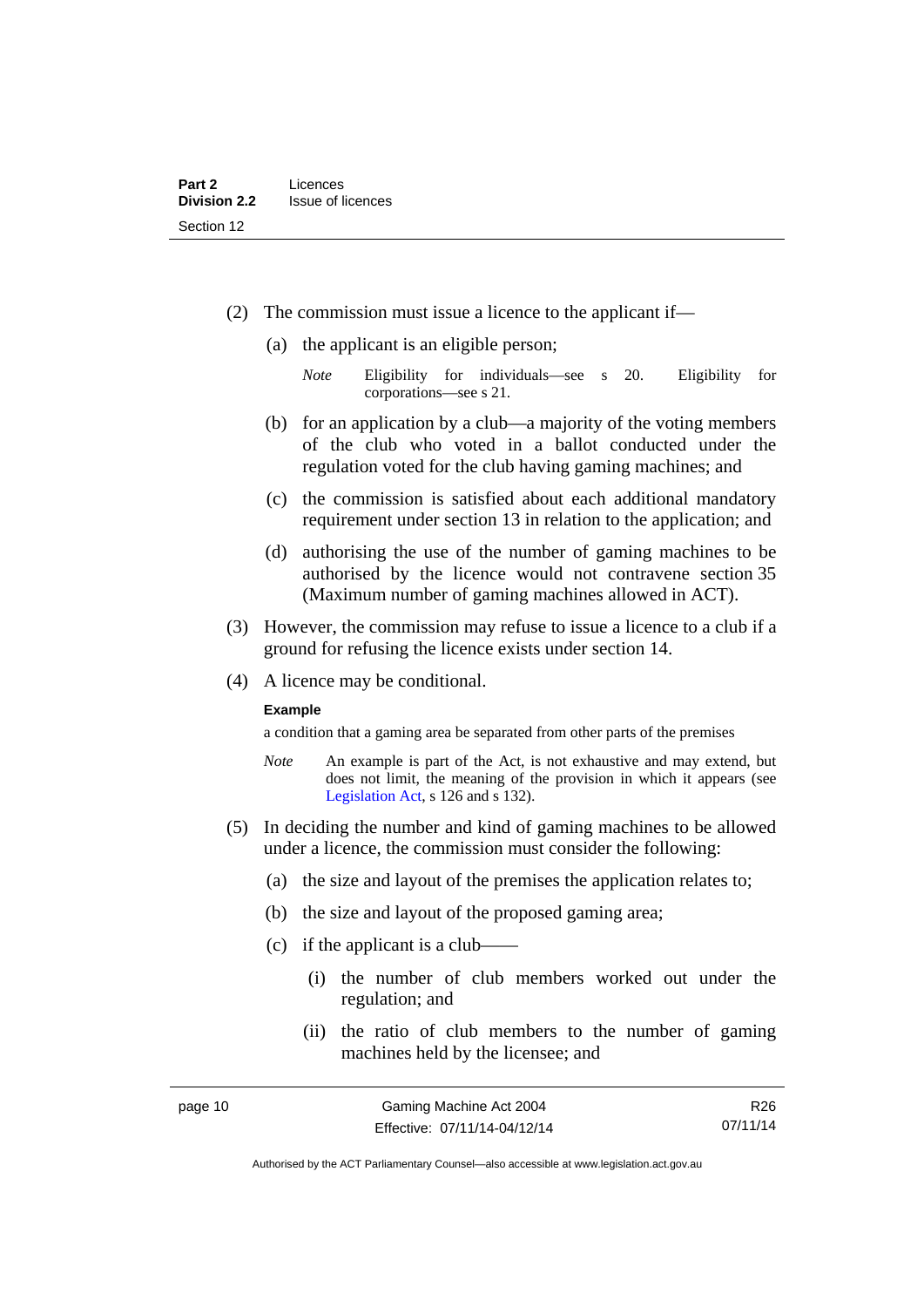(2) The commission must issue a licence to the applicant if—

(a) the applicant is an eligible person;

*Note* Eligibility for individuals—see s 20. Eligibility for corporations—see s 21.

(b) for an application by a club—a majority of the voting members of the club who voted in a ballot conducted under the regulation voted for the club having gaming machines; and

(c) the commission is satisfied about each additional mandatory requirement under section 13 in relation to the application; and

(d) authorising the use of the number of gaming machines to be authorised by the licence would not contravene section 35 (Maximum number of gaming machines allowed in ACT).

(3) However, the commission may refuse to issue a licence to a club if a ground for refusing the licence exists under section 14.

(4) A licence may be conditional.

**Example**

a condition that a gaming area be separated from other parts of the premises

*Note* An example is part of the Act, is not exhaustive and may extend, but does not limit, the meaning of the provision in which it appears (see Legislation Act, s 126 and s 132).

(5) In deciding the number and kind of gaming machines to be allowed under a licence, the commission must consider the following:

(a) the size and layout of the premises the application relates to;

(b) the size and layout of the proposed gaming area;

(c) if the applicant is a club——

(i) the number of club members worked out under the regulation; and

(ii) the ratio of club members to the number of gaming machines held by the licensee; and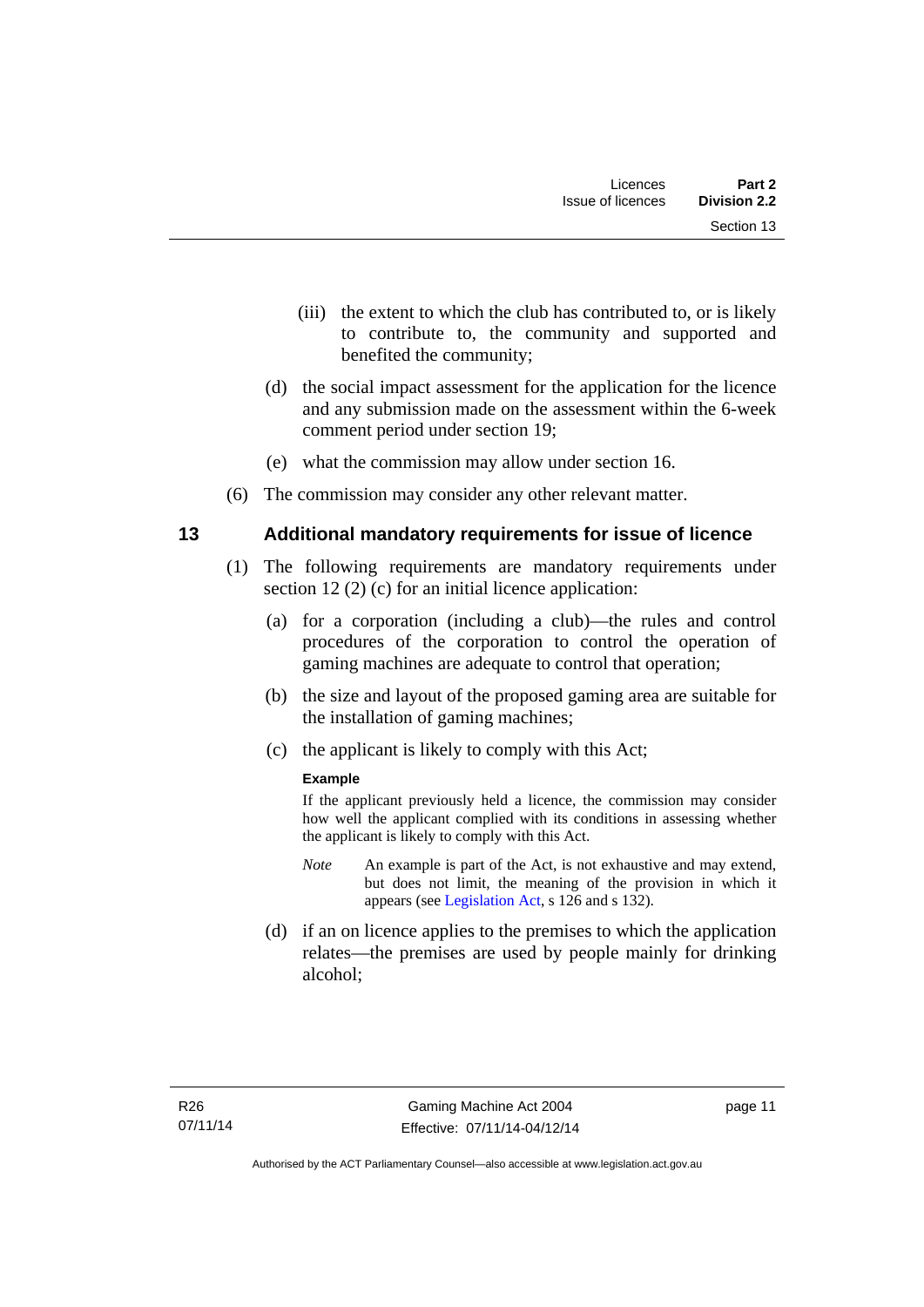(iii) the extent to which the club has contributed to, or is likely to contribute to, the community and supported and benefited the community;

(d) the social impact assessment for the application for the licence and any submission made on the assessment within the 6-week comment period under section 19;

(e) what the commission may allow under section 16.

(6) The commission may consider any other relevant matter.

## 13 Additional mandatory requirements for issue of licence

(1) The following requirements are mandatory requirements under section 12 (2) (c) for an initial licence application:

(a) for a corporation (including a club)—the rules and control procedures of the corporation to control the operation of gaming machines are adequate to control that operation;

(b) the size and layout of the proposed gaming area are suitable for the installation of gaming machines;

(c) the applicant is likely to comply with this Act;

**Example**

If the applicant previously held a licence, the commission may consider how well the applicant complied with its conditions in assessing whether the applicant is likely to comply with this Act.

*Note* An example is part of the Act, is not exhaustive and may extend, but does not limit, the meaning of the provision in which it appears (see Legislation Act, s 126 and s 132).

(d) if an on licence applies to the premises to which the application relates—the premises are used by people mainly for drinking alcohol;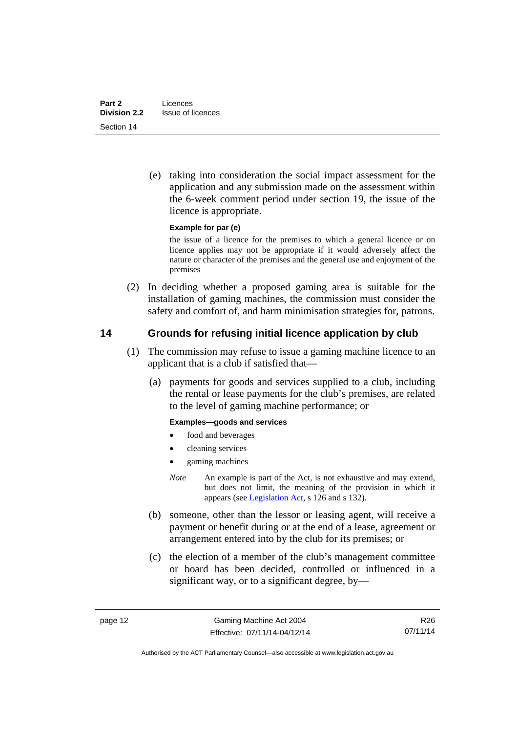(e) taking into consideration the social impact assessment for the application and any submission made on the assessment within the 6-week comment period under section 19, the issue of the licence is appropriate.

**Example for par (e)**

the issue of a licence for the premises to which a general licence or on licence applies may not be appropriate if it would adversely affect the nature or character of the premises and the general use and enjoyment of the premises

(2) In deciding whether a proposed gaming area is suitable for the installation of gaming machines, the commission must consider the safety and comfort of, and harm minimisation strategies for, patrons.

## 14 Grounds for refusing initial licence application by club

(1) The commission may refuse to issue a gaming machine licence to an applicant that is a club if satisfied that—

(a) payments for goods and services supplied to a club, including the rental or lease payments for the club's premises, are related to the level of gaming machine performance; or

**Examples—goods and services**

- food and beverages
- cleaning services
- gaming machines

*Note* An example is part of the Act, is not exhaustive and may extend, but does not limit, the meaning of the provision in which it appears (see Legislation Act, s 126 and s 132).

(b) someone, other than the lessor or leasing agent, will receive a payment or benefit during or at the end of a lease, agreement or arrangement entered into by the club for its premises; or

(c) the election of a member of the club's management committee or board has been decided, controlled or influenced in a significant way, or to a significant degree, by—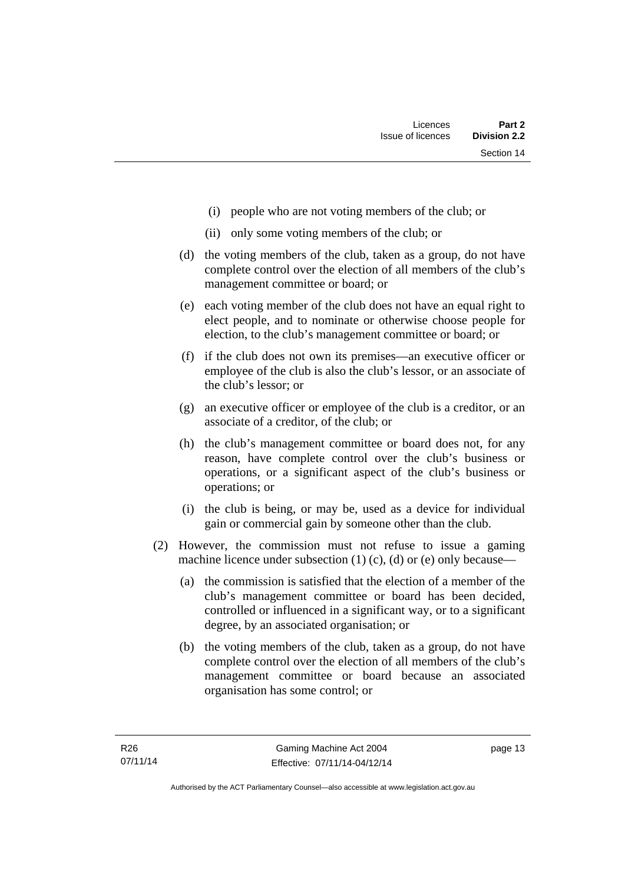(i) people who are not voting members of the club; or

(ii) only some voting members of the club; or

(d) the voting members of the club, taken as a group, do not have complete control over the election of all members of the club's management committee or board; or

(e) each voting member of the club does not have an equal right to elect people, and to nominate or otherwise choose people for election, to the club's management committee or board; or

(f) if the club does not own its premises—an executive officer or employee of the club is also the club's lessor, or an associate of the club's lessor; or

(g) an executive officer or employee of the club is a creditor, or an associate of a creditor, of the club; or

(h) the club's management committee or board does not, for any reason, have complete control over the club's business or operations, or a significant aspect of the club's business or operations; or

(i) the club is being, or may be, used as a device for individual gain or commercial gain by someone other than the club.

(2) However, the commission must not refuse to issue a gaming machine licence under subsection (1) (c), (d) or (e) only because—

(a) the commission is satisfied that the election of a member of the club's management committee or board has been decided, controlled or influenced in a significant way, or to a significant degree, by an associated organisation; or

(b) the voting members of the club, taken as a group, do not have complete control over the election of all members of the club's management committee or board because an associated organisation has some control; or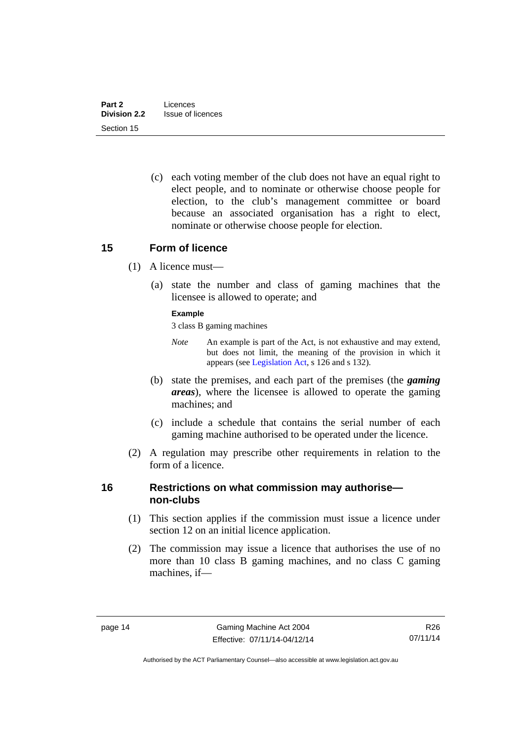(c) each voting member of the club does not have an equal right to elect people, and to nominate or otherwise choose people for election, to the club's management committee or board because an associated organisation has a right to elect, nominate or otherwise choose people for election.

## 15 Form of licence

(1) A licence must—

(a) state the number and class of gaming machines that the licensee is allowed to operate; and

**Example**

3 class B gaming machines

*Note* An example is part of the Act, is not exhaustive and may extend, but does not limit, the meaning of the provision in which it appears (see Legislation Act, s 126 and s 132).

(b) state the premises, and each part of the premises (the ***gaming areas***), where the licensee is allowed to operate the gaming machines; and

(c) include a schedule that contains the serial number of each gaming machine authorised to be operated under the licence.

(2) A regulation may prescribe other requirements in relation to the form of a licence.

## 16 Restrictions on what commission may authorise—non-clubs

(1) This section applies if the commission must issue a licence under section 12 on an initial licence application.

(2) The commission may issue a licence that authorises the use of no more than 10 class B gaming machines, and no class C gaming machines, if—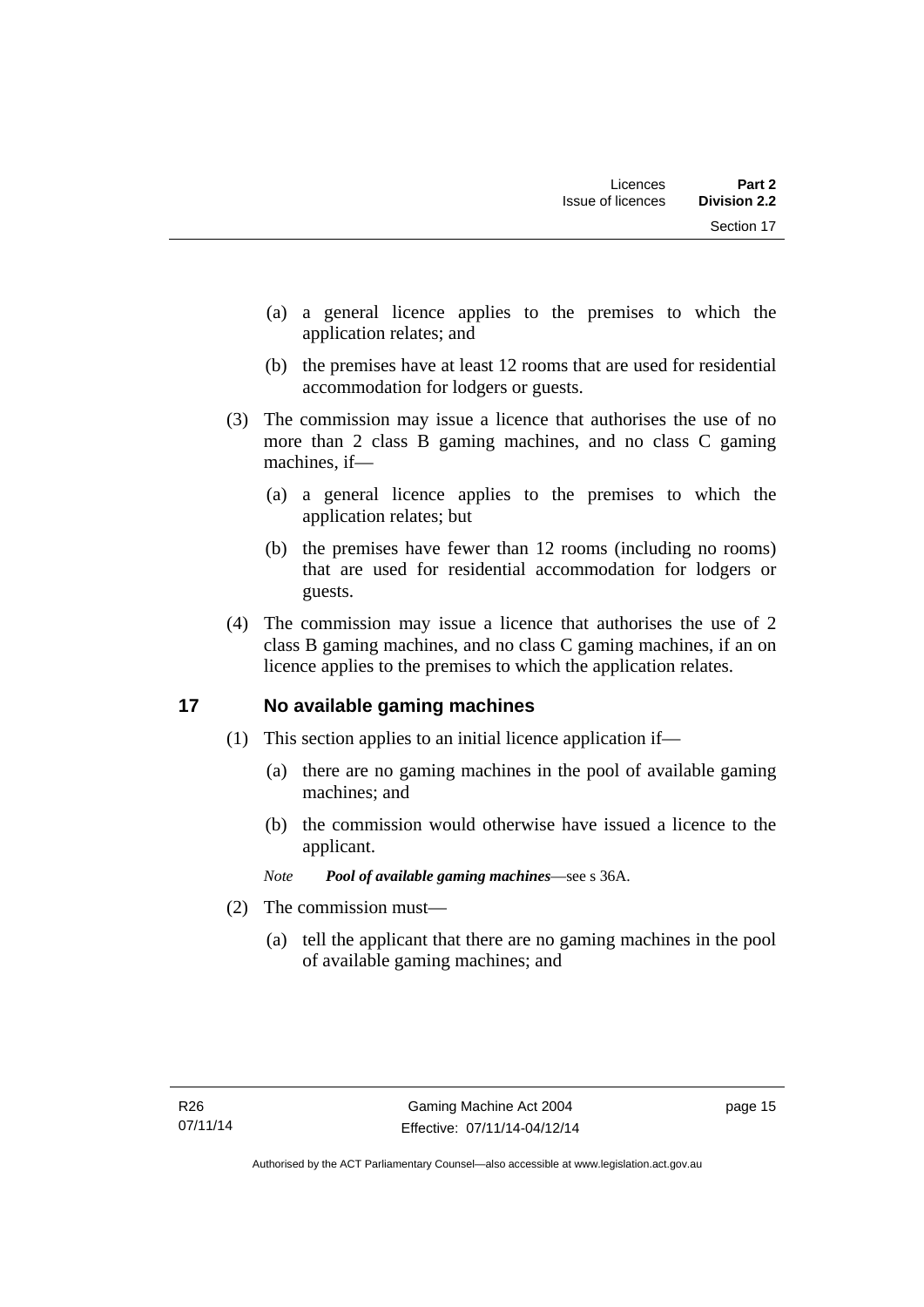(a) a general licence applies to the premises to which the application relates; and

(b) the premises have at least 12 rooms that are used for residential accommodation for lodgers or guests.

(3) The commission may issue a licence that authorises the use of no more than 2 class B gaming machines, and no class C gaming machines, if—

(a) a general licence applies to the premises to which the application relates; but

(b) the premises have fewer than 12 rooms (including no rooms) that are used for residential accommodation for lodgers or guests.

(4) The commission may issue a licence that authorises the use of 2 class B gaming machines, and no class C gaming machines, if an on licence applies to the premises to which the application relates.

## 17 No available gaming machines

(1) This section applies to an initial licence application if—

(a) there are no gaming machines in the pool of available gaming machines; and

(b) the commission would otherwise have issued a licence to the applicant.

*Note* ***Pool of available gaming machines***—see s 36A.

(2) The commission must—

(a) tell the applicant that there are no gaming machines in the pool of available gaming machines; and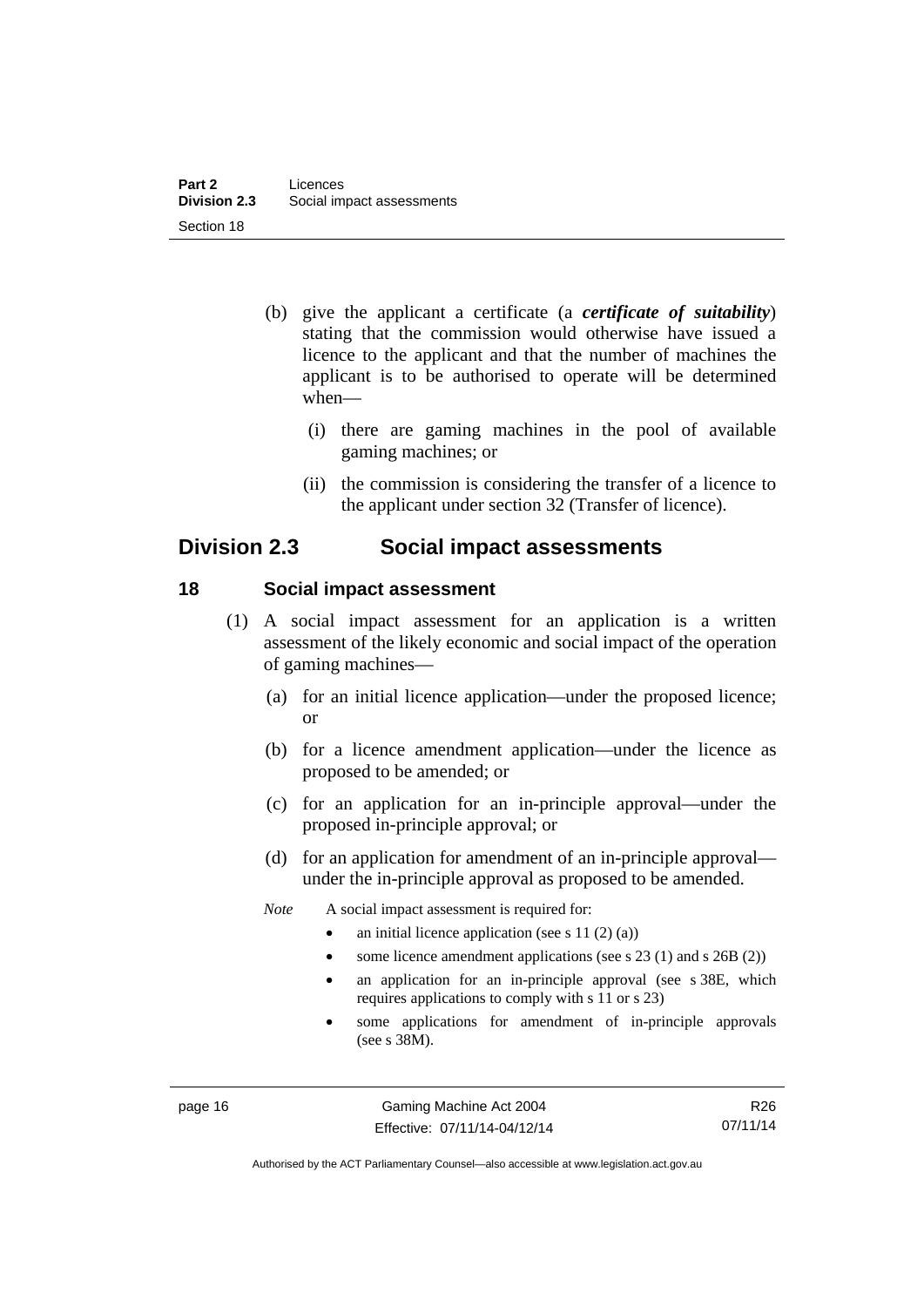(b) give the applicant a certificate (a ***certificate of suitability***) stating that the commission would otherwise have issued a licence to the applicant and that the number of machines the applicant is to be authorised to operate will be determined when—

(i) there are gaming machines in the pool of available gaming machines; or

(ii) the commission is considering the transfer of a licence to the applicant under section 32 (Transfer of licence).

## Division 2.3 Social impact assessments

### 18 Social impact assessment

(1) A social impact assessment for an application is a written assessment of the likely economic and social impact of the operation of gaming machines—

(a) for an initial licence application—under the proposed licence; or

(b) for a licence amendment application—under the licence as proposed to be amended; or

(c) for an application for an in-principle approval—under the proposed in-principle approval; or

(d) for an application for amendment of an in-principle approval—under the in-principle approval as proposed to be amended.

*Note* A social impact assessment is required for:

- an initial licence application (see s 11 (2) (a))
- some licence amendment applications (see s 23 (1) and s 26B (2))
- an application for an in-principle approval (see s 38E, which requires applications to comply with s 11 or s 23)
- some applications for amendment of in-principle approvals (see s 38M).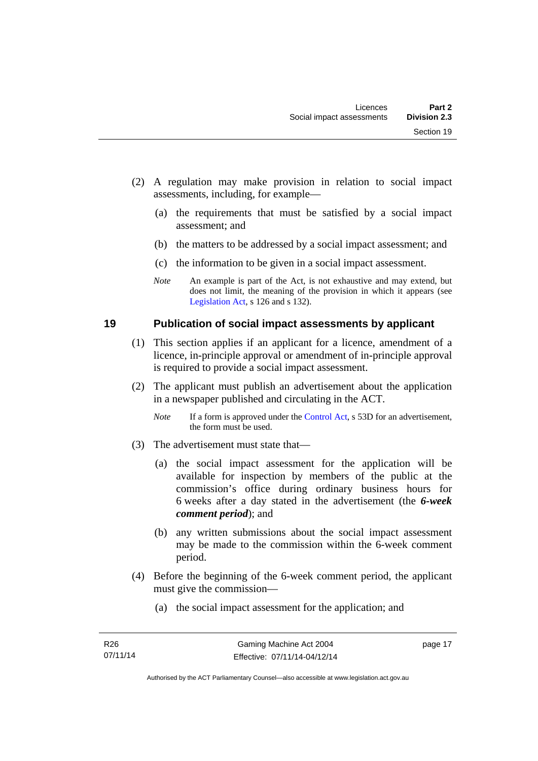(2) A regulation may make provision in relation to social impact assessments, including, for example—

(a) the requirements that must be satisfied by a social impact assessment; and

(b) the matters to be addressed by a social impact assessment; and

(c) the information to be given in a social impact assessment.

*Note* An example is part of the Act, is not exhaustive and may extend, but does not limit, the meaning of the provision in which it appears (see Legislation Act, s 126 and s 132).

## 19 Publication of social impact assessments by applicant

(1) This section applies if an applicant for a licence, amendment of a licence, in-principle approval or amendment of in-principle approval is required to provide a social impact assessment.

(2) The applicant must publish an advertisement about the application in a newspaper published and circulating in the ACT.

*Note* If a form is approved under the Control Act, s 53D for an advertisement, the form must be used.

(3) The advertisement must state that—

(a) the social impact assessment for the application will be available for inspection by members of the public at the commission's office during ordinary business hours for 6 weeks after a day stated in the advertisement (the ***6-week comment period***); and

(b) any written submissions about the social impact assessment may be made to the commission within the 6-week comment period.

(4) Before the beginning of the 6-week comment period, the applicant must give the commission—

(a) the social impact assessment for the application; and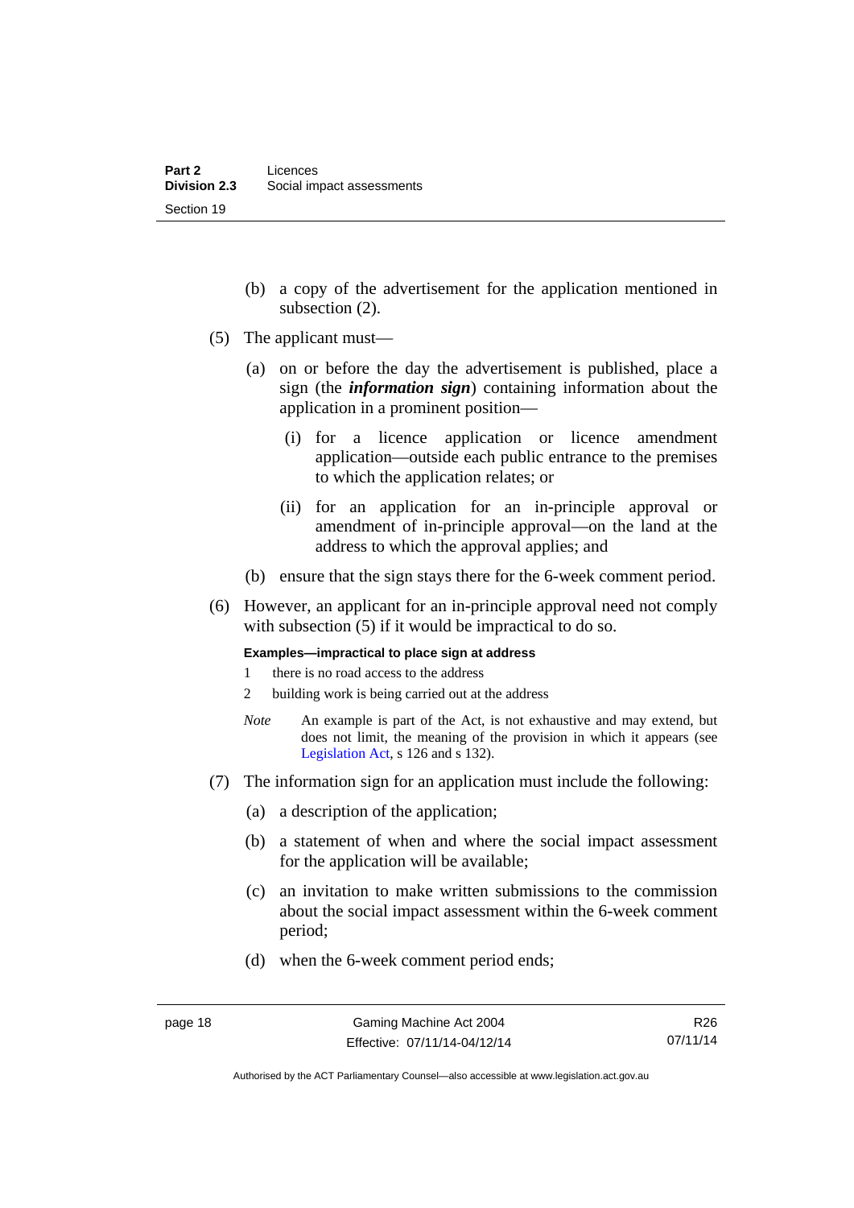(b) a copy of the advertisement for the application mentioned in subsection (2).

(5) The applicant must—

(a) on or before the day the advertisement is published, place a sign (the ***information sign***) containing information about the application in a prominent position—

(i) for a licence application or licence amendment application—outside each public entrance to the premises to which the application relates; or

(ii) for an application for an in-principle approval or amendment of in-principle approval—on the land at the address to which the approval applies; and

(b) ensure that the sign stays there for the 6-week comment period.

(6) However, an applicant for an in-principle approval need not comply with subsection (5) if it would be impractical to do so.

**Examples—impractical to place sign at address**

1 there is no road access to the address

2 building work is being carried out at the address

*Note* An example is part of the Act, is not exhaustive and may extend, but does not limit, the meaning of the provision in which it appears (see Legislation Act, s 126 and s 132).

(7) The information sign for an application must include the following:

(a) a description of the application;

(b) a statement of when and where the social impact assessment for the application will be available;

(c) an invitation to make written submissions to the commission about the social impact assessment within the 6-week comment period;

(d) when the 6-week comment period ends;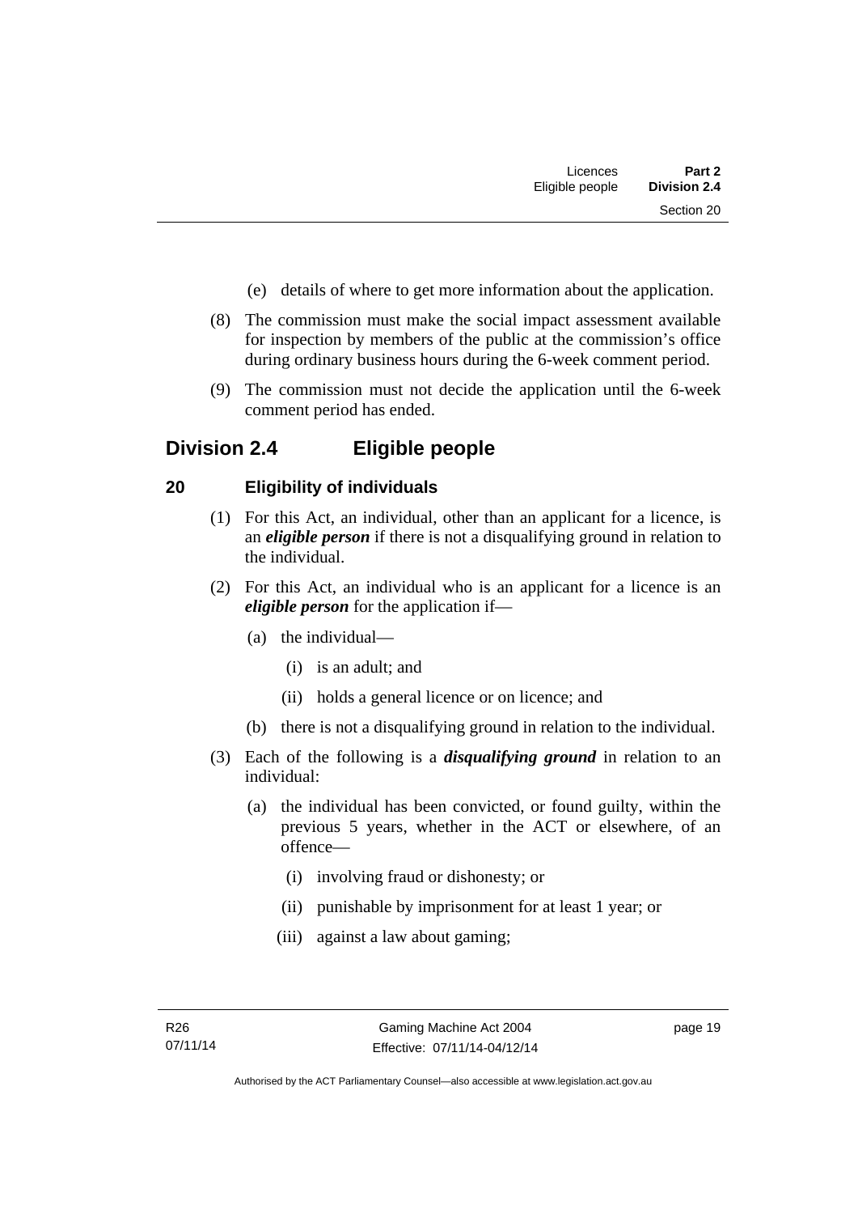(e) details of where to get more information about the application.

(8) The commission must make the social impact assessment available for inspection by members of the public at the commission's office during ordinary business hours during the 6-week comment period.

(9) The commission must not decide the application until the 6-week comment period has ended.

## Division 2.4 Eligible people

### 20 Eligibility of individuals

(1) For this Act, an individual, other than an applicant for a licence, is an ***eligible person*** if there is not a disqualifying ground in relation to the individual.

(2) For this Act, an individual who is an applicant for a licence is an ***eligible person*** for the application if—

(a) the individual—

(i) is an adult; and

(ii) holds a general licence or on licence; and

(b) there is not a disqualifying ground in relation to the individual.

(3) Each of the following is a ***disqualifying ground*** in relation to an individual:

(a) the individual has been convicted, or found guilty, within the previous 5 years, whether in the ACT or elsewhere, of an offence—

(i) involving fraud or dishonesty; or

(ii) punishable by imprisonment for at least 1 year; or

(iii) against a law about gaming;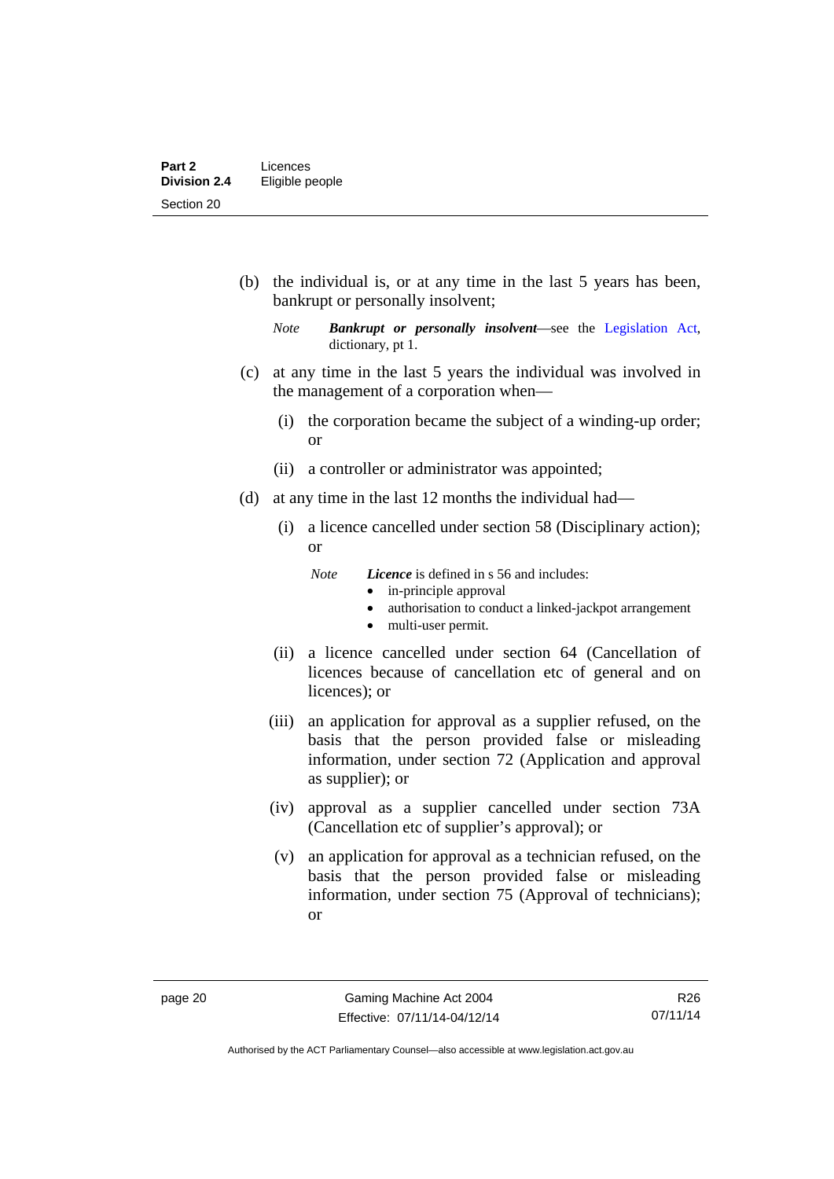(b) the individual is, or at any time in the last 5 years has been, bankrupt or personally insolvent;

*Note* ***Bankrupt or personally insolvent***—see the Legislation Act, dictionary, pt 1.

(c) at any time in the last 5 years the individual was involved in the management of a corporation when—

(i) the corporation became the subject of a winding-up order; or

(ii) a controller or administrator was appointed;

(d) at any time in the last 12 months the individual had—

(i) a licence cancelled under section 58 (Disciplinary action); or

*Note* ***Licence*** is defined in s 56 and includes:
- in-principle approval
- authorisation to conduct a linked-jackpot arrangement
- multi-user permit.

(ii) a licence cancelled under section 64 (Cancellation of licences because of cancellation etc of general and on licences); or

(iii) an application for approval as a supplier refused, on the basis that the person provided false or misleading information, under section 72 (Application and approval as supplier); or

(iv) approval as a supplier cancelled under section 73A (Cancellation etc of supplier's approval); or

(v) an application for approval as a technician refused, on the basis that the person provided false or misleading information, under section 75 (Approval of technicians); or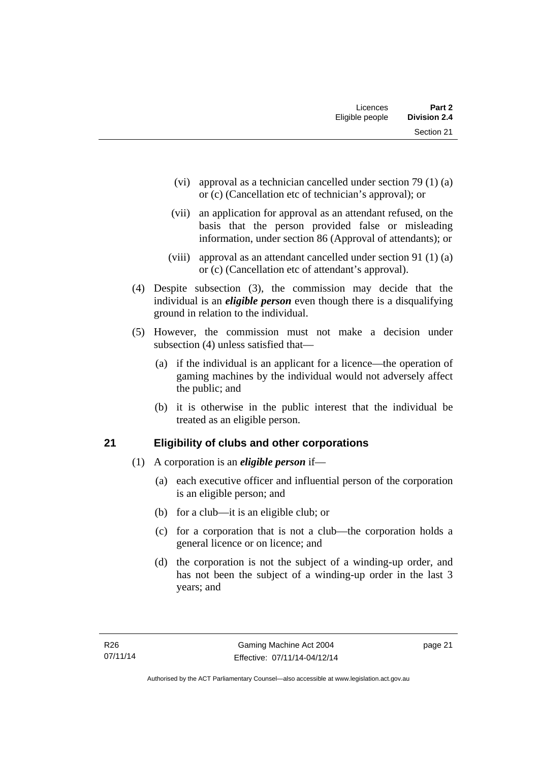(vi) approval as a technician cancelled under section 79 (1) (a) or (c) (Cancellation etc of technician's approval); or

(vii) an application for approval as an attendant refused, on the basis that the person provided false or misleading information, under section 86 (Approval of attendants); or

(viii) approval as an attendant cancelled under section 91 (1) (a) or (c) (Cancellation etc of attendant's approval).

(4) Despite subsection (3), the commission may decide that the individual is an ***eligible person*** even though there is a disqualifying ground in relation to the individual.

(5) However, the commission must not make a decision under subsection (4) unless satisfied that—

(a) if the individual is an applicant for a licence—the operation of gaming machines by the individual would not adversely affect the public; and

(b) it is otherwise in the public interest that the individual be treated as an eligible person.

## 21 Eligibility of clubs and other corporations

(1) A corporation is an ***eligible person*** if—

(a) each executive officer and influential person of the corporation is an eligible person; and

(b) for a club—it is an eligible club; or

(c) for a corporation that is not a club—the corporation holds a general licence or on licence; and

(d) the corporation is not the subject of a winding-up order, and has not been the subject of a winding-up order in the last 3 years; and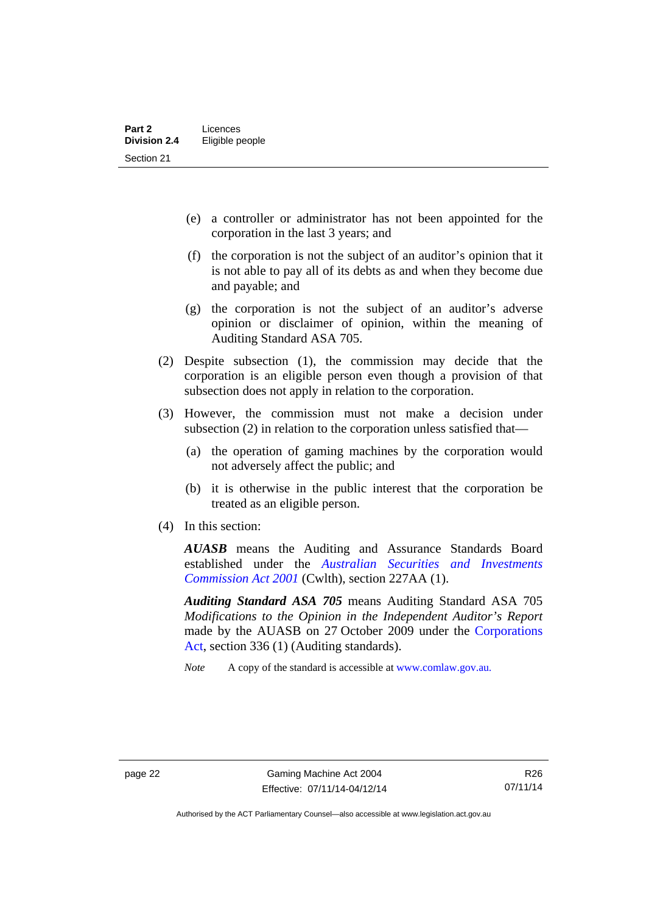(e) a controller or administrator has not been appointed for the corporation in the last 3 years; and

(f) the corporation is not the subject of an auditor's opinion that it is not able to pay all of its debts as and when they become due and payable; and

(g) the corporation is not the subject of an auditor's adverse opinion or disclaimer of opinion, within the meaning of Auditing Standard ASA 705.

(2) Despite subsection (1), the commission may decide that the corporation is an eligible person even though a provision of that subsection does not apply in relation to the corporation.

(3) However, the commission must not make a decision under subsection (2) in relation to the corporation unless satisfied that—

(a) the operation of gaming machines by the corporation would not adversely affect the public; and

(b) it is otherwise in the public interest that the corporation be treated as an eligible person.

(4) In this section:

***AUASB*** means the Auditing and Assurance Standards Board established under the *Australian Securities and Investments Commission Act 2001* (Cwlth), section 227AA (1).

***Auditing Standard ASA 705*** means Auditing Standard ASA 705 *Modifications to the Opinion in the Independent Auditor's Report* made by the AUASB on 27 October 2009 under the Corporations Act, section 336 (1) (Auditing standards).

*Note* A copy of the standard is accessible at www.comlaw.gov.au.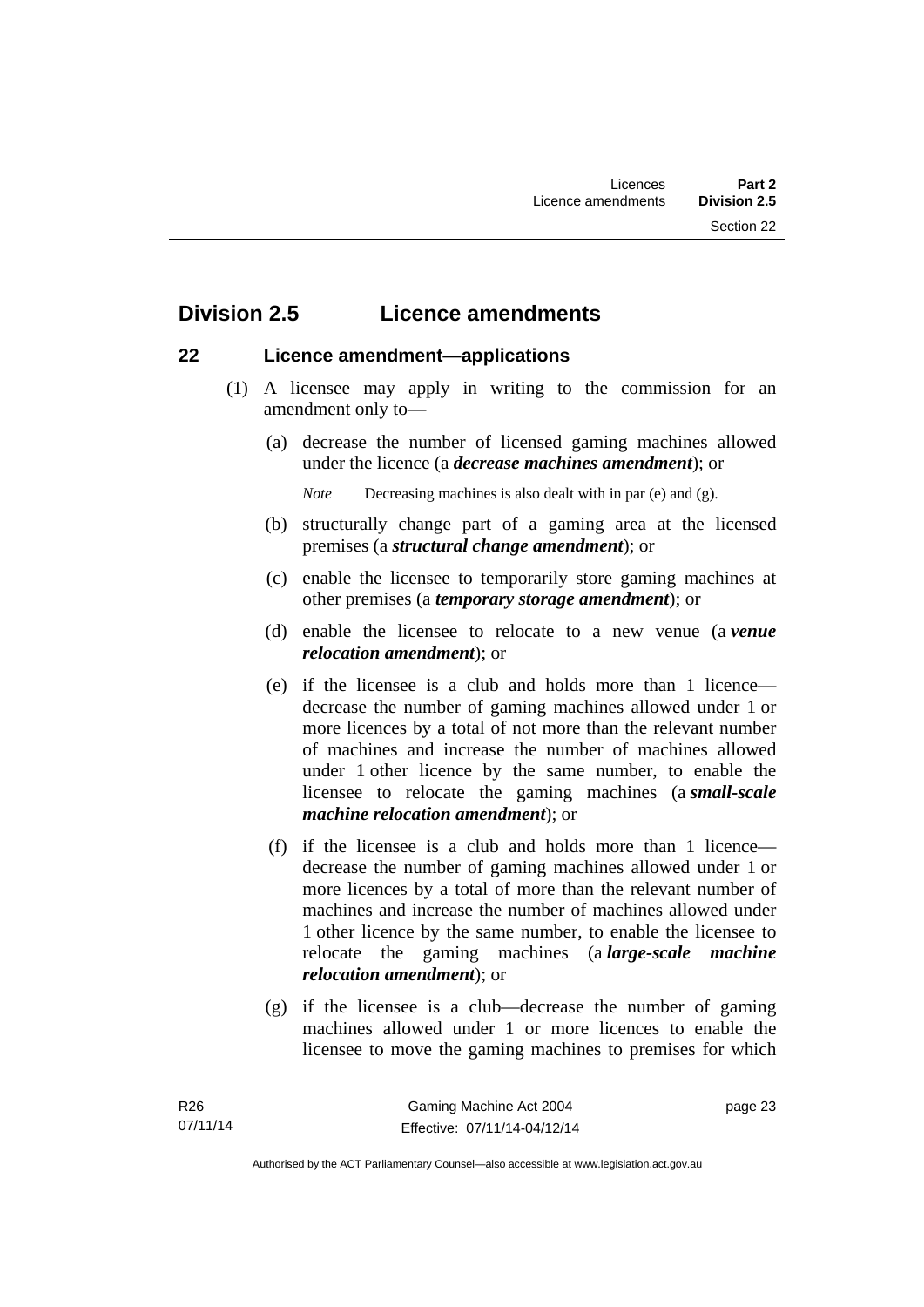## Division 2.5 Licence amendments

### 22 Licence amendment—applications

(1) A licensee may apply in writing to the commission for an amendment only to—

(a) decrease the number of licensed gaming machines allowed under the licence (a ***decrease machines amendment***); or

*Note* Decreasing machines is also dealt with in par (e) and (g).

(b) structurally change part of a gaming area at the licensed premises (a ***structural change amendment***); or

(c) enable the licensee to temporarily store gaming machines at other premises (a ***temporary storage amendment***); or

(d) enable the licensee to relocate to a new venue (a ***venue relocation amendment***); or

(e) if the licensee is a club and holds more than 1 licence—decrease the number of gaming machines allowed under 1 or more licences by a total of not more than the relevant number of machines and increase the number of machines allowed under 1 other licence by the same number, to enable the licensee to relocate the gaming machines (a ***small-scale machine relocation amendment***); or

(f) if the licensee is a club and holds more than 1 licence—decrease the number of gaming machines allowed under 1 or more licences by a total of more than the relevant number of machines and increase the number of machines allowed under 1 other licence by the same number, to enable the licensee to relocate the gaming machines (a ***large-scale machine relocation amendment***); or

(g) if the licensee is a club—decrease the number of gaming machines allowed under 1 or more licences to enable the licensee to move the gaming machines to premises for which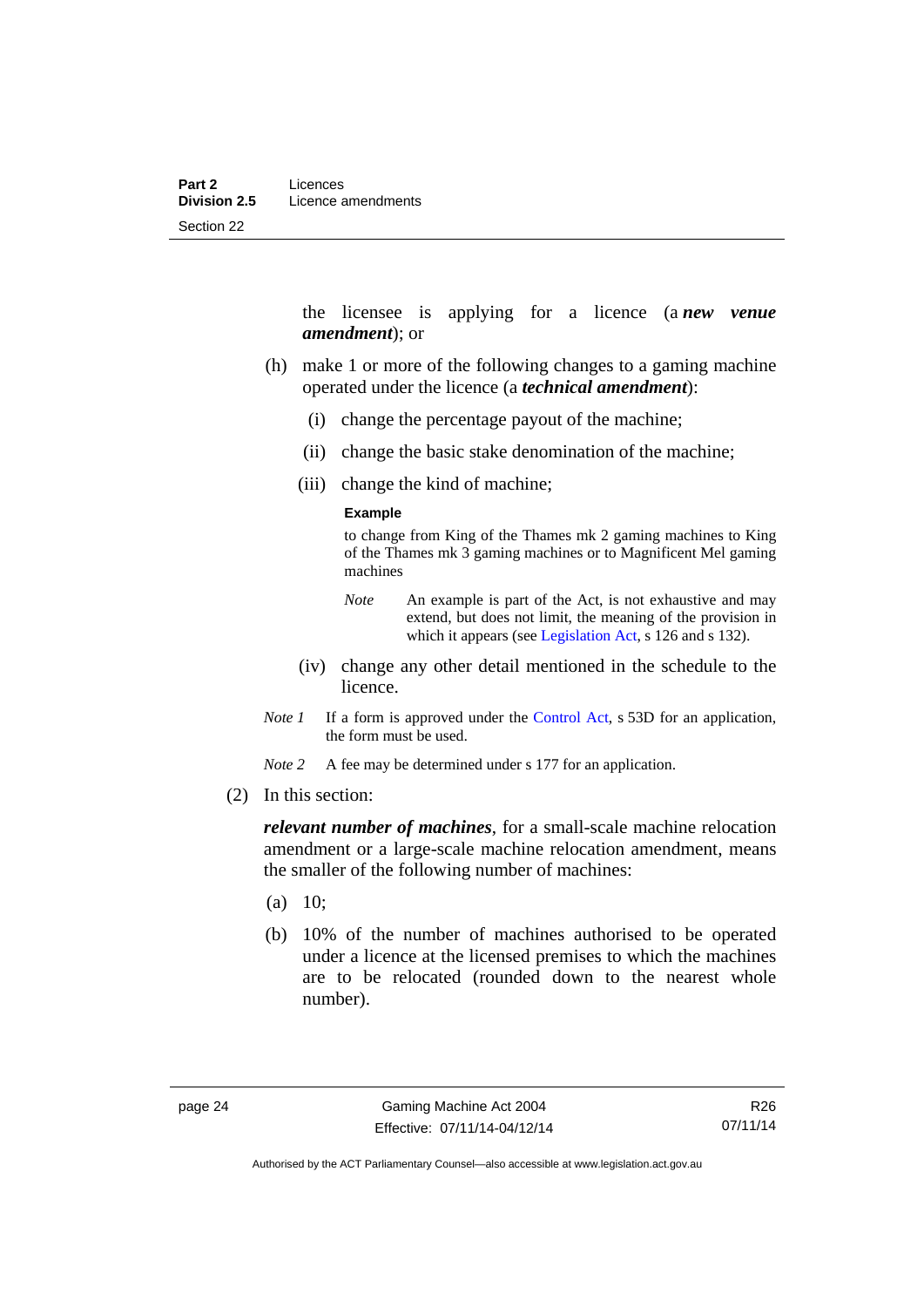the licensee is applying for a licence (a ***new venue amendment***); or

(h) make 1 or more of the following changes to a gaming machine operated under the licence (a ***technical amendment***):

(i) change the percentage payout of the machine;

(ii) change the basic stake denomination of the machine;

(iii) change the kind of machine;

**Example**

to change from King of the Thames mk 2 gaming machines to King of the Thames mk 3 gaming machines or to Magnificent Mel gaming machines

*Note* An example is part of the Act, is not exhaustive and may extend, but does not limit, the meaning of the provision in which it appears (see Legislation Act, s 126 and s 132).

(iv) change any other detail mentioned in the schedule to the licence.

*Note 1* If a form is approved under the Control Act, s 53D for an application, the form must be used.

*Note 2* A fee may be determined under s 177 for an application.

(2) In this section:

***relevant number of machines***, for a small-scale machine relocation amendment or a large-scale machine relocation amendment, means the smaller of the following number of machines:

(a) 10;

(b) 10% of the number of machines authorised to be operated under a licence at the licensed premises to which the machines are to be relocated (rounded down to the nearest whole number).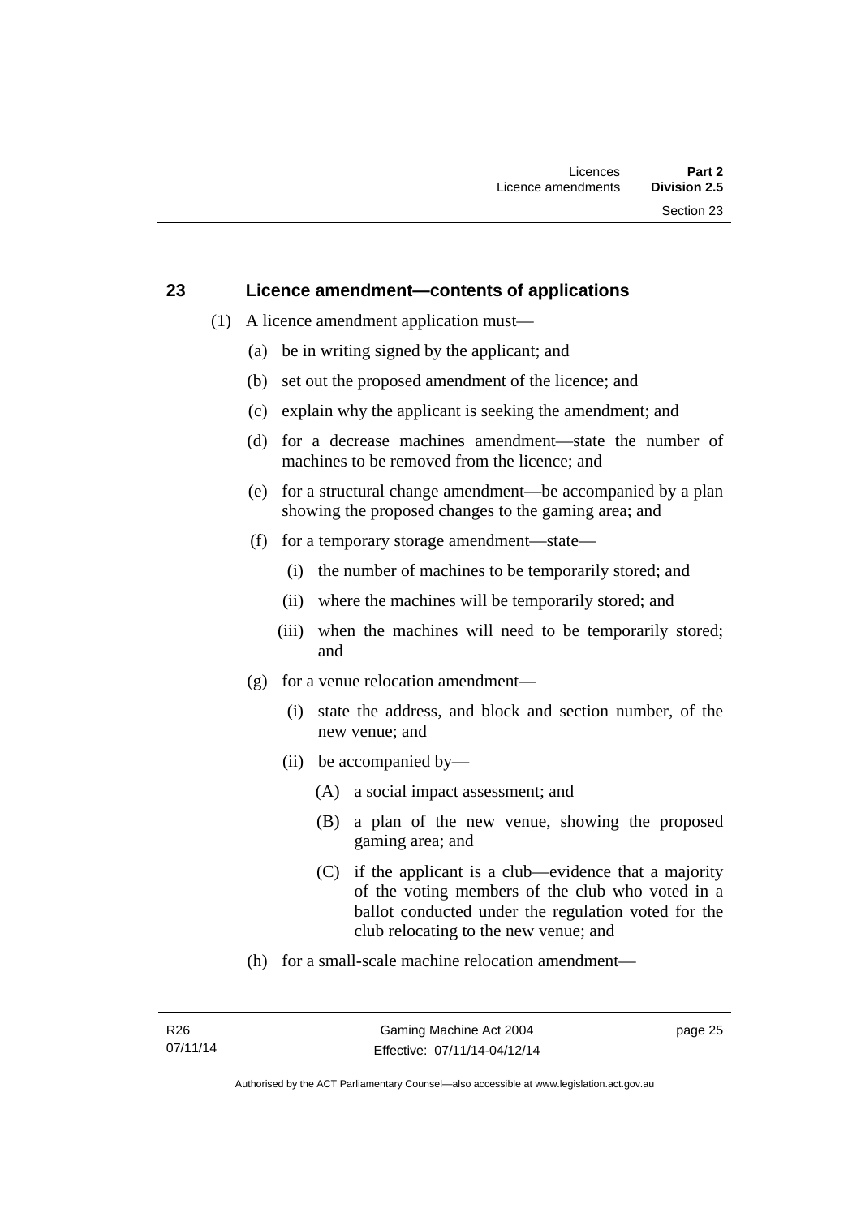## 23 Licence amendment—contents of applications

(1) A licence amendment application must—

(a) be in writing signed by the applicant; and

(b) set out the proposed amendment of the licence; and

(c) explain why the applicant is seeking the amendment; and

(d) for a decrease machines amendment—state the number of machines to be removed from the licence; and

(e) for a structural change amendment—be accompanied by a plan showing the proposed changes to the gaming area; and

(f) for a temporary storage amendment—state—

(i) the number of machines to be temporarily stored; and

(ii) where the machines will be temporarily stored; and

(iii) when the machines will need to be temporarily stored; and

(g) for a venue relocation amendment—

(i) state the address, and block and section number, of the new venue; and

(ii) be accompanied by—

(A) a social impact assessment; and

(B) a plan of the new venue, showing the proposed gaming area; and

(C) if the applicant is a club—evidence that a majority of the voting members of the club who voted in a ballot conducted under the regulation voted for the club relocating to the new venue; and

(h) for a small-scale machine relocation amendment—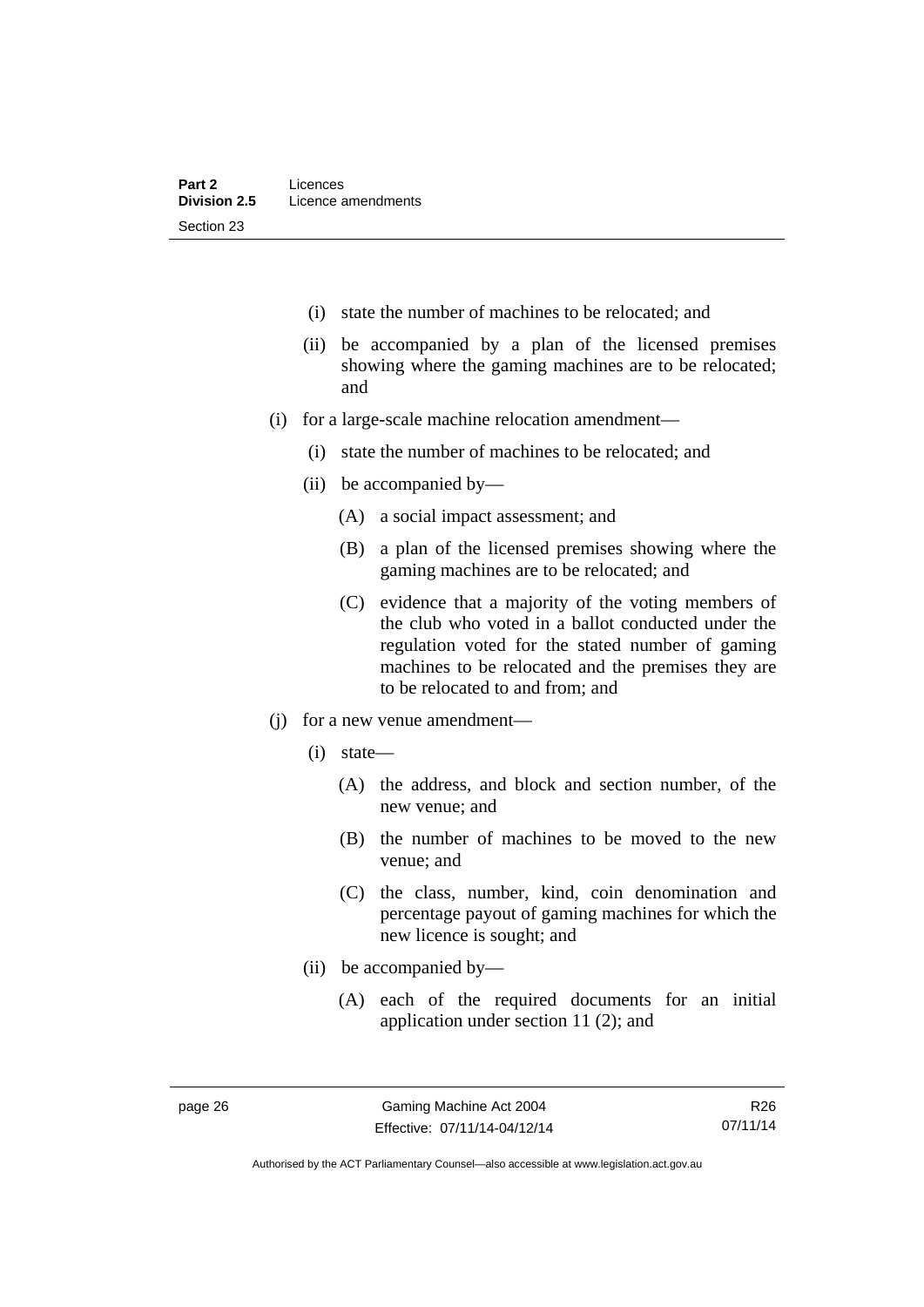(i) state the number of machines to be relocated; and

(ii) be accompanied by a plan of the licensed premises showing where the gaming machines are to be relocated; and

(i) for a large-scale machine relocation amendment—

(i) state the number of machines to be relocated; and

(ii) be accompanied by—

(A) a social impact assessment; and

(B) a plan of the licensed premises showing where the gaming machines are to be relocated; and

(C) evidence that a majority of the voting members of the club who voted in a ballot conducted under the regulation voted for the stated number of gaming machines to be relocated and the premises they are to be relocated to and from; and

(j) for a new venue amendment—

(i) state—

(A) the address, and block and section number, of the new venue; and

(B) the number of machines to be moved to the new venue; and

(C) the class, number, kind, coin denomination and percentage payout of gaming machines for which the new licence is sought; and

(ii) be accompanied by—

(A) each of the required documents for an initial application under section 11 (2); and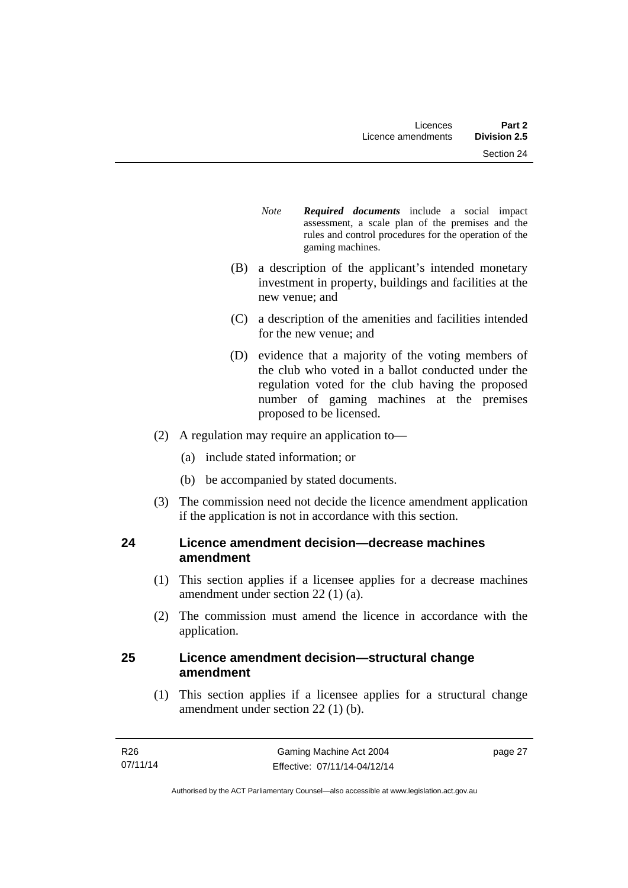*Note* ***Required documents*** include a social impact assessment, a scale plan of the premises and the rules and control procedures for the operation of the gaming machines.

(B) a description of the applicant's intended monetary investment in property, buildings and facilities at the new venue; and

(C) a description of the amenities and facilities intended for the new venue; and

(D) evidence that a majority of the voting members of the club who voted in a ballot conducted under the regulation voted for the club having the proposed number of gaming machines at the premises proposed to be licensed.

(2) A regulation may require an application to—

(a) include stated information; or

(b) be accompanied by stated documents.

(3) The commission need not decide the licence amendment application if the application is not in accordance with this section.

## 24 Licence amendment decision—decrease machines amendment

(1) This section applies if a licensee applies for a decrease machines amendment under section 22 (1) (a).

(2) The commission must amend the licence in accordance with the application.

## 25 Licence amendment decision—structural change amendment

(1) This section applies if a licensee applies for a structural change amendment under section 22 (1) (b).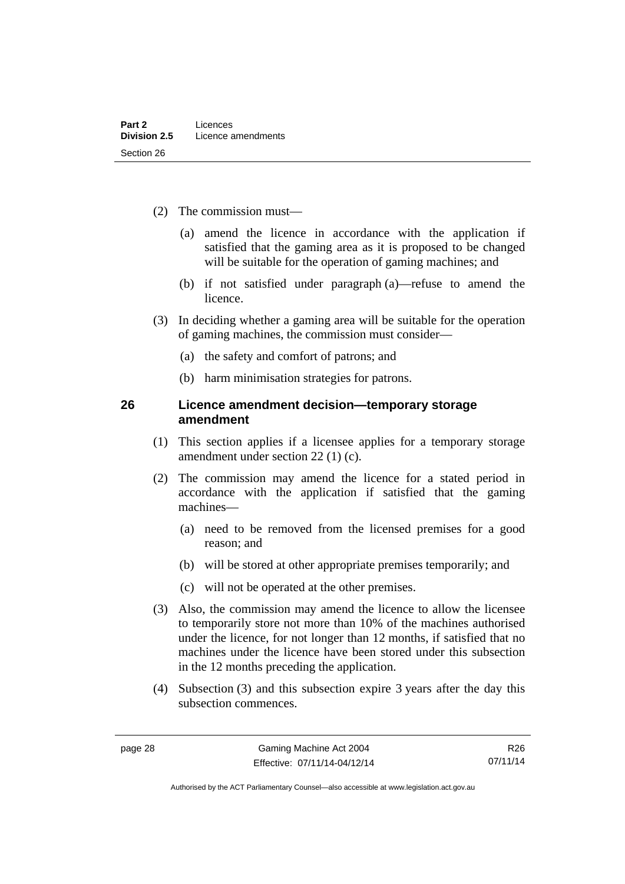(2) The commission must—

  (a) amend the licence in accordance with the application if satisfied that the gaming area as it is proposed to be changed will be suitable for the operation of gaming machines; and

  (b) if not satisfied under paragraph (a)—refuse to amend the licence.

(3) In deciding whether a gaming area will be suitable for the operation of gaming machines, the commission must consider—

  (a) the safety and comfort of patrons; and

  (b) harm minimisation strategies for patrons.

## 26 Licence amendment decision—temporary storage amendment

(1) This section applies if a licensee applies for a temporary storage amendment under section 22 (1) (c).

(2) The commission may amend the licence for a stated period in accordance with the application if satisfied that the gaming machines—

  (a) need to be removed from the licensed premises for a good reason; and

  (b) will be stored at other appropriate premises temporarily; and

  (c) will not be operated at the other premises.

(3) Also, the commission may amend the licence to allow the licensee to temporarily store not more than 10% of the machines authorised under the licence, for not longer than 12 months, if satisfied that no machines under the licence have been stored under this subsection in the 12 months preceding the application.

(4) Subsection (3) and this subsection expire 3 years after the day this subsection commences.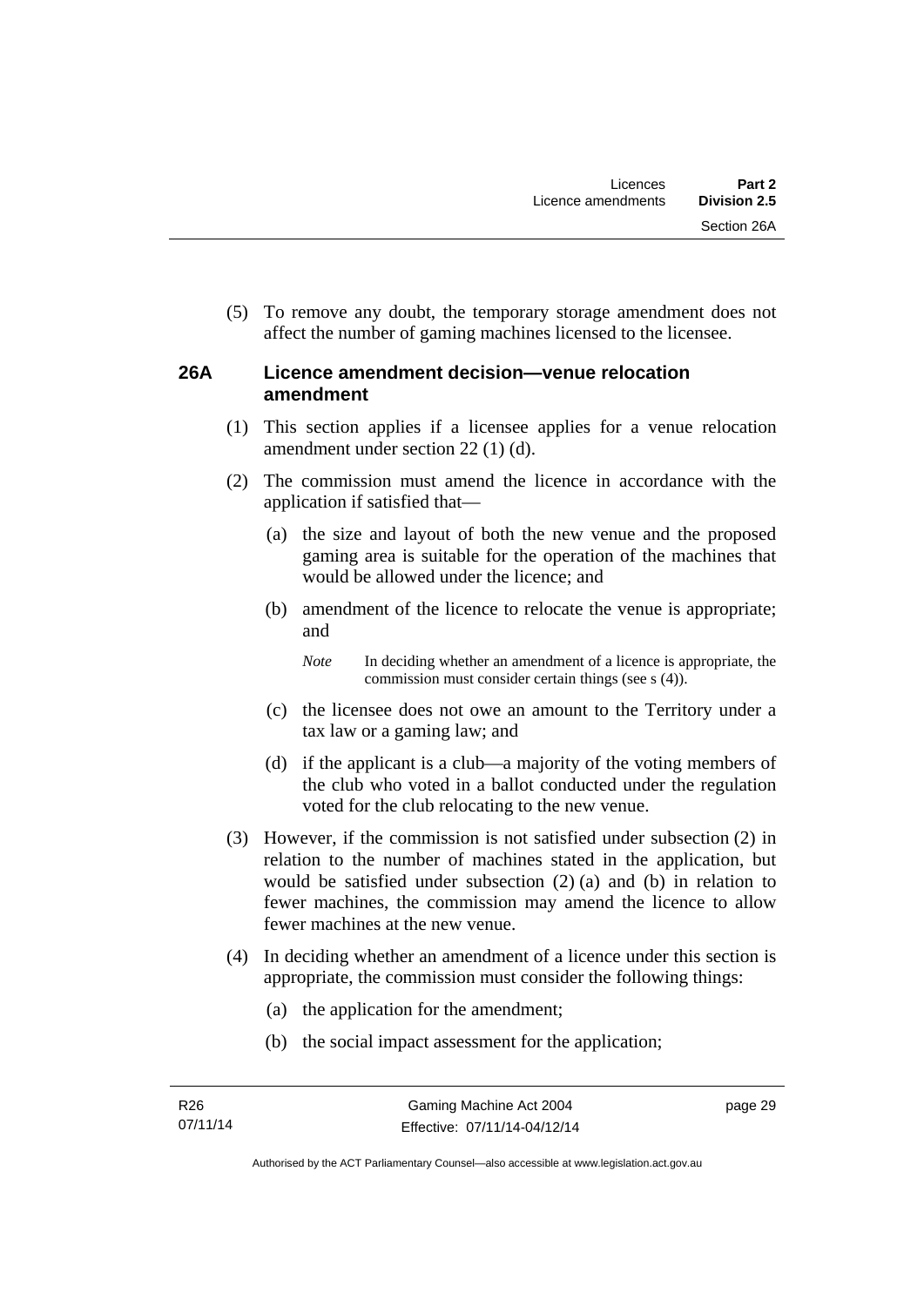(5) To remove any doubt, the temporary storage amendment does not affect the number of gaming machines licensed to the licensee.

### 26A Licence amendment decision—venue relocation amendment

(1) This section applies if a licensee applies for a venue relocation amendment under section 22 (1) (d).

(2) The commission must amend the licence in accordance with the application if satisfied that—

(a) the size and layout of both the new venue and the proposed gaming area is suitable for the operation of the machines that would be allowed under the licence; and

(b) amendment of the licence to relocate the venue is appropriate; and

*Note* In deciding whether an amendment of a licence is appropriate, the commission must consider certain things (see s (4)).

(c) the licensee does not owe an amount to the Territory under a tax law or a gaming law; and

(d) if the applicant is a club—a majority of the voting members of the club who voted in a ballot conducted under the regulation voted for the club relocating to the new venue.

(3) However, if the commission is not satisfied under subsection (2) in relation to the number of machines stated in the application, but would be satisfied under subsection (2) (a) and (b) in relation to fewer machines, the commission may amend the licence to allow fewer machines at the new venue.

(4) In deciding whether an amendment of a licence under this section is appropriate, the commission must consider the following things:

(a) the application for the amendment;

(b) the social impact assessment for the application;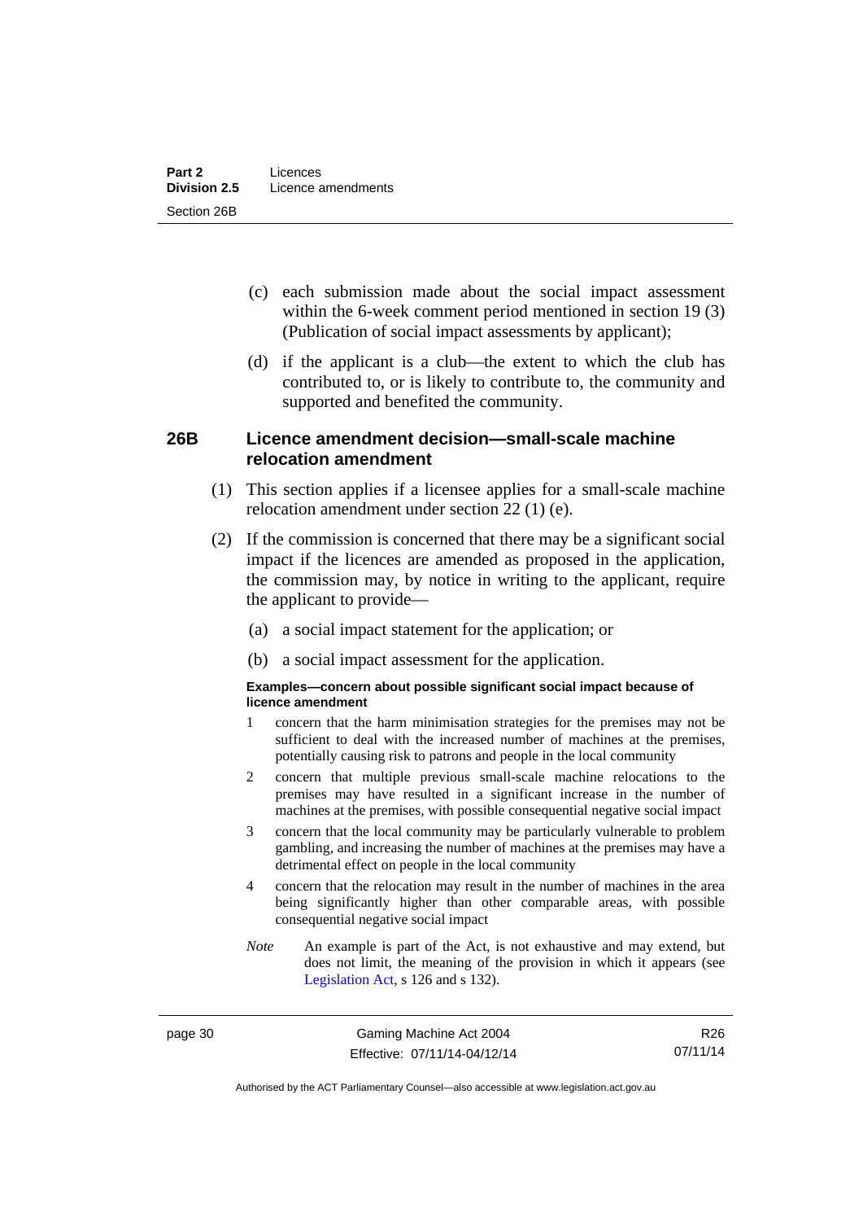(c) each submission made about the social impact assessment within the 6-week comment period mentioned in section 19 (3) (Publication of social impact assessments by applicant);

(d) if the applicant is a club—the extent to which the club has contributed to, or is likely to contribute to, the community and supported and benefited the community.

### 26B Licence amendment decision—small-scale machine relocation amendment

(1) This section applies if a licensee applies for a small-scale machine relocation amendment under section 22 (1) (e).

(2) If the commission is concerned that there may be a significant social impact if the licences are amended as proposed in the application, the commission may, by notice in writing to the applicant, require the applicant to provide—

(a) a social impact statement for the application; or

(b) a social impact assessment for the application.

**Examples—concern about possible significant social impact because of licence amendment**

1 concern that the harm minimisation strategies for the premises may not be sufficient to deal with the increased number of machines at the premises, potentially causing risk to patrons and people in the local community

2 concern that multiple previous small-scale machine relocations to the premises may have resulted in a significant increase in the number of machines at the premises, with possible consequential negative social impact

3 concern that the local community may be particularly vulnerable to problem gambling, and increasing the number of machines at the premises may have a detrimental effect on people in the local community

4 concern that the relocation may result in the number of machines in the area being significantly higher than other comparable areas, with possible consequential negative social impact

*Note* An example is part of the Act, is not exhaustive and may extend, but does not limit, the meaning of the provision in which it appears (see Legislation Act, s 126 and s 132).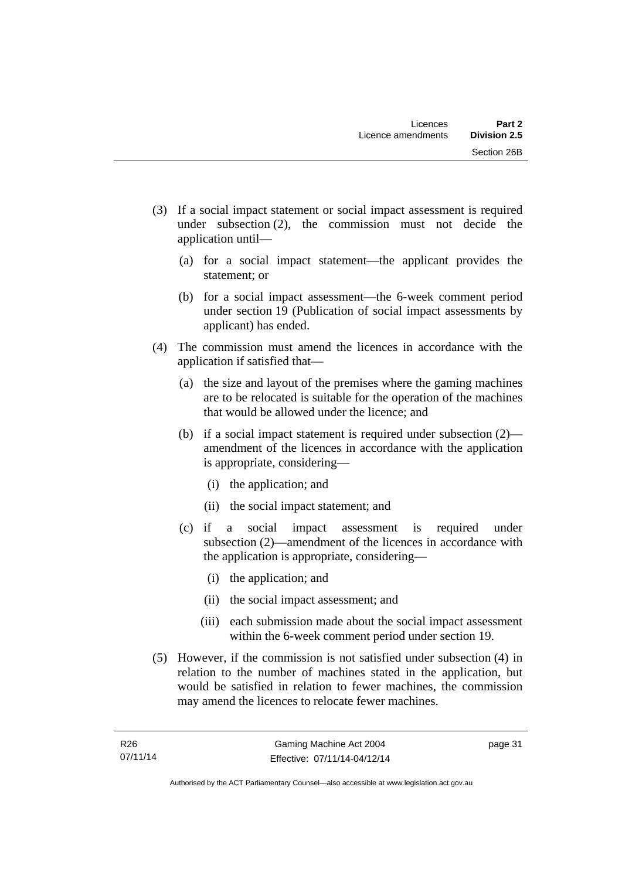(3) If a social impact statement or social impact assessment is required under subsection (2), the commission must not decide the application until—

  (a) for a social impact statement—the applicant provides the statement; or

  (b) for a social impact assessment—the 6-week comment period under section 19 (Publication of social impact assessments by applicant) has ended.

(4) The commission must amend the licences in accordance with the application if satisfied that—

  (a) the size and layout of the premises where the gaming machines are to be relocated is suitable for the operation of the machines that would be allowed under the licence; and

  (b) if a social impact statement is required under subsection (2)—amendment of the licences in accordance with the application is appropriate, considering—

    (i) the application; and

    (ii) the social impact statement; and

  (c) if a social impact assessment is required under subsection (2)—amendment of the licences in accordance with the application is appropriate, considering—

    (i) the application; and

    (ii) the social impact assessment; and

    (iii) each submission made about the social impact assessment within the 6-week comment period under section 19.

(5) However, if the commission is not satisfied under subsection (4) in relation to the number of machines stated in the application, but would be satisfied in relation to fewer machines, the commission may amend the licences to relocate fewer machines.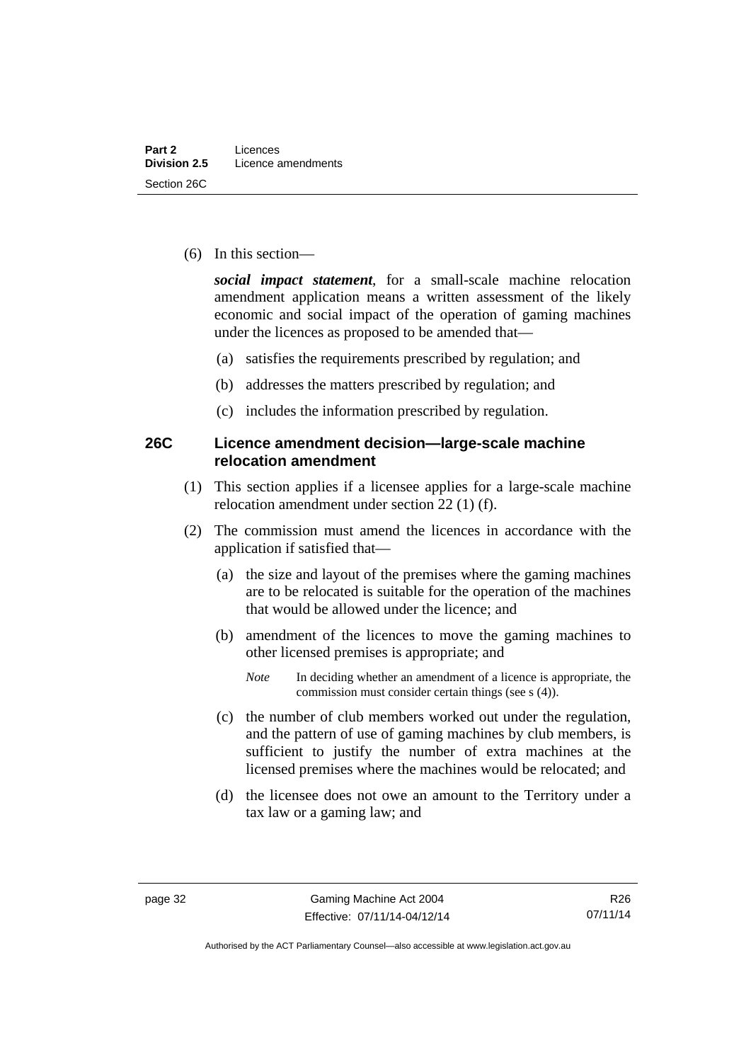(6) In this section—

***social impact statement***, for a small-scale machine relocation amendment application means a written assessment of the likely economic and social impact of the operation of gaming machines under the licences as proposed to be amended that—

(a) satisfies the requirements prescribed by regulation; and

(b) addresses the matters prescribed by regulation; and

(c) includes the information prescribed by regulation.

## 26C Licence amendment decision—large-scale machine relocation amendment

(1) This section applies if a licensee applies for a large-scale machine relocation amendment under section 22 (1) (f).

(2) The commission must amend the licences in accordance with the application if satisfied that—

(a) the size and layout of the premises where the gaming machines are to be relocated is suitable for the operation of the machines that would be allowed under the licence; and

(b) amendment of the licences to move the gaming machines to other licensed premises is appropriate; and

*Note* In deciding whether an amendment of a licence is appropriate, the commission must consider certain things (see s (4)).

(c) the number of club members worked out under the regulation, and the pattern of use of gaming machines by club members, is sufficient to justify the number of extra machines at the licensed premises where the machines would be relocated; and

(d) the licensee does not owe an amount to the Territory under a tax law or a gaming law; and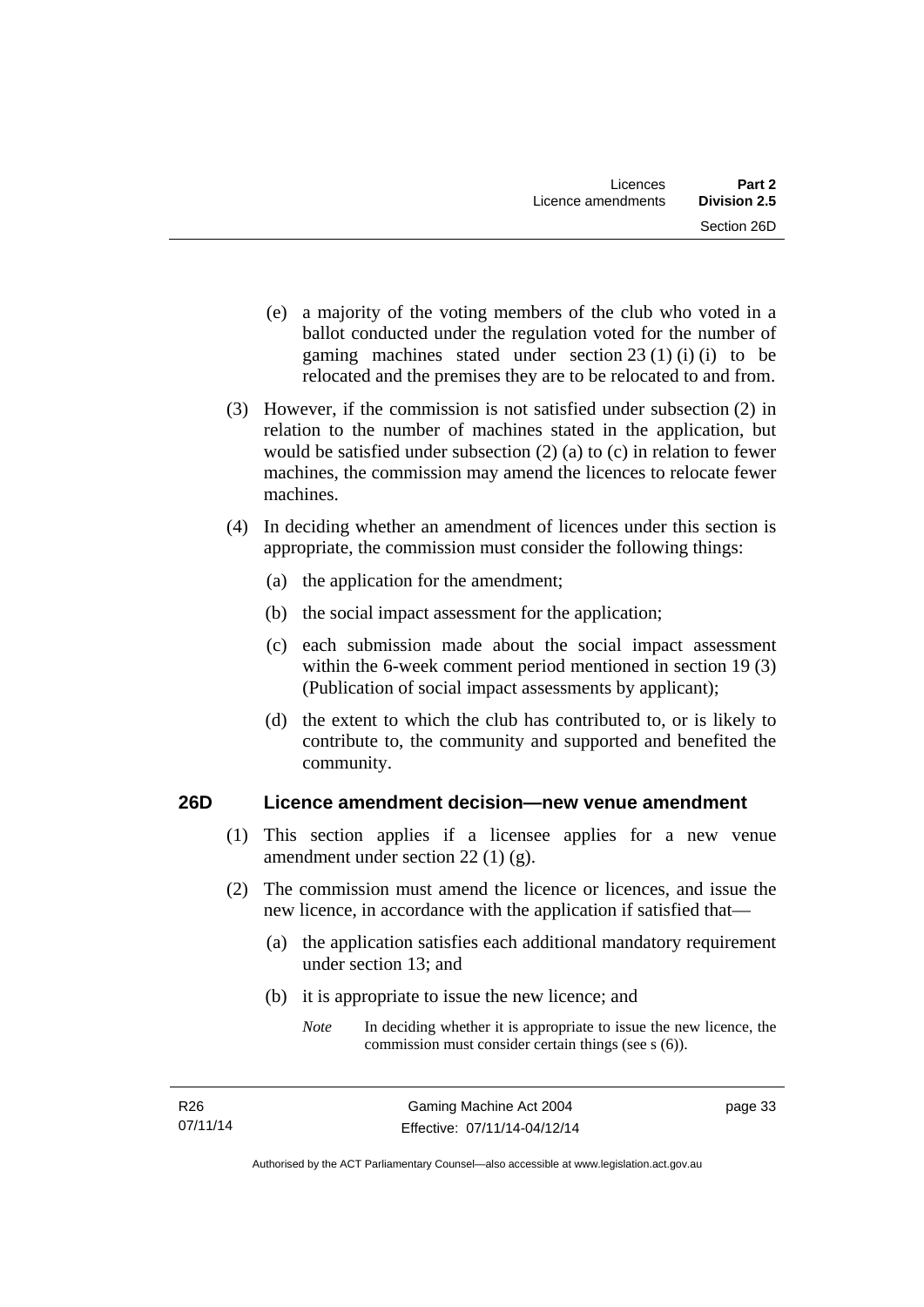(e) a majority of the voting members of the club who voted in a ballot conducted under the regulation voted for the number of gaming machines stated under section 23 (1) (i) (i) to be relocated and the premises they are to be relocated to and from.

(3) However, if the commission is not satisfied under subsection (2) in relation to the number of machines stated in the application, but would be satisfied under subsection (2) (a) to (c) in relation to fewer machines, the commission may amend the licences to relocate fewer machines.

(4) In deciding whether an amendment of licences under this section is appropriate, the commission must consider the following things:

(a) the application for the amendment;

(b) the social impact assessment for the application;

(c) each submission made about the social impact assessment within the 6-week comment period mentioned in section 19 (3) (Publication of social impact assessments by applicant);

(d) the extent to which the club has contributed to, or is likely to contribute to, the community and supported and benefited the community.

### 26D Licence amendment decision—new venue amendment

(1) This section applies if a licensee applies for a new venue amendment under section 22 (1) (g).

(2) The commission must amend the licence or licences, and issue the new licence, in accordance with the application if satisfied that—

(a) the application satisfies each additional mandatory requirement under section 13; and

(b) it is appropriate to issue the new licence; and

*Note* In deciding whether it is appropriate to issue the new licence, the commission must consider certain things (see s (6)).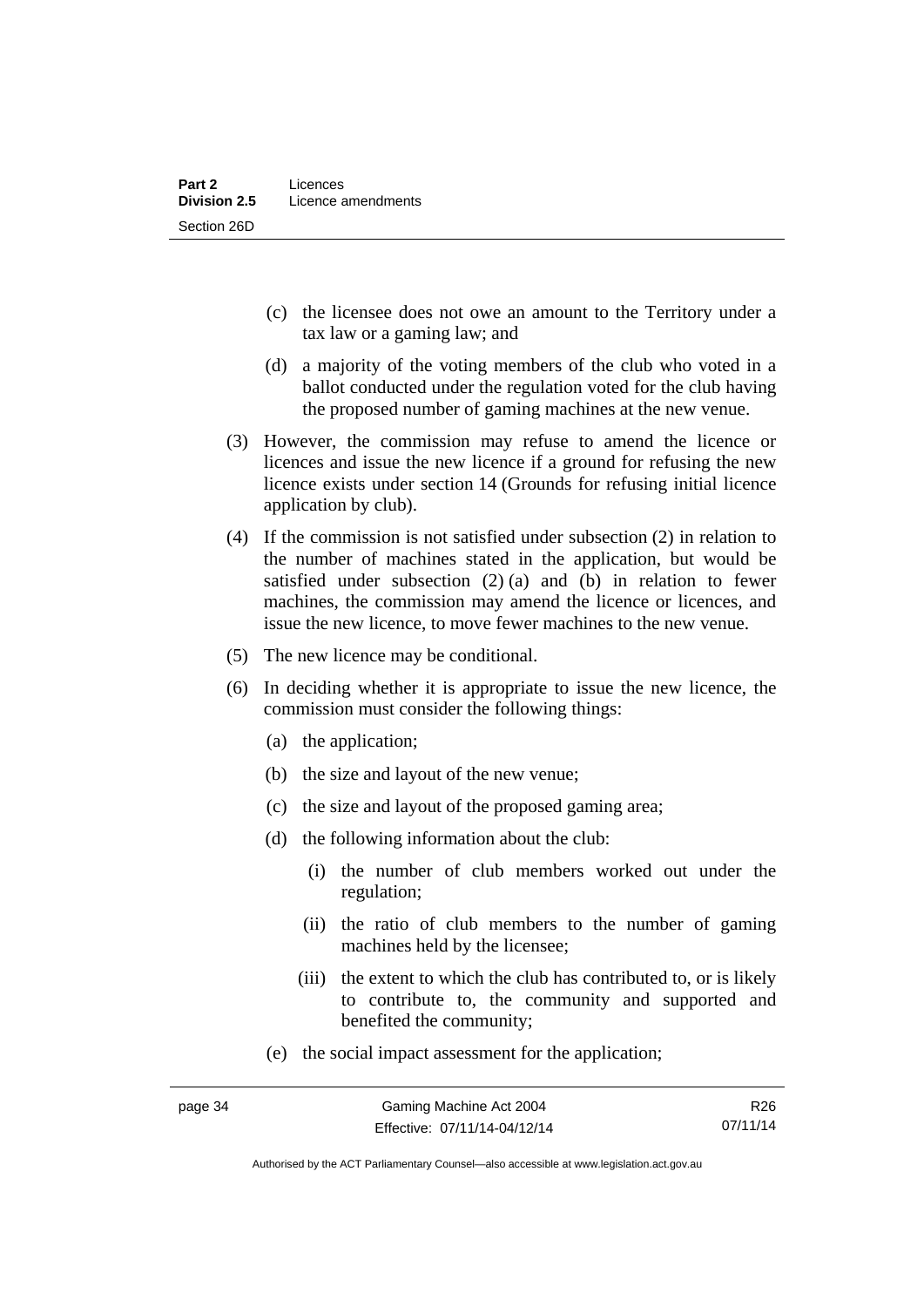(c) the licensee does not owe an amount to the Territory under a tax law or a gaming law; and

(d) a majority of the voting members of the club who voted in a ballot conducted under the regulation voted for the club having the proposed number of gaming machines at the new venue.

(3) However, the commission may refuse to amend the licence or licences and issue the new licence if a ground for refusing the new licence exists under section 14 (Grounds for refusing initial licence application by club).

(4) If the commission is not satisfied under subsection (2) in relation to the number of machines stated in the application, but would be satisfied under subsection (2) (a) and (b) in relation to fewer machines, the commission may amend the licence or licences, and issue the new licence, to move fewer machines to the new venue.

(5) The new licence may be conditional.

(6) In deciding whether it is appropriate to issue the new licence, the commission must consider the following things:

(a) the application;

(b) the size and layout of the new venue;

(c) the size and layout of the proposed gaming area;

(d) the following information about the club:

(i) the number of club members worked out under the regulation;

(ii) the ratio of club members to the number of gaming machines held by the licensee;

(iii) the extent to which the club has contributed to, or is likely to contribute to, the community and supported and benefited the community;

(e) the social impact assessment for the application;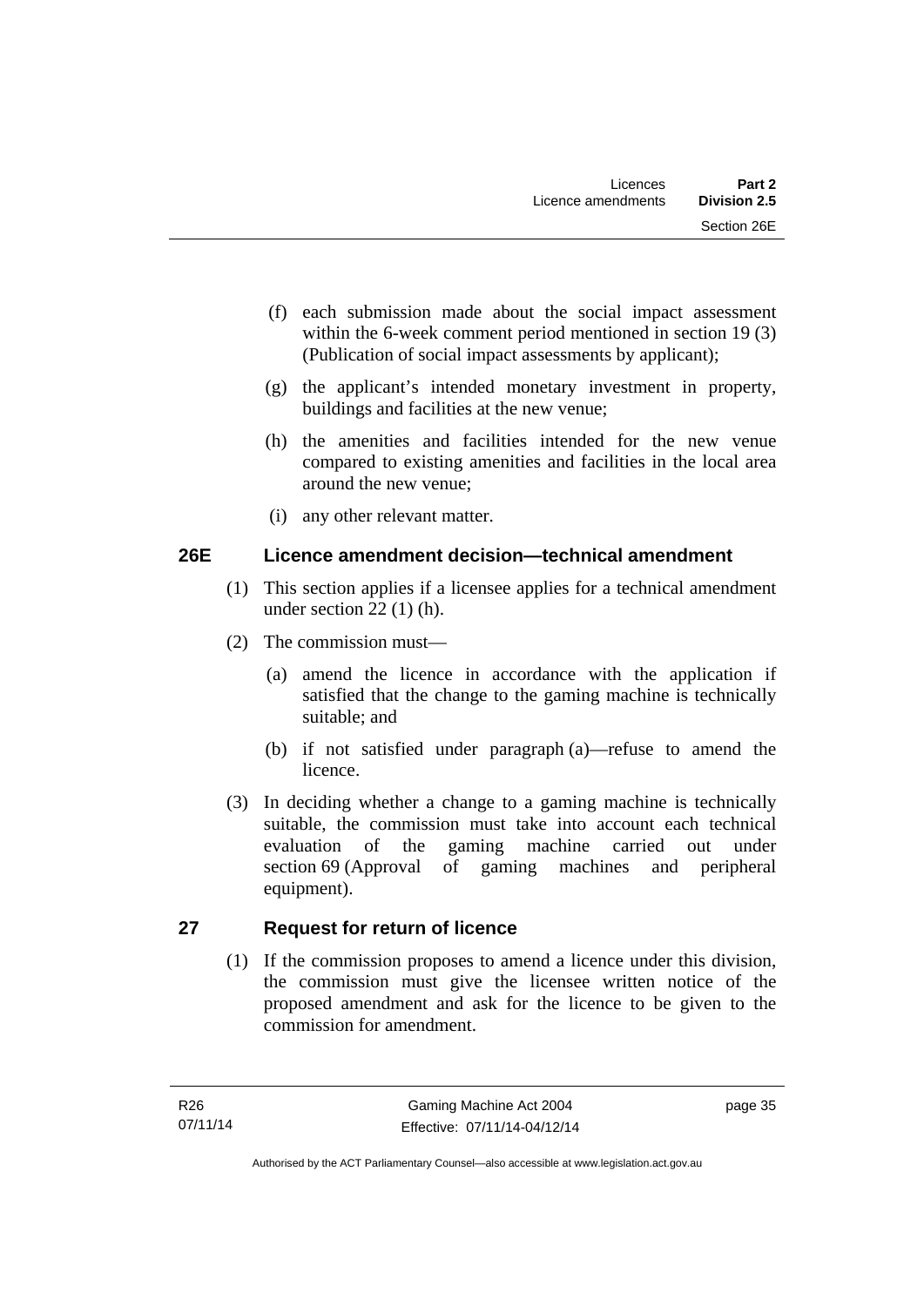(f) each submission made about the social impact assessment within the 6-week comment period mentioned in section 19 (3) (Publication of social impact assessments by applicant);

(g) the applicant's intended monetary investment in property, buildings and facilities at the new venue;

(h) the amenities and facilities intended for the new venue compared to existing amenities and facilities in the local area around the new venue;

(i) any other relevant matter.

### 26E Licence amendment decision—technical amendment

(1) This section applies if a licensee applies for a technical amendment under section 22 (1) (h).

(2) The commission must—

(a) amend the licence in accordance with the application if satisfied that the change to the gaming machine is technically suitable; and

(b) if not satisfied under paragraph (a)—refuse to amend the licence.

(3) In deciding whether a change to a gaming machine is technically suitable, the commission must take into account each technical evaluation of the gaming machine carried out under section 69 (Approval of gaming machines and peripheral equipment).

### 27 Request for return of licence

(1) If the commission proposes to amend a licence under this division, the commission must give the licensee written notice of the proposed amendment and ask for the licence to be given to the commission for amendment.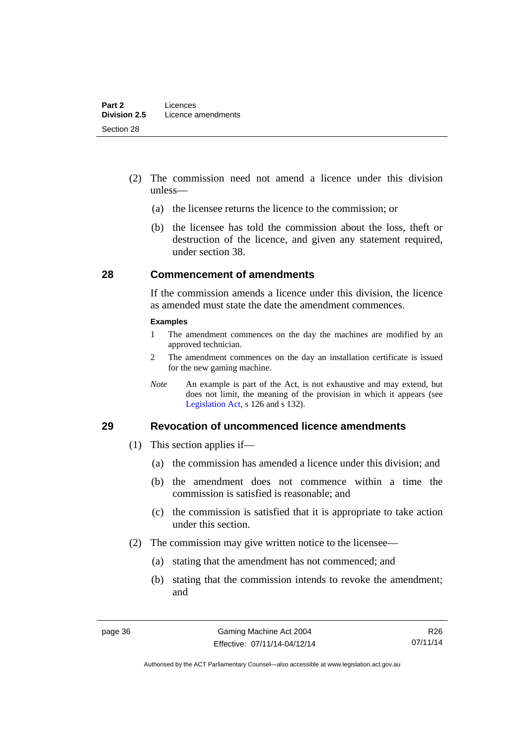(2) The commission need not amend a licence under this division unless—

(a) the licensee returns the licence to the commission; or

(b) the licensee has told the commission about the loss, theft or destruction of the licence, and given any statement required, under section 38.

## 28 Commencement of amendments

If the commission amends a licence under this division, the licence as amended must state the date the amendment commences.

**Examples**

1 The amendment commences on the day the machines are modified by an approved technician.

2 The amendment commences on the day an installation certificate is issued for the new gaming machine.

*Note* An example is part of the Act, is not exhaustive and may extend, but does not limit, the meaning of the provision in which it appears (see Legislation Act, s 126 and s 132).

## 29 Revocation of uncommenced licence amendments

(1) This section applies if—

(a) the commission has amended a licence under this division; and

(b) the amendment does not commence within a time the commission is satisfied is reasonable; and

(c) the commission is satisfied that it is appropriate to take action under this section.

(2) The commission may give written notice to the licensee—

(a) stating that the amendment has not commenced; and

(b) stating that the commission intends to revoke the amendment; and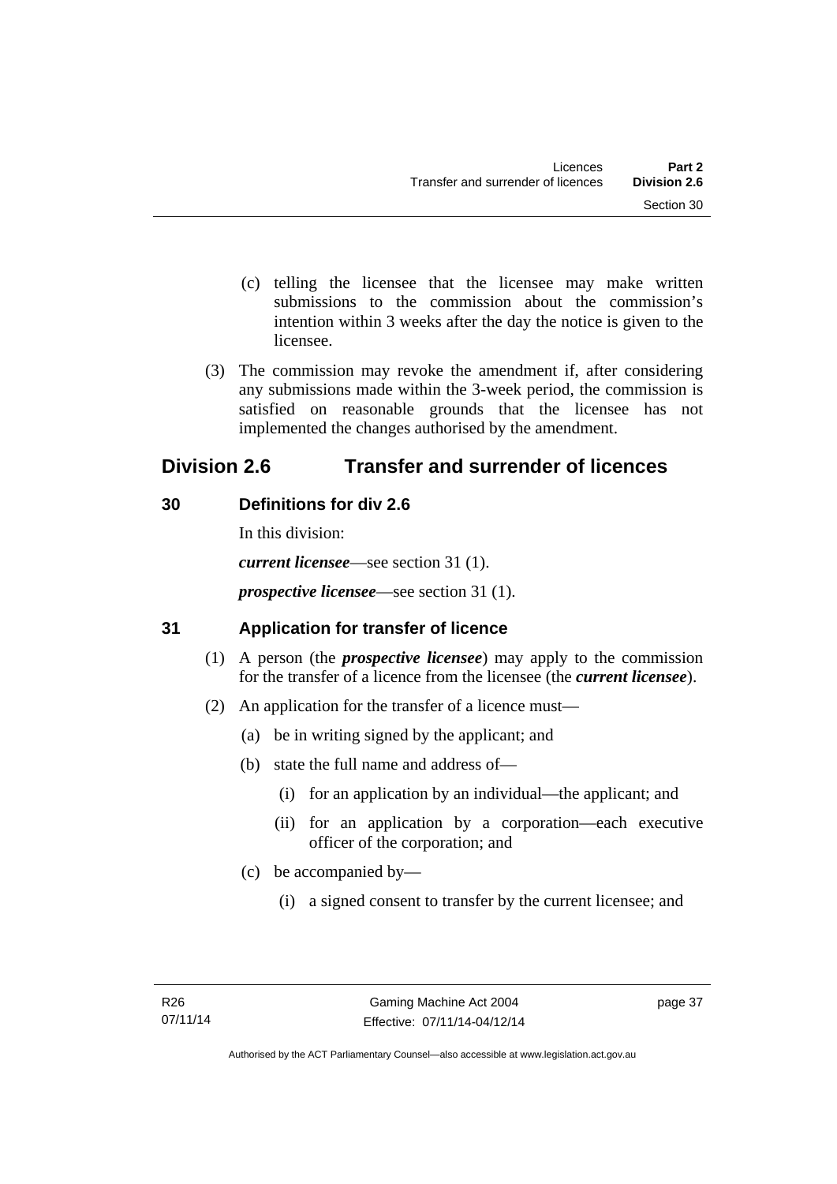(c) telling the licensee that the licensee may make written submissions to the commission about the commission's intention within 3 weeks after the day the notice is given to the licensee.

(3) The commission may revoke the amendment if, after considering any submissions made within the 3-week period, the commission is satisfied on reasonable grounds that the licensee has not implemented the changes authorised by the amendment.

## Division 2.6 Transfer and surrender of licences

### 30 Definitions for div 2.6

In this division:

***current licensee***—see section 31 (1).

***prospective licensee***—see section 31 (1).

### 31 Application for transfer of licence

(1) A person (the ***prospective licensee***) may apply to the commission for the transfer of a licence from the licensee (the ***current licensee***).

(2) An application for the transfer of a licence must—

(a) be in writing signed by the applicant; and

(b) state the full name and address of—

(i) for an application by an individual—the applicant; and

(ii) for an application by a corporation—each executive officer of the corporation; and

(c) be accompanied by—

(i) a signed consent to transfer by the current licensee; and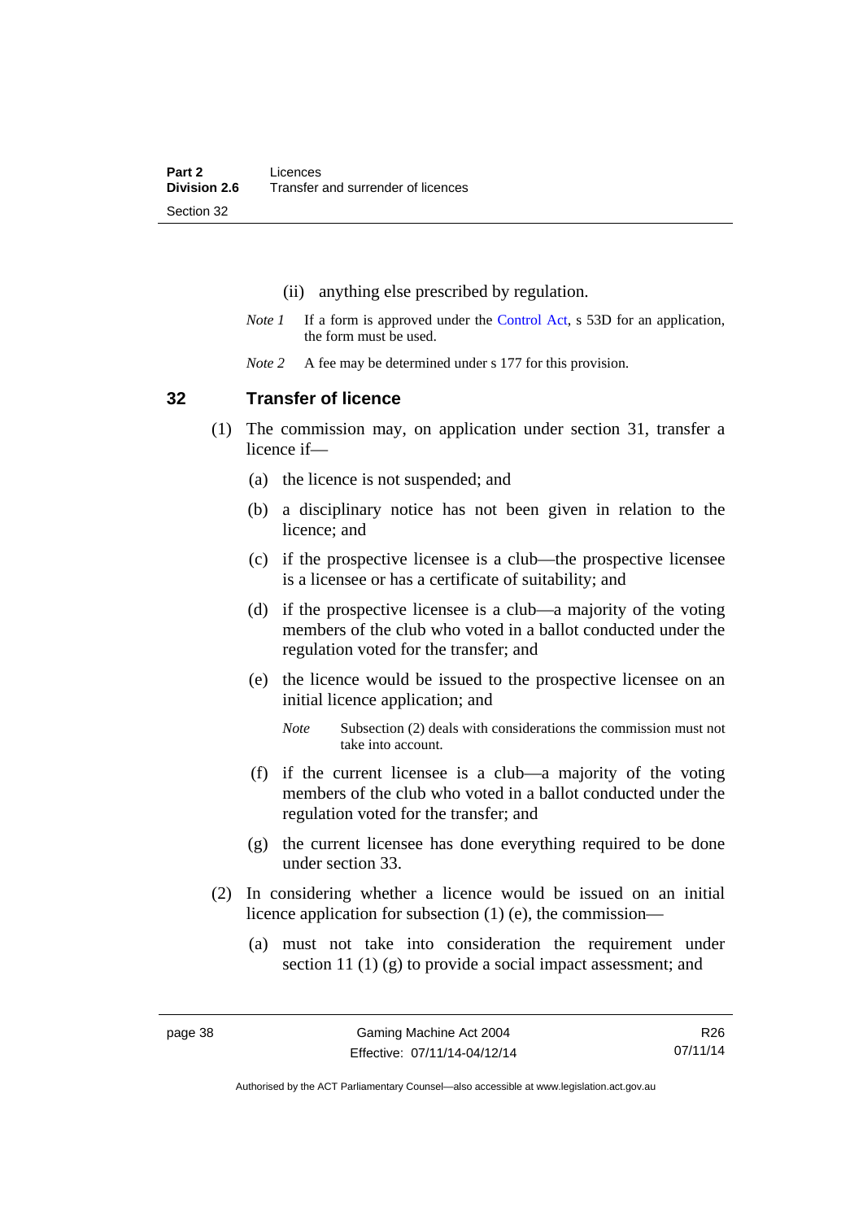(ii) anything else prescribed by regulation.

*Note 1* If a form is approved under the Control Act, s 53D for an application, the form must be used.

*Note 2* A fee may be determined under s 177 for this provision.

## 32 Transfer of licence

(1) The commission may, on application under section 31, transfer a licence if—

(a) the licence is not suspended; and

(b) a disciplinary notice has not been given in relation to the licence; and

(c) if the prospective licensee is a club—the prospective licensee is a licensee or has a certificate of suitability; and

(d) if the prospective licensee is a club—a majority of the voting members of the club who voted in a ballot conducted under the regulation voted for the transfer; and

(e) the licence would be issued to the prospective licensee on an initial licence application; and

*Note* Subsection (2) deals with considerations the commission must not take into account.

(f) if the current licensee is a club—a majority of the voting members of the club who voted in a ballot conducted under the regulation voted for the transfer; and

(g) the current licensee has done everything required to be done under section 33.

(2) In considering whether a licence would be issued on an initial licence application for subsection (1) (e), the commission—

(a) must not take into consideration the requirement under section 11 (1) (g) to provide a social impact assessment; and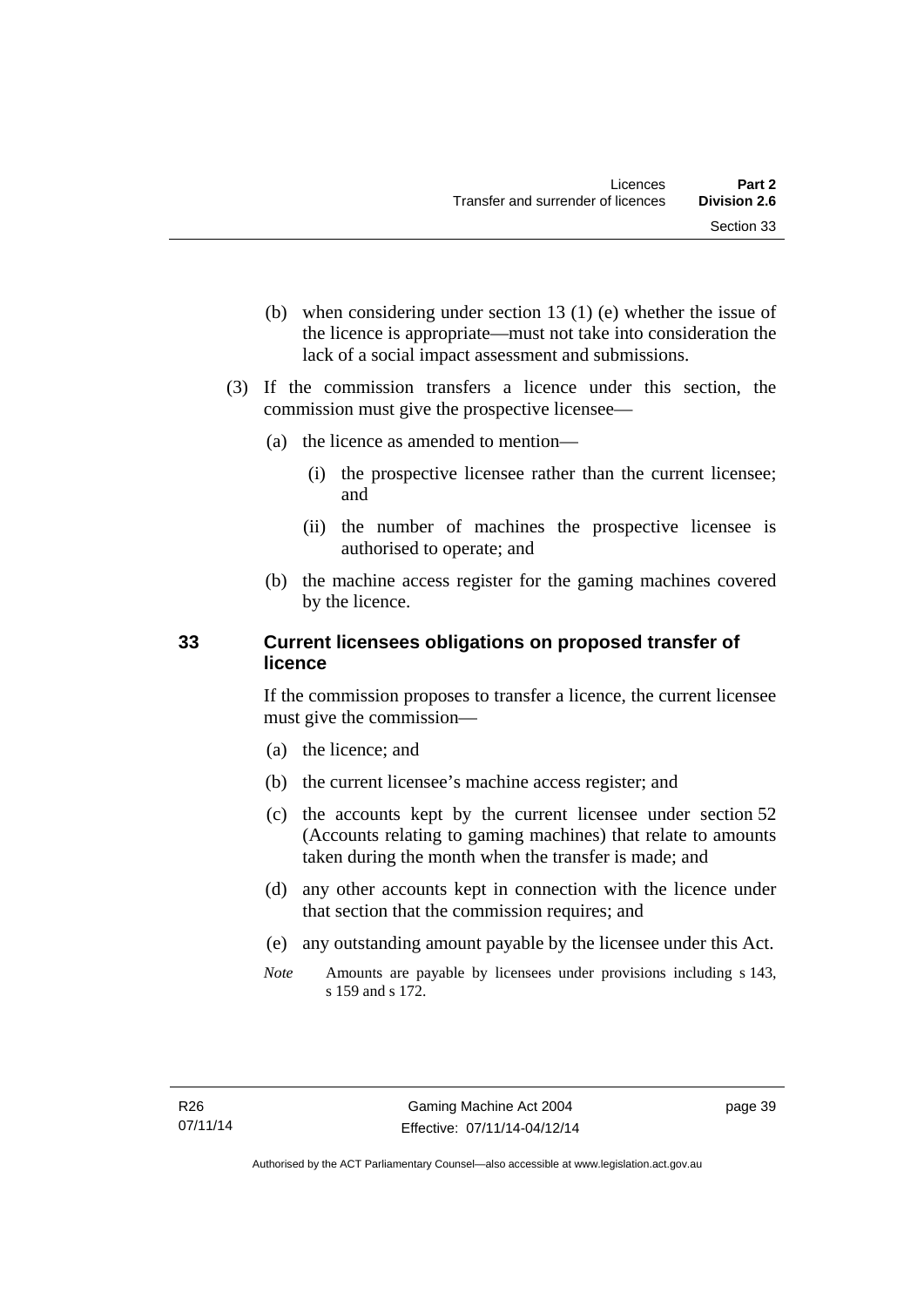(b) when considering under section 13 (1) (e) whether the issue of the licence is appropriate—must not take into consideration the lack of a social impact assessment and submissions.

(3) If the commission transfers a licence under this section, the commission must give the prospective licensee—

(a) the licence as amended to mention—

(i) the prospective licensee rather than the current licensee; and

(ii) the number of machines the prospective licensee is authorised to operate; and

(b) the machine access register for the gaming machines covered by the licence.

### 33 Current licensees obligations on proposed transfer of licence

If the commission proposes to transfer a licence, the current licensee must give the commission—

(a) the licence; and

(b) the current licensee's machine access register; and

(c) the accounts kept by the current licensee under section 52 (Accounts relating to gaming machines) that relate to amounts taken during the month when the transfer is made; and

(d) any other accounts kept in connection with the licence under that section that the commission requires; and

(e) any outstanding amount payable by the licensee under this Act.

*Note* Amounts are payable by licensees under provisions including s 143, s 159 and s 172.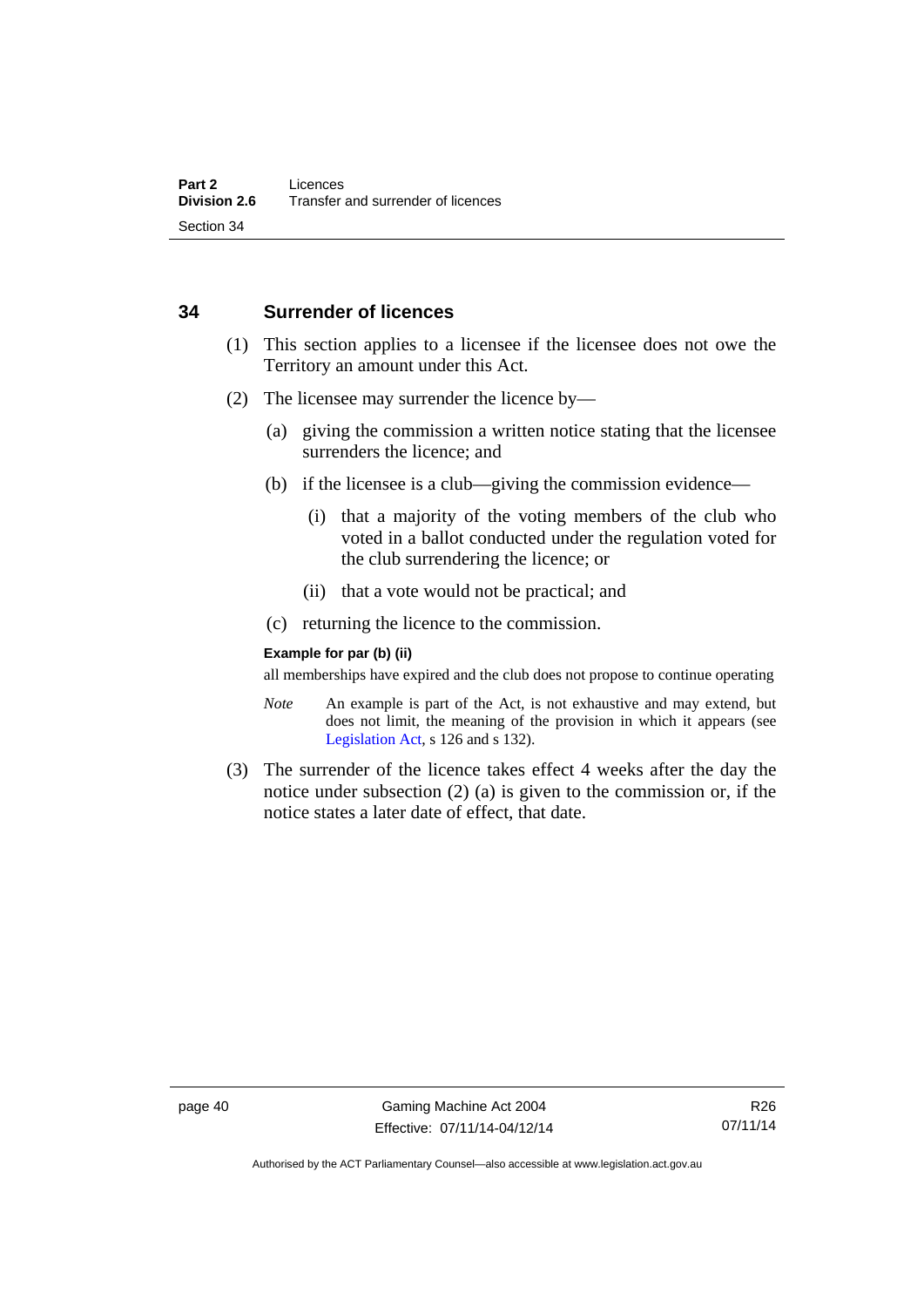## 34 Surrender of licences

(1) This section applies to a licensee if the licensee does not owe the Territory an amount under this Act.

(2) The licensee may surrender the licence by—

(a) giving the commission a written notice stating that the licensee surrenders the licence; and

(b) if the licensee is a club—giving the commission evidence—

(i) that a majority of the voting members of the club who voted in a ballot conducted under the regulation voted for the club surrendering the licence; or

(ii) that a vote would not be practical; and

(c) returning the licence to the commission.

**Example for par (b) (ii)**

all memberships have expired and the club does not propose to continue operating

*Note* An example is part of the Act, is not exhaustive and may extend, but does not limit, the meaning of the provision in which it appears (see Legislation Act, s 126 and s 132).

(3) The surrender of the licence takes effect 4 weeks after the day the notice under subsection (2) (a) is given to the commission or, if the notice states a later date of effect, that date.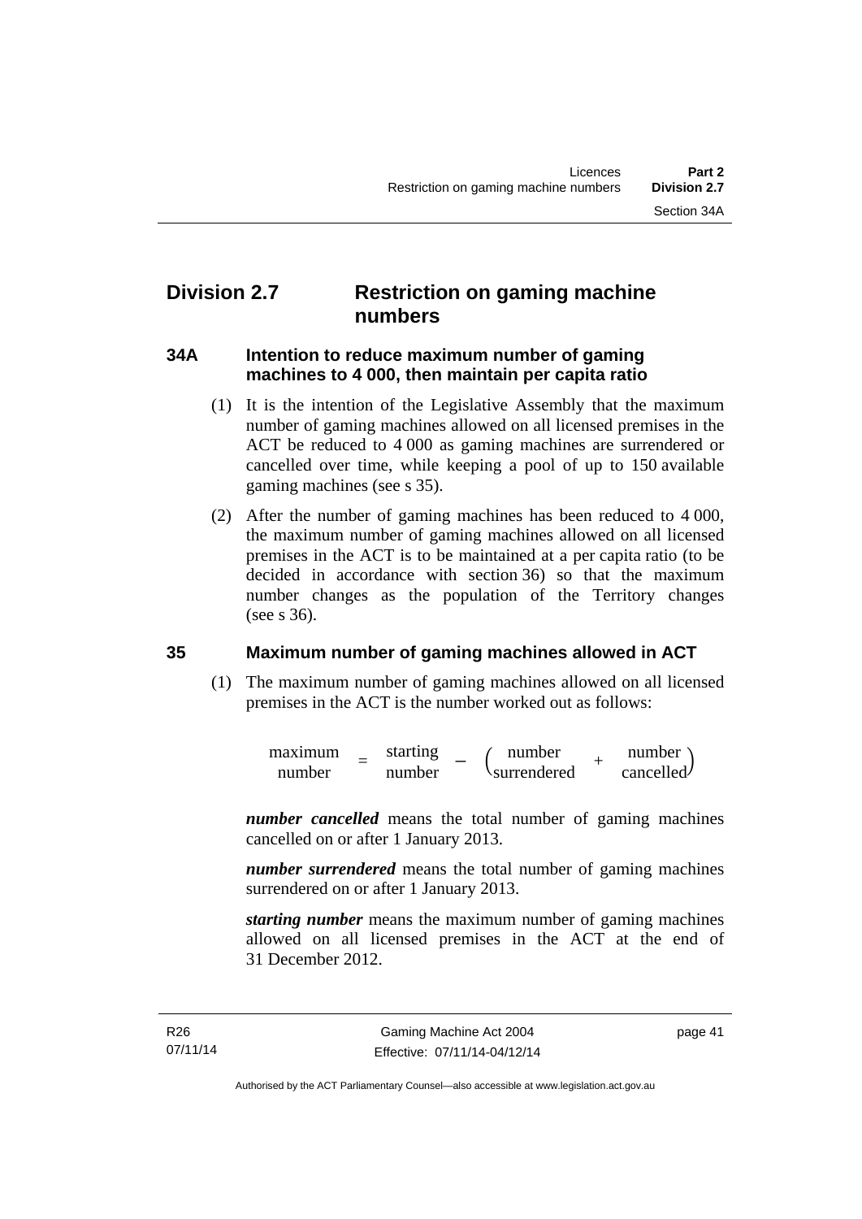## Division 2.7 Restriction on gaming machine numbers

### 34A Intention to reduce maximum number of gaming machines to 4 000, then maintain per capita ratio

(1) It is the intention of the Legislative Assembly that the maximum number of gaming machines allowed on all licensed premises in the ACT be reduced to 4 000 as gaming machines are surrendered or cancelled over time, while keeping a pool of up to 150 available gaming machines (see s 35).

(2) After the number of gaming machines has been reduced to 4 000, the maximum number of gaming machines allowed on all licensed premises in the ACT is to be maintained at a per capita ratio (to be decided in accordance with section 36) so that the maximum number changes as the population of the Territory changes (see s 36).

### 35 Maximum number of gaming machines allowed in ACT

(1) The maximum number of gaming machines allowed on all licensed premises in the ACT is the number worked out as follows:

$$\text{maximum number} = \text{starting number} - \left(\text{number surrendered} + \text{number cancelled}\right)$$

***number cancelled*** means the total number of gaming machines cancelled on or after 1 January 2013.

***number surrendered*** means the total number of gaming machines surrendered on or after 1 January 2013.

***starting number*** means the maximum number of gaming machines allowed on all licensed premises in the ACT at the end of 31 December 2012.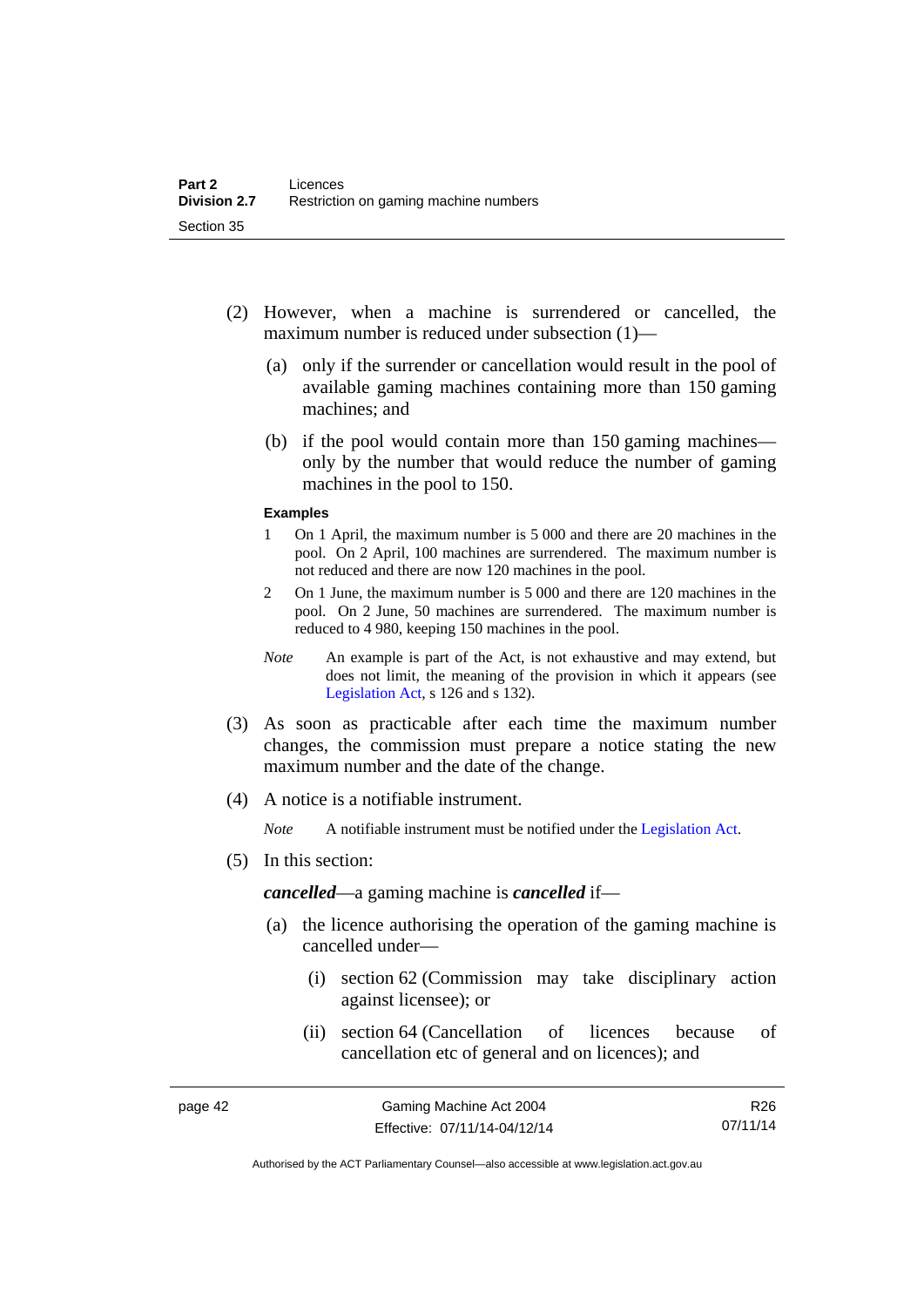(2) However, when a machine is surrendered or cancelled, the maximum number is reduced under subsection (1)—

(a) only if the surrender or cancellation would result in the pool of available gaming machines containing more than 150 gaming machines; and

(b) if the pool would contain more than 150 gaming machines—only by the number that would reduce the number of gaming machines in the pool to 150.

**Examples**

1 On 1 April, the maximum number is 5 000 and there are 20 machines in the pool. On 2 April, 100 machines are surrendered. The maximum number is not reduced and there are now 120 machines in the pool.

2 On 1 June, the maximum number is 5 000 and there are 120 machines in the pool. On 2 June, 50 machines are surrendered. The maximum number is reduced to 4 980, keeping 150 machines in the pool.

*Note* An example is part of the Act, is not exhaustive and may extend, but does not limit, the meaning of the provision in which it appears (see Legislation Act, s 126 and s 132).

(3) As soon as practicable after each time the maximum number changes, the commission must prepare a notice stating the new maximum number and the date of the change.

(4) A notice is a notifiable instrument.

*Note* A notifiable instrument must be notified under the Legislation Act.

(5) In this section:

***cancelled***—a gaming machine is ***cancelled*** if—

(a) the licence authorising the operation of the gaming machine is cancelled under—

(i) section 62 (Commission may take disciplinary action against licensee); or

(ii) section 64 (Cancellation of licences because of cancellation etc of general and on licences); and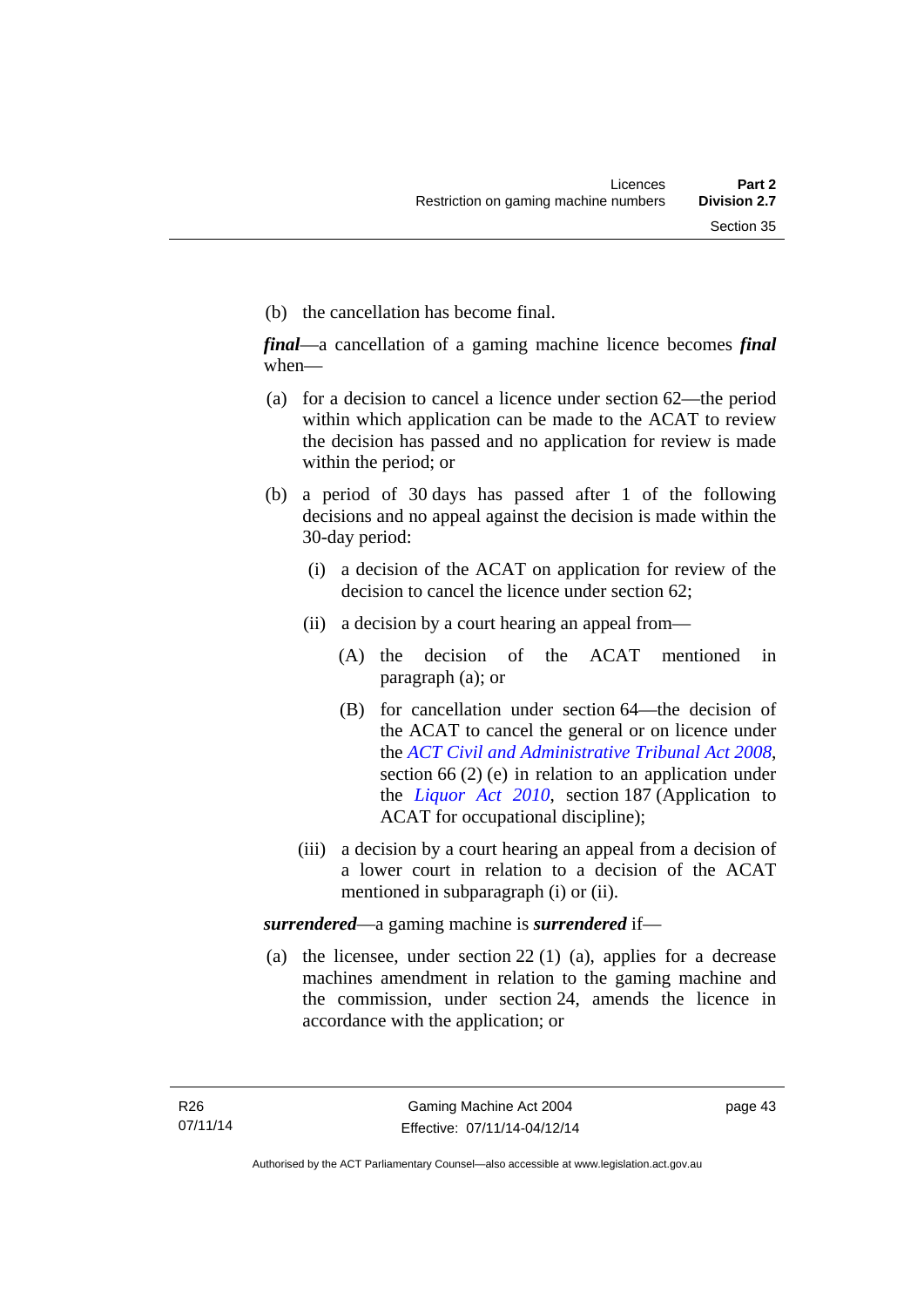(b) the cancellation has become final.

***final***—a cancellation of a gaming machine licence becomes ***final*** when—

(a) for a decision to cancel a licence under section 62—the period within which application can be made to the ACAT to review the decision has passed and no application for review is made within the period; or

(b) a period of 30 days has passed after 1 of the following decisions and no appeal against the decision is made within the 30-day period:

(i) a decision of the ACAT on application for review of the decision to cancel the licence under section 62;

(ii) a decision by a court hearing an appeal from—

(A) the decision of the ACAT mentioned in paragraph (a); or

(B) for cancellation under section 64—the decision of the ACAT to cancel the general or on licence under the *ACT Civil and Administrative Tribunal Act 2008*, section 66 (2) (e) in relation to an application under the *Liquor Act 2010*, section 187 (Application to ACAT for occupational discipline);

(iii) a decision by a court hearing an appeal from a decision of a lower court in relation to a decision of the ACAT mentioned in subparagraph (i) or (ii).

***surrendered***—a gaming machine is ***surrendered*** if—

(a) the licensee, under section 22 (1) (a), applies for a decrease machines amendment in relation to the gaming machine and the commission, under section 24, amends the licence in accordance with the application; or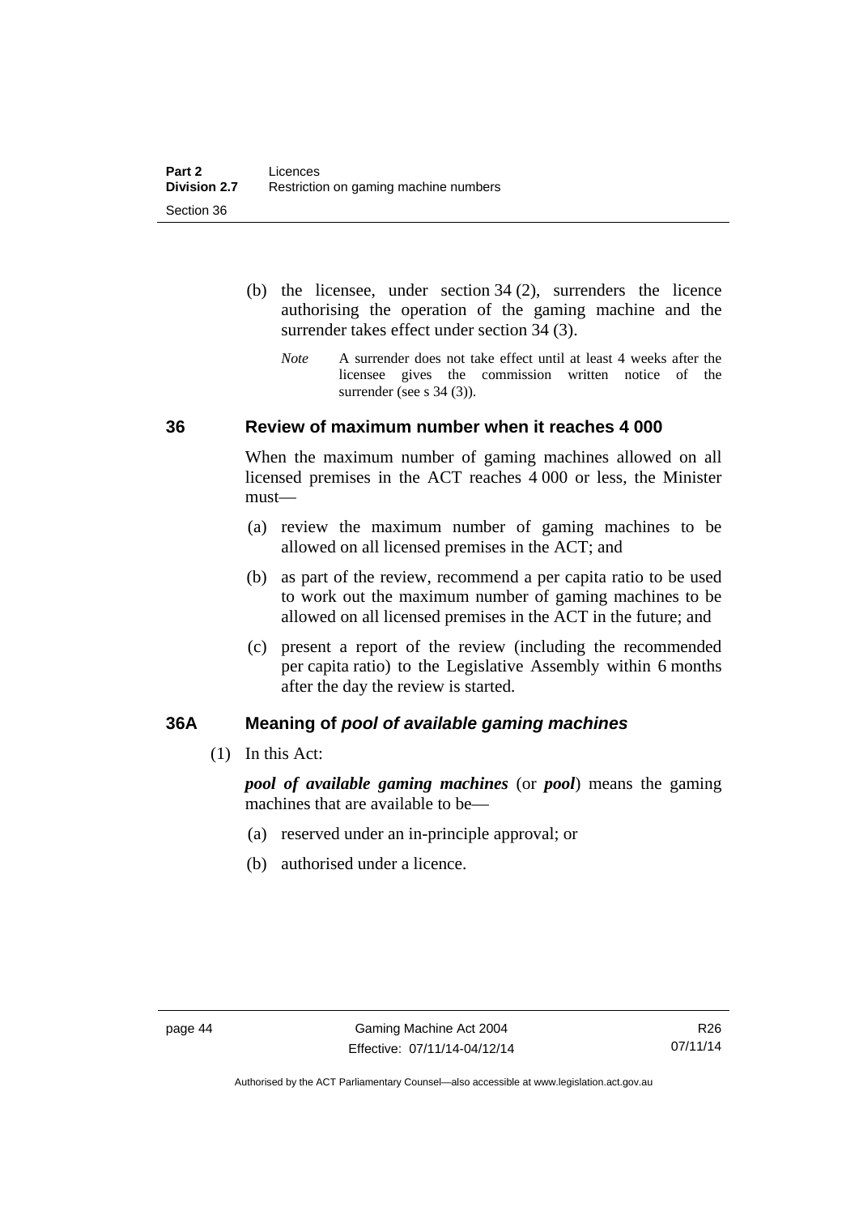(b) the licensee, under section 34 (2), surrenders the licence authorising the operation of the gaming machine and the surrender takes effect under section 34 (3).

*Note* A surrender does not take effect until at least 4 weeks after the licensee gives the commission written notice of the surrender (see s 34 (3)).

### 36 Review of maximum number when it reaches 4 000

When the maximum number of gaming machines allowed on all licensed premises in the ACT reaches 4 000 or less, the Minister must—

(a) review the maximum number of gaming machines to be allowed on all licensed premises in the ACT; and

(b) as part of the review, recommend a per capita ratio to be used to work out the maximum number of gaming machines to be allowed on all licensed premises in the ACT in the future; and

(c) present a report of the review (including the recommended per capita ratio) to the Legislative Assembly within 6 months after the day the review is started.

### 36A Meaning of *pool of available gaming machines*

(1) In this Act:

***pool of available gaming machines*** (or ***pool***) means the gaming machines that are available to be—

(a) reserved under an in-principle approval; or

(b) authorised under a licence.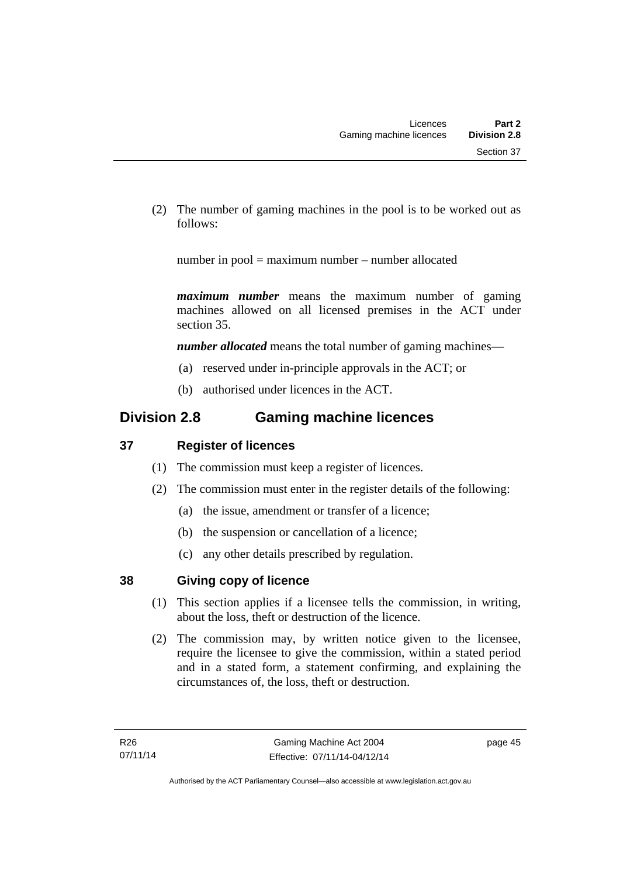(2) The number of gaming machines in the pool is to be worked out as follows:

number in pool = maximum number – number allocated

***maximum number*** means the maximum number of gaming machines allowed on all licensed premises in the ACT under section 35.

***number allocated*** means the total number of gaming machines—

(a) reserved under in-principle approvals in the ACT; or

(b) authorised under licences in the ACT.

## Division 2.8 Gaming machine licences

### 37 Register of licences

(1) The commission must keep a register of licences.

(2) The commission must enter in the register details of the following:

(a) the issue, amendment or transfer of a licence;

(b) the suspension or cancellation of a licence;

(c) any other details prescribed by regulation.

### 38 Giving copy of licence

(1) This section applies if a licensee tells the commission, in writing, about the loss, theft or destruction of the licence.

(2) The commission may, by written notice given to the licensee, require the licensee to give the commission, within a stated period and in a stated form, a statement confirming, and explaining the circumstances of, the loss, theft or destruction.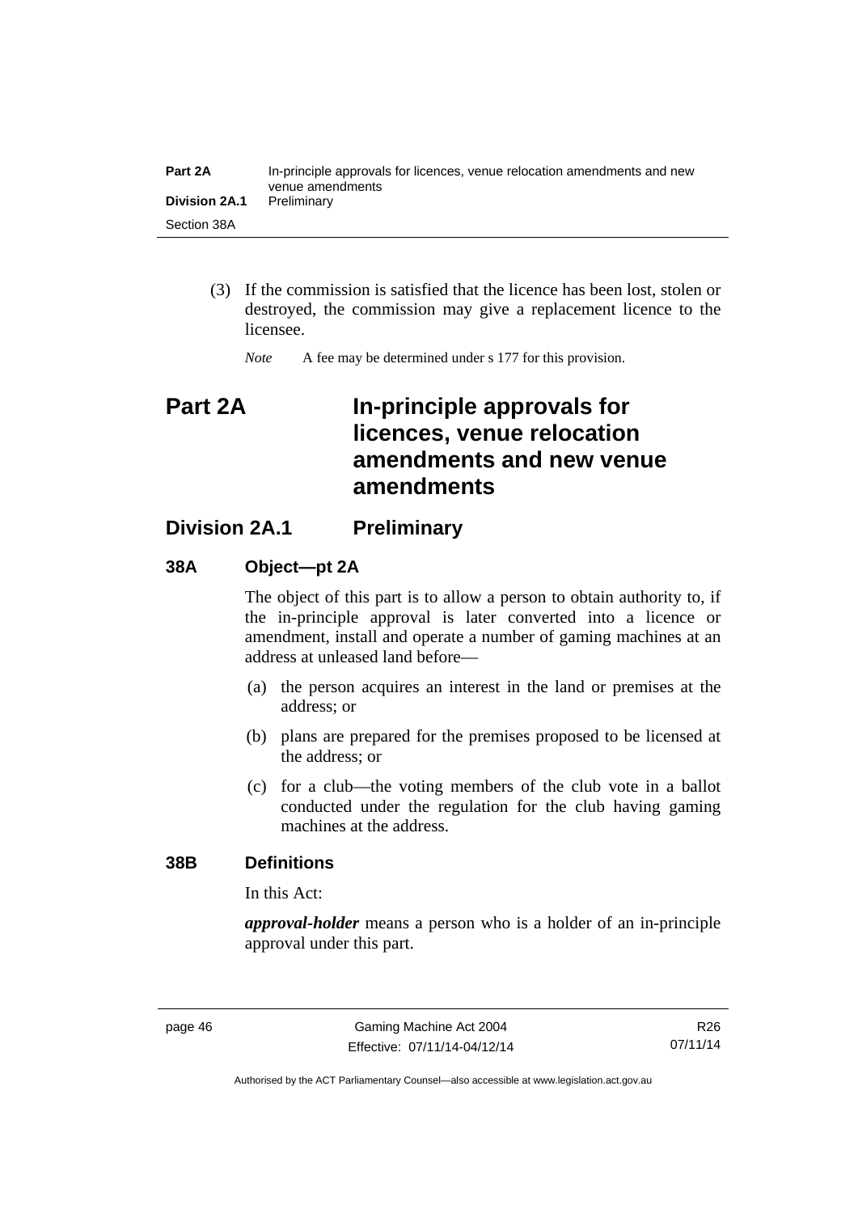(3) If the commission is satisfied that the licence has been lost, stolen or destroyed, the commission may give a replacement licence to the licensee.

*Note* A fee may be determined under s 177 for this provision.

# Part 2A In-principle approvals for licences, venue relocation amendments and new venue amendments

## Division 2A.1 Preliminary

### 38A Object—pt 2A

The object of this part is to allow a person to obtain authority to, if the in-principle approval is later converted into a licence or amendment, install and operate a number of gaming machines at an address at unleased land before—

(a) the person acquires an interest in the land or premises at the address; or

(b) plans are prepared for the premises proposed to be licensed at the address; or

(c) for a club—the voting members of the club vote in a ballot conducted under the regulation for the club having gaming machines at the address.

### 38B Definitions

In this Act:

***approval-holder*** means a person who is a holder of an in-principle approval under this part.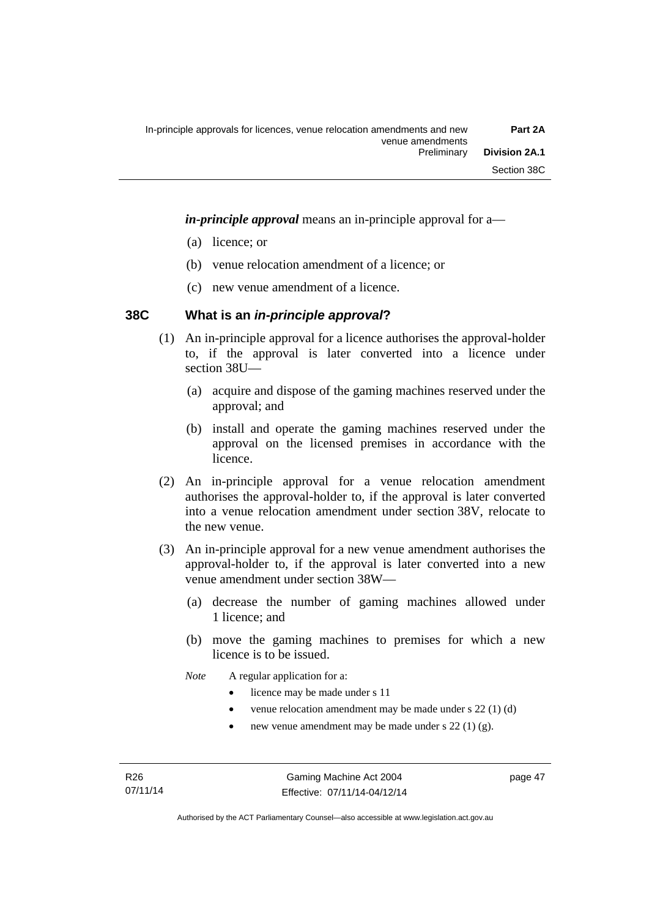***in-principle approval*** means an in-principle approval for a—

(a) licence; or

(b) venue relocation amendment of a licence; or

(c) new venue amendment of a licence.

### 38C What is an *in-principle approval*?

(1) An in-principle approval for a licence authorises the approval-holder to, if the approval is later converted into a licence under section 38U—

(a) acquire and dispose of the gaming machines reserved under the approval; and

(b) install and operate the gaming machines reserved under the approval on the licensed premises in accordance with the licence.

(2) An in-principle approval for a venue relocation amendment authorises the approval-holder to, if the approval is later converted into a venue relocation amendment under section 38V, relocate to the new venue.

(3) An in-principle approval for a new venue amendment authorises the approval-holder to, if the approval is later converted into a new venue amendment under section 38W—

(a) decrease the number of gaming machines allowed under 1 licence; and

(b) move the gaming machines to premises for which a new licence is to be issued.

*Note* A regular application for a:

- licence may be made under s 11
- venue relocation amendment may be made under s 22 (1) (d)
- new venue amendment may be made under s 22 (1) (g).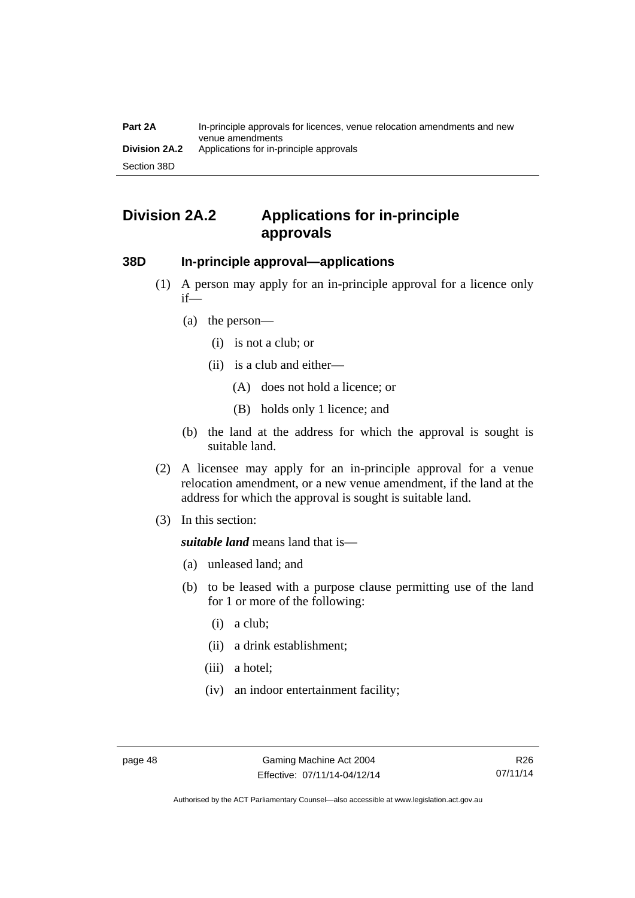## Division 2A.2 Applications for in-principle approvals

### 38D In-principle approval—applications

(1) A person may apply for an in-principle approval for a licence only if—

(a) the person—

(i) is not a club; or

(ii) is a club and either—

(A) does not hold a licence; or

(B) holds only 1 licence; and

(b) the land at the address for which the approval is sought is suitable land.

(2) A licensee may apply for an in-principle approval for a venue relocation amendment, or a new venue amendment, if the land at the address for which the approval is sought is suitable land.

(3) In this section:

***suitable land*** means land that is—

(a) unleased land; and

(b) to be leased with a purpose clause permitting use of the land for 1 or more of the following:

(i) a club;

(ii) a drink establishment;

(iii) a hotel;

(iv) an indoor entertainment facility;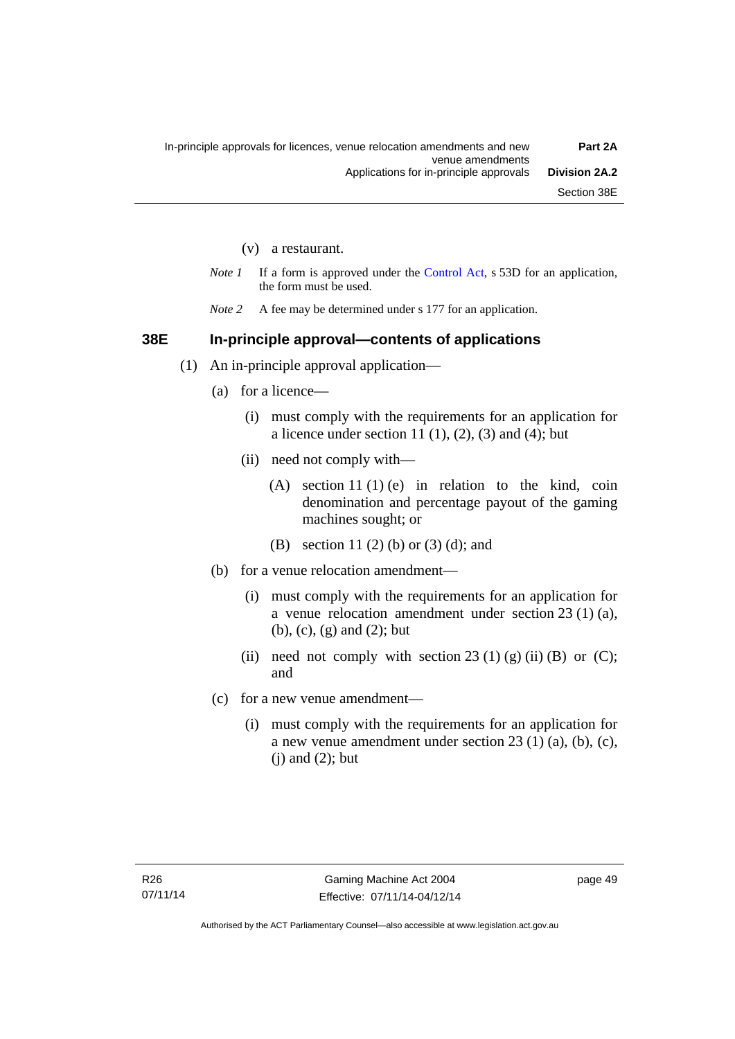(v) a restaurant.

*Note 1* If a form is approved under the Control Act, s 53D for an application, the form must be used.

*Note 2* A fee may be determined under s 177 for an application.

### 38E In-principle approval—contents of applications

(1) An in-principle approval application—

(a) for a licence—

(i) must comply with the requirements for an application for a licence under section 11 (1), (2), (3) and (4); but

(ii) need not comply with—

(A) section 11 (1) (e) in relation to the kind, coin denomination and percentage payout of the gaming machines sought; or

(B) section 11 (2) (b) or (3) (d); and

(b) for a venue relocation amendment—

(i) must comply with the requirements for an application for a venue relocation amendment under section 23 (1) (a), (b), (c), (g) and (2); but

(ii) need not comply with section 23 (1) (g) (ii) (B) or (C); and

(c) for a new venue amendment—

(i) must comply with the requirements for an application for a new venue amendment under section 23 (1) (a), (b), (c), (j) and (2); but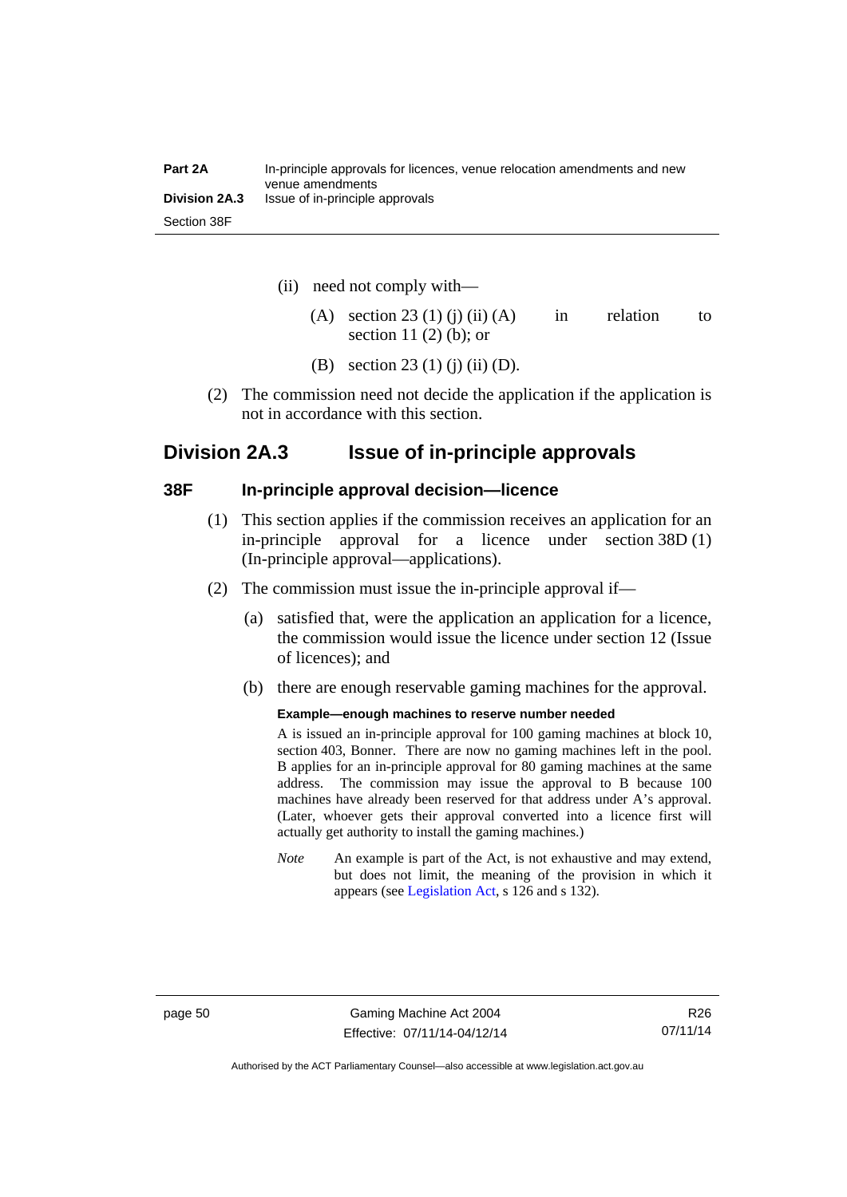(ii) need not comply with—

(A) section 23 (1) (j) (ii) (A) in relation to section 11 (2) (b); or

(B) section 23 (1) (j) (ii) (D).

(2) The commission need not decide the application if the application is not in accordance with this section.

## Division 2A.3 Issue of in-principle approvals

### 38F In-principle approval decision—licence

(1) This section applies if the commission receives an application for an in-principle approval for a licence under section 38D (1) (In-principle approval—applications).

(2) The commission must issue the in-principle approval if—

(a) satisfied that, were the application an application for a licence, the commission would issue the licence under section 12 (Issue of licences); and

(b) there are enough reservable gaming machines for the approval.

**Example—enough machines to reserve number needed**

A is issued an in-principle approval for 100 gaming machines at block 10, section 403, Bonner. There are now no gaming machines left in the pool. B applies for an in-principle approval for 80 gaming machines at the same address. The commission may issue the approval to B because 100 machines have already been reserved for that address under A's approval. (Later, whoever gets their approval converted into a licence first will actually get authority to install the gaming machines.)

*Note* An example is part of the Act, is not exhaustive and may extend, but does not limit, the meaning of the provision in which it appears (see Legislation Act, s 126 and s 132).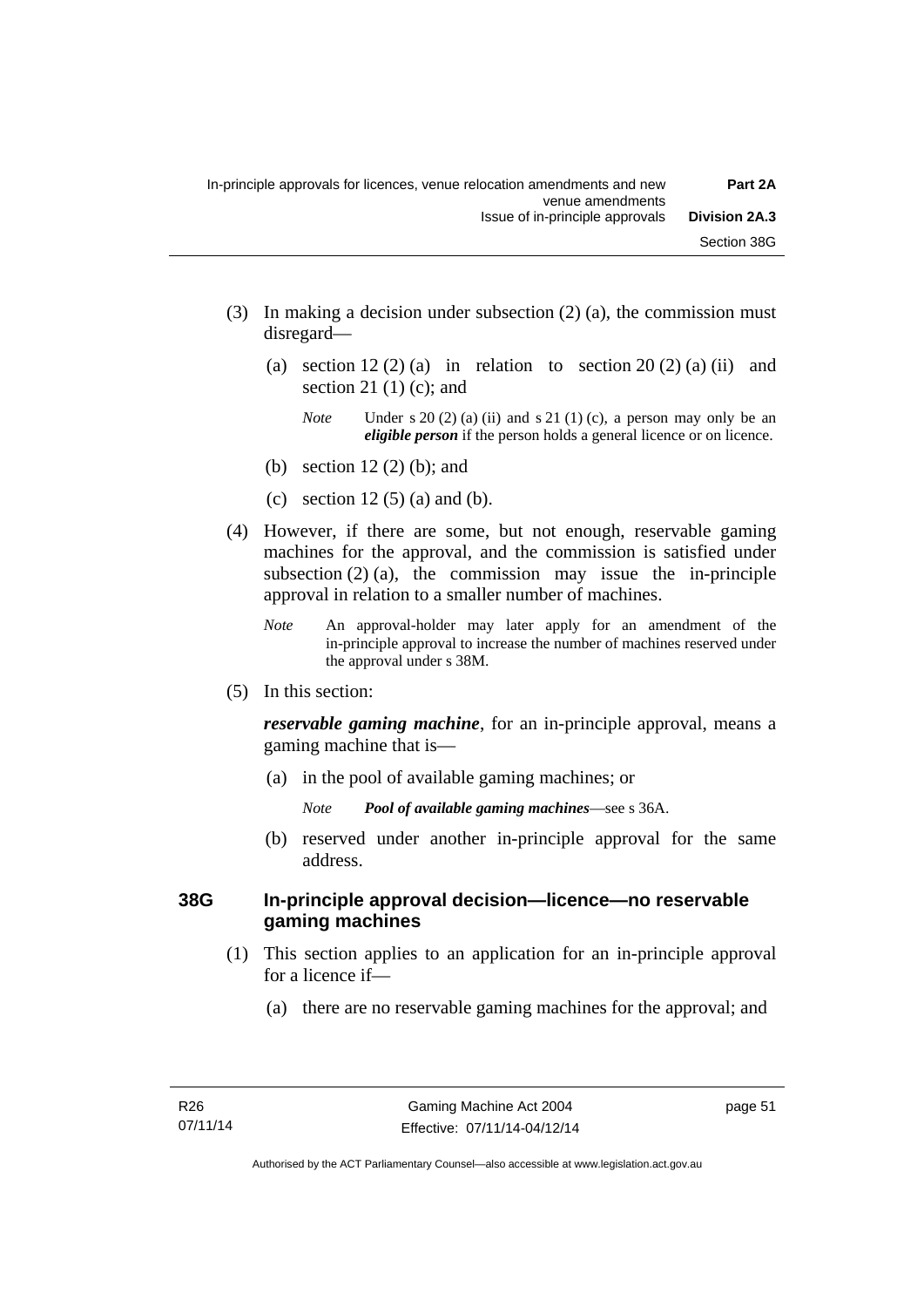(3) In making a decision under subsection (2) (a), the commission must disregard—

(a) section 12 (2) (a) in relation to section 20 (2) (a) (ii) and section 21 (1) (c); and

*Note* Under s 20 (2) (a) (ii) and s 21 (1) (c), a person may only be an ***eligible person*** if the person holds a general licence or on licence.

(b) section 12 (2) (b); and

(c) section 12 (5) (a) and (b).

(4) However, if there are some, but not enough, reservable gaming machines for the approval, and the commission is satisfied under subsection (2) (a), the commission may issue the in-principle approval in relation to a smaller number of machines.

*Note* An approval-holder may later apply for an amendment of the in-principle approval to increase the number of machines reserved under the approval under s 38M.

(5) In this section:

***reservable gaming machine***, for an in-principle approval, means a gaming machine that is—

(a) in the pool of available gaming machines; or

*Note* ***Pool of available gaming machines***—see s 36A.

(b) reserved under another in-principle approval for the same address.

## 38G In-principle approval decision—licence—no reservable gaming machines

(1) This section applies to an application for an in-principle approval for a licence if—

(a) there are no reservable gaming machines for the approval; and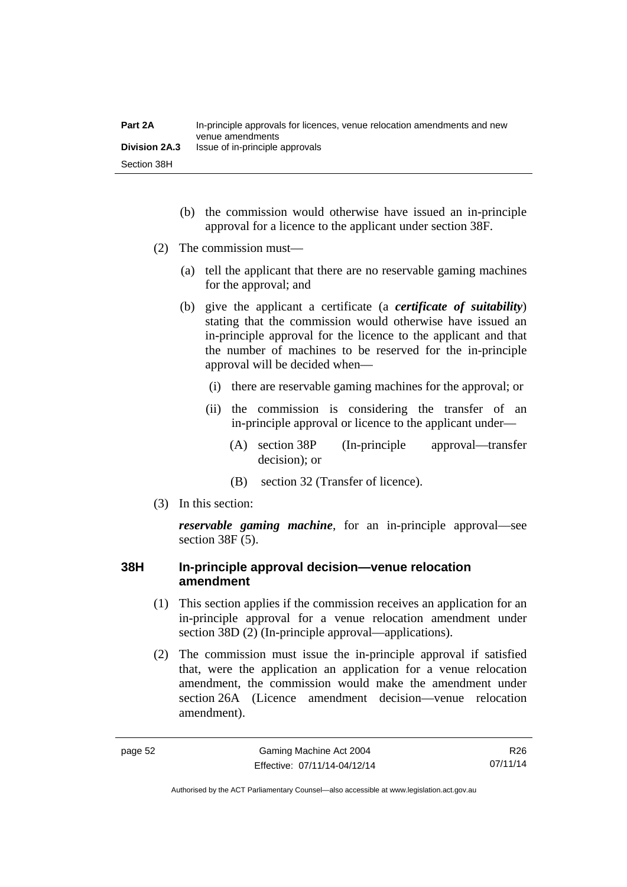(b) the commission would otherwise have issued an in-principle approval for a licence to the applicant under section 38F.

(2) The commission must—

(a) tell the applicant that there are no reservable gaming machines for the approval; and

(b) give the applicant a certificate (a ***certificate of suitability***) stating that the commission would otherwise have issued an in-principle approval for the licence to the applicant and that the number of machines to be reserved for the in-principle approval will be decided when—

(i) there are reservable gaming machines for the approval; or

(ii) the commission is considering the transfer of an in-principle approval or licence to the applicant under—

(A) section 38P (In-principle approval—transfer decision); or

(B) section 32 (Transfer of licence).

(3) In this section:

***reservable gaming machine***, for an in-principle approval—see section 38F (5).

### 38H In-principle approval decision—venue relocation amendment

(1) This section applies if the commission receives an application for an in-principle approval for a venue relocation amendment under section 38D (2) (In-principle approval—applications).

(2) The commission must issue the in-principle approval if satisfied that, were the application an application for a venue relocation amendment, the commission would make the amendment under section 26A (Licence amendment decision—venue relocation amendment).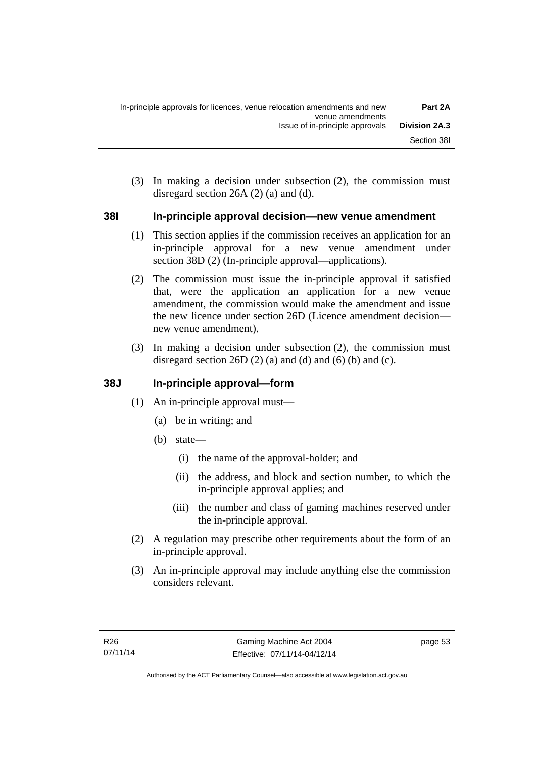(3) In making a decision under subsection (2), the commission must disregard section 26A (2) (a) and (d).

### 38I In-principle approval decision—new venue amendment

(1) This section applies if the commission receives an application for an in-principle approval for a new venue amendment under section 38D (2) (In-principle approval—applications).

(2) The commission must issue the in-principle approval if satisfied that, were the application an application for a new venue amendment, the commission would make the amendment and issue the new licence under section 26D (Licence amendment decision—new venue amendment).

(3) In making a decision under subsection (2), the commission must disregard section 26D (2) (a) and (d) and (6) (b) and (c).

### 38J In-principle approval—form

(1) An in-principle approval must—

(a) be in writing; and

(b) state—

(i) the name of the approval-holder; and

(ii) the address, and block and section number, to which the in-principle approval applies; and

(iii) the number and class of gaming machines reserved under the in-principle approval.

(2) A regulation may prescribe other requirements about the form of an in-principle approval.

(3) An in-principle approval may include anything else the commission considers relevant.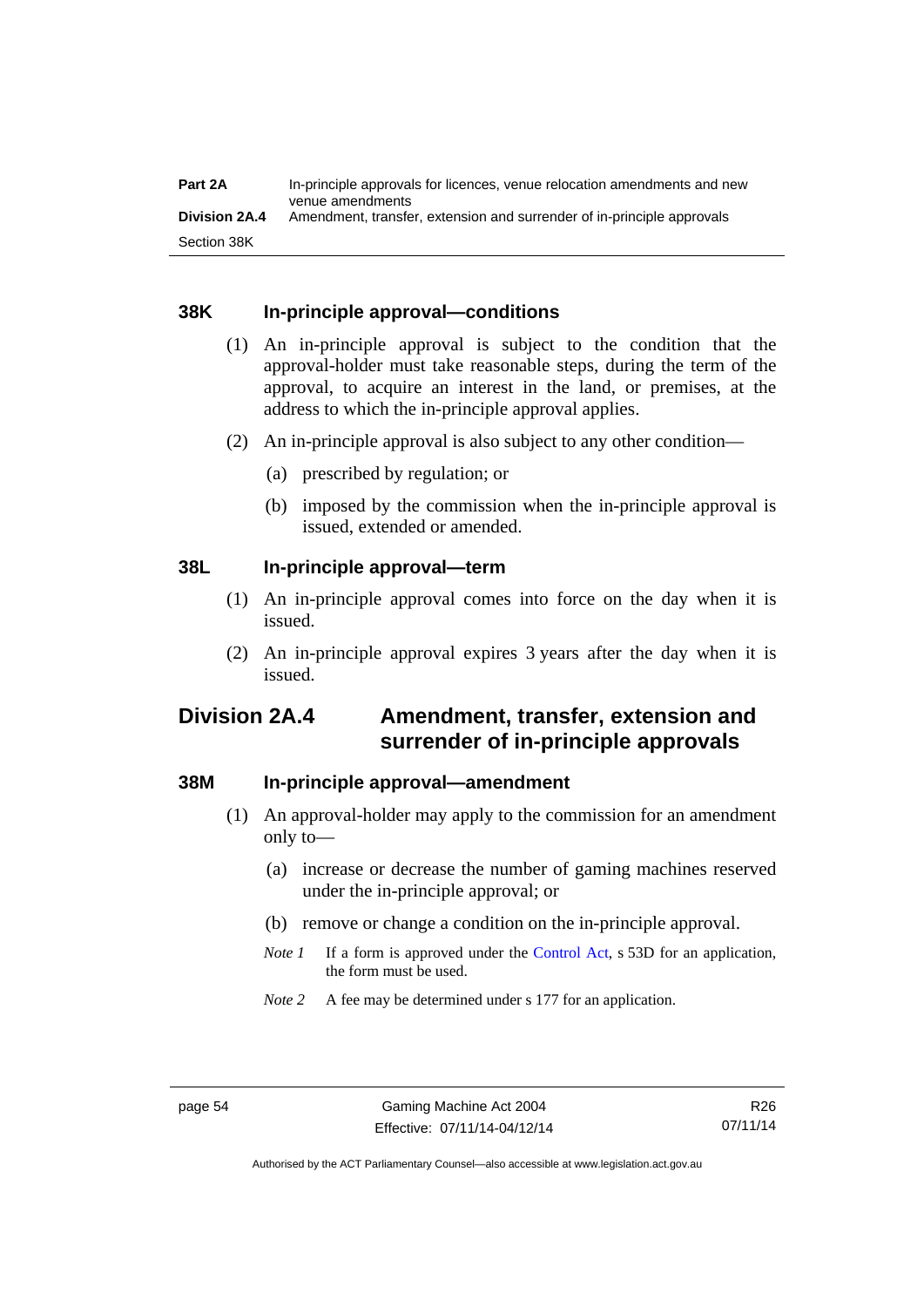### 38K In-principle approval—conditions

(1) An in-principle approval is subject to the condition that the approval-holder must take reasonable steps, during the term of the approval, to acquire an interest in the land, or premises, at the address to which the in-principle approval applies.

(2) An in-principle approval is also subject to any other condition—

(a) prescribed by regulation; or

(b) imposed by the commission when the in-principle approval is issued, extended or amended.

### 38L In-principle approval—term

(1) An in-principle approval comes into force on the day when it is issued.

(2) An in-principle approval expires 3 years after the day when it is issued.

## Division 2A.4 Amendment, transfer, extension and surrender of in-principle approvals

### 38M In-principle approval—amendment

(1) An approval-holder may apply to the commission for an amendment only to—

(a) increase or decrease the number of gaming machines reserved under the in-principle approval; or

(b) remove or change a condition on the in-principle approval.

*Note 1* If a form is approved under the Control Act, s 53D for an application, the form must be used.

*Note 2* A fee may be determined under s 177 for an application.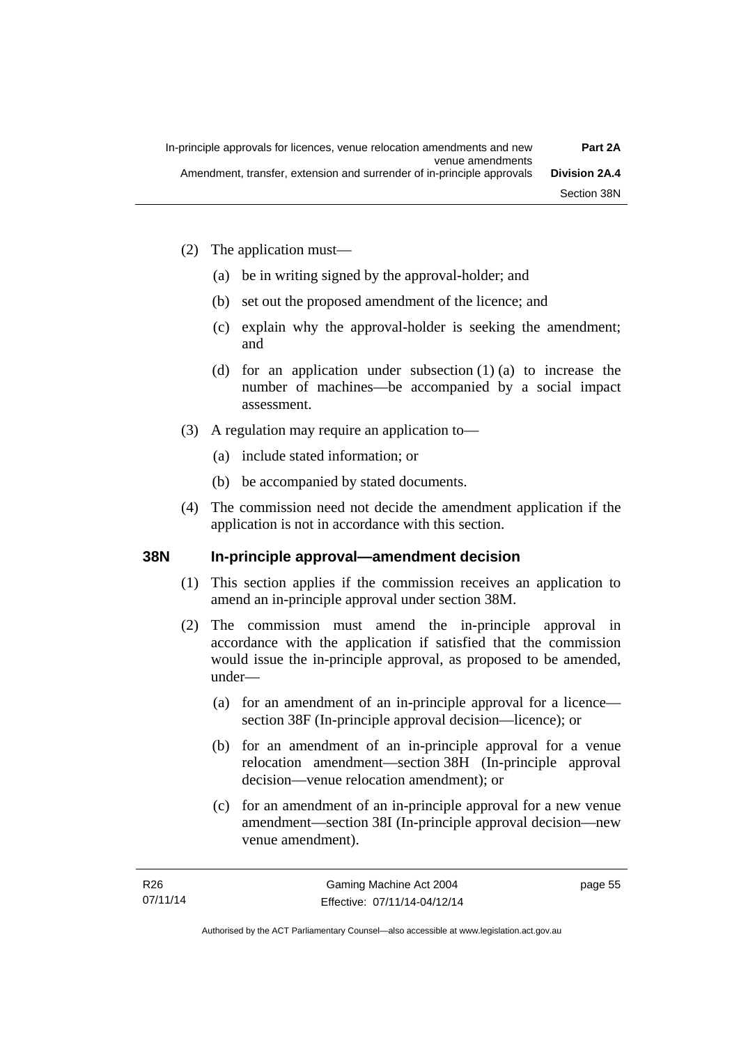(2) The application must—

(a) be in writing signed by the approval-holder; and

(b) set out the proposed amendment of the licence; and

(c) explain why the approval-holder is seeking the amendment; and

(d) for an application under subsection (1) (a) to increase the number of machines—be accompanied by a social impact assessment.

(3) A regulation may require an application to—

(a) include stated information; or

(b) be accompanied by stated documents.

(4) The commission need not decide the amendment application if the application is not in accordance with this section.

## 38N In-principle approval—amendment decision

(1) This section applies if the commission receives an application to amend an in-principle approval under section 38M.

(2) The commission must amend the in-principle approval in accordance with the application if satisfied that the commission would issue the in-principle approval, as proposed to be amended, under—

(a) for an amendment of an in-principle approval for a licence—section 38F (In-principle approval decision—licence); or

(b) for an amendment of an in-principle approval for a venue relocation amendment—section 38H (In-principle approval decision—venue relocation amendment); or

(c) for an amendment of an in-principle approval for a new venue amendment—section 38I (In-principle approval decision—new venue amendment).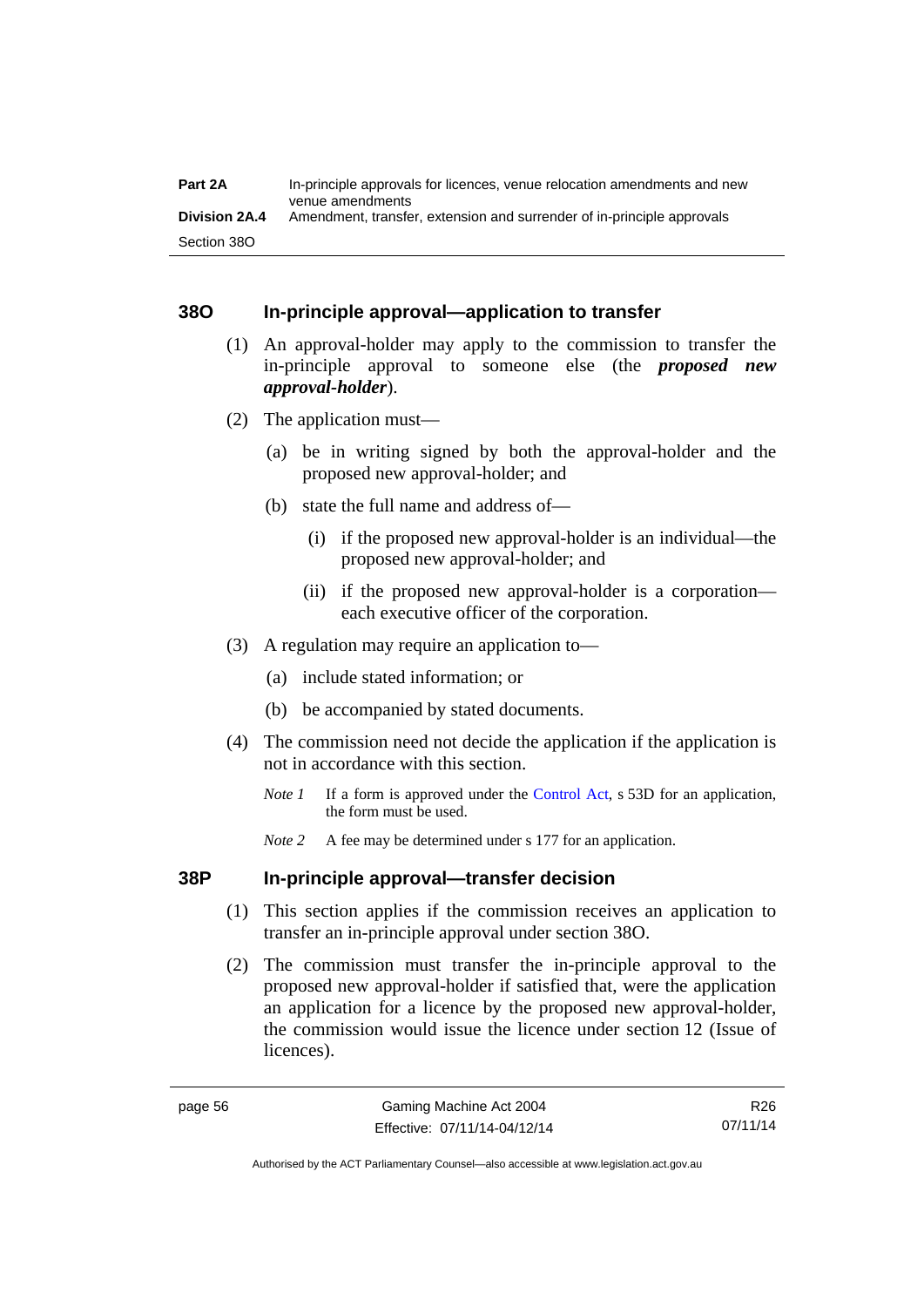### 38O In-principle approval—application to transfer

(1) An approval-holder may apply to the commission to transfer the in-principle approval to someone else (the ***proposed new approval-holder***).

(2) The application must—

(a) be in writing signed by both the approval-holder and the proposed new approval-holder; and

(b) state the full name and address of—

(i) if the proposed new approval-holder is an individual—the proposed new approval-holder; and

(ii) if the proposed new approval-holder is a corporation—each executive officer of the corporation.

(3) A regulation may require an application to—

(a) include stated information; or

(b) be accompanied by stated documents.

(4) The commission need not decide the application if the application is not in accordance with this section.

*Note 1* If a form is approved under the Control Act, s 53D for an application, the form must be used.

*Note 2* A fee may be determined under s 177 for an application.

### 38P In-principle approval—transfer decision

(1) This section applies if the commission receives an application to transfer an in-principle approval under section 38O.

(2) The commission must transfer the in-principle approval to the proposed new approval-holder if satisfied that, were the application an application for a licence by the proposed new approval-holder, the commission would issue the licence under section 12 (Issue of licences).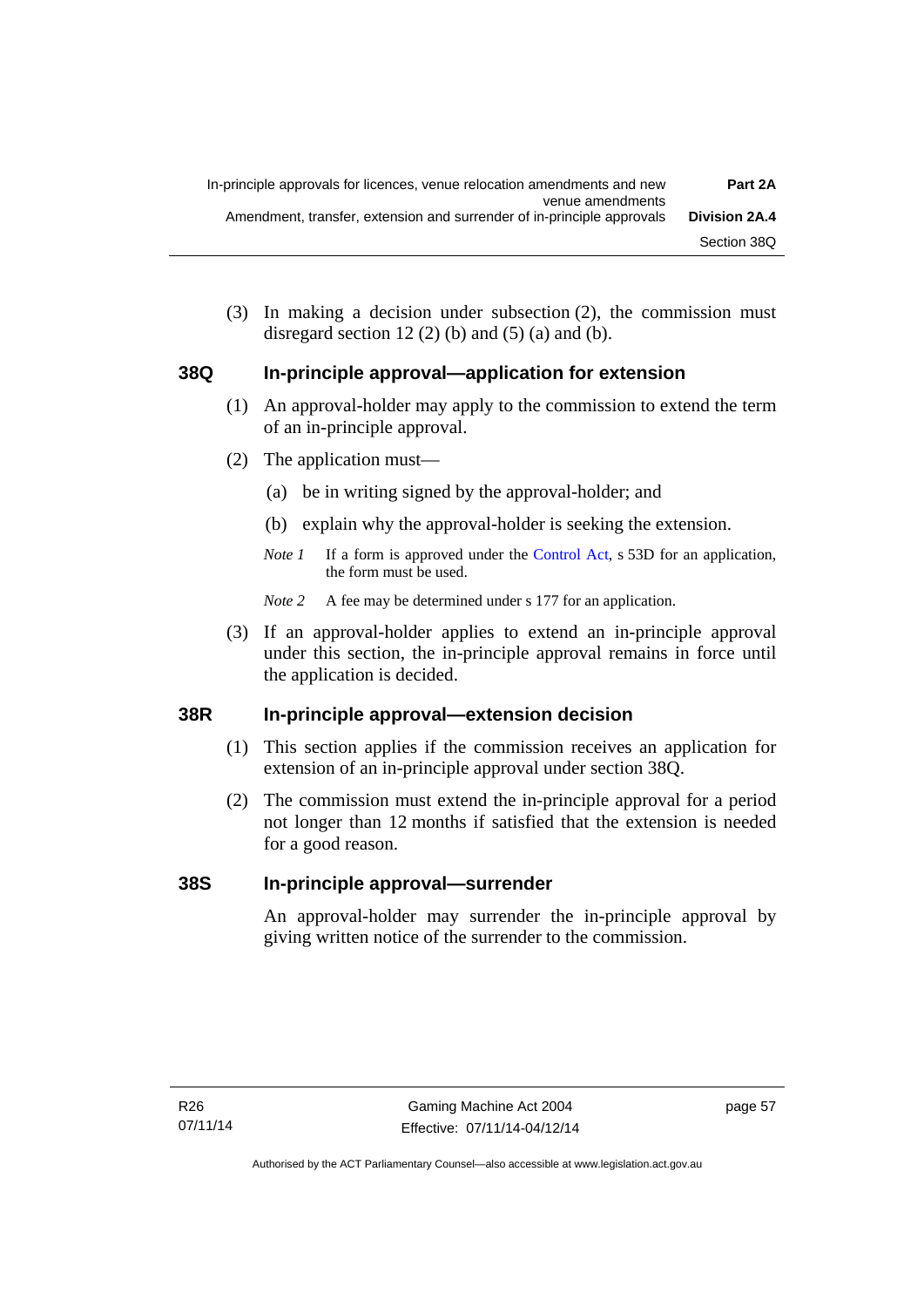(3) In making a decision under subsection (2), the commission must disregard section 12 (2) (b) and (5) (a) and (b).

### 38Q In-principle approval—application for extension

(1) An approval-holder may apply to the commission to extend the term of an in-principle approval.

(2) The application must—

(a) be in writing signed by the approval-holder; and

(b) explain why the approval-holder is seeking the extension.

*Note 1* If a form is approved under the Control Act, s 53D for an application, the form must be used.

*Note 2* A fee may be determined under s 177 for an application.

(3) If an approval-holder applies to extend an in-principle approval under this section, the in-principle approval remains in force until the application is decided.

### 38R In-principle approval—extension decision

(1) This section applies if the commission receives an application for extension of an in-principle approval under section 38Q.

(2) The commission must extend the in-principle approval for a period not longer than 12 months if satisfied that the extension is needed for a good reason.

### 38S In-principle approval—surrender

An approval-holder may surrender the in-principle approval by giving written notice of the surrender to the commission.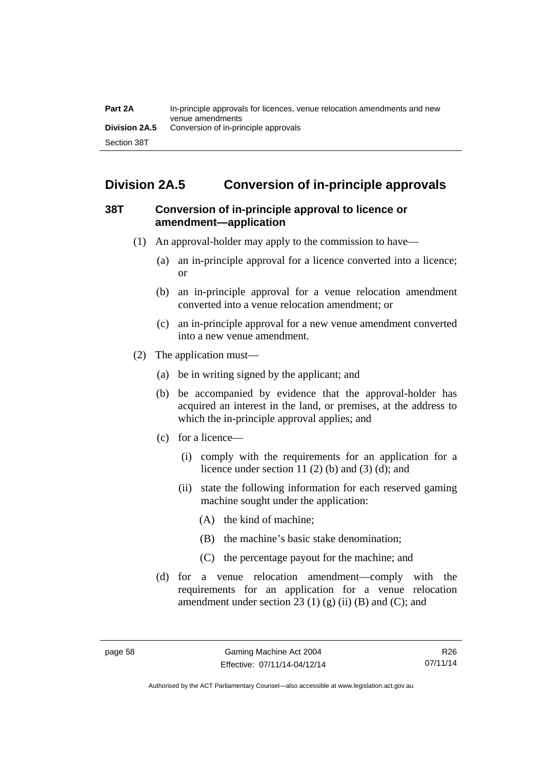## Division 2A.5 Conversion of in-principle approvals

### 38T Conversion of in-principle approval to licence or amendment—application

(1) An approval-holder may apply to the commission to have—

(a) an in-principle approval for a licence converted into a licence; or

(b) an in-principle approval for a venue relocation amendment converted into a venue relocation amendment; or

(c) an in-principle approval for a new venue amendment converted into a new venue amendment.

(2) The application must—

(a) be in writing signed by the applicant; and

(b) be accompanied by evidence that the approval-holder has acquired an interest in the land, or premises, at the address to which the in-principle approval applies; and

(c) for a licence—

(i) comply with the requirements for an application for a licence under section 11 (2) (b) and (3) (d); and

(ii) state the following information for each reserved gaming machine sought under the application:

(A) the kind of machine;

(B) the machine's basic stake denomination;

(C) the percentage payout for the machine; and

(d) for a venue relocation amendment—comply with the requirements for an application for a venue relocation amendment under section 23 (1) (g) (ii) (B) and (C); and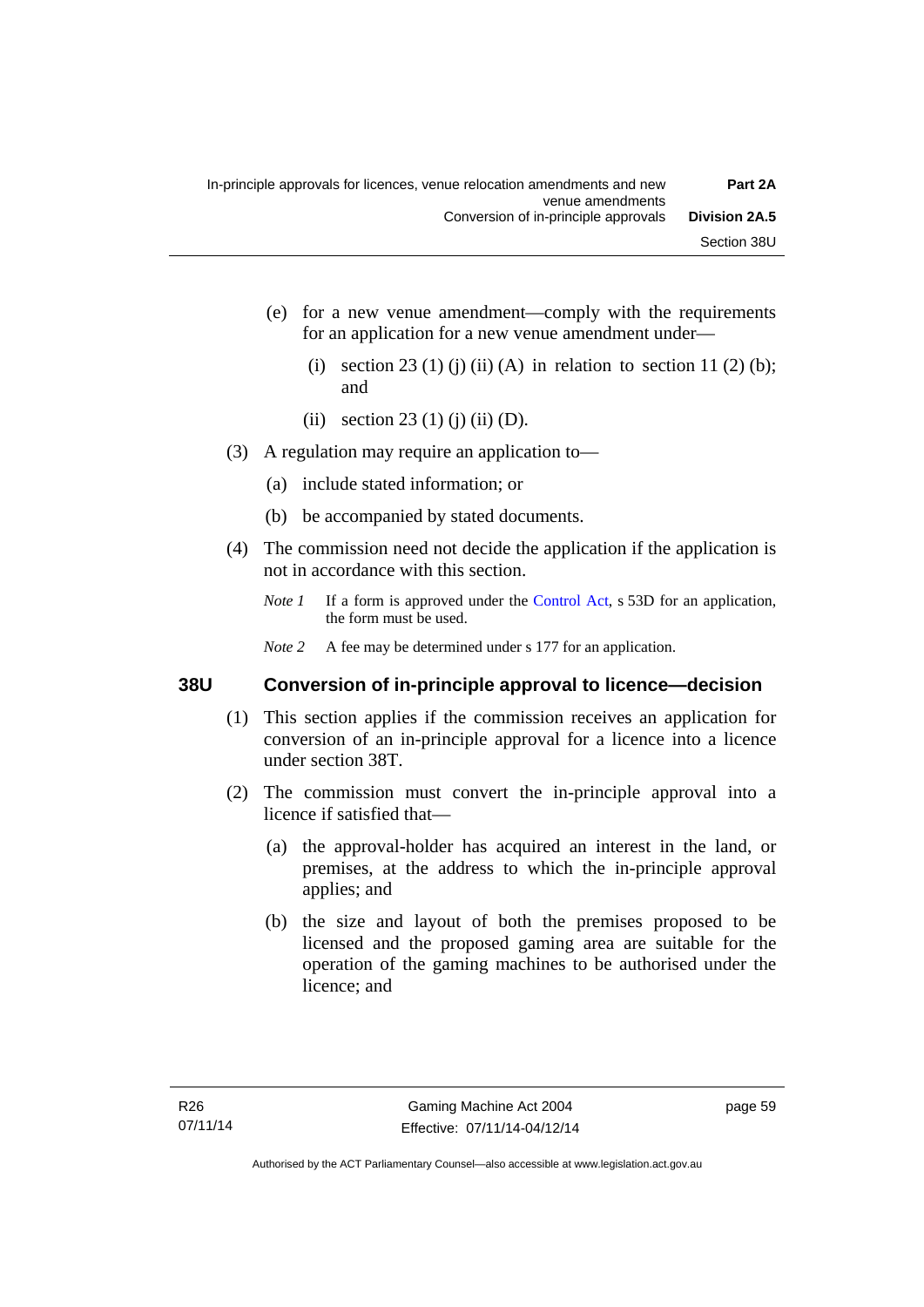(e) for a new venue amendment—comply with the requirements for an application for a new venue amendment under—

  (i) section 23 (1) (j) (ii) (A) in relation to section 11 (2) (b); and

  (ii) section 23 (1) (j) (ii) (D).

(3) A regulation may require an application to—

  (a) include stated information; or

  (b) be accompanied by stated documents.

(4) The commission need not decide the application if the application is not in accordance with this section.

*Note 1* If a form is approved under the Control Act, s 53D for an application, the form must be used.

*Note 2* A fee may be determined under s 177 for an application.

### 38U Conversion of in-principle approval to licence—decision

(1) This section applies if the commission receives an application for conversion of an in-principle approval for a licence into a licence under section 38T.

(2) The commission must convert the in-principle approval into a licence if satisfied that—

  (a) the approval-holder has acquired an interest in the land, or premises, at the address to which the in-principle approval applies; and

  (b) the size and layout of both the premises proposed to be licensed and the proposed gaming area are suitable for the operation of the gaming machines to be authorised under the licence; and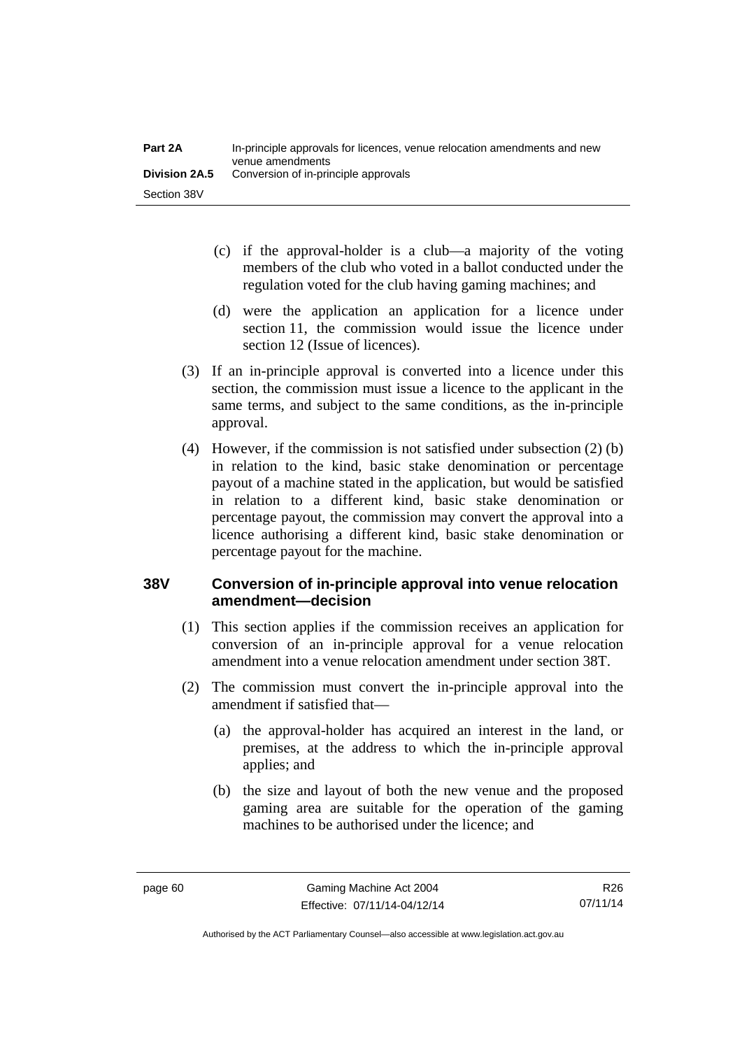(c) if the approval-holder is a club—a majority of the voting members of the club who voted in a ballot conducted under the regulation voted for the club having gaming machines; and

(d) were the application an application for a licence under section 11, the commission would issue the licence under section 12 (Issue of licences).

(3) If an in-principle approval is converted into a licence under this section, the commission must issue a licence to the applicant in the same terms, and subject to the same conditions, as the in-principle approval.

(4) However, if the commission is not satisfied under subsection (2) (b) in relation to the kind, basic stake denomination or percentage payout of a machine stated in the application, but would be satisfied in relation to a different kind, basic stake denomination or percentage payout, the commission may convert the approval into a licence authorising a different kind, basic stake denomination or percentage payout for the machine.

### 38V Conversion of in-principle approval into venue relocation amendment—decision

(1) This section applies if the commission receives an application for conversion of an in-principle approval for a venue relocation amendment into a venue relocation amendment under section 38T.

(2) The commission must convert the in-principle approval into the amendment if satisfied that—

(a) the approval-holder has acquired an interest in the land, or premises, at the address to which the in-principle approval applies; and

(b) the size and layout of both the new venue and the proposed gaming area are suitable for the operation of the gaming machines to be authorised under the licence; and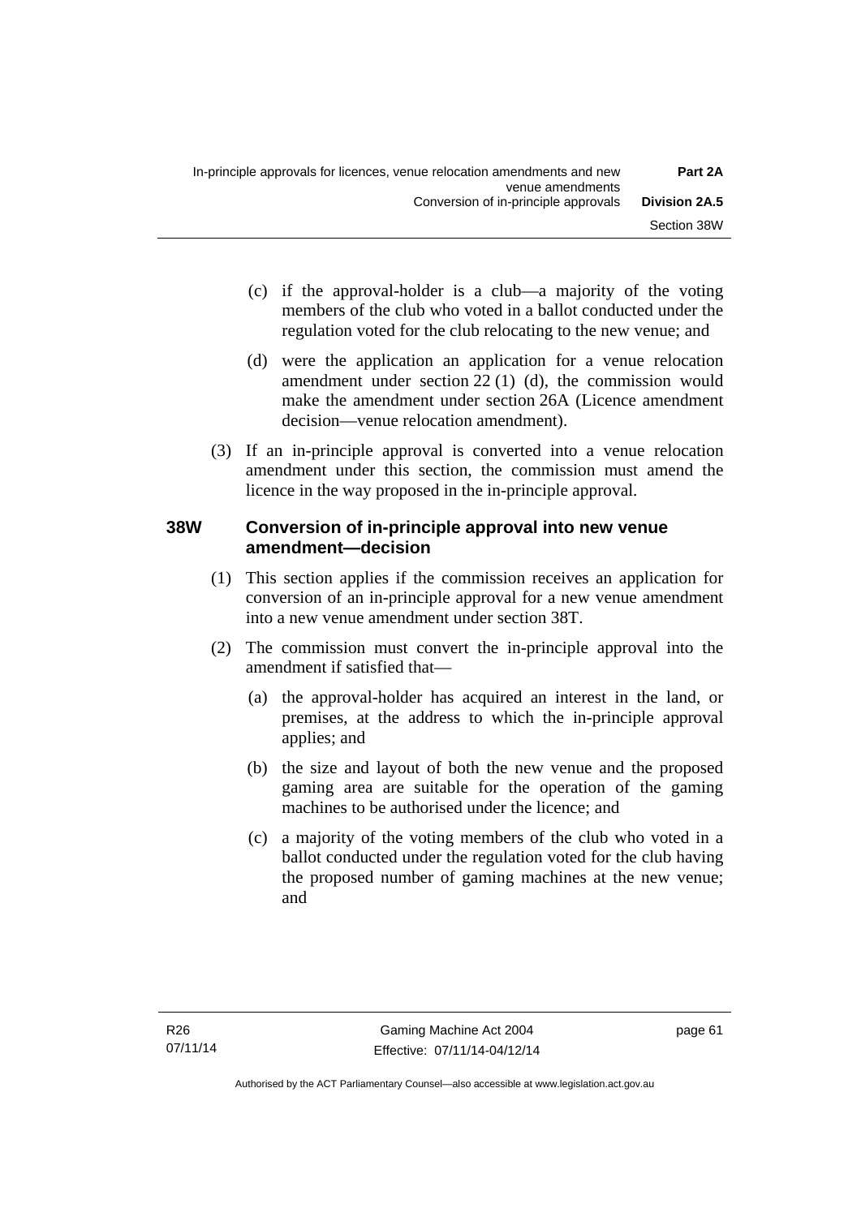(c) if the approval-holder is a club—a majority of the voting members of the club who voted in a ballot conducted under the regulation voted for the club relocating to the new venue; and

(d) were the application an application for a venue relocation amendment under section 22 (1) (d), the commission would make the amendment under section 26A (Licence amendment decision—venue relocation amendment).

(3) If an in-principle approval is converted into a venue relocation amendment under this section, the commission must amend the licence in the way proposed in the in-principle approval.

### 38W Conversion of in-principle approval into new venue amendment—decision

(1) This section applies if the commission receives an application for conversion of an in-principle approval for a new venue amendment into a new venue amendment under section 38T.

(2) The commission must convert the in-principle approval into the amendment if satisfied that—

(a) the approval-holder has acquired an interest in the land, or premises, at the address to which the in-principle approval applies; and

(b) the size and layout of both the new venue and the proposed gaming area are suitable for the operation of the gaming machines to be authorised under the licence; and

(c) a majority of the voting members of the club who voted in a ballot conducted under the regulation voted for the club having the proposed number of gaming machines at the new venue; and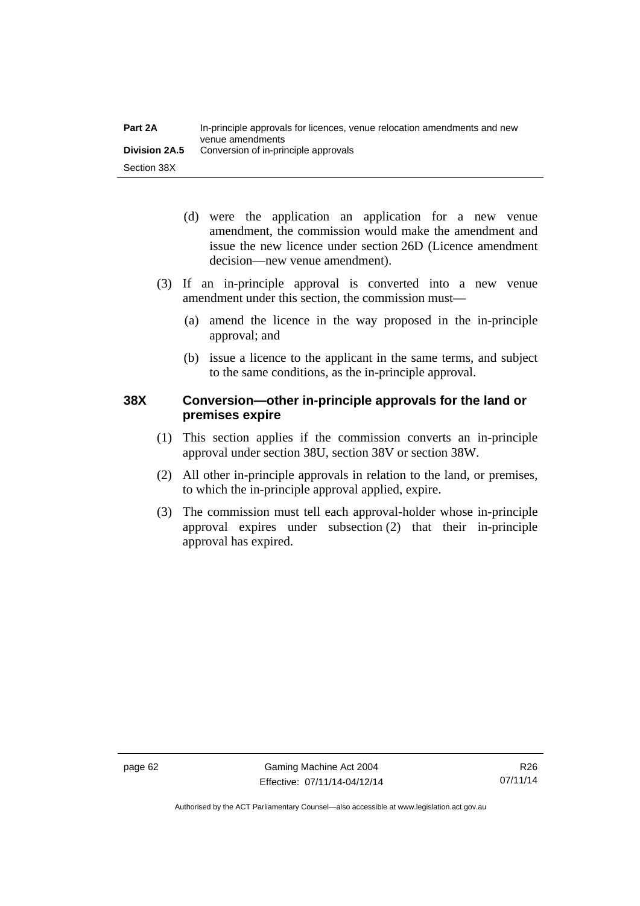(d) were the application an application for a new venue amendment, the commission would make the amendment and issue the new licence under section 26D (Licence amendment decision—new venue amendment).

(3) If an in-principle approval is converted into a new venue amendment under this section, the commission must—

(a) amend the licence in the way proposed in the in-principle approval; and

(b) issue a licence to the applicant in the same terms, and subject to the same conditions, as the in-principle approval.

### 38X Conversion—other in-principle approvals for the land or premises expire

(1) This section applies if the commission converts an in-principle approval under section 38U, section 38V or section 38W.

(2) All other in-principle approvals in relation to the land, or premises, to which the in-principle approval applied, expire.

(3) The commission must tell each approval-holder whose in-principle approval expires under subsection (2) that their in-principle approval has expired.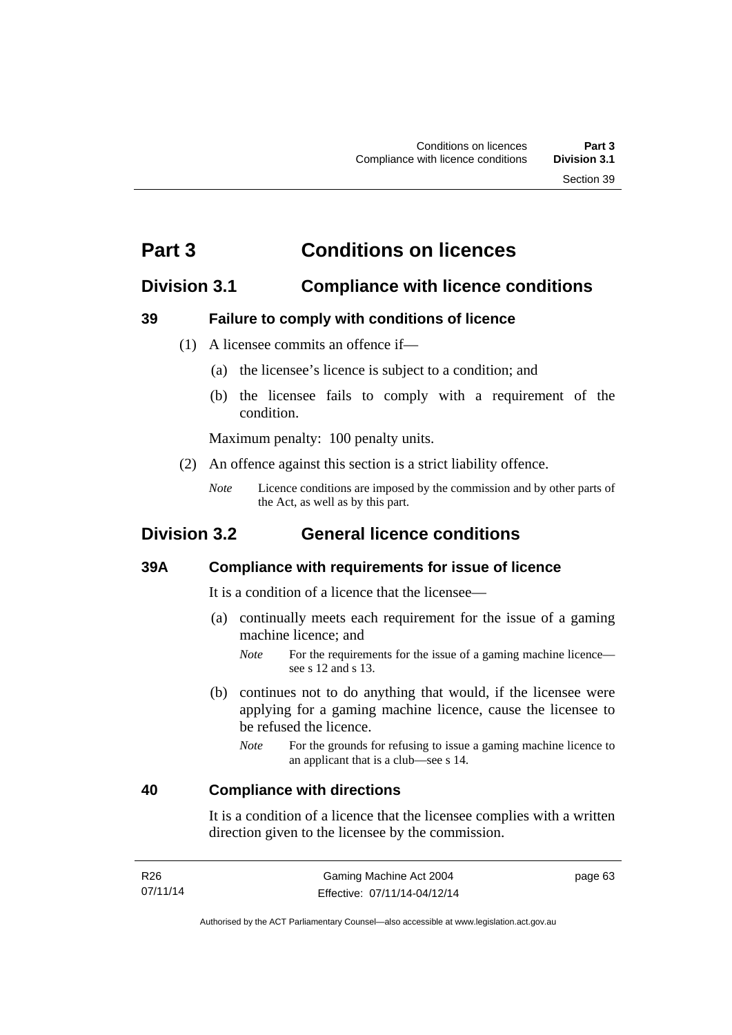# Part 3 Conditions on licences

## Division 3.1 Compliance with licence conditions

### 39 Failure to comply with conditions of licence

(1) A licensee commits an offence if—

(a) the licensee's licence is subject to a condition; and

(b) the licensee fails to comply with a requirement of the condition.

Maximum penalty: 100 penalty units.

(2) An offence against this section is a strict liability offence.

*Note* Licence conditions are imposed by the commission and by other parts of the Act, as well as by this part.

## Division 3.2 General licence conditions

### 39A Compliance with requirements for issue of licence

It is a condition of a licence that the licensee—

(a) continually meets each requirement for the issue of a gaming machine licence; and

*Note* For the requirements for the issue of a gaming machine licence—see s 12 and s 13.

(b) continues not to do anything that would, if the licensee were applying for a gaming machine licence, cause the licensee to be refused the licence.

*Note* For the grounds for refusing to issue a gaming machine licence to an applicant that is a club—see s 14.

### 40 Compliance with directions

It is a condition of a licence that the licensee complies with a written direction given to the licensee by the commission.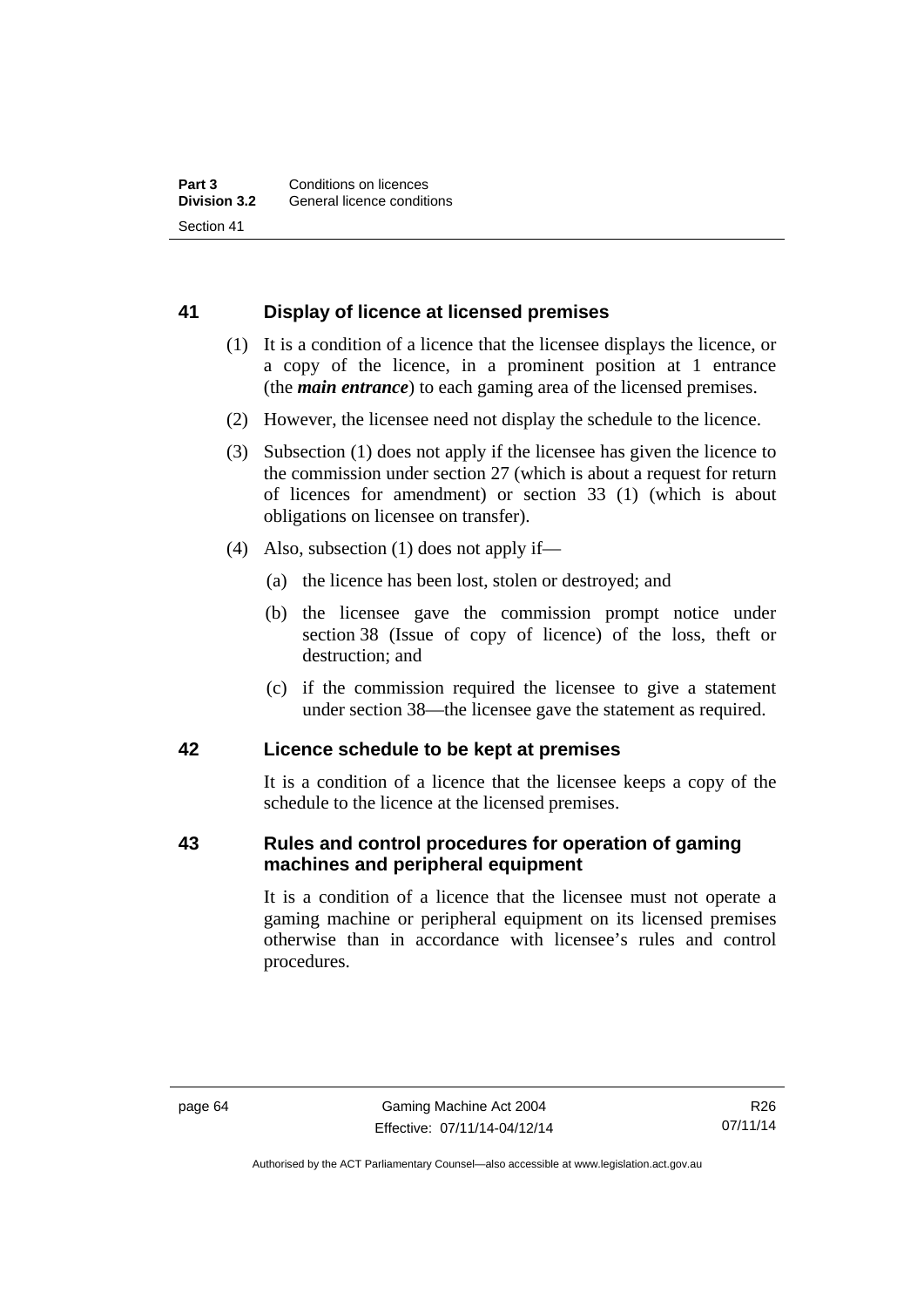## 41 Display of licence at licensed premises

(1) It is a condition of a licence that the licensee displays the licence, or a copy of the licence, in a prominent position at 1 entrance (the ***main entrance***) to each gaming area of the licensed premises.

(2) However, the licensee need not display the schedule to the licence.

(3) Subsection (1) does not apply if the licensee has given the licence to the commission under section 27 (which is about a request for return of licences for amendment) or section 33 (1) (which is about obligations on licensee on transfer).

(4) Also, subsection (1) does not apply if—

(a) the licence has been lost, stolen or destroyed; and

(b) the licensee gave the commission prompt notice under section 38 (Issue of copy of licence) of the loss, theft or destruction; and

(c) if the commission required the licensee to give a statement under section 38—the licensee gave the statement as required.

## 42 Licence schedule to be kept at premises

It is a condition of a licence that the licensee keeps a copy of the schedule to the licence at the licensed premises.

## 43 Rules and control procedures for operation of gaming machines and peripheral equipment

It is a condition of a licence that the licensee must not operate a gaming machine or peripheral equipment on its licensed premises otherwise than in accordance with licensee's rules and control procedures.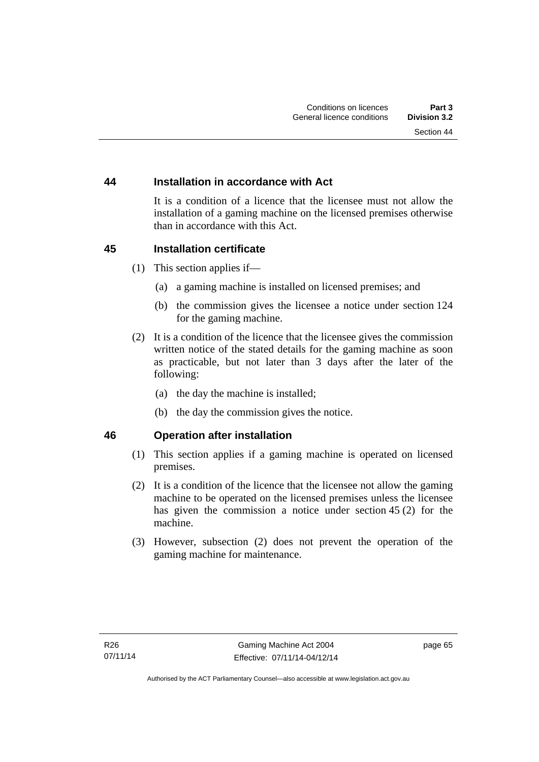## 44 Installation in accordance with Act

It is a condition of a licence that the licensee must not allow the installation of a gaming machine on the licensed premises otherwise than in accordance with this Act.

## 45 Installation certificate

(1) This section applies if—

(a) a gaming machine is installed on licensed premises; and

(b) the commission gives the licensee a notice under section 124 for the gaming machine.

(2) It is a condition of the licence that the licensee gives the commission written notice of the stated details for the gaming machine as soon as practicable, but not later than 3 days after the later of the following:

(a) the day the machine is installed;

(b) the day the commission gives the notice.

## 46 Operation after installation

(1) This section applies if a gaming machine is operated on licensed premises.

(2) It is a condition of the licence that the licensee not allow the gaming machine to be operated on the licensed premises unless the licensee has given the commission a notice under section 45 (2) for the machine.

(3) However, subsection (2) does not prevent the operation of the gaming machine for maintenance.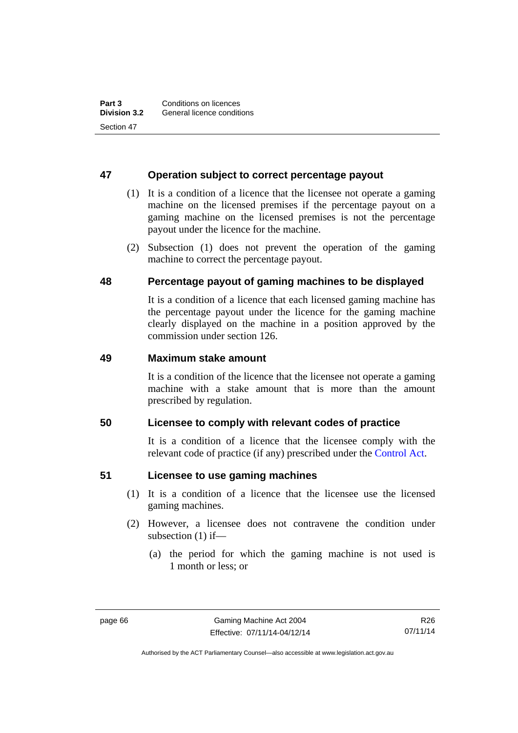## 47 Operation subject to correct percentage payout

(1) It is a condition of a licence that the licensee not operate a gaming machine on the licensed premises if the percentage payout on a gaming machine on the licensed premises is not the percentage payout under the licence for the machine.

(2) Subsection (1) does not prevent the operation of the gaming machine to correct the percentage payout.

## 48 Percentage payout of gaming machines to be displayed

It is a condition of a licence that each licensed gaming machine has the percentage payout under the licence for the gaming machine clearly displayed on the machine in a position approved by the commission under section 126.

## 49 Maximum stake amount

It is a condition of the licence that the licensee not operate a gaming machine with a stake amount that is more than the amount prescribed by regulation.

## 50 Licensee to comply with relevant codes of practice

It is a condition of a licence that the licensee comply with the relevant code of practice (if any) prescribed under the Control Act.

## 51 Licensee to use gaming machines

(1) It is a condition of a licence that the licensee use the licensed gaming machines.

(2) However, a licensee does not contravene the condition under subsection (1) if—

(a) the period for which the gaming machine is not used is 1 month or less; or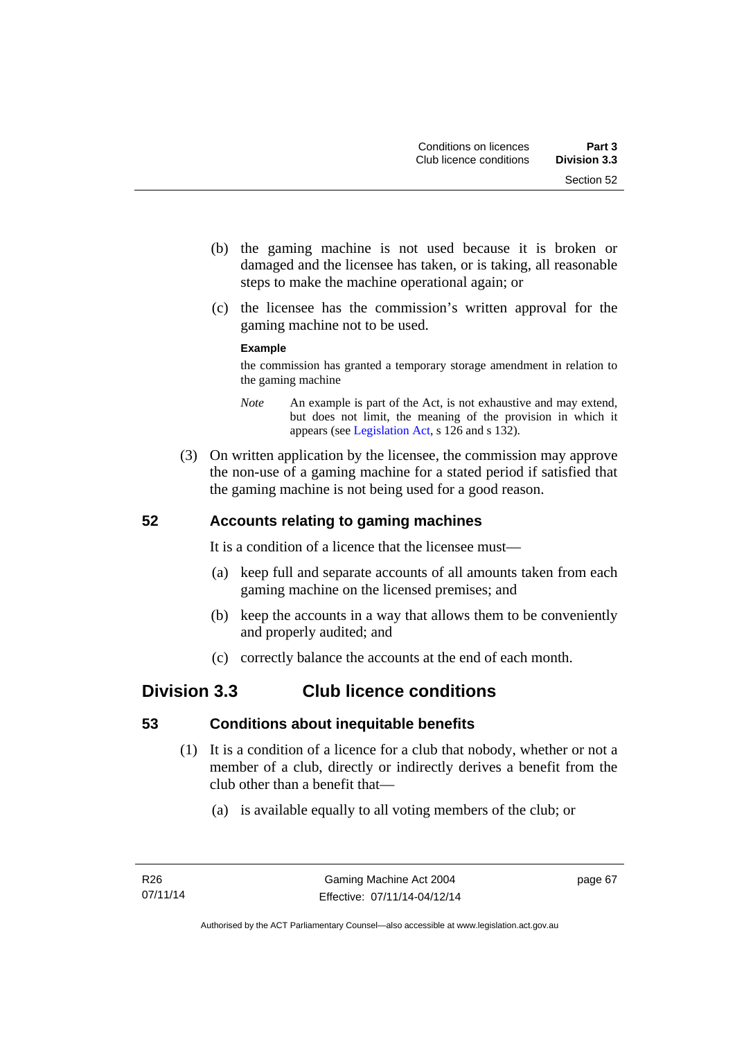(b) the gaming machine is not used because it is broken or damaged and the licensee has taken, or is taking, all reasonable steps to make the machine operational again; or

(c) the licensee has the commission's written approval for the gaming machine not to be used.

**Example**

the commission has granted a temporary storage amendment in relation to the gaming machine

*Note* An example is part of the Act, is not exhaustive and may extend, but does not limit, the meaning of the provision in which it appears (see Legislation Act, s 126 and s 132).

(3) On written application by the licensee, the commission may approve the non-use of a gaming machine for a stated period if satisfied that the gaming machine is not being used for a good reason.

### 52 Accounts relating to gaming machines

It is a condition of a licence that the licensee must—

(a) keep full and separate accounts of all amounts taken from each gaming machine on the licensed premises; and

(b) keep the accounts in a way that allows them to be conveniently and properly audited; and

(c) correctly balance the accounts at the end of each month.

## Division 3.3 Club licence conditions

### 53 Conditions about inequitable benefits

(1) It is a condition of a licence for a club that nobody, whether or not a member of a club, directly or indirectly derives a benefit from the club other than a benefit that—

(a) is available equally to all voting members of the club; or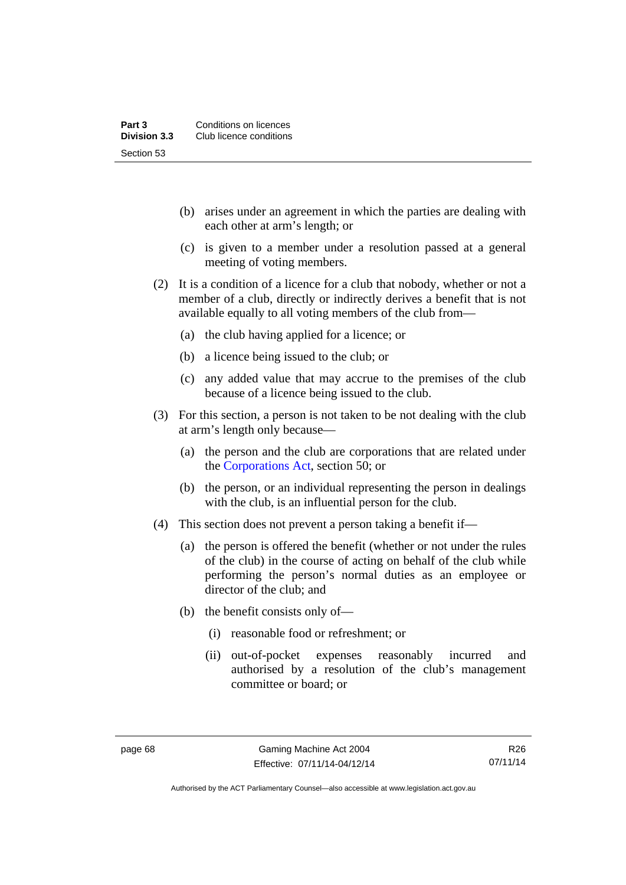(b) arises under an agreement in which the parties are dealing with each other at arm's length; or

(c) is given to a member under a resolution passed at a general meeting of voting members.

(2) It is a condition of a licence for a club that nobody, whether or not a member of a club, directly or indirectly derives a benefit that is not available equally to all voting members of the club from—

(a) the club having applied for a licence; or

(b) a licence being issued to the club; or

(c) any added value that may accrue to the premises of the club because of a licence being issued to the club.

(3) For this section, a person is not taken to be not dealing with the club at arm's length only because—

(a) the person and the club are corporations that are related under the Corporations Act, section 50; or

(b) the person, or an individual representing the person in dealings with the club, is an influential person for the club.

(4) This section does not prevent a person taking a benefit if—

(a) the person is offered the benefit (whether or not under the rules of the club) in the course of acting on behalf of the club while performing the person's normal duties as an employee or director of the club; and

(b) the benefit consists only of—

(i) reasonable food or refreshment; or

(ii) out-of-pocket expenses reasonably incurred and authorised by a resolution of the club's management committee or board; or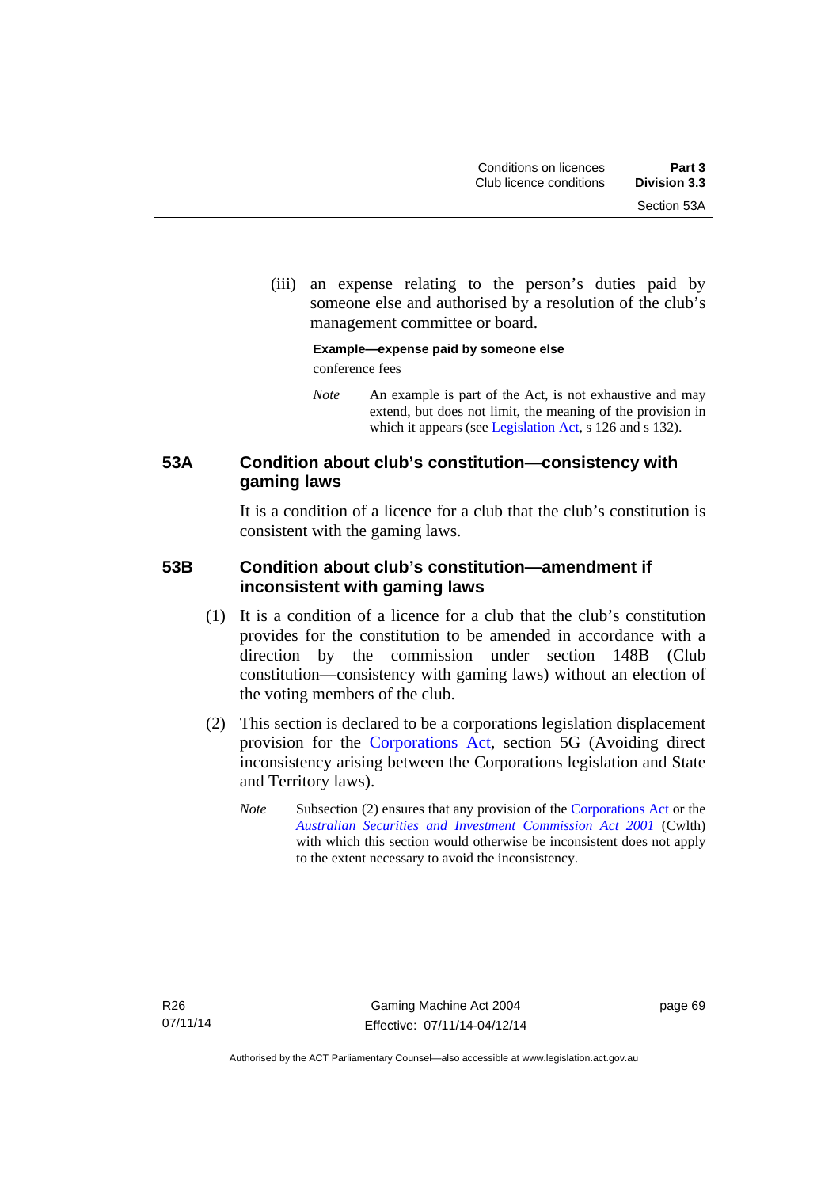(iii) an expense relating to the person's duties paid by someone else and authorised by a resolution of the club's management committee or board.

**Example—expense paid by someone else**

conference fees

*Note* An example is part of the Act, is not exhaustive and may extend, but does not limit, the meaning of the provision in which it appears (see Legislation Act, s 126 and s 132).

### 53A Condition about club's constitution—consistency with gaming laws

It is a condition of a licence for a club that the club's constitution is consistent with the gaming laws.

### 53B Condition about club's constitution—amendment if inconsistent with gaming laws

(1) It is a condition of a licence for a club that the club's constitution provides for the constitution to be amended in accordance with a direction by the commission under section 148B (Club constitution—consistency with gaming laws) without an election of the voting members of the club.

(2) This section is declared to be a corporations legislation displacement provision for the Corporations Act, section 5G (Avoiding direct inconsistency arising between the Corporations legislation and State and Territory laws).

*Note* Subsection (2) ensures that any provision of the Corporations Act or the *Australian Securities and Investment Commission Act 2001* (Cwlth) with which this section would otherwise be inconsistent does not apply to the extent necessary to avoid the inconsistency.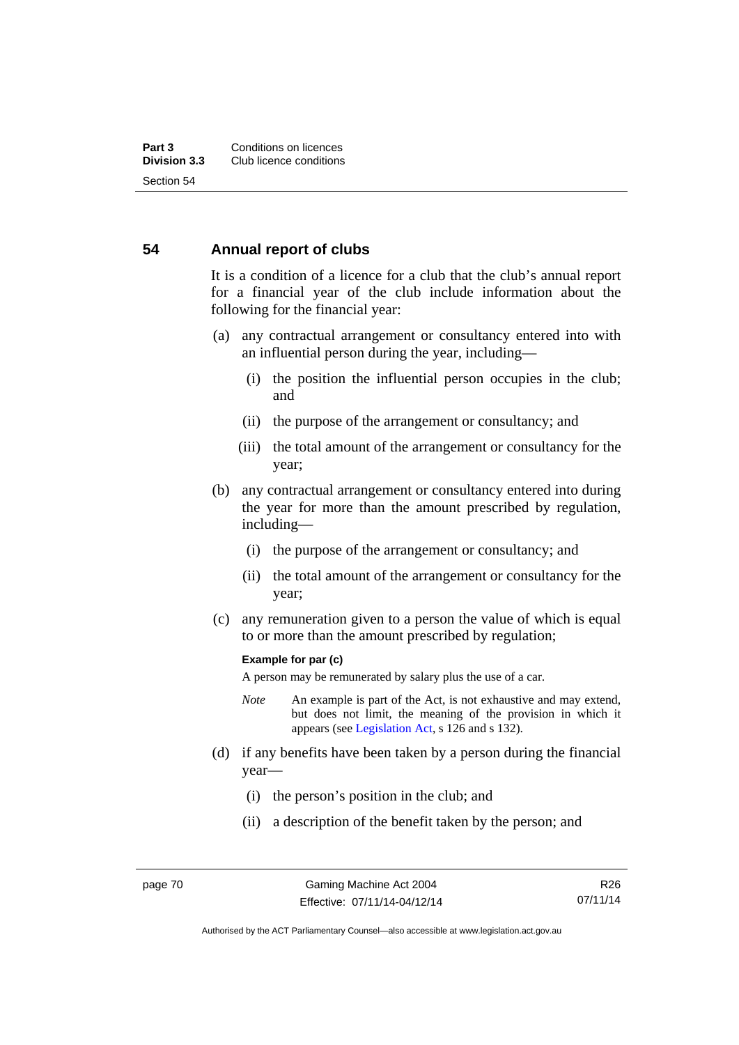## 54 Annual report of clubs

It is a condition of a licence for a club that the club's annual report for a financial year of the club include information about the following for the financial year:

(a) any contractual arrangement or consultancy entered into with an influential person during the year, including—

  (i) the position the influential person occupies in the club; and

  (ii) the purpose of the arrangement or consultancy; and

  (iii) the total amount of the arrangement or consultancy for the year;

(b) any contractual arrangement or consultancy entered into during the year for more than the amount prescribed by regulation, including—

  (i) the purpose of the arrangement or consultancy; and

  (ii) the total amount of the arrangement or consultancy for the year;

(c) any remuneration given to a person the value of which is equal to or more than the amount prescribed by regulation;

**Example for par (c)**

A person may be remunerated by salary plus the use of a car.

*Note* An example is part of the Act, is not exhaustive and may extend, but does not limit, the meaning of the provision in which it appears (see Legislation Act, s 126 and s 132).

(d) if any benefits have been taken by a person during the financial year—

  (i) the person's position in the club; and

  (ii) a description of the benefit taken by the person; and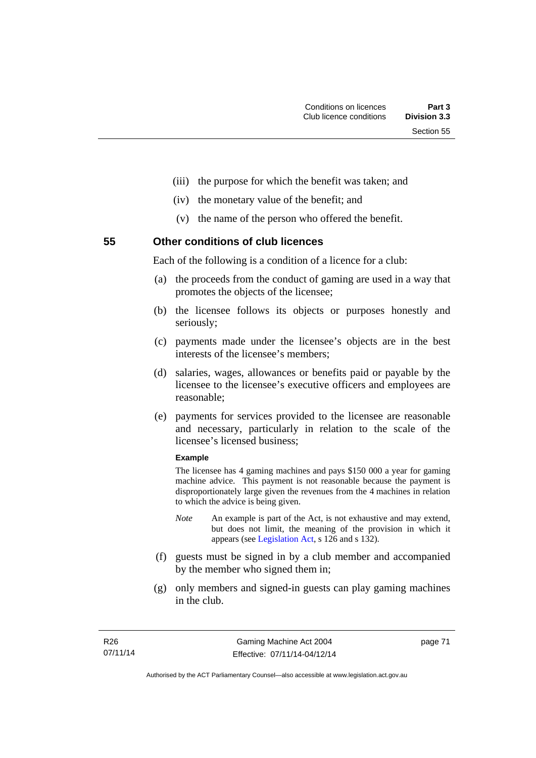(iii) the purpose for which the benefit was taken; and

(iv) the monetary value of the benefit; and

(v) the name of the person who offered the benefit.

## 55 Other conditions of club licences

Each of the following is a condition of a licence for a club:

(a) the proceeds from the conduct of gaming are used in a way that promotes the objects of the licensee;

(b) the licensee follows its objects or purposes honestly and seriously;

(c) payments made under the licensee's objects are in the best interests of the licensee's members;

(d) salaries, wages, allowances or benefits paid or payable by the licensee to the licensee's executive officers and employees are reasonable;

(e) payments for services provided to the licensee are reasonable and necessary, particularly in relation to the scale of the licensee's licensed business;

**Example**

The licensee has 4 gaming machines and pays $150 000 a year for gaming machine advice. This payment is not reasonable because the payment is disproportionately large given the revenues from the 4 machines in relation to which the advice is being given.

*Note* An example is part of the Act, is not exhaustive and may extend, but does not limit, the meaning of the provision in which it appears (see Legislation Act, s 126 and s 132).

(f) guests must be signed in by a club member and accompanied by the member who signed them in;

(g) only members and signed-in guests can play gaming machines in the club.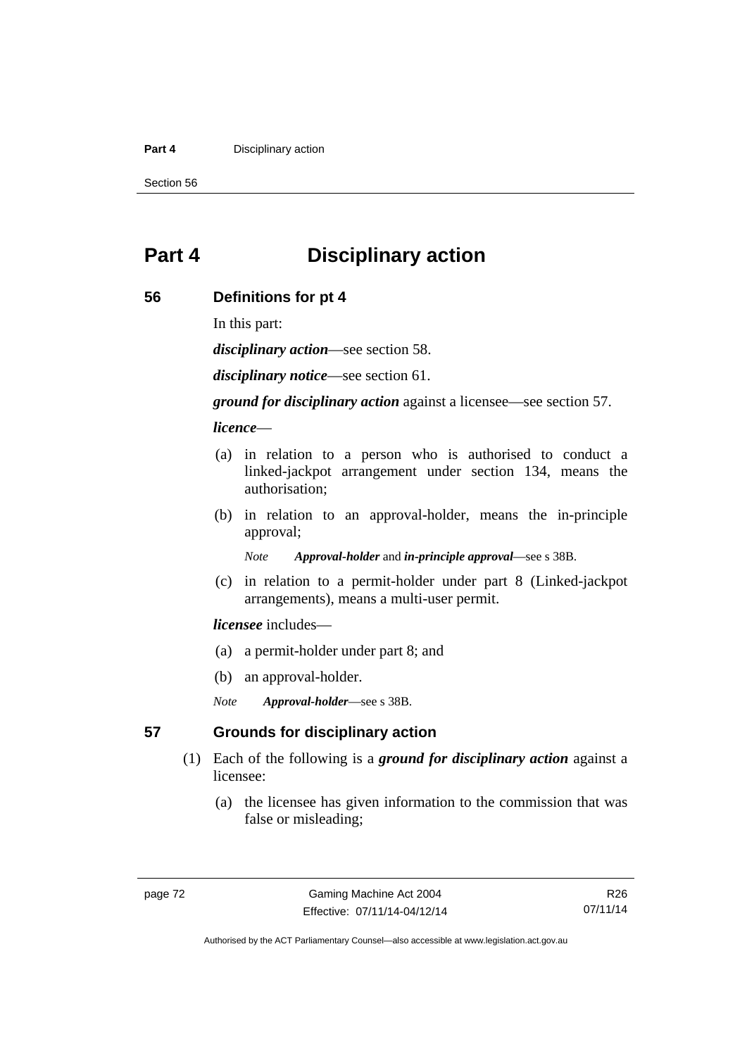# Part 4 Disciplinary action

## 56 Definitions for pt 4

In this part:

***disciplinary action***—see section 58.

***disciplinary notice***—see section 61.

***ground for disciplinary action*** against a licensee—see section 57.

***licence***—

(a) in relation to a person who is authorised to conduct a linked-jackpot arrangement under section 134, means the authorisation;

(b) in relation to an approval-holder, means the in-principle approval;

*Note* ***Approval-holder*** and ***in-principle approval***—see s 38B.

(c) in relation to a permit-holder under part 8 (Linked-jackpot arrangements), means a multi-user permit.

***licensee*** includes—

(a) a permit-holder under part 8; and

(b) an approval-holder.

*Note* ***Approval-holder***—see s 38B.

## 57 Grounds for disciplinary action

(1) Each of the following is a ***ground for disciplinary action*** against a licensee:

(a) the licensee has given information to the commission that was false or misleading;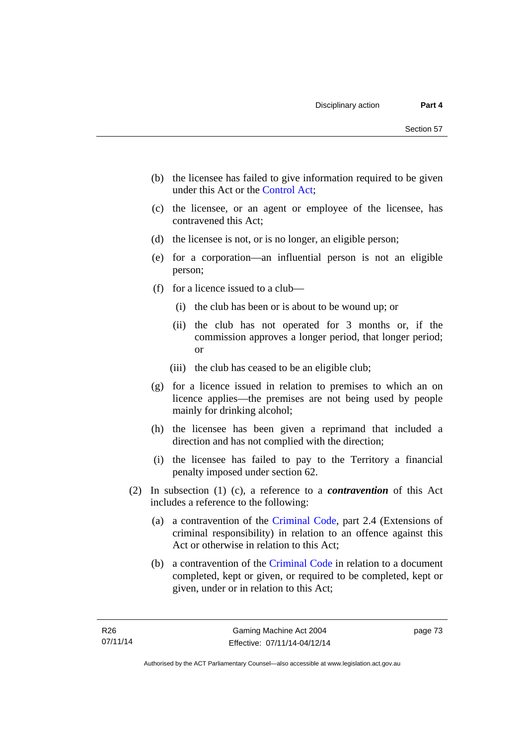(b) the licensee has failed to give information required to be given under this Act or the Control Act;

(c) the licensee, or an agent or employee of the licensee, has contravened this Act;

(d) the licensee is not, or is no longer, an eligible person;

(e) for a corporation—an influential person is not an eligible person;

(f) for a licence issued to a club—

(i) the club has been or is about to be wound up; or

(ii) the club has not operated for 3 months or, if the commission approves a longer period, that longer period; or

(iii) the club has ceased to be an eligible club;

(g) for a licence issued in relation to premises to which an on licence applies—the premises are not being used by people mainly for drinking alcohol;

(h) the licensee has been given a reprimand that included a direction and has not complied with the direction;

(i) the licensee has failed to pay to the Territory a financial penalty imposed under section 62.

(2) In subsection (1) (c), a reference to a ***contravention*** of this Act includes a reference to the following:

(a) a contravention of the Criminal Code, part 2.4 (Extensions of criminal responsibility) in relation to an offence against this Act or otherwise in relation to this Act;

(b) a contravention of the Criminal Code in relation to a document completed, kept or given, or required to be completed, kept or given, under or in relation to this Act;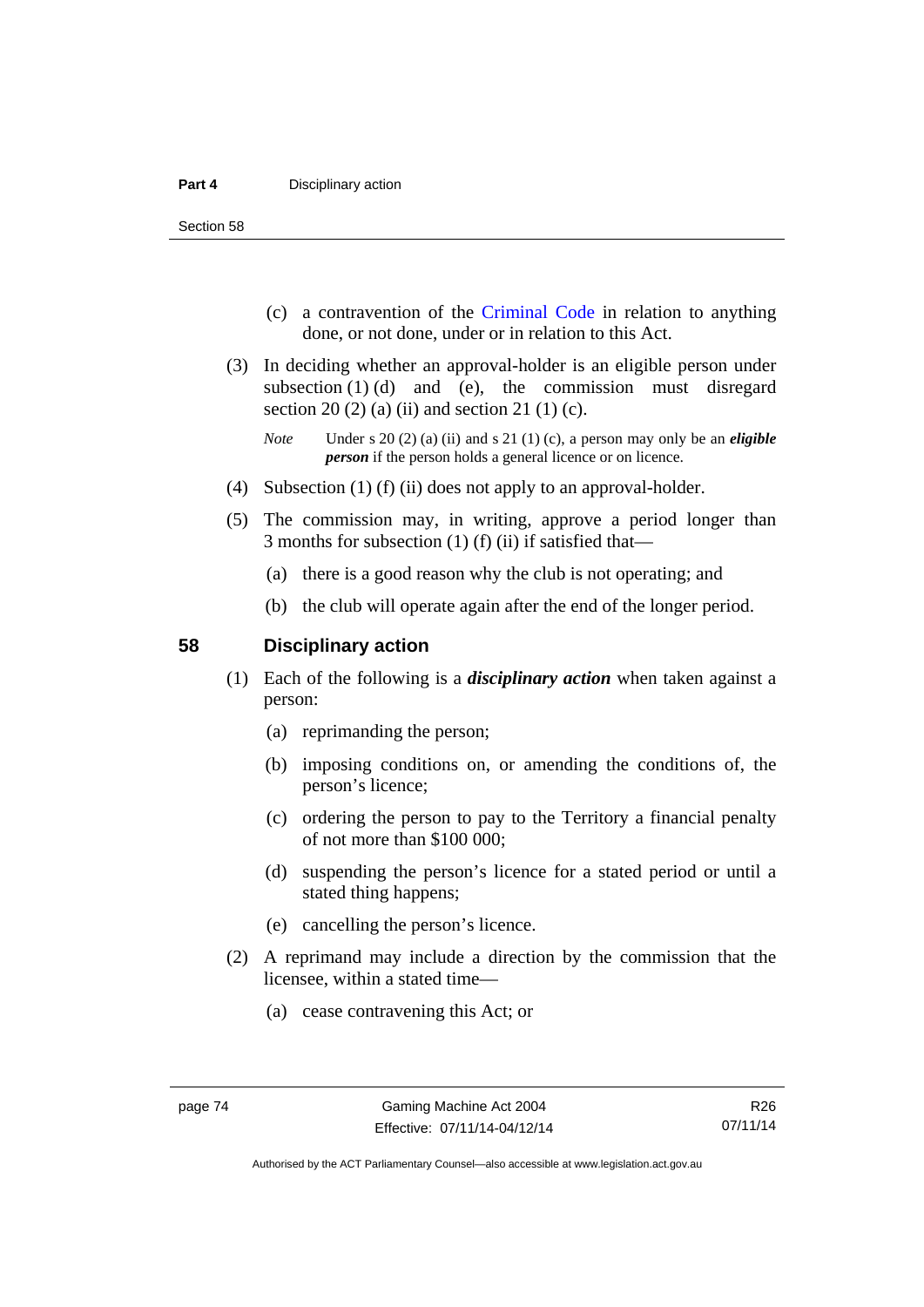(c) a contravention of the Criminal Code in relation to anything done, or not done, under or in relation to this Act.

(3) In deciding whether an approval-holder is an eligible person under subsection (1) (d) and (e), the commission must disregard section 20 (2) (a) (ii) and section 21 (1) (c).

*Note* Under s 20 (2) (a) (ii) and s 21 (1) (c), a person may only be an ***eligible person*** if the person holds a general licence or on licence.

(4) Subsection (1) (f) (ii) does not apply to an approval-holder.

(5) The commission may, in writing, approve a period longer than 3 months for subsection (1) (f) (ii) if satisfied that—

(a) there is a good reason why the club is not operating; and

(b) the club will operate again after the end of the longer period.

## 58 Disciplinary action

(1) Each of the following is a ***disciplinary action*** when taken against a person:

(a) reprimanding the person;

(b) imposing conditions on, or amending the conditions of, the person's licence;

(c) ordering the person to pay to the Territory a financial penalty of not more than $100 000;

(d) suspending the person's licence for a stated period or until a stated thing happens;

(e) cancelling the person's licence.

(2) A reprimand may include a direction by the commission that the licensee, within a stated time—

(a) cease contravening this Act; or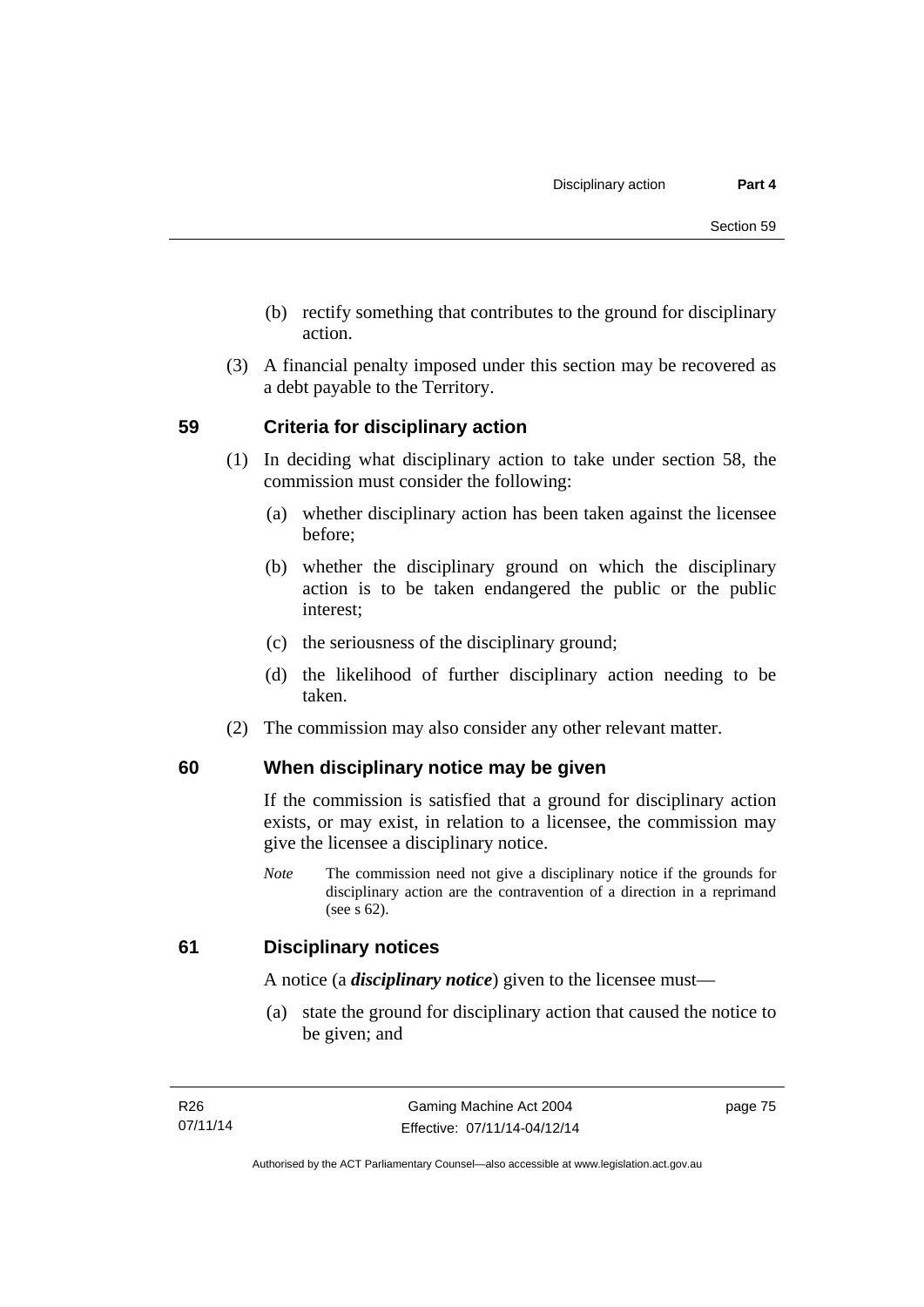(b) rectify something that contributes to the ground for disciplinary action.

(3) A financial penalty imposed under this section may be recovered as a debt payable to the Territory.

## 59 Criteria for disciplinary action

(1) In deciding what disciplinary action to take under section 58, the commission must consider the following:

   (a) whether disciplinary action has been taken against the licensee before;

   (b) whether the disciplinary ground on which the disciplinary action is to be taken endangered the public or the public interest;

   (c) the seriousness of the disciplinary ground;

   (d) the likelihood of further disciplinary action needing to be taken.

(2) The commission may also consider any other relevant matter.

## 60 When disciplinary notice may be given

If the commission is satisfied that a ground for disciplinary action exists, or may exist, in relation to a licensee, the commission may give the licensee a disciplinary notice.

*Note* The commission need not give a disciplinary notice if the grounds for disciplinary action are the contravention of a direction in a reprimand (see s 62).

## 61 Disciplinary notices

A notice (a ***disciplinary notice***) given to the licensee must—

(a) state the ground for disciplinary action that caused the notice to be given; and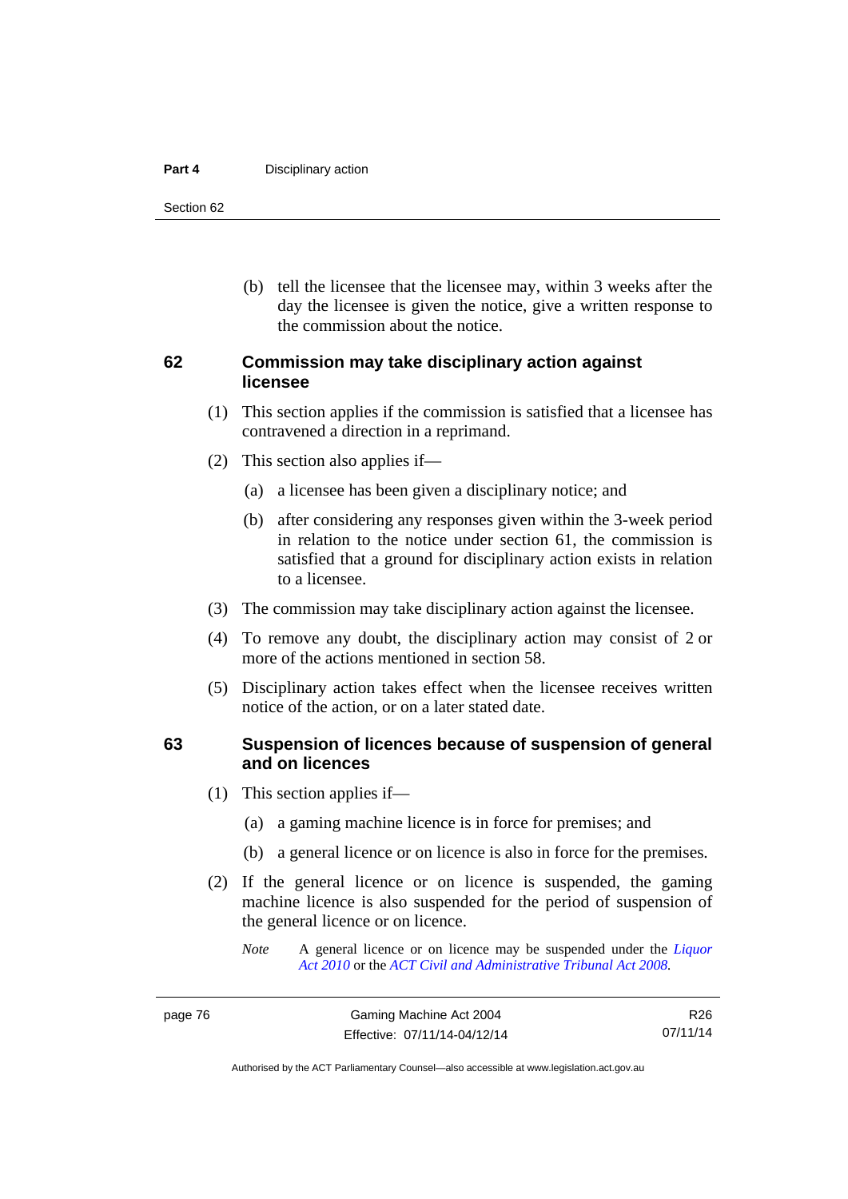(b) tell the licensee that the licensee may, within 3 weeks after the day the licensee is given the notice, give a written response to the commission about the notice.

## 62 Commission may take disciplinary action against licensee

(1) This section applies if the commission is satisfied that a licensee has contravened a direction in a reprimand.

(2) This section also applies if—

(a) a licensee has been given a disciplinary notice; and

(b) after considering any responses given within the 3-week period in relation to the notice under section 61, the commission is satisfied that a ground for disciplinary action exists in relation to a licensee.

(3) The commission may take disciplinary action against the licensee.

(4) To remove any doubt, the disciplinary action may consist of 2 or more of the actions mentioned in section 58.

(5) Disciplinary action takes effect when the licensee receives written notice of the action, or on a later stated date.

## 63 Suspension of licences because of suspension of general and on licences

(1) This section applies if—

(a) a gaming machine licence is in force for premises; and

(b) a general licence or on licence is also in force for the premises.

(2) If the general licence or on licence is suspended, the gaming machine licence is also suspended for the period of suspension of the general licence or on licence.

*Note* A general licence or on licence may be suspended under the *Liquor Act 2010* or the *ACT Civil and Administrative Tribunal Act 2008*.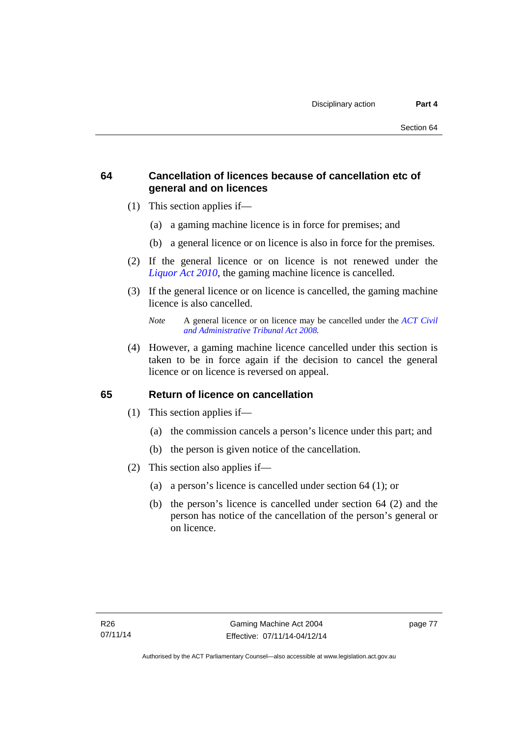## 64 Cancellation of licences because of cancellation etc of general and on licences

(1) This section applies if—

(a) a gaming machine licence is in force for premises; and

(b) a general licence or on licence is also in force for the premises.

(2) If the general licence or on licence is not renewed under the *Liquor Act 2010*, the gaming machine licence is cancelled.

(3) If the general licence or on licence is cancelled, the gaming machine licence is also cancelled.

*Note* A general licence or on licence may be cancelled under the *ACT Civil and Administrative Tribunal Act 2008*.

(4) However, a gaming machine licence cancelled under this section is taken to be in force again if the decision to cancel the general licence or on licence is reversed on appeal.

## 65 Return of licence on cancellation

(1) This section applies if—

(a) the commission cancels a person's licence under this part; and

(b) the person is given notice of the cancellation.

(2) This section also applies if—

(a) a person's licence is cancelled under section 64 (1); or

(b) the person's licence is cancelled under section 64 (2) and the person has notice of the cancellation of the person's general or on licence.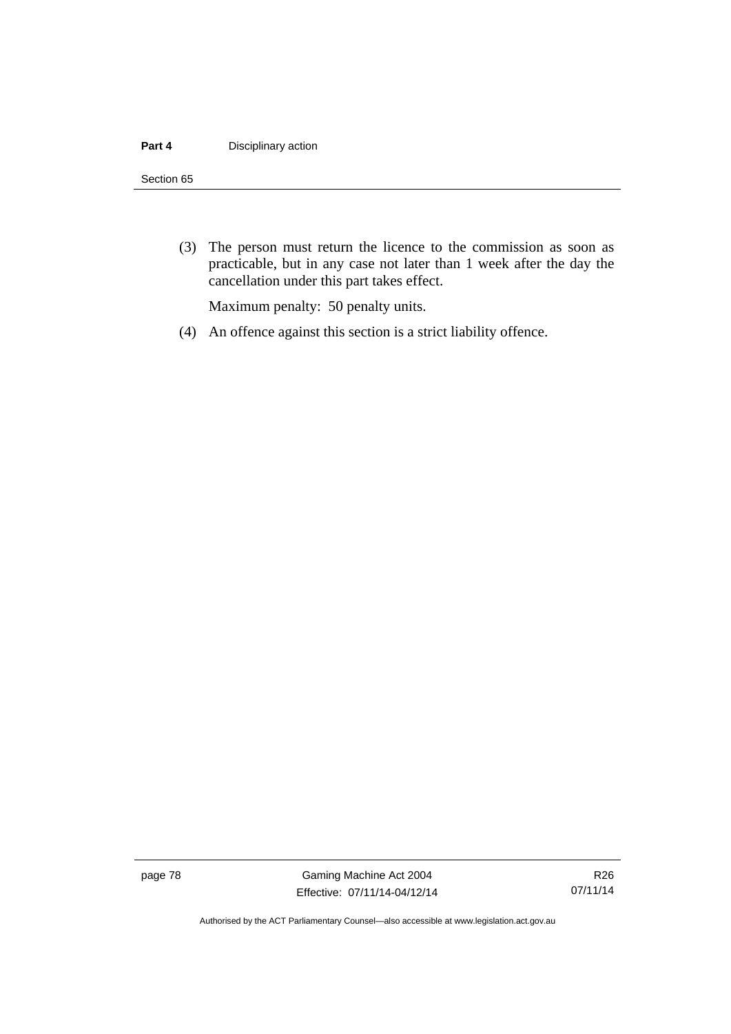(3) The person must return the licence to the commission as soon as practicable, but in any case not later than 1 week after the day the cancellation under this part takes effect.

Maximum penalty: 50 penalty units.

(4) An offence against this section is a strict liability offence.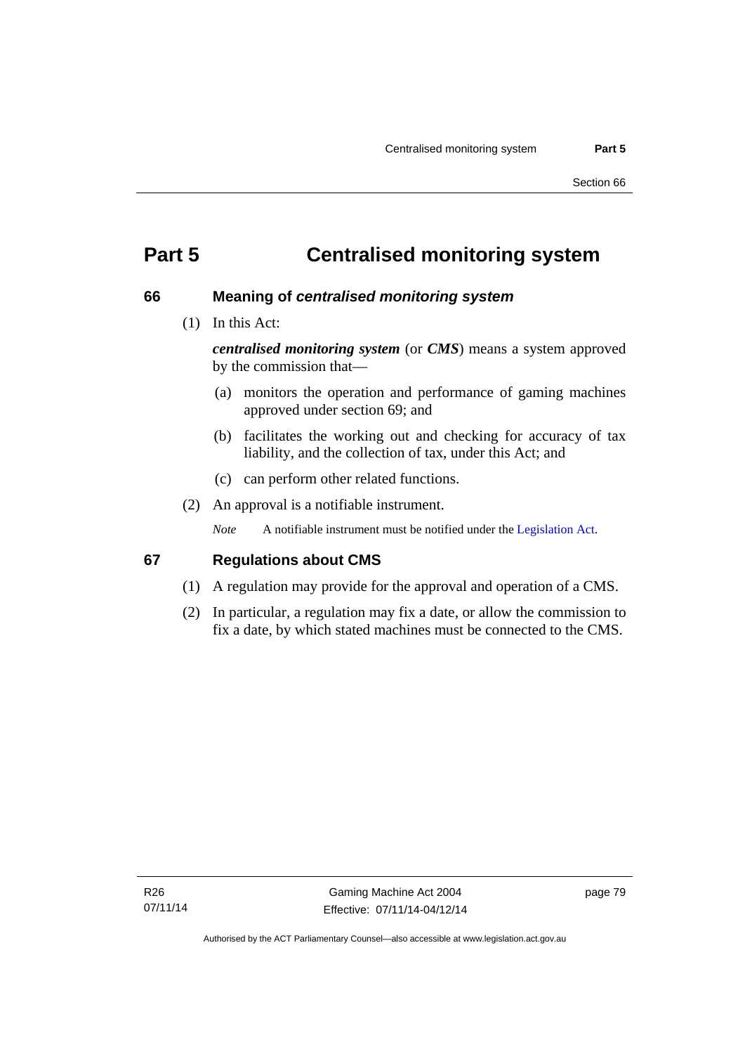# Part 5 Centralised monitoring system

## 66 Meaning of *centralised monitoring system*

(1) In this Act:

***centralised monitoring system*** (or ***CMS***) means a system approved by the commission that—

(a) monitors the operation and performance of gaming machines approved under section 69; and

(b) facilitates the working out and checking for accuracy of tax liability, and the collection of tax, under this Act; and

(c) can perform other related functions.

(2) An approval is a notifiable instrument.

*Note* A notifiable instrument must be notified under the Legislation Act.

## 67 Regulations about CMS

(1) A regulation may provide for the approval and operation of a CMS.

(2) In particular, a regulation may fix a date, or allow the commission to fix a date, by which stated machines must be connected to the CMS.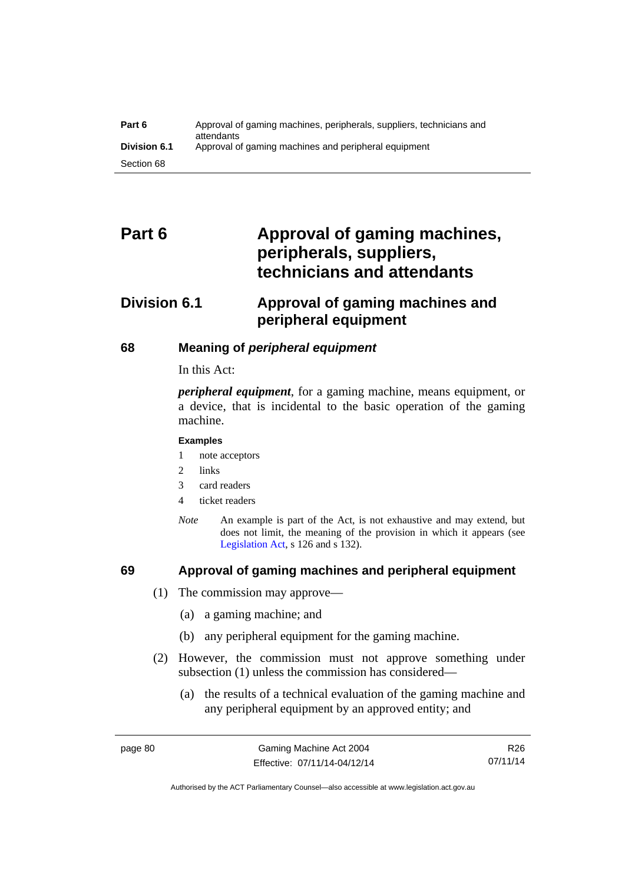# Part 6 Approval of gaming machines, peripherals, suppliers, technicians and attendants

## Division 6.1 Approval of gaming machines and peripheral equipment

### 68 Meaning of *peripheral equipment*

In this Act:

***peripheral equipment***, for a gaming machine, means equipment, or a device, that is incidental to the basic operation of the gaming machine.

**Examples**

1 note acceptors

2 links

3 card readers

4 ticket readers

*Note* An example is part of the Act, is not exhaustive and may extend, but does not limit, the meaning of the provision in which it appears (see Legislation Act, s 126 and s 132).

### 69 Approval of gaming machines and peripheral equipment

(1) The commission may approve—

(a) a gaming machine; and

(b) any peripheral equipment for the gaming machine.

(2) However, the commission must not approve something under subsection (1) unless the commission has considered—

(a) the results of a technical evaluation of the gaming machine and any peripheral equipment by an approved entity; and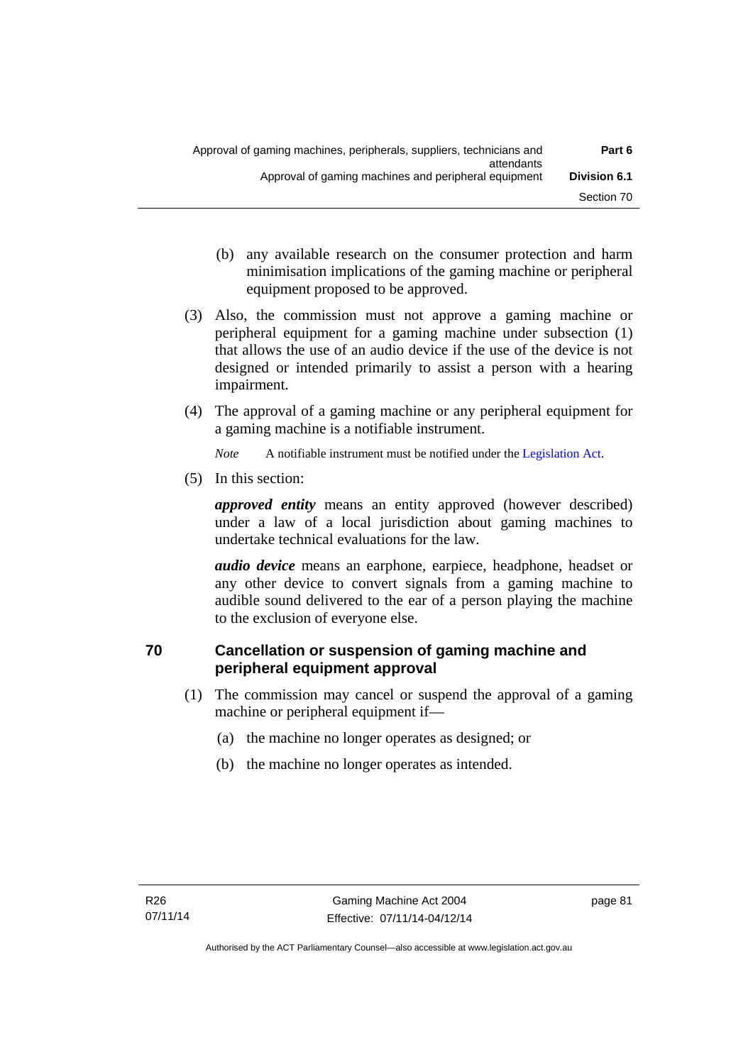(b) any available research on the consumer protection and harm minimisation implications of the gaming machine or peripheral equipment proposed to be approved.

(3) Also, the commission must not approve a gaming machine or peripheral equipment for a gaming machine under subsection (1) that allows the use of an audio device if the use of the device is not designed or intended primarily to assist a person with a hearing impairment.

(4) The approval of a gaming machine or any peripheral equipment for a gaming machine is a notifiable instrument.

*Note* A notifiable instrument must be notified under the Legislation Act.

(5) In this section:

***approved entity*** means an entity approved (however described) under a law of a local jurisdiction about gaming machines to undertake technical evaluations for the law.

***audio device*** means an earphone, earpiece, headphone, headset or any other device to convert signals from a gaming machine to audible sound delivered to the ear of a person playing the machine to the exclusion of everyone else.

## 70 Cancellation or suspension of gaming machine and peripheral equipment approval

(1) The commission may cancel or suspend the approval of a gaming machine or peripheral equipment if—

(a) the machine no longer operates as designed; or

(b) the machine no longer operates as intended.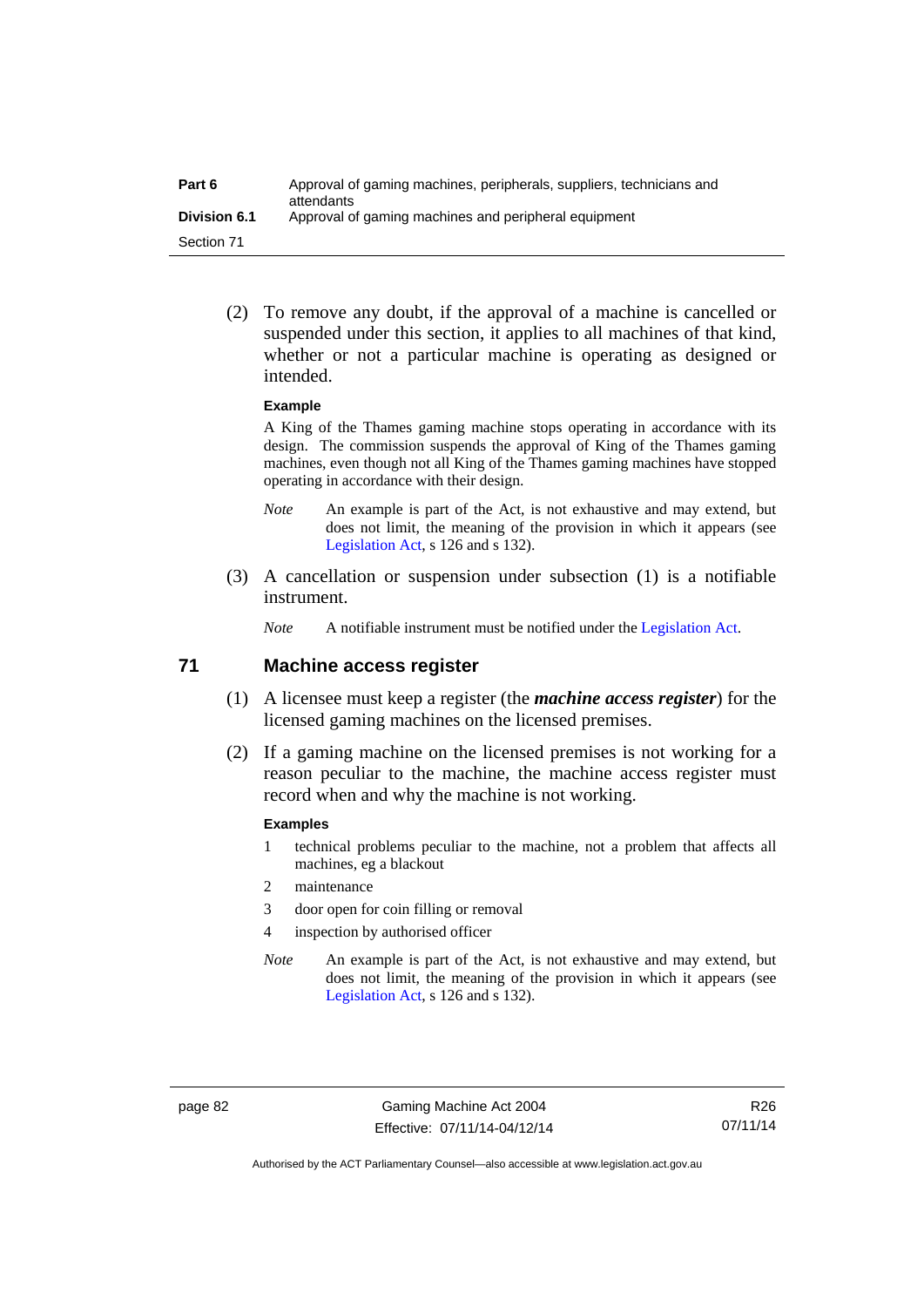(2) To remove any doubt, if the approval of a machine is cancelled or suspended under this section, it applies to all machines of that kind, whether or not a particular machine is operating as designed or intended.

**Example**

A King of the Thames gaming machine stops operating in accordance with its design. The commission suspends the approval of King of the Thames gaming machines, even though not all King of the Thames gaming machines have stopped operating in accordance with their design.

*Note* An example is part of the Act, is not exhaustive and may extend, but does not limit, the meaning of the provision in which it appears (see Legislation Act, s 126 and s 132).

(3) A cancellation or suspension under subsection (1) is a notifiable instrument.

*Note* A notifiable instrument must be notified under the Legislation Act.

## 71 Machine access register

(1) A licensee must keep a register (the ***machine access register***) for the licensed gaming machines on the licensed premises.

(2) If a gaming machine on the licensed premises is not working for a reason peculiar to the machine, the machine access register must record when and why the machine is not working.

**Examples**

1 technical problems peculiar to the machine, not a problem that affects all machines, eg a blackout

2 maintenance

3 door open for coin filling or removal

4 inspection by authorised officer

*Note* An example is part of the Act, is not exhaustive and may extend, but does not limit, the meaning of the provision in which it appears (see Legislation Act, s 126 and s 132).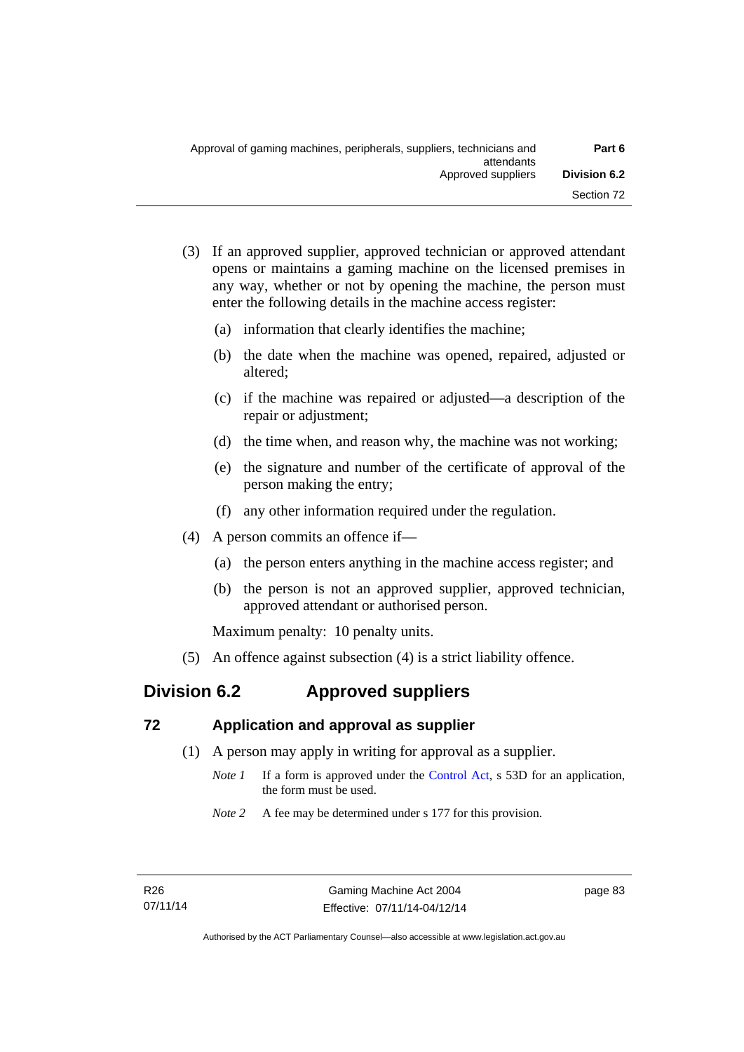(3) If an approved supplier, approved technician or approved attendant opens or maintains a gaming machine on the licensed premises in any way, whether or not by opening the machine, the person must enter the following details in the machine access register:

(a) information that clearly identifies the machine;

(b) the date when the machine was opened, repaired, adjusted or altered;

(c) if the machine was repaired or adjusted—a description of the repair or adjustment;

(d) the time when, and reason why, the machine was not working;

(e) the signature and number of the certificate of approval of the person making the entry;

(f) any other information required under the regulation.

(4) A person commits an offence if—

(a) the person enters anything in the machine access register; and

(b) the person is not an approved supplier, approved technician, approved attendant or authorised person.

Maximum penalty: 10 penalty units.

(5) An offence against subsection (4) is a strict liability offence.

## Division 6.2 Approved suppliers

### 72 Application and approval as supplier

(1) A person may apply in writing for approval as a supplier.

*Note 1* If a form is approved under the Control Act, s 53D for an application, the form must be used.

*Note 2* A fee may be determined under s 177 for this provision.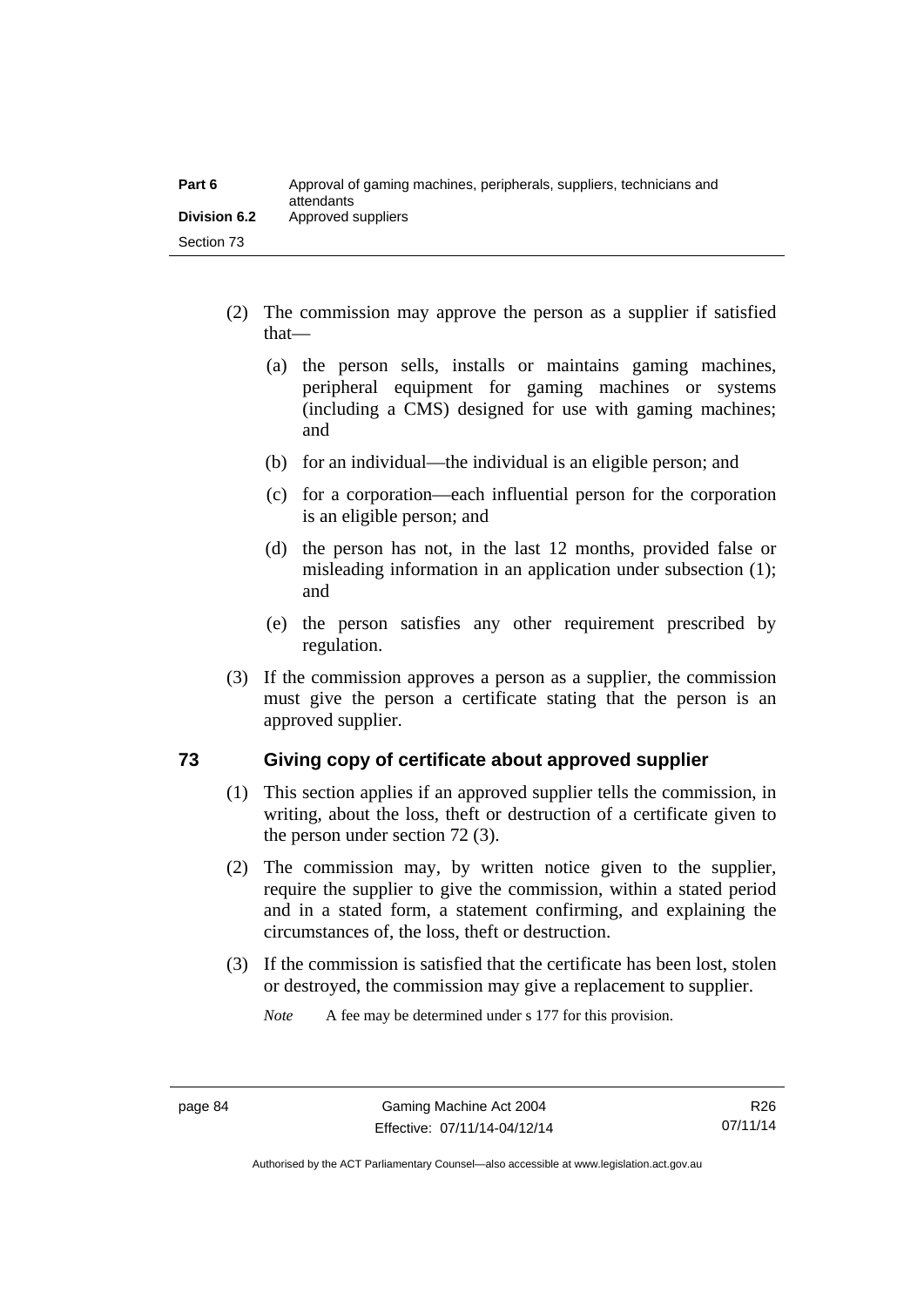(2) The commission may approve the person as a supplier if satisfied that—

(a) the person sells, installs or maintains gaming machines, peripheral equipment for gaming machines or systems (including a CMS) designed for use with gaming machines; and

(b) for an individual—the individual is an eligible person; and

(c) for a corporation—each influential person for the corporation is an eligible person; and

(d) the person has not, in the last 12 months, provided false or misleading information in an application under subsection (1); and

(e) the person satisfies any other requirement prescribed by regulation.

(3) If the commission approves a person as a supplier, the commission must give the person a certificate stating that the person is an approved supplier.

## 73 Giving copy of certificate about approved supplier

(1) This section applies if an approved supplier tells the commission, in writing, about the loss, theft or destruction of a certificate given to the person under section 72 (3).

(2) The commission may, by written notice given to the supplier, require the supplier to give the commission, within a stated period and in a stated form, a statement confirming, and explaining the circumstances of, the loss, theft or destruction.

(3) If the commission is satisfied that the certificate has been lost, stolen or destroyed, the commission may give a replacement to supplier.

*Note* A fee may be determined under s 177 for this provision.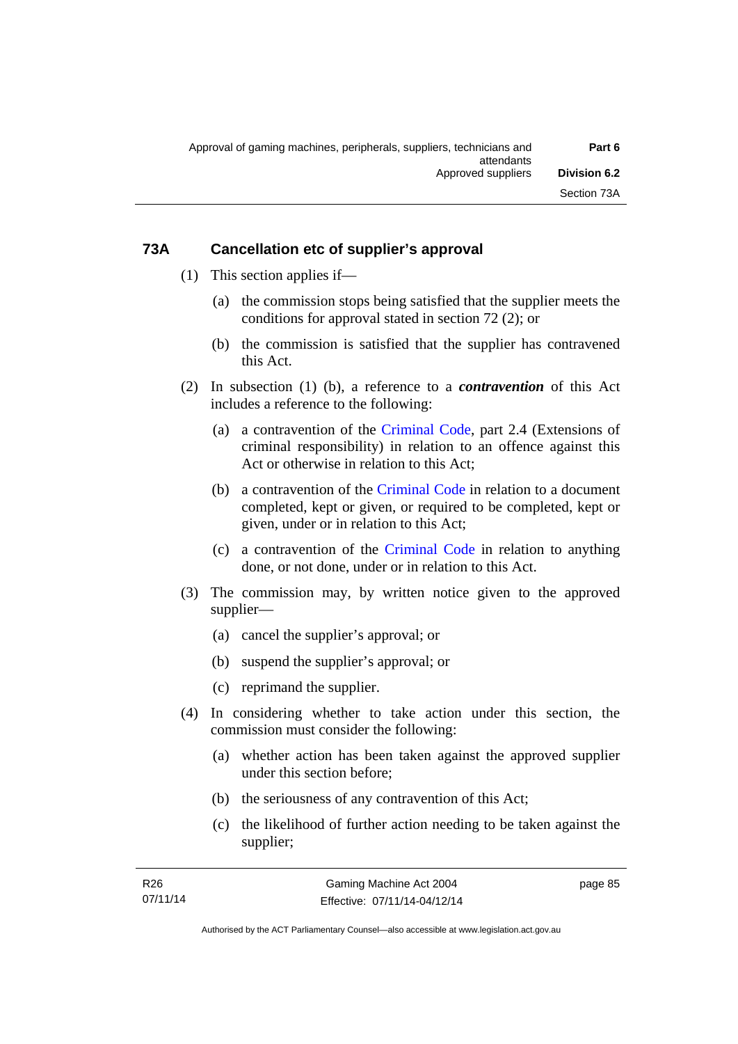## 73A Cancellation etc of supplier's approval

(1) This section applies if—

(a) the commission stops being satisfied that the supplier meets the conditions for approval stated in section 72 (2); or

(b) the commission is satisfied that the supplier has contravened this Act.

(2) In subsection (1) (b), a reference to a ***contravention*** of this Act includes a reference to the following:

(a) a contravention of the Criminal Code, part 2.4 (Extensions of criminal responsibility) in relation to an offence against this Act or otherwise in relation to this Act;

(b) a contravention of the Criminal Code in relation to a document completed, kept or given, or required to be completed, kept or given, under or in relation to this Act;

(c) a contravention of the Criminal Code in relation to anything done, or not done, under or in relation to this Act.

(3) The commission may, by written notice given to the approved supplier—

(a) cancel the supplier's approval; or

(b) suspend the supplier's approval; or

(c) reprimand the supplier.

(4) In considering whether to take action under this section, the commission must consider the following:

(a) whether action has been taken against the approved supplier under this section before;

(b) the seriousness of any contravention of this Act;

(c) the likelihood of further action needing to be taken against the supplier;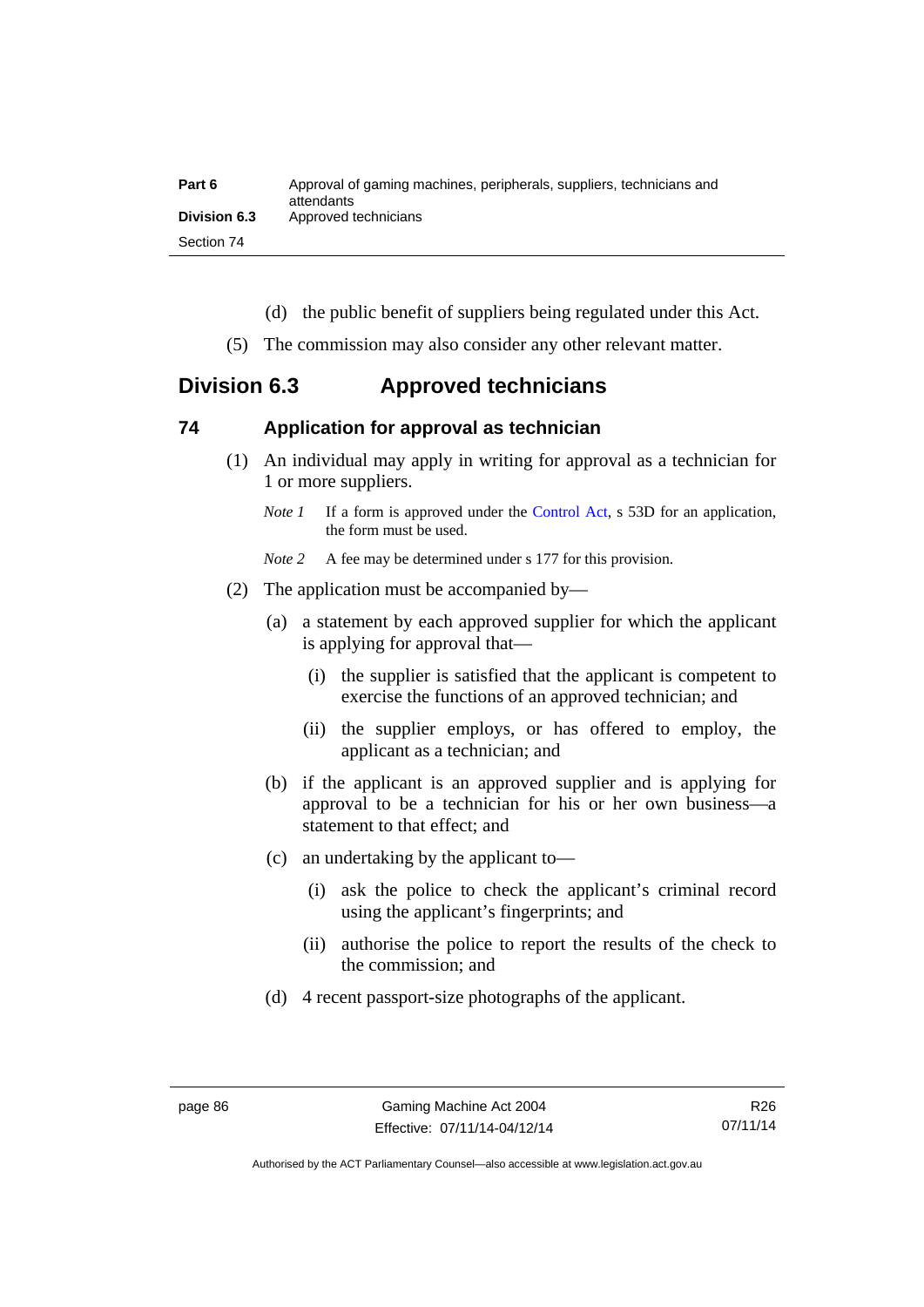(d) the public benefit of suppliers being regulated under this Act.

(5) The commission may also consider any other relevant matter.

## Division 6.3 Approved technicians

### 74 Application for approval as technician

(1) An individual may apply in writing for approval as a technician for 1 or more suppliers.

*Note 1* If a form is approved under the Control Act, s 53D for an application, the form must be used.

*Note 2* A fee may be determined under s 177 for this provision.

(2) The application must be accompanied by—

(a) a statement by each approved supplier for which the applicant is applying for approval that—

(i) the supplier is satisfied that the applicant is competent to exercise the functions of an approved technician; and

(ii) the supplier employs, or has offered to employ, the applicant as a technician; and

(b) if the applicant is an approved supplier and is applying for approval to be a technician for his or her own business—a statement to that effect; and

(c) an undertaking by the applicant to—

(i) ask the police to check the applicant's criminal record using the applicant's fingerprints; and

(ii) authorise the police to report the results of the check to the commission; and

(d) 4 recent passport-size photographs of the applicant.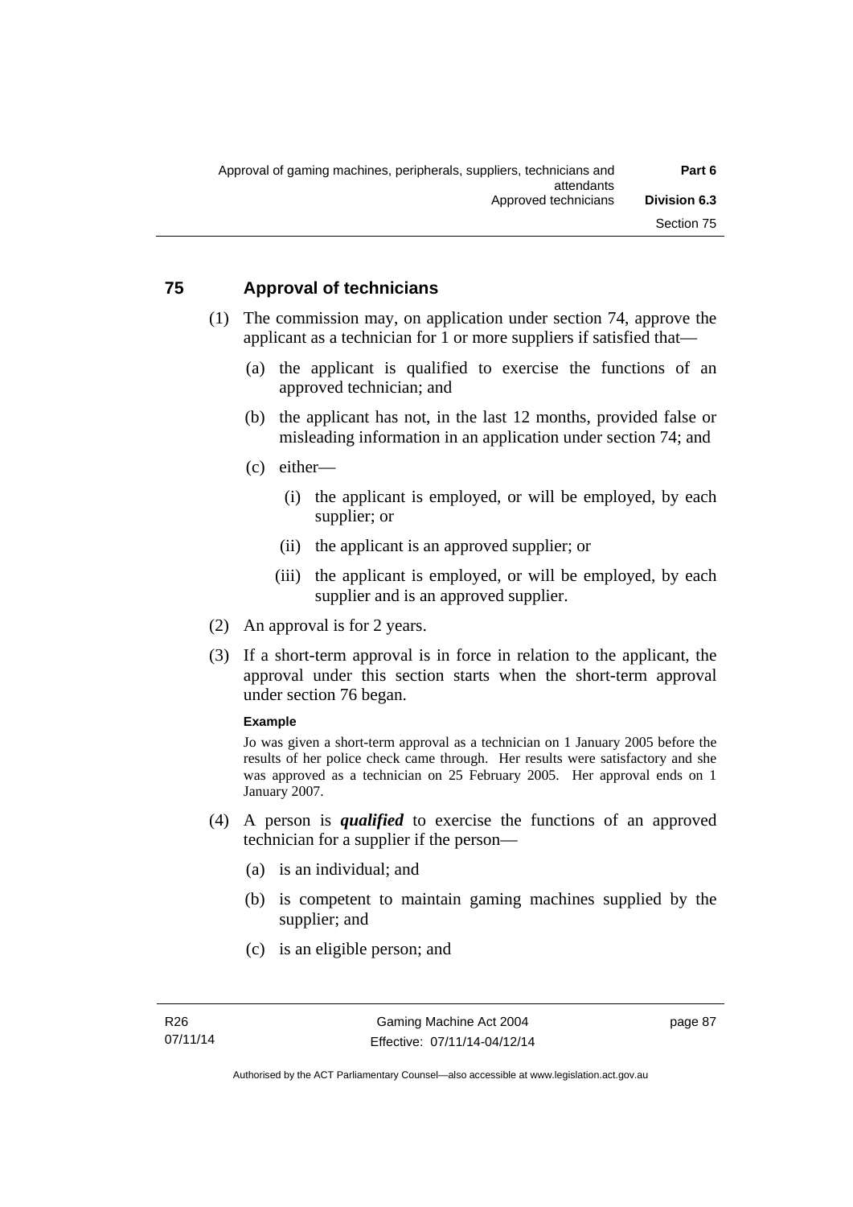## 75 Approval of technicians

(1) The commission may, on application under section 74, approve the applicant as a technician for 1 or more suppliers if satisfied that—

(a) the applicant is qualified to exercise the functions of an approved technician; and

(b) the applicant has not, in the last 12 months, provided false or misleading information in an application under section 74; and

(c) either—

(i) the applicant is employed, or will be employed, by each supplier; or

(ii) the applicant is an approved supplier; or

(iii) the applicant is employed, or will be employed, by each supplier and is an approved supplier.

(2) An approval is for 2 years.

(3) If a short-term approval is in force in relation to the applicant, the approval under this section starts when the short-term approval under section 76 began.

**Example**

Jo was given a short-term approval as a technician on 1 January 2005 before the results of her police check came through. Her results were satisfactory and she was approved as a technician on 25 February 2005. Her approval ends on 1 January 2007.

(4) A person is ***qualified*** to exercise the functions of an approved technician for a supplier if the person—

(a) is an individual; and

(b) is competent to maintain gaming machines supplied by the supplier; and

(c) is an eligible person; and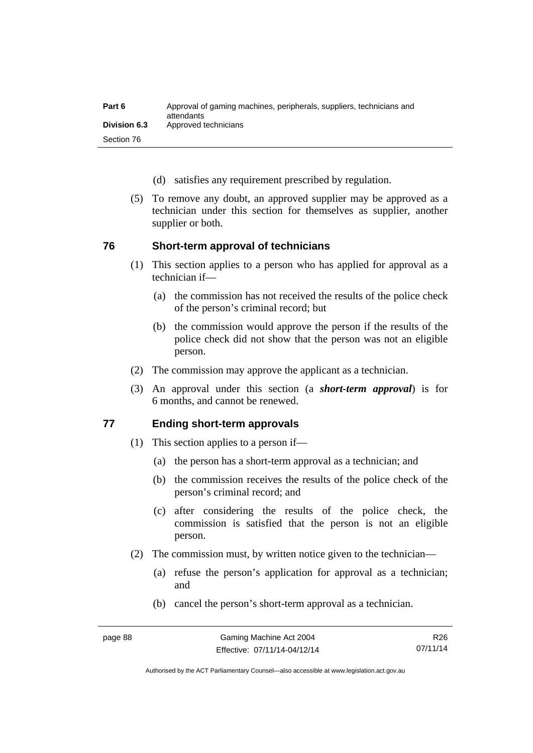(d) satisfies any requirement prescribed by regulation.

(5) To remove any doubt, an approved supplier may be approved as a technician under this section for themselves as supplier, another supplier or both.

## 76 Short-term approval of technicians

(1) This section applies to a person who has applied for approval as a technician if—

(a) the commission has not received the results of the police check of the person's criminal record; but

(b) the commission would approve the person if the results of the police check did not show that the person was not an eligible person.

(2) The commission may approve the applicant as a technician.

(3) An approval under this section (a ***short-term approval***) is for 6 months, and cannot be renewed.

## 77 Ending short-term approvals

(1) This section applies to a person if—

(a) the person has a short-term approval as a technician; and

(b) the commission receives the results of the police check of the person's criminal record; and

(c) after considering the results of the police check, the commission is satisfied that the person is not an eligible person.

(2) The commission must, by written notice given to the technician—

(a) refuse the person's application for approval as a technician; and

(b) cancel the person's short-term approval as a technician.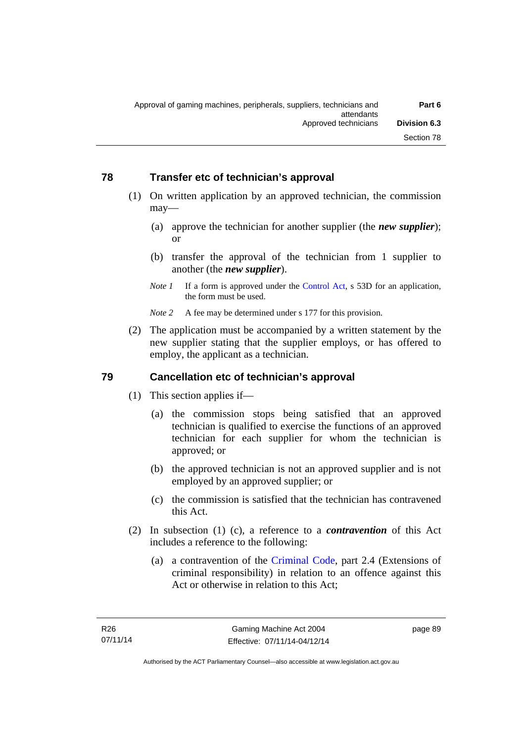## 78 Transfer etc of technician's approval

(1) On written application by an approved technician, the commission may—

(a) approve the technician for another supplier (the ***new supplier***); or

(b) transfer the approval of the technician from 1 supplier to another (the ***new supplier***).

*Note 1* If a form is approved under the Control Act, s 53D for an application, the form must be used.

*Note 2* A fee may be determined under s 177 for this provision.

(2) The application must be accompanied by a written statement by the new supplier stating that the supplier employs, or has offered to employ, the applicant as a technician.

## 79 Cancellation etc of technician's approval

(1) This section applies if—

(a) the commission stops being satisfied that an approved technician is qualified to exercise the functions of an approved technician for each supplier for whom the technician is approved; or

(b) the approved technician is not an approved supplier and is not employed by an approved supplier; or

(c) the commission is satisfied that the technician has contravened this Act.

(2) In subsection (1) (c), a reference to a ***contravention*** of this Act includes a reference to the following:

(a) a contravention of the Criminal Code, part 2.4 (Extensions of criminal responsibility) in relation to an offence against this Act or otherwise in relation to this Act;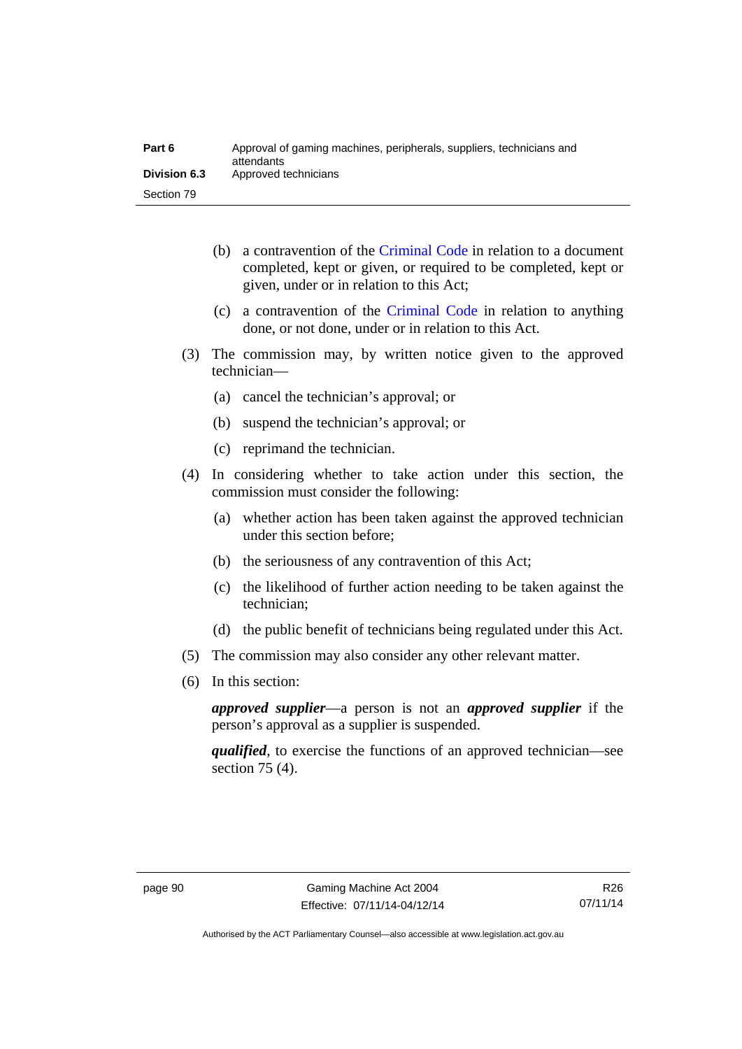(b) a contravention of the Criminal Code in relation to a document completed, kept or given, or required to be completed, kept or given, under or in relation to this Act;

(c) a contravention of the Criminal Code in relation to anything done, or not done, under or in relation to this Act.

(3) The commission may, by written notice given to the approved technician—

(a) cancel the technician's approval; or

(b) suspend the technician's approval; or

(c) reprimand the technician.

(4) In considering whether to take action under this section, the commission must consider the following:

(a) whether action has been taken against the approved technician under this section before;

(b) the seriousness of any contravention of this Act;

(c) the likelihood of further action needing to be taken against the technician;

(d) the public benefit of technicians being regulated under this Act.

(5) The commission may also consider any other relevant matter.

(6) In this section:

***approved supplier***—a person is not an ***approved supplier*** if the person's approval as a supplier is suspended.

***qualified***, to exercise the functions of an approved technician—see section 75 (4).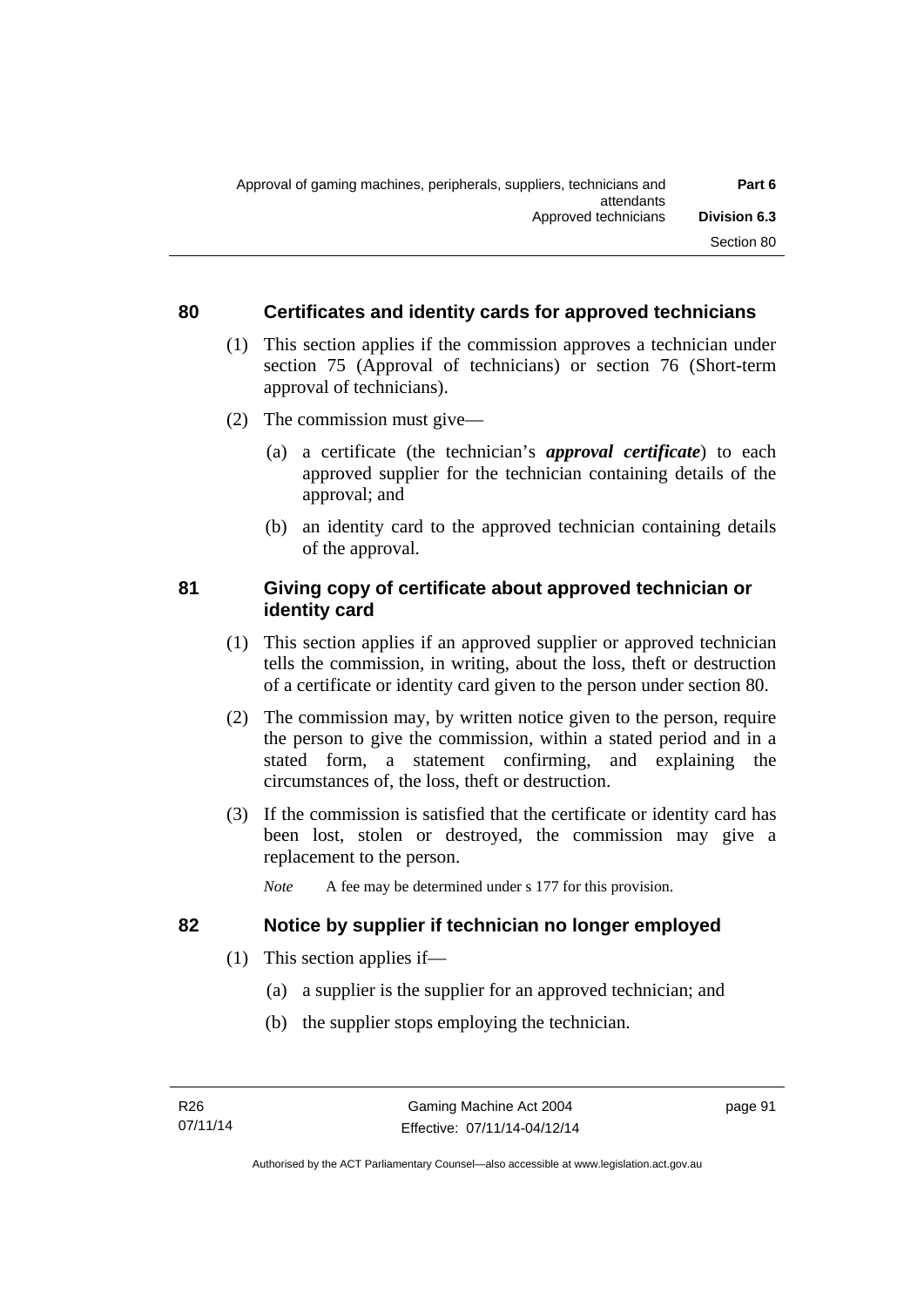## 80 Certificates and identity cards for approved technicians

(1) This section applies if the commission approves a technician under section 75 (Approval of technicians) or section 76 (Short-term approval of technicians).

(2) The commission must give—

(a) a certificate (the technician's ***approval certificate***) to each approved supplier for the technician containing details of the approval; and

(b) an identity card to the approved technician containing details of the approval.

## 81 Giving copy of certificate about approved technician or identity card

(1) This section applies if an approved supplier or approved technician tells the commission, in writing, about the loss, theft or destruction of a certificate or identity card given to the person under section 80.

(2) The commission may, by written notice given to the person, require the person to give the commission, within a stated period and in a stated form, a statement confirming, and explaining the circumstances of, the loss, theft or destruction.

(3) If the commission is satisfied that the certificate or identity card has been lost, stolen or destroyed, the commission may give a replacement to the person.

*Note* A fee may be determined under s 177 for this provision.

## 82 Notice by supplier if technician no longer employed

(1) This section applies if—

(a) a supplier is the supplier for an approved technician; and

(b) the supplier stops employing the technician.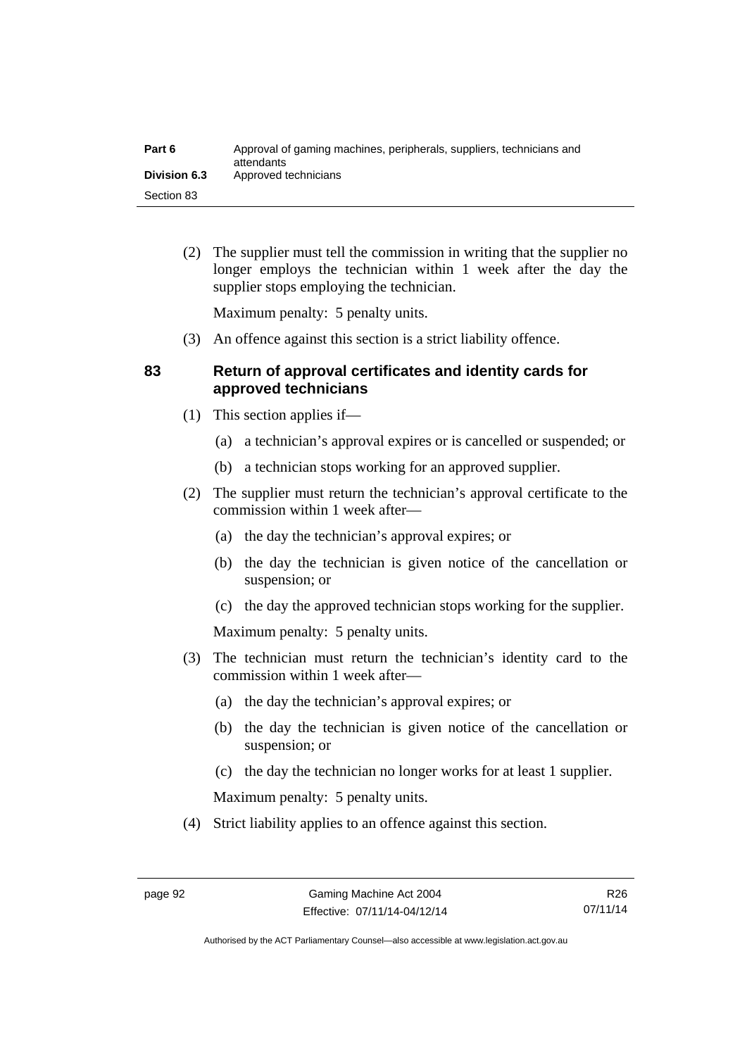(2) The supplier must tell the commission in writing that the supplier no longer employs the technician within 1 week after the day the supplier stops employing the technician.

Maximum penalty: 5 penalty units.

(3) An offence against this section is a strict liability offence.

### 83 Return of approval certificates and identity cards for approved technicians

(1) This section applies if—

(a) a technician's approval expires or is cancelled or suspended; or

(b) a technician stops working for an approved supplier.

(2) The supplier must return the technician's approval certificate to the commission within 1 week after—

(a) the day the technician's approval expires; or

(b) the day the technician is given notice of the cancellation or suspension; or

(c) the day the approved technician stops working for the supplier.

Maximum penalty: 5 penalty units.

(3) The technician must return the technician's identity card to the commission within 1 week after—

(a) the day the technician's approval expires; or

(b) the day the technician is given notice of the cancellation or suspension; or

(c) the day the technician no longer works for at least 1 supplier.

Maximum penalty: 5 penalty units.

(4) Strict liability applies to an offence against this section.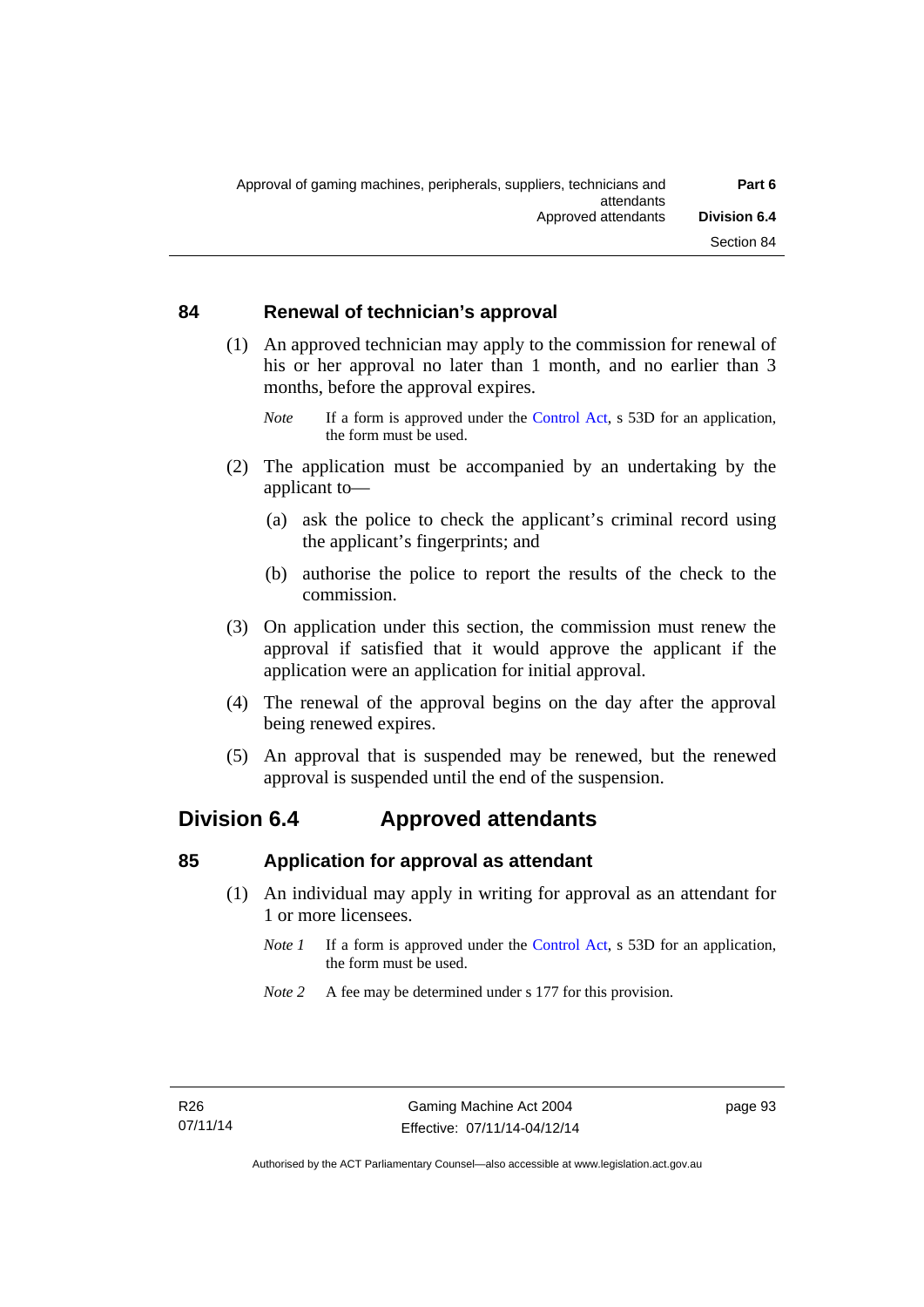### 84 Renewal of technician's approval

(1) An approved technician may apply to the commission for renewal of his or her approval no later than 1 month, and no earlier than 3 months, before the approval expires.

*Note* If a form is approved under the Control Act, s 53D for an application, the form must be used.

(2) The application must be accompanied by an undertaking by the applicant to—

(a) ask the police to check the applicant's criminal record using the applicant's fingerprints; and

(b) authorise the police to report the results of the check to the commission.

(3) On application under this section, the commission must renew the approval if satisfied that it would approve the applicant if the application were an application for initial approval.

(4) The renewal of the approval begins on the day after the approval being renewed expires.

(5) An approval that is suspended may be renewed, but the renewed approval is suspended until the end of the suspension.

## Division 6.4 Approved attendants

### 85 Application for approval as attendant

(1) An individual may apply in writing for approval as an attendant for 1 or more licensees.

*Note 1* If a form is approved under the Control Act, s 53D for an application, the form must be used.

*Note 2* A fee may be determined under s 177 for this provision.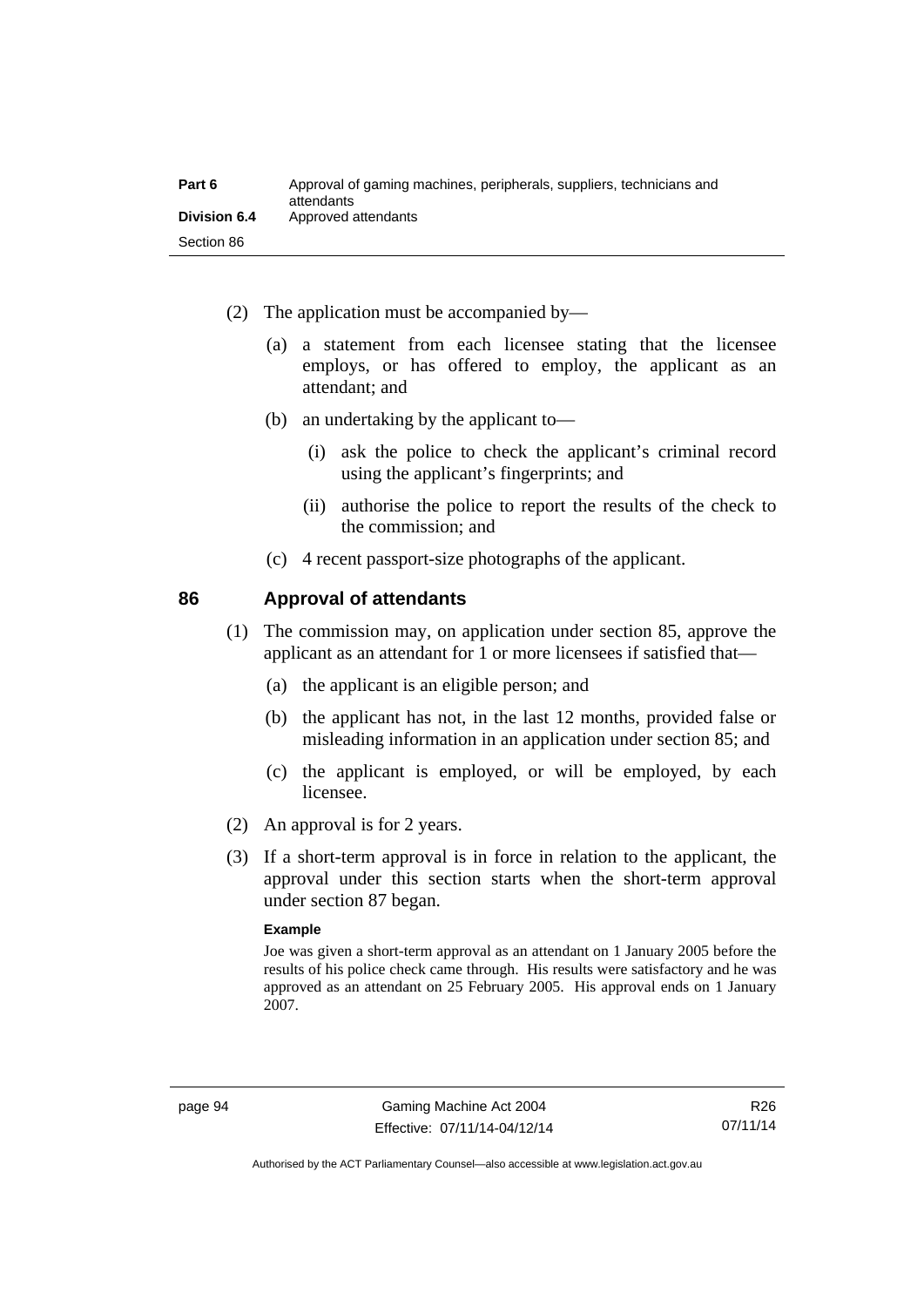(2) The application must be accompanied by—

(a) a statement from each licensee stating that the licensee employs, or has offered to employ, the applicant as an attendant; and

(b) an undertaking by the applicant to—

(i) ask the police to check the applicant's criminal record using the applicant's fingerprints; and

(ii) authorise the police to report the results of the check to the commission; and

(c) 4 recent passport-size photographs of the applicant.

## 86 Approval of attendants

(1) The commission may, on application under section 85, approve the applicant as an attendant for 1 or more licensees if satisfied that—

(a) the applicant is an eligible person; and

(b) the applicant has not, in the last 12 months, provided false or misleading information in an application under section 85; and

(c) the applicant is employed, or will be employed, by each licensee.

(2) An approval is for 2 years.

(3) If a short-term approval is in force in relation to the applicant, the approval under this section starts when the short-term approval under section 87 began.

**Example**

Joe was given a short-term approval as an attendant on 1 January 2005 before the results of his police check came through. His results were satisfactory and he was approved as an attendant on 25 February 2005. His approval ends on 1 January 2007.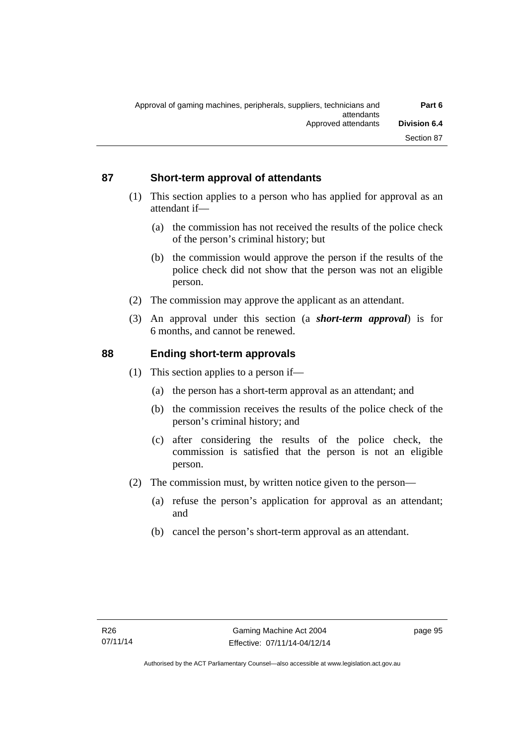## 87 Short-term approval of attendants

(1) This section applies to a person who has applied for approval as an attendant if—

(a) the commission has not received the results of the police check of the person's criminal history; but

(b) the commission would approve the person if the results of the police check did not show that the person was not an eligible person.

(2) The commission may approve the applicant as an attendant.

(3) An approval under this section (a ***short-term approval***) is for 6 months, and cannot be renewed.

## 88 Ending short-term approvals

(1) This section applies to a person if—

(a) the person has a short-term approval as an attendant; and

(b) the commission receives the results of the police check of the person's criminal history; and

(c) after considering the results of the police check, the commission is satisfied that the person is not an eligible person.

(2) The commission must, by written notice given to the person—

(a) refuse the person's application for approval as an attendant; and

(b) cancel the person's short-term approval as an attendant.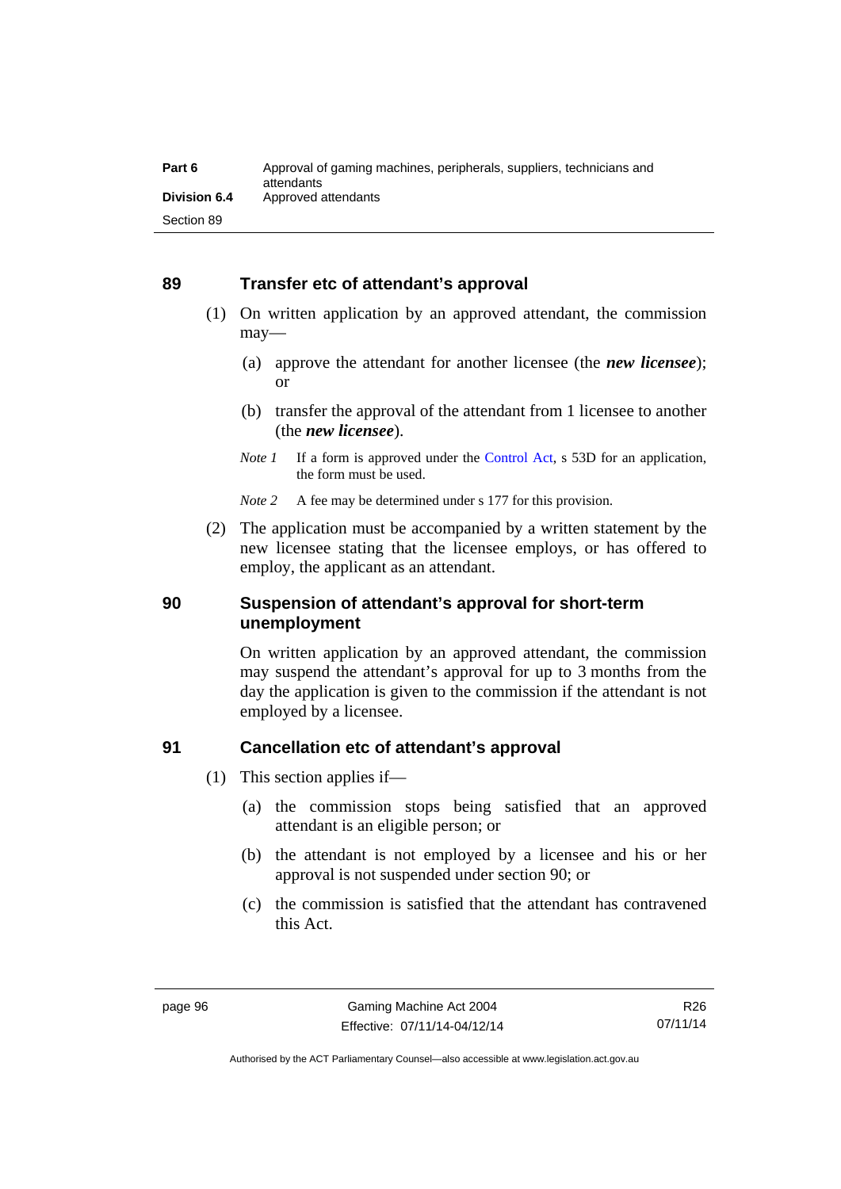### 89 Transfer etc of attendant's approval

(1) On written application by an approved attendant, the commission may—

(a) approve the attendant for another licensee (the ***new licensee***); or

(b) transfer the approval of the attendant from 1 licensee to another (the ***new licensee***).

*Note 1* If a form is approved under the Control Act, s 53D for an application, the form must be used.

*Note 2* A fee may be determined under s 177 for this provision.

(2) The application must be accompanied by a written statement by the new licensee stating that the licensee employs, or has offered to employ, the applicant as an attendant.

### 90 Suspension of attendant's approval for short-term unemployment

On written application by an approved attendant, the commission may suspend the attendant's approval for up to 3 months from the day the application is given to the commission if the attendant is not employed by a licensee.

### 91 Cancellation etc of attendant's approval

(1) This section applies if—

(a) the commission stops being satisfied that an approved attendant is an eligible person; or

(b) the attendant is not employed by a licensee and his or her approval is not suspended under section 90; or

(c) the commission is satisfied that the attendant has contravened this Act.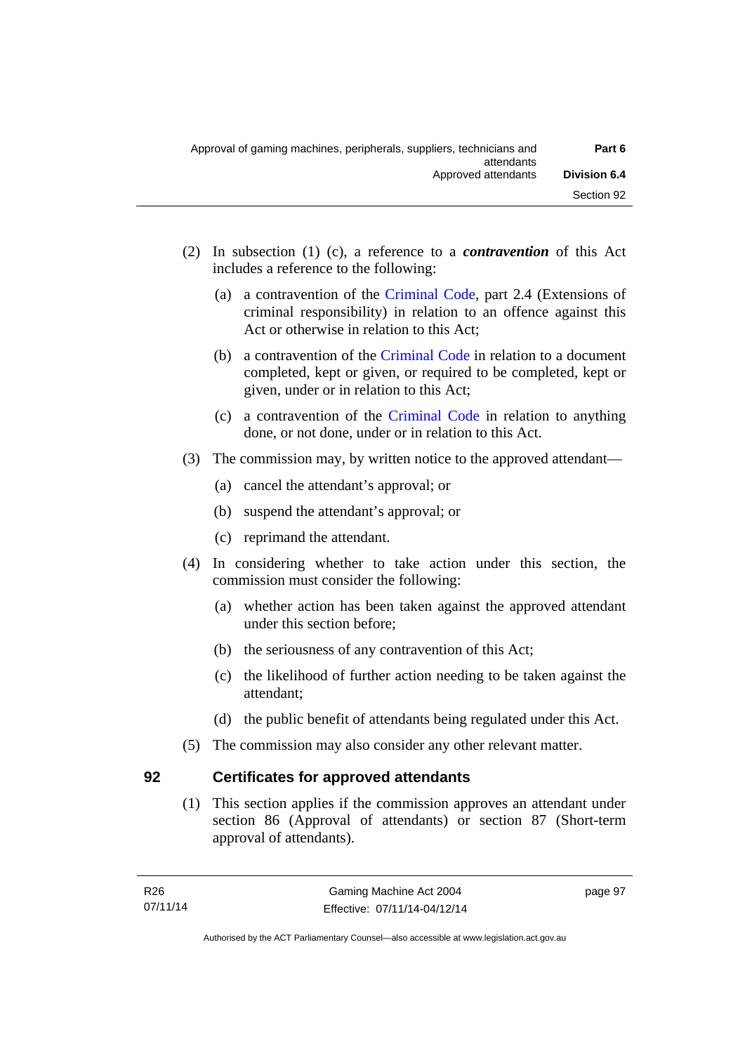(2) In subsection (1) (c), a reference to a ***contravention*** of this Act includes a reference to the following:

   (a) a contravention of the Criminal Code, part 2.4 (Extensions of criminal responsibility) in relation to an offence against this Act or otherwise in relation to this Act;

   (b) a contravention of the Criminal Code in relation to a document completed, kept or given, or required to be completed, kept or given, under or in relation to this Act;

   (c) a contravention of the Criminal Code in relation to anything done, or not done, under or in relation to this Act.

(3) The commission may, by written notice to the approved attendant—

   (a) cancel the attendant's approval; or

   (b) suspend the attendant's approval; or

   (c) reprimand the attendant.

(4) In considering whether to take action under this section, the commission must consider the following:

   (a) whether action has been taken against the approved attendant under this section before;

   (b) the seriousness of any contravention of this Act;

   (c) the likelihood of further action needing to be taken against the attendant;

   (d) the public benefit of attendants being regulated under this Act.

(5) The commission may also consider any other relevant matter.

## 92 Certificates for approved attendants

(1) This section applies if the commission approves an attendant under section 86 (Approval of attendants) or section 87 (Short-term approval of attendants).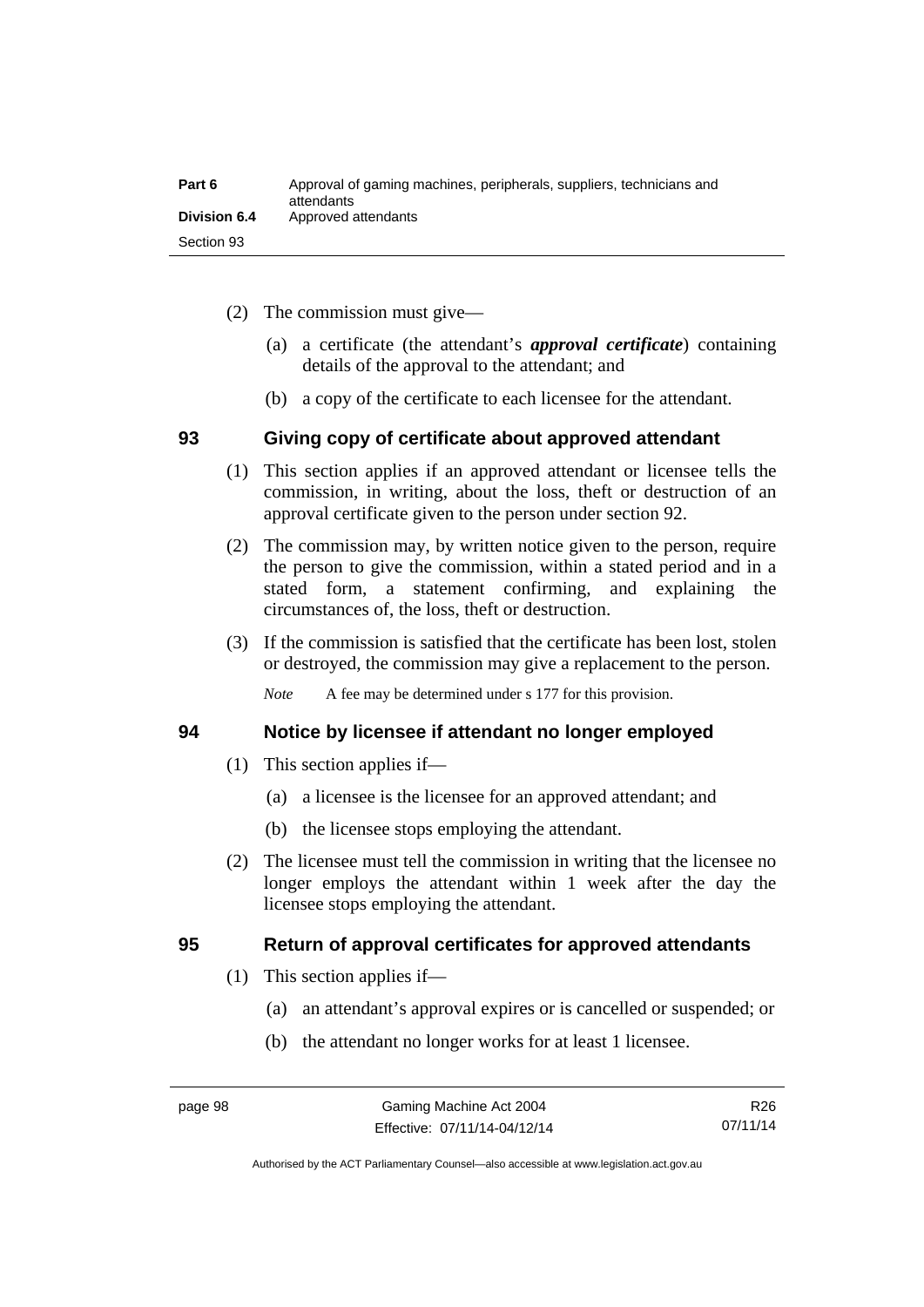(2) The commission must give—

(a) a certificate (the attendant's ***approval certificate***) containing details of the approval to the attendant; and

(b) a copy of the certificate to each licensee for the attendant.

## 93 Giving copy of certificate about approved attendant

(1) This section applies if an approved attendant or licensee tells the commission, in writing, about the loss, theft or destruction of an approval certificate given to the person under section 92.

(2) The commission may, by written notice given to the person, require the person to give the commission, within a stated period and in a stated form, a statement confirming, and explaining the circumstances of, the loss, theft or destruction.

(3) If the commission is satisfied that the certificate has been lost, stolen or destroyed, the commission may give a replacement to the person.

*Note* A fee may be determined under s 177 for this provision.

## 94 Notice by licensee if attendant no longer employed

(1) This section applies if—

(a) a licensee is the licensee for an approved attendant; and

(b) the licensee stops employing the attendant.

(2) The licensee must tell the commission in writing that the licensee no longer employs the attendant within 1 week after the day the licensee stops employing the attendant.

## 95 Return of approval certificates for approved attendants

(1) This section applies if—

(a) an attendant's approval expires or is cancelled or suspended; or

(b) the attendant no longer works for at least 1 licensee.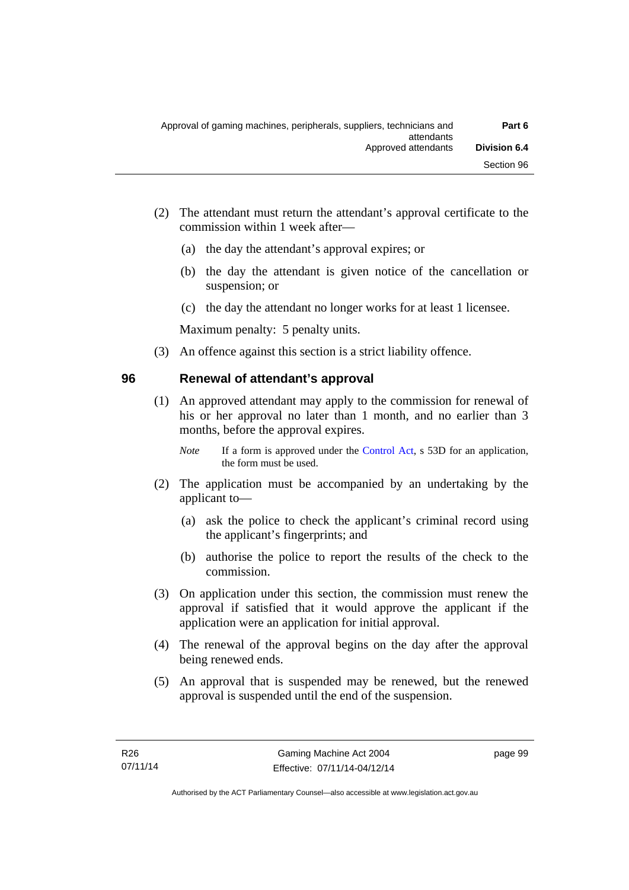(2) The attendant must return the attendant's approval certificate to the commission within 1 week after—

(a) the day the attendant's approval expires; or

(b) the day the attendant is given notice of the cancellation or suspension; or

(c) the day the attendant no longer works for at least 1 licensee.

Maximum penalty: 5 penalty units.

(3) An offence against this section is a strict liability offence.

## 96 Renewal of attendant's approval

(1) An approved attendant may apply to the commission for renewal of his or her approval no later than 1 month, and no earlier than 3 months, before the approval expires.

*Note* If a form is approved under the Control Act, s 53D for an application, the form must be used.

(2) The application must be accompanied by an undertaking by the applicant to—

(a) ask the police to check the applicant's criminal record using the applicant's fingerprints; and

(b) authorise the police to report the results of the check to the commission.

(3) On application under this section, the commission must renew the approval if satisfied that it would approve the applicant if the application were an application for initial approval.

(4) The renewal of the approval begins on the day after the approval being renewed ends.

(5) An approval that is suspended may be renewed, but the renewed approval is suspended until the end of the suspension.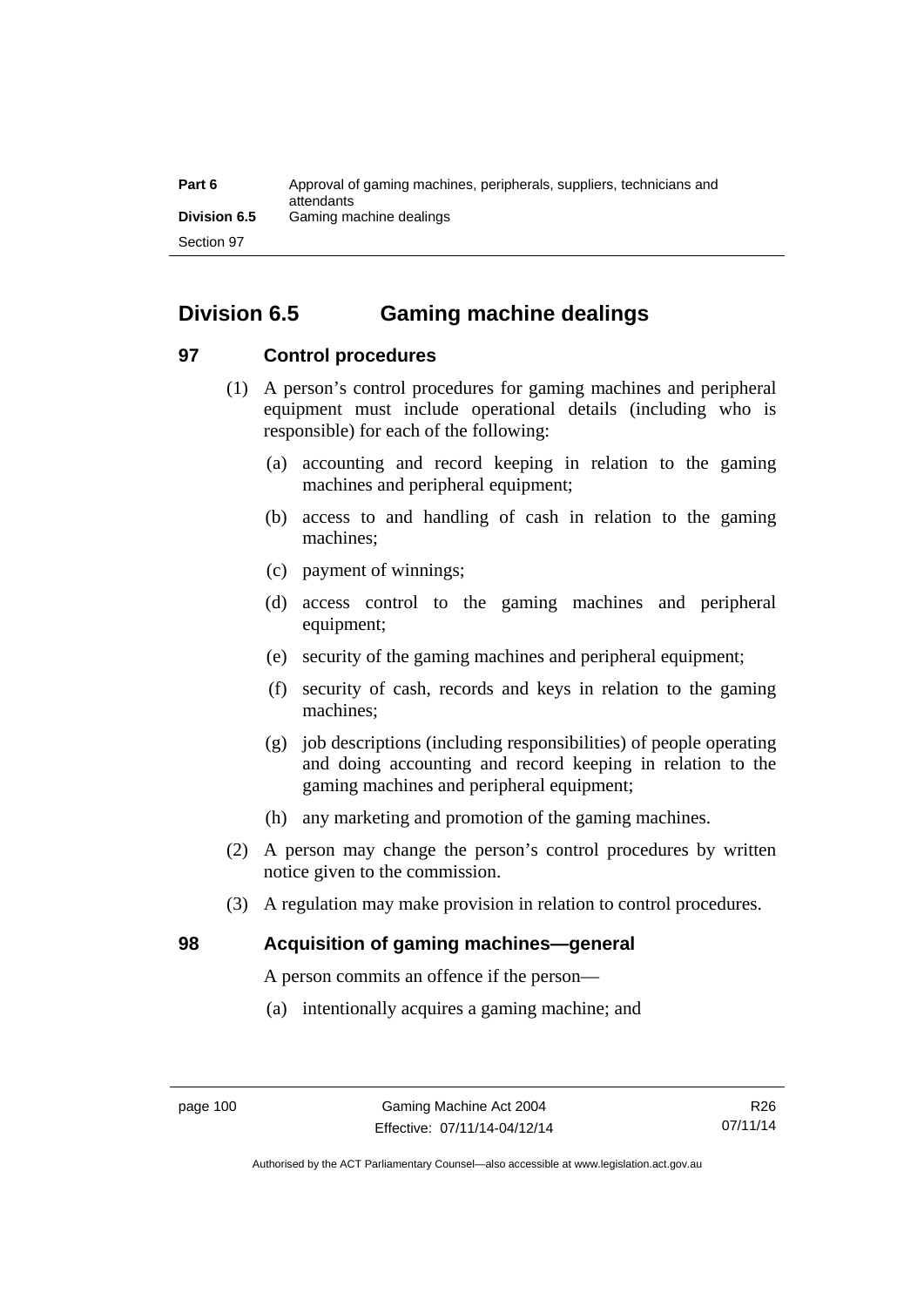## Division 6.5 Gaming machine dealings

### 97 Control procedures

(1) A person's control procedures for gaming machines and peripheral equipment must include operational details (including who is responsible) for each of the following:

(a) accounting and record keeping in relation to the gaming machines and peripheral equipment;

(b) access to and handling of cash in relation to the gaming machines;

(c) payment of winnings;

(d) access control to the gaming machines and peripheral equipment;

(e) security of the gaming machines and peripheral equipment;

(f) security of cash, records and keys in relation to the gaming machines;

(g) job descriptions (including responsibilities) of people operating and doing accounting and record keeping in relation to the gaming machines and peripheral equipment;

(h) any marketing and promotion of the gaming machines.

(2) A person may change the person's control procedures by written notice given to the commission.

(3) A regulation may make provision in relation to control procedures.

### 98 Acquisition of gaming machines—general

A person commits an offence if the person—

(a) intentionally acquires a gaming machine; and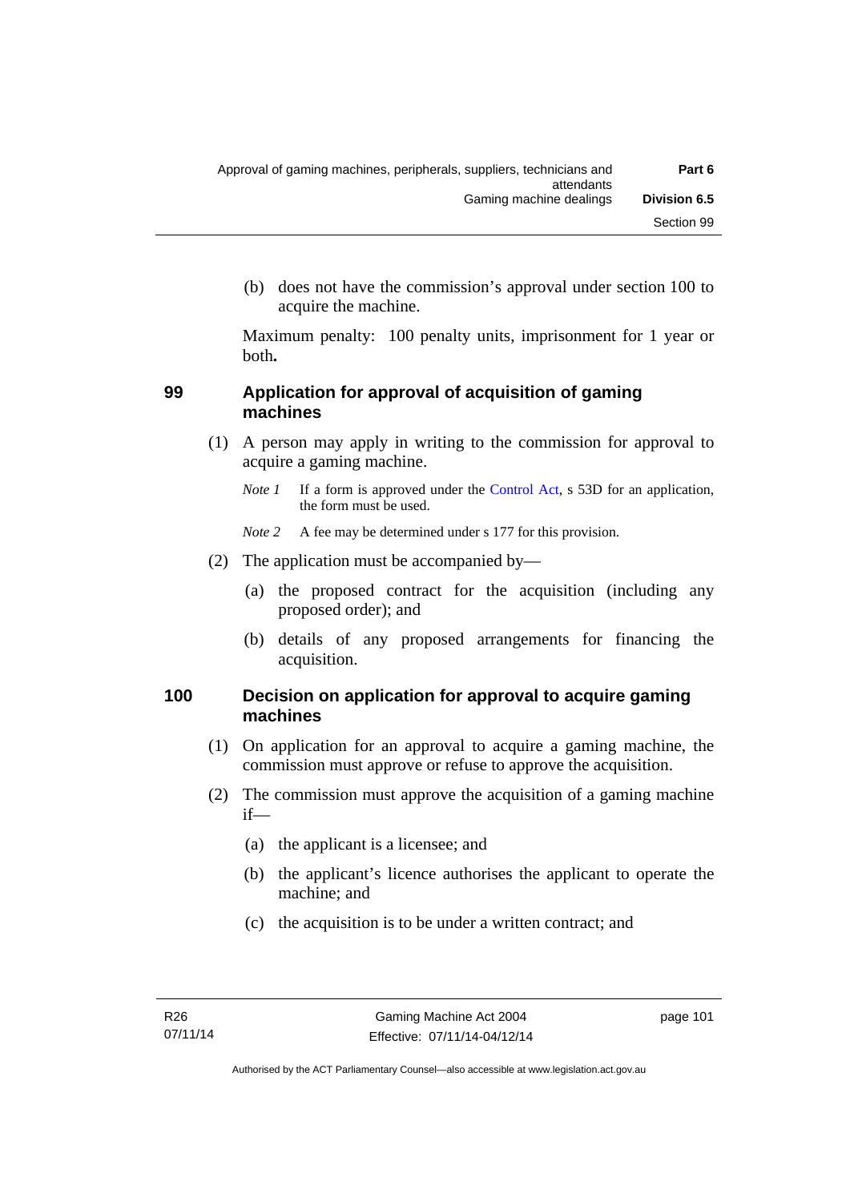(b) does not have the commission's approval under section 100 to acquire the machine.

Maximum penalty: 100 penalty units, imprisonment for 1 year or both**.**

### 99 Application for approval of acquisition of gaming machines

(1) A person may apply in writing to the commission for approval to acquire a gaming machine.

*Note 1* If a form is approved under the Control Act, s 53D for an application, the form must be used.

*Note 2* A fee may be determined under s 177 for this provision.

(2) The application must be accompanied by—

(a) the proposed contract for the acquisition (including any proposed order); and

(b) details of any proposed arrangements for financing the acquisition.

### 100 Decision on application for approval to acquire gaming machines

(1) On application for an approval to acquire a gaming machine, the commission must approve or refuse to approve the acquisition.

(2) The commission must approve the acquisition of a gaming machine if—

(a) the applicant is a licensee; and

(b) the applicant's licence authorises the applicant to operate the machine; and

(c) the acquisition is to be under a written contract; and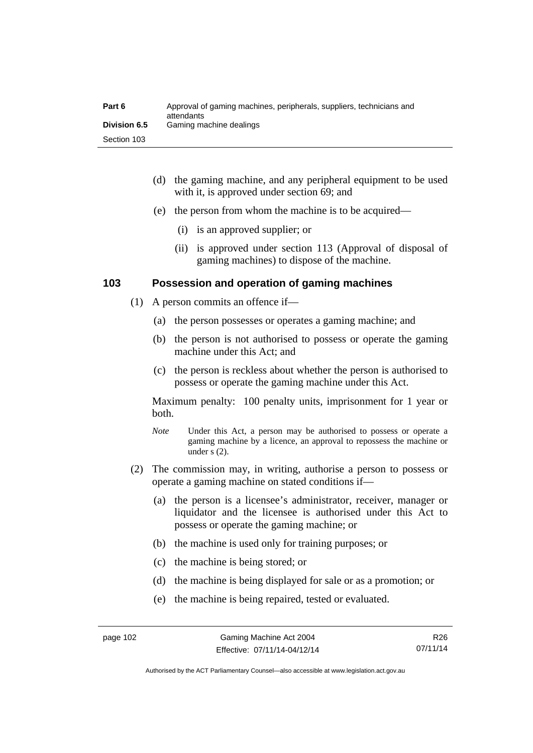(d) the gaming machine, and any peripheral equipment to be used with it, is approved under section 69; and

(e) the person from whom the machine is to be acquired—

(i) is an approved supplier; or

(ii) is approved under section 113 (Approval of disposal of gaming machines) to dispose of the machine.

### 103 Possession and operation of gaming machines

(1) A person commits an offence if—

(a) the person possesses or operates a gaming machine; and

(b) the person is not authorised to possess or operate the gaming machine under this Act; and

(c) the person is reckless about whether the person is authorised to possess or operate the gaming machine under this Act.

Maximum penalty: 100 penalty units, imprisonment for 1 year or both.

*Note* Under this Act, a person may be authorised to possess or operate a gaming machine by a licence, an approval to repossess the machine or under s (2).

(2) The commission may, in writing, authorise a person to possess or operate a gaming machine on stated conditions if—

(a) the person is a licensee's administrator, receiver, manager or liquidator and the licensee is authorised under this Act to possess or operate the gaming machine; or

(b) the machine is used only for training purposes; or

(c) the machine is being stored; or

(d) the machine is being displayed for sale or as a promotion; or

(e) the machine is being repaired, tested or evaluated.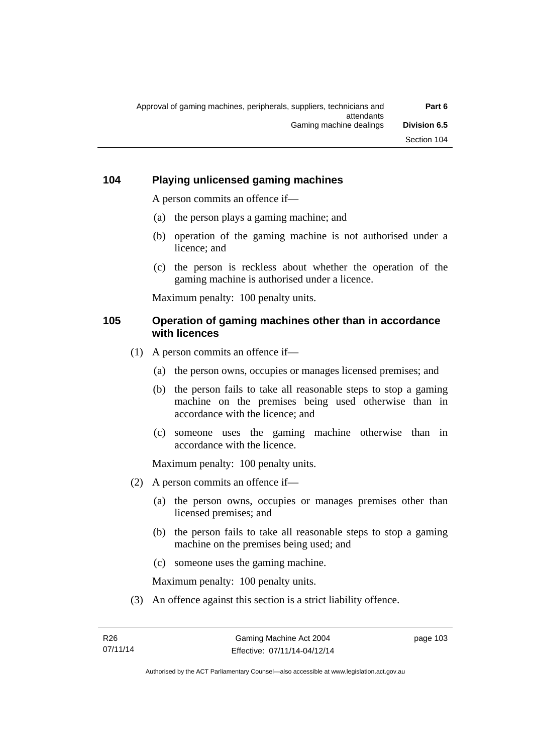### 104 Playing unlicensed gaming machines

A person commits an offence if—

(a) the person plays a gaming machine; and

(b) operation of the gaming machine is not authorised under a licence; and

(c) the person is reckless about whether the operation of the gaming machine is authorised under a licence.

Maximum penalty: 100 penalty units.

### 105 Operation of gaming machines other than in accordance with licences

(1) A person commits an offence if—

(a) the person owns, occupies or manages licensed premises; and

(b) the person fails to take all reasonable steps to stop a gaming machine on the premises being used otherwise than in accordance with the licence; and

(c) someone uses the gaming machine otherwise than in accordance with the licence.

Maximum penalty: 100 penalty units.

(2) A person commits an offence if—

(a) the person owns, occupies or manages premises other than licensed premises; and

(b) the person fails to take all reasonable steps to stop a gaming machine on the premises being used; and

(c) someone uses the gaming machine.

Maximum penalty: 100 penalty units.

(3) An offence against this section is a strict liability offence.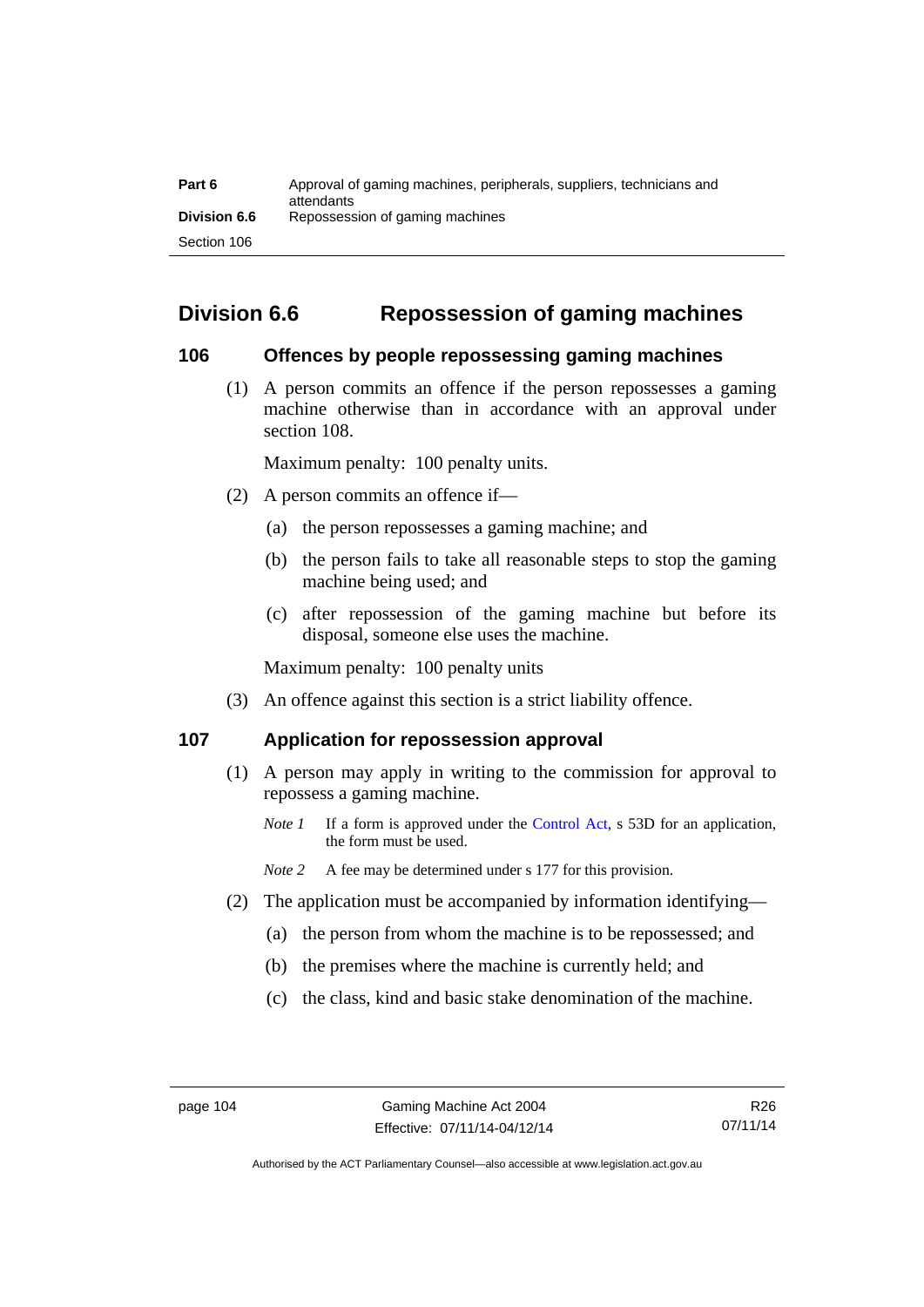## Division 6.6 Repossession of gaming machines

### 106 Offences by people repossessing gaming machines

(1) A person commits an offence if the person repossesses a gaming machine otherwise than in accordance with an approval under section 108.

Maximum penalty: 100 penalty units.

(2) A person commits an offence if—

(a) the person repossesses a gaming machine; and

(b) the person fails to take all reasonable steps to stop the gaming machine being used; and

(c) after repossession of the gaming machine but before its disposal, someone else uses the machine.

Maximum penalty: 100 penalty units

(3) An offence against this section is a strict liability offence.

### 107 Application for repossession approval

(1) A person may apply in writing to the commission for approval to repossess a gaming machine.

*Note 1* If a form is approved under the Control Act, s 53D for an application, the form must be used.

*Note 2* A fee may be determined under s 177 for this provision.

(2) The application must be accompanied by information identifying—

(a) the person from whom the machine is to be repossessed; and

(b) the premises where the machine is currently held; and

(c) the class, kind and basic stake denomination of the machine.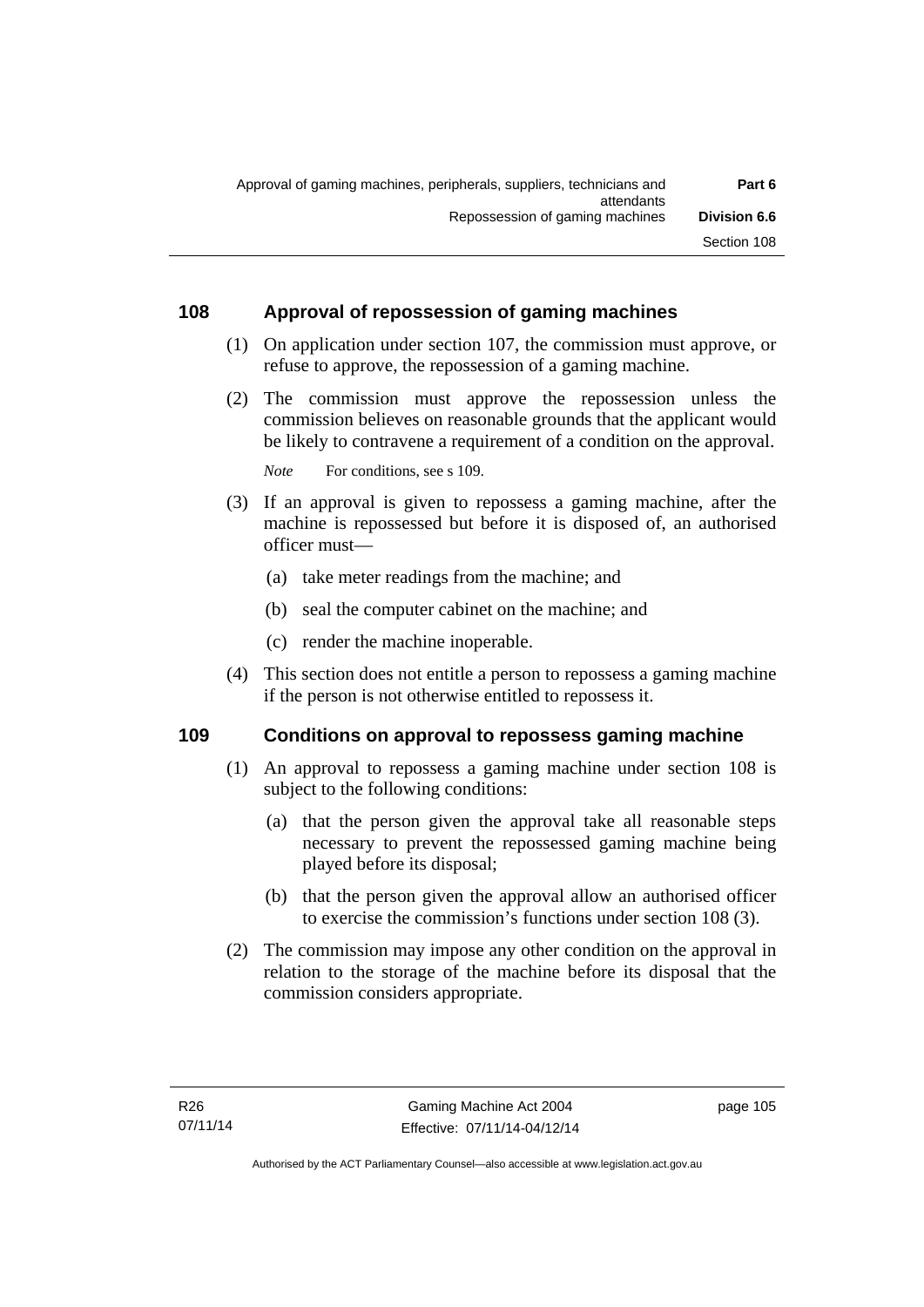## 108 Approval of repossession of gaming machines

(1) On application under section 107, the commission must approve, or refuse to approve, the repossession of a gaming machine.

(2) The commission must approve the repossession unless the commission believes on reasonable grounds that the applicant would be likely to contravene a requirement of a condition on the approval.

*Note* For conditions, see s 109.

(3) If an approval is given to repossess a gaming machine, after the machine is repossessed but before it is disposed of, an authorised officer must—

(a) take meter readings from the machine; and

(b) seal the computer cabinet on the machine; and

(c) render the machine inoperable.

(4) This section does not entitle a person to repossess a gaming machine if the person is not otherwise entitled to repossess it.

## 109 Conditions on approval to repossess gaming machine

(1) An approval to repossess a gaming machine under section 108 is subject to the following conditions:

(a) that the person given the approval take all reasonable steps necessary to prevent the repossessed gaming machine being played before its disposal;

(b) that the person given the approval allow an authorised officer to exercise the commission's functions under section 108 (3).

(2) The commission may impose any other condition on the approval in relation to the storage of the machine before its disposal that the commission considers appropriate.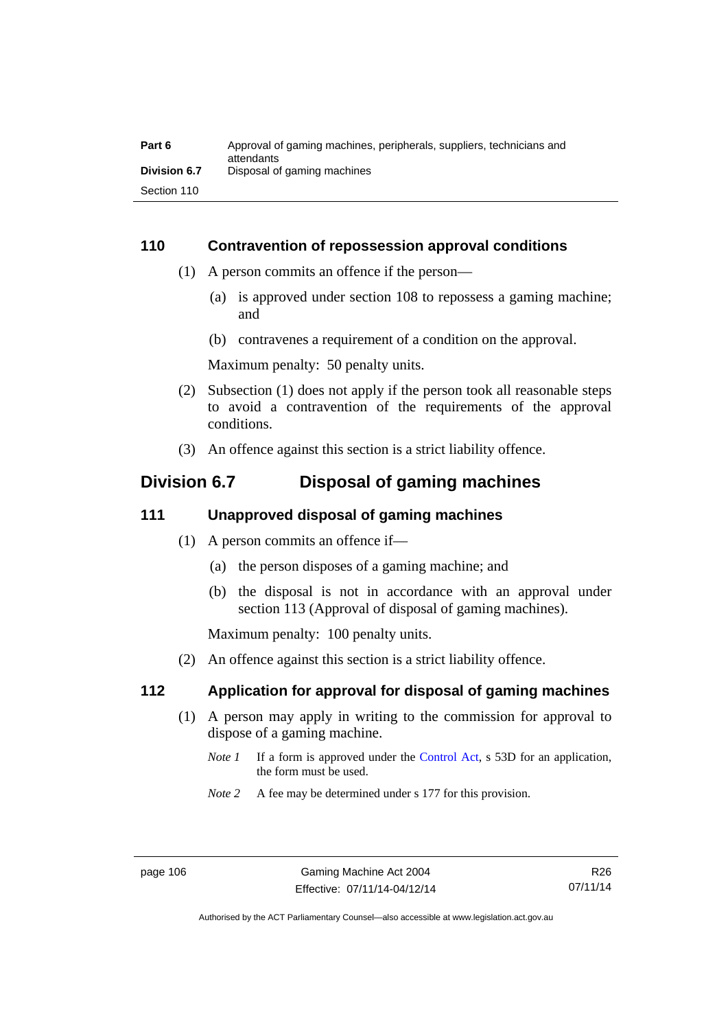### 110 Contravention of repossession approval conditions

(1) A person commits an offence if the person—

(a) is approved under section 108 to repossess a gaming machine; and

(b) contravenes a requirement of a condition on the approval.

Maximum penalty: 50 penalty units.

(2) Subsection (1) does not apply if the person took all reasonable steps to avoid a contravention of the requirements of the approval conditions.

(3) An offence against this section is a strict liability offence.

## Division 6.7 Disposal of gaming machines

### 111 Unapproved disposal of gaming machines

(1) A person commits an offence if—

(a) the person disposes of a gaming machine; and

(b) the disposal is not in accordance with an approval under section 113 (Approval of disposal of gaming machines).

Maximum penalty: 100 penalty units.

(2) An offence against this section is a strict liability offence.

### 112 Application for approval for disposal of gaming machines

(1) A person may apply in writing to the commission for approval to dispose of a gaming machine.

*Note 1* If a form is approved under the Control Act, s 53D for an application, the form must be used.

*Note 2* A fee may be determined under s 177 for this provision.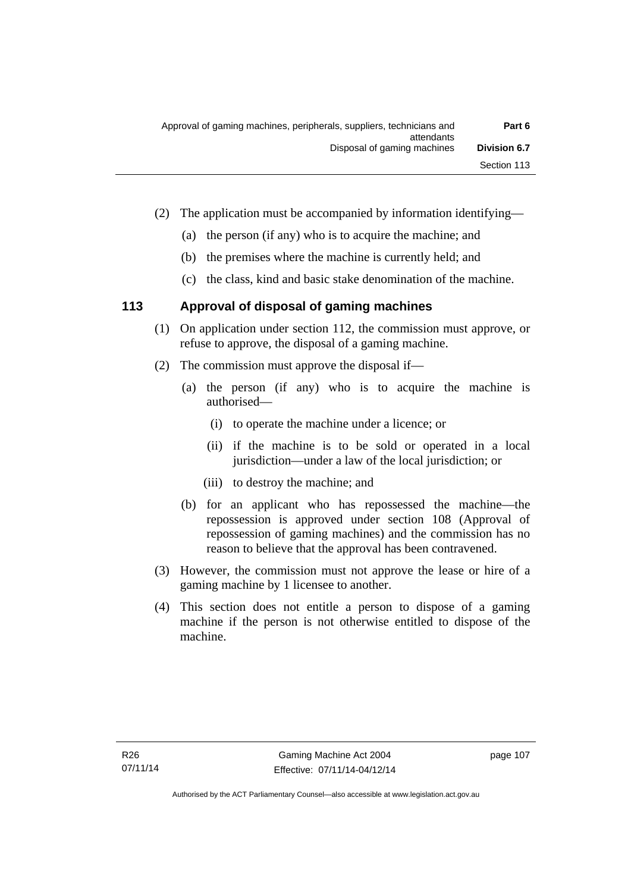(2) The application must be accompanied by information identifying—

(a) the person (if any) who is to acquire the machine; and

(b) the premises where the machine is currently held; and

(c) the class, kind and basic stake denomination of the machine.

## 113 Approval of disposal of gaming machines

(1) On application under section 112, the commission must approve, or refuse to approve, the disposal of a gaming machine.

(2) The commission must approve the disposal if—

(a) the person (if any) who is to acquire the machine is authorised—

(i) to operate the machine under a licence; or

(ii) if the machine is to be sold or operated in a local jurisdiction—under a law of the local jurisdiction; or

(iii) to destroy the machine; and

(b) for an applicant who has repossessed the machine—the repossession is approved under section 108 (Approval of repossession of gaming machines) and the commission has no reason to believe that the approval has been contravened.

(3) However, the commission must not approve the lease or hire of a gaming machine by 1 licensee to another.

(4) This section does not entitle a person to dispose of a gaming machine if the person is not otherwise entitled to dispose of the machine.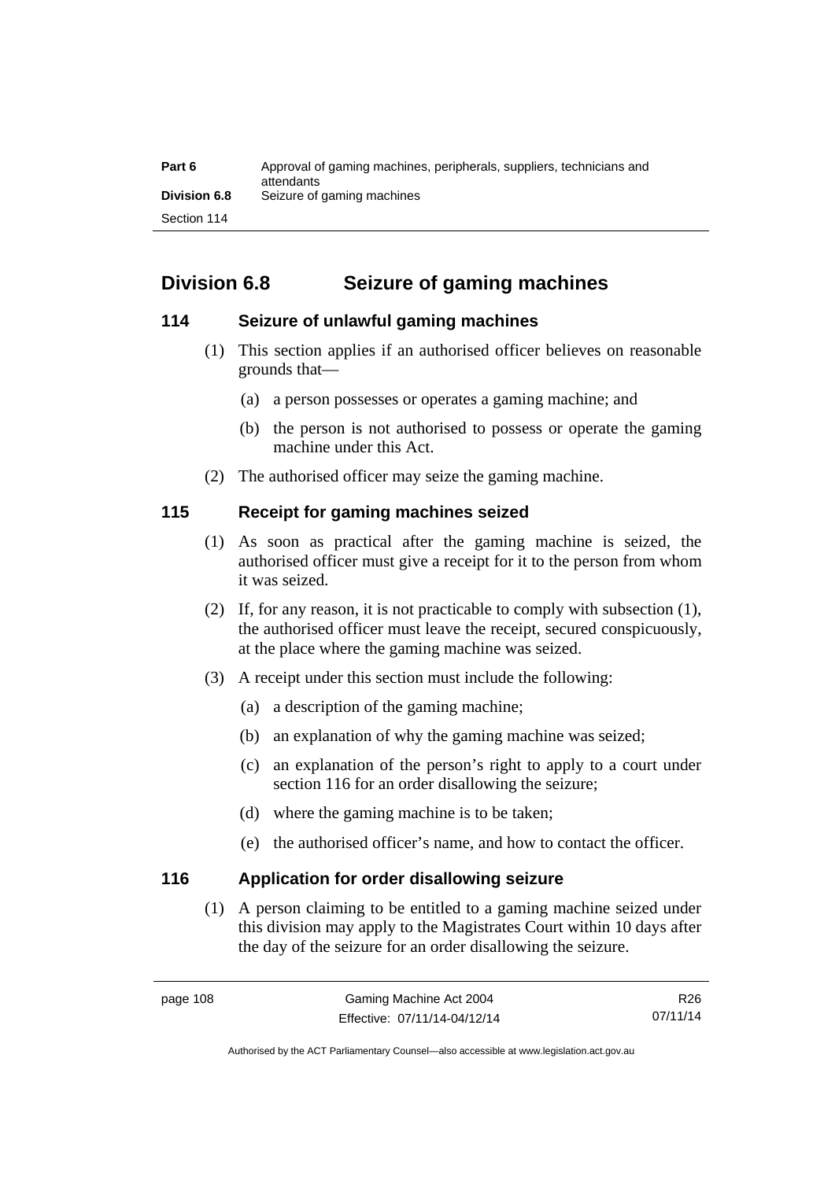## Division 6.8 Seizure of gaming machines

### 114 Seizure of unlawful gaming machines

(1) This section applies if an authorised officer believes on reasonable grounds that—

(a) a person possesses or operates a gaming machine; and

(b) the person is not authorised to possess or operate the gaming machine under this Act.

(2) The authorised officer may seize the gaming machine.

### 115 Receipt for gaming machines seized

(1) As soon as practical after the gaming machine is seized, the authorised officer must give a receipt for it to the person from whom it was seized.

(2) If, for any reason, it is not practicable to comply with subsection (1), the authorised officer must leave the receipt, secured conspicuously, at the place where the gaming machine was seized.

(3) A receipt under this section must include the following:

(a) a description of the gaming machine;

(b) an explanation of why the gaming machine was seized;

(c) an explanation of the person's right to apply to a court under section 116 for an order disallowing the seizure;

(d) where the gaming machine is to be taken;

(e) the authorised officer's name, and how to contact the officer.

### 116 Application for order disallowing seizure

(1) A person claiming to be entitled to a gaming machine seized under this division may apply to the Magistrates Court within 10 days after the day of the seizure for an order disallowing the seizure.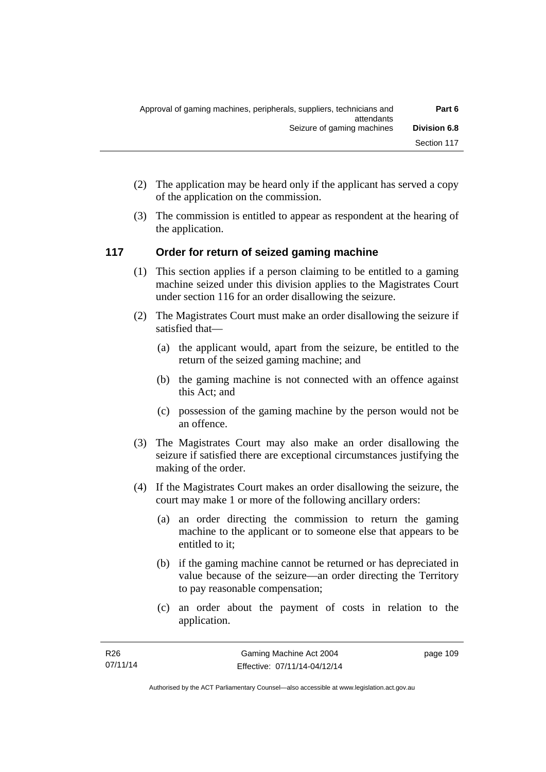(2) The application may be heard only if the applicant has served a copy of the application on the commission.

(3) The commission is entitled to appear as respondent at the hearing of the application.

## 117 Order for return of seized gaming machine

(1) This section applies if a person claiming to be entitled to a gaming machine seized under this division applies to the Magistrates Court under section 116 for an order disallowing the seizure.

(2) The Magistrates Court must make an order disallowing the seizure if satisfied that—

  (a) the applicant would, apart from the seizure, be entitled to the return of the seized gaming machine; and

  (b) the gaming machine is not connected with an offence against this Act; and

  (c) possession of the gaming machine by the person would not be an offence.

(3) The Magistrates Court may also make an order disallowing the seizure if satisfied there are exceptional circumstances justifying the making of the order.

(4) If the Magistrates Court makes an order disallowing the seizure, the court may make 1 or more of the following ancillary orders:

  (a) an order directing the commission to return the gaming machine to the applicant or to someone else that appears to be entitled to it;

  (b) if the gaming machine cannot be returned or has depreciated in value because of the seizure—an order directing the Territory to pay reasonable compensation;

  (c) an order about the payment of costs in relation to the application.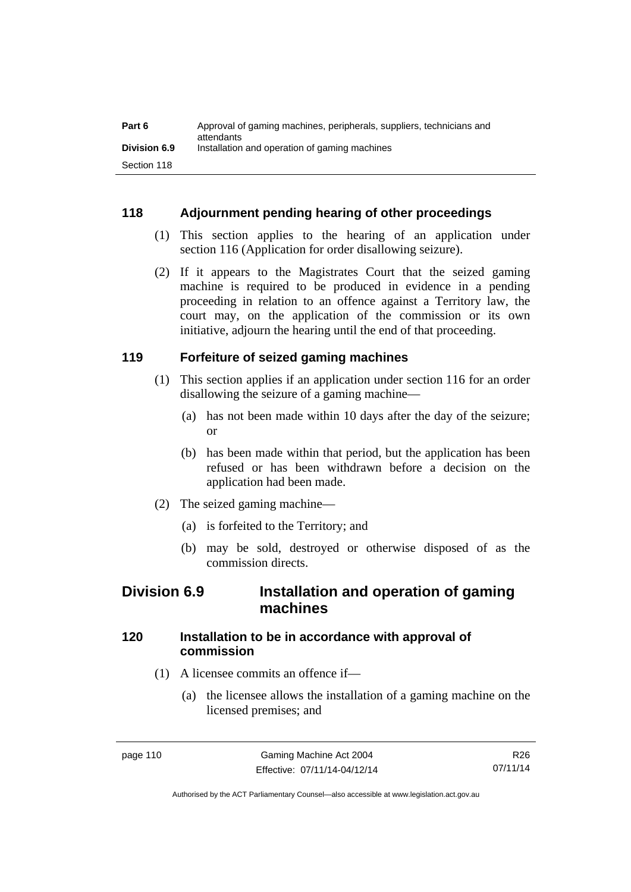### 118 Adjournment pending hearing of other proceedings

(1) This section applies to the hearing of an application under section 116 (Application for order disallowing seizure).

(2) If it appears to the Magistrates Court that the seized gaming machine is required to be produced in evidence in a pending proceeding in relation to an offence against a Territory law, the court may, on the application of the commission or its own initiative, adjourn the hearing until the end of that proceeding.

### 119 Forfeiture of seized gaming machines

(1) This section applies if an application under section 116 for an order disallowing the seizure of a gaming machine—

(a) has not been made within 10 days after the day of the seizure; or

(b) has been made within that period, but the application has been refused or has been withdrawn before a decision on the application had been made.

(2) The seized gaming machine—

(a) is forfeited to the Territory; and

(b) may be sold, destroyed or otherwise disposed of as the commission directs.

## Division 6.9 Installation and operation of gaming machines

### 120 Installation to be in accordance with approval of commission

(1) A licensee commits an offence if—

(a) the licensee allows the installation of a gaming machine on the licensed premises; and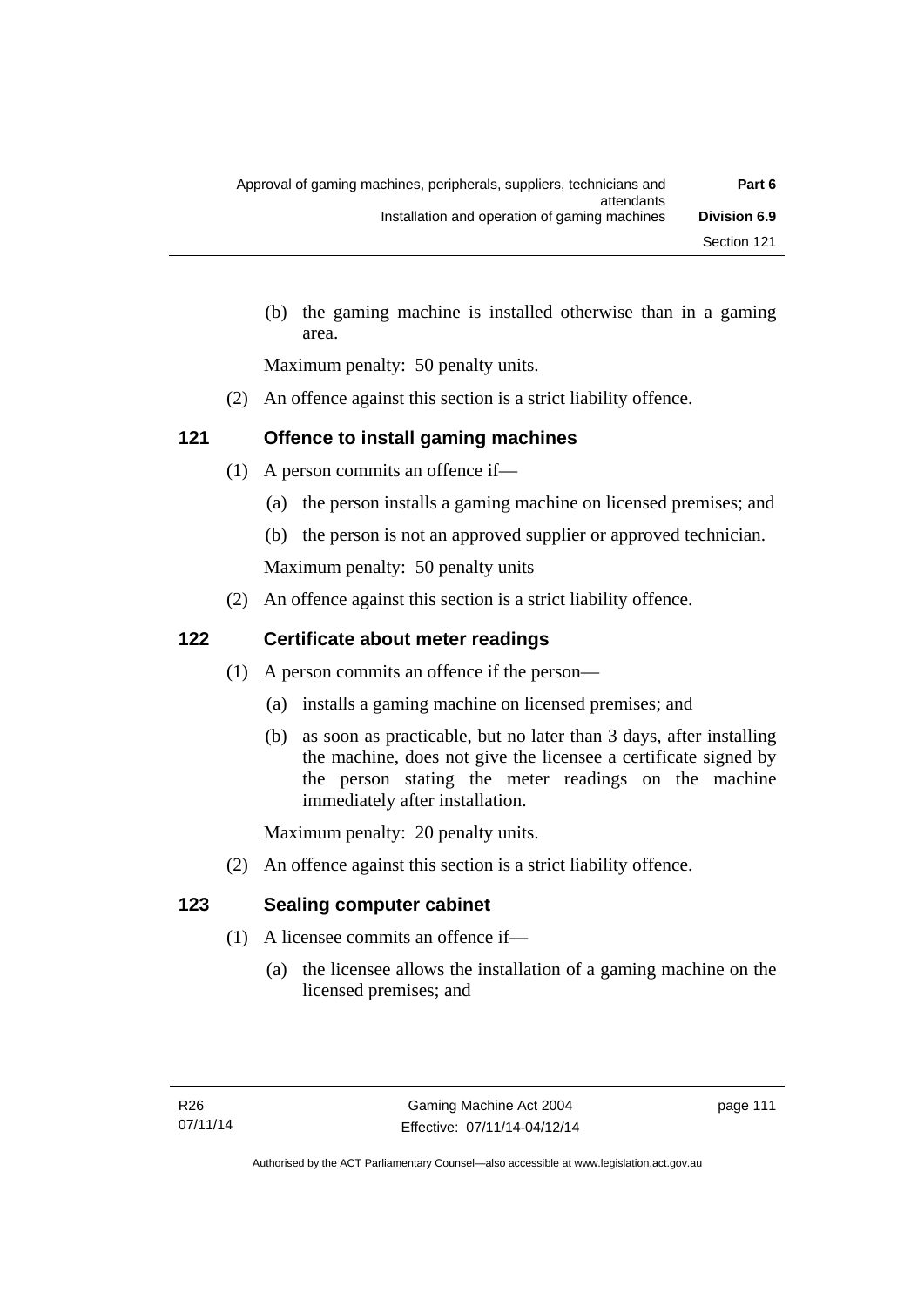(b) the gaming machine is installed otherwise than in a gaming area.

Maximum penalty: 50 penalty units.

(2) An offence against this section is a strict liability offence.

### 121 Offence to install gaming machines

(1) A person commits an offence if—

(a) the person installs a gaming machine on licensed premises; and

(b) the person is not an approved supplier or approved technician.

Maximum penalty: 50 penalty units

(2) An offence against this section is a strict liability offence.

### 122 Certificate about meter readings

(1) A person commits an offence if the person—

(a) installs a gaming machine on licensed premises; and

(b) as soon as practicable, but no later than 3 days, after installing the machine, does not give the licensee a certificate signed by the person stating the meter readings on the machine immediately after installation.

Maximum penalty: 20 penalty units.

(2) An offence against this section is a strict liability offence.

### 123 Sealing computer cabinet

(1) A licensee commits an offence if—

(a) the licensee allows the installation of a gaming machine on the licensed premises; and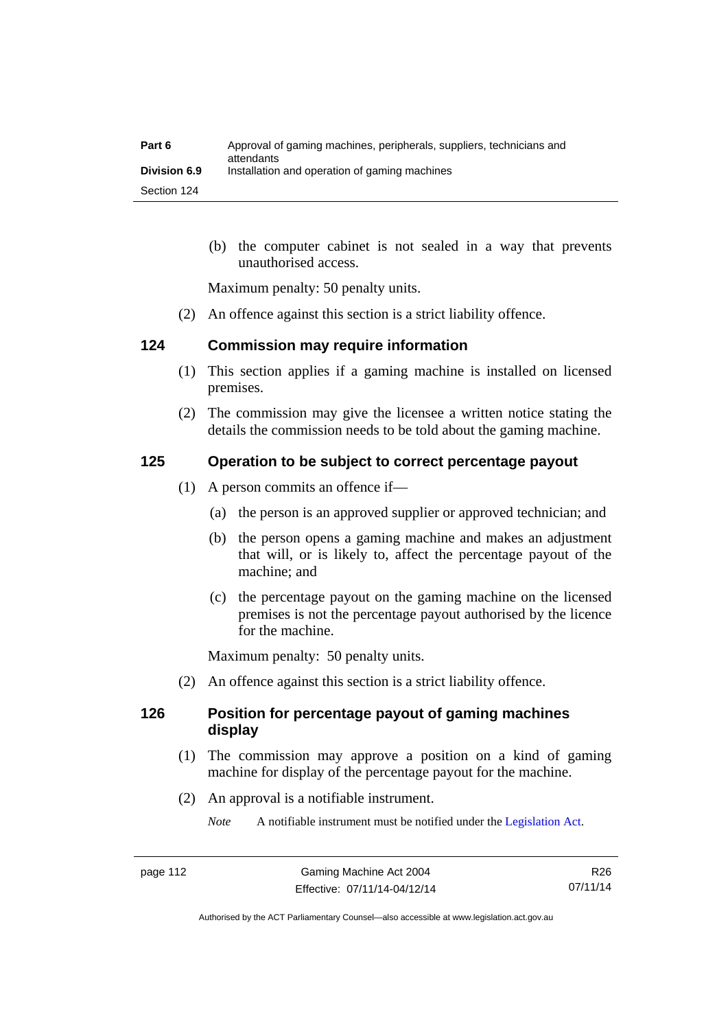(b) the computer cabinet is not sealed in a way that prevents unauthorised access.

Maximum penalty: 50 penalty units.

(2) An offence against this section is a strict liability offence.

### 124 Commission may require information

(1) This section applies if a gaming machine is installed on licensed premises.

(2) The commission may give the licensee a written notice stating the details the commission needs to be told about the gaming machine.

### 125 Operation to be subject to correct percentage payout

(1) A person commits an offence if—

(a) the person is an approved supplier or approved technician; and

(b) the person opens a gaming machine and makes an adjustment that will, or is likely to, affect the percentage payout of the machine; and

(c) the percentage payout on the gaming machine on the licensed premises is not the percentage payout authorised by the licence for the machine.

Maximum penalty: 50 penalty units.

(2) An offence against this section is a strict liability offence.

### 126 Position for percentage payout of gaming machines display

(1) The commission may approve a position on a kind of gaming machine for display of the percentage payout for the machine.

(2) An approval is a notifiable instrument.

*Note* A notifiable instrument must be notified under the Legislation Act.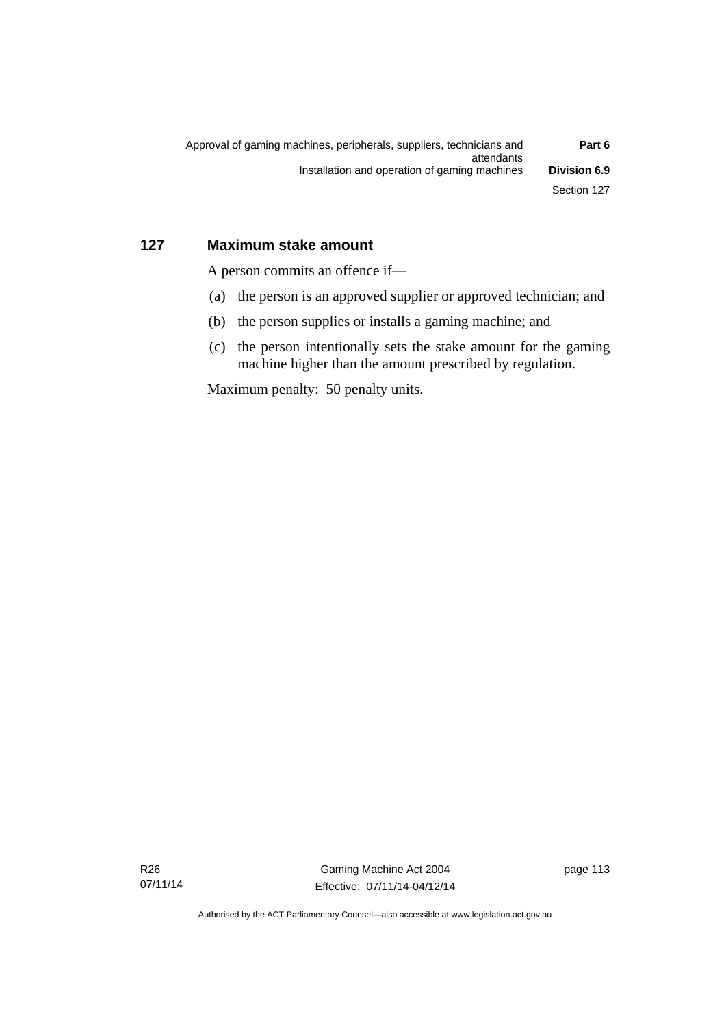## 127 Maximum stake amount

A person commits an offence if—

(a) the person is an approved supplier or approved technician; and

(b) the person supplies or installs a gaming machine; and

(c) the person intentionally sets the stake amount for the gaming machine higher than the amount prescribed by regulation.

Maximum penalty: 50 penalty units.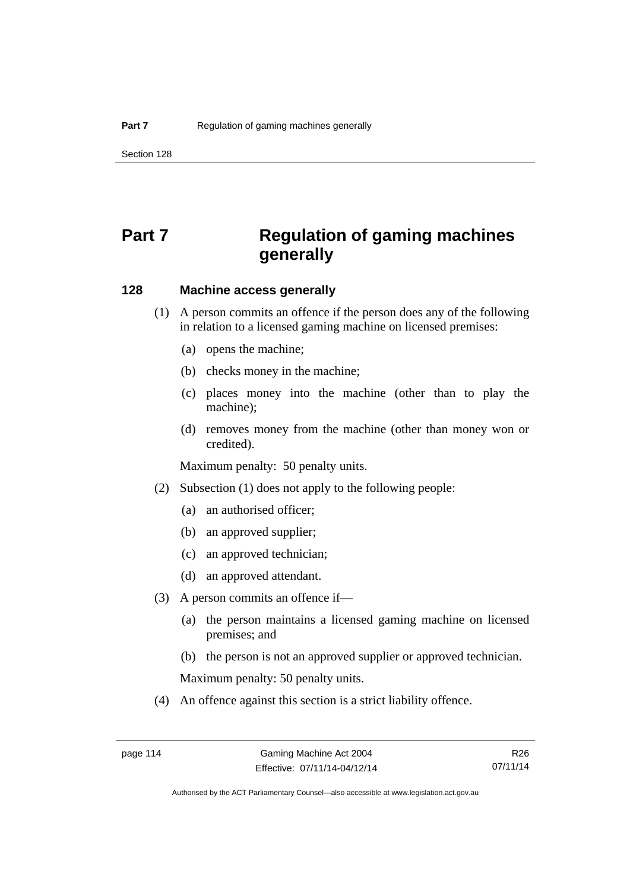# Part 7 Regulation of gaming machines generally

## 128 Machine access generally

(1) A person commits an offence if the person does any of the following in relation to a licensed gaming machine on licensed premises:

(a) opens the machine;

(b) checks money in the machine;

(c) places money into the machine (other than to play the machine);

(d) removes money from the machine (other than money won or credited).

Maximum penalty: 50 penalty units.

(2) Subsection (1) does not apply to the following people:

(a) an authorised officer;

(b) an approved supplier;

(c) an approved technician;

(d) an approved attendant.

(3) A person commits an offence if—

(a) the person maintains a licensed gaming machine on licensed premises; and

(b) the person is not an approved supplier or approved technician.

Maximum penalty: 50 penalty units.

(4) An offence against this section is a strict liability offence.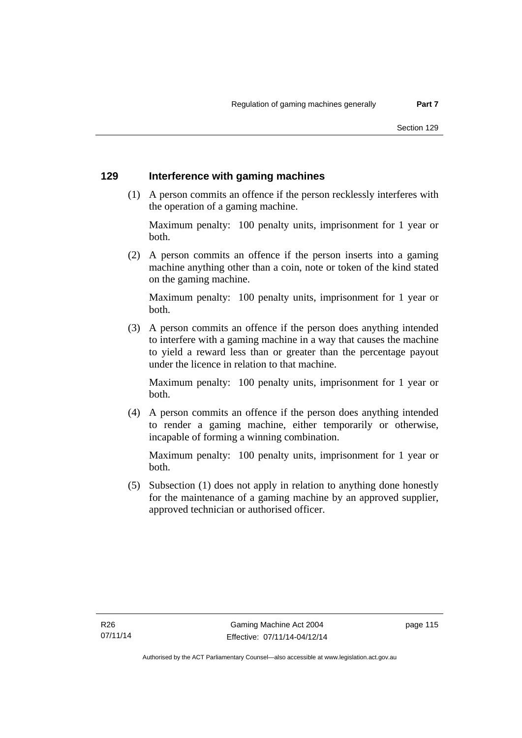## 129 Interference with gaming machines

(1) A person commits an offence if the person recklessly interferes with the operation of a gaming machine.

Maximum penalty: 100 penalty units, imprisonment for 1 year or both.

(2) A person commits an offence if the person inserts into a gaming machine anything other than a coin, note or token of the kind stated on the gaming machine.

Maximum penalty: 100 penalty units, imprisonment for 1 year or both.

(3) A person commits an offence if the person does anything intended to interfere with a gaming machine in a way that causes the machine to yield a reward less than or greater than the percentage payout under the licence in relation to that machine.

Maximum penalty: 100 penalty units, imprisonment for 1 year or both.

(4) A person commits an offence if the person does anything intended to render a gaming machine, either temporarily or otherwise, incapable of forming a winning combination.

Maximum penalty: 100 penalty units, imprisonment for 1 year or both.

(5) Subsection (1) does not apply in relation to anything done honestly for the maintenance of a gaming machine by an approved supplier, approved technician or authorised officer.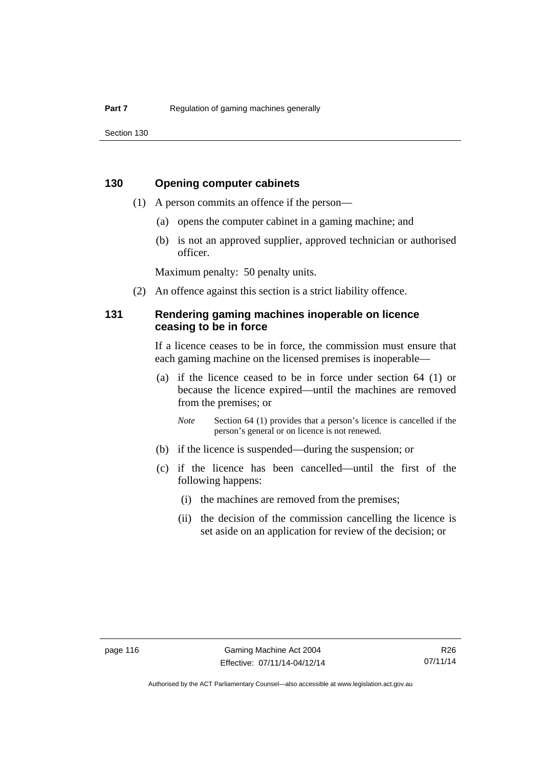### 130 Opening computer cabinets

(1) A person commits an offence if the person—

(a) opens the computer cabinet in a gaming machine; and

(b) is not an approved supplier, approved technician or authorised officer.

Maximum penalty: 50 penalty units.

(2) An offence against this section is a strict liability offence.

### 131 Rendering gaming machines inoperable on licence ceasing to be in force

If a licence ceases to be in force, the commission must ensure that each gaming machine on the licensed premises is inoperable—

(a) if the licence ceased to be in force under section 64 (1) or because the licence expired—until the machines are removed from the premises; or

*Note* Section 64 (1) provides that a person's licence is cancelled if the person's general or on licence is not renewed.

(b) if the licence is suspended—during the suspension; or

(c) if the licence has been cancelled—until the first of the following happens:

(i) the machines are removed from the premises;

(ii) the decision of the commission cancelling the licence is set aside on an application for review of the decision; or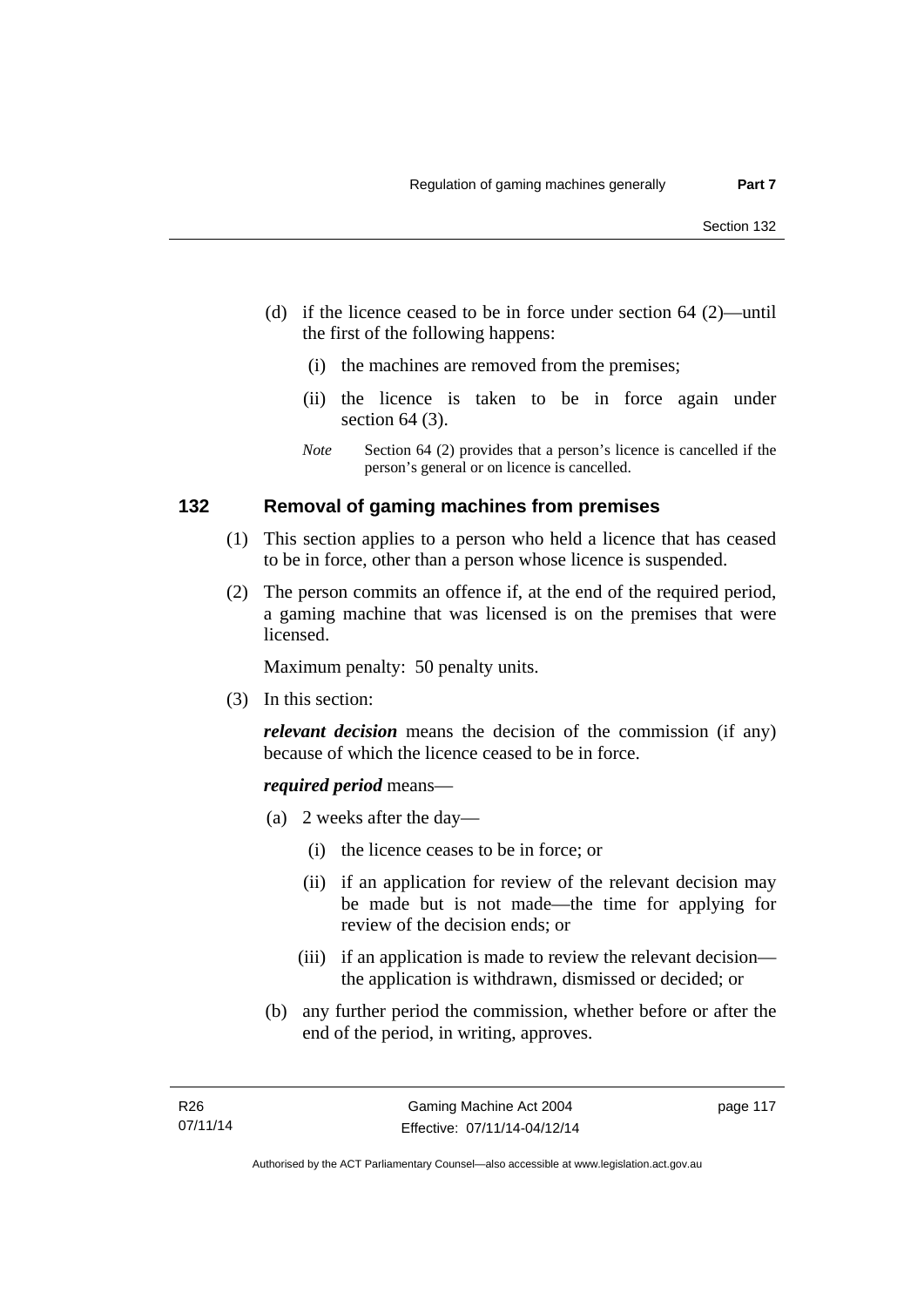(d) if the licence ceased to be in force under section 64 (2)—until the first of the following happens:

(i) the machines are removed from the premises;

(ii) the licence is taken to be in force again under section 64 (3).

*Note* Section 64 (2) provides that a person's licence is cancelled if the person's general or on licence is cancelled.

## 132 Removal of gaming machines from premises

(1) This section applies to a person who held a licence that has ceased to be in force, other than a person whose licence is suspended.

(2) The person commits an offence if, at the end of the required period, a gaming machine that was licensed is on the premises that were licensed.

Maximum penalty: 50 penalty units.

(3) In this section:

***relevant decision*** means the decision of the commission (if any) because of which the licence ceased to be in force.

***required period*** means—

(a) 2 weeks after the day—

(i) the licence ceases to be in force; or

(ii) if an application for review of the relevant decision may be made but is not made—the time for applying for review of the decision ends; or

(iii) if an application is made to review the relevant decision—the application is withdrawn, dismissed or decided; or

(b) any further period the commission, whether before or after the end of the period, in writing, approves.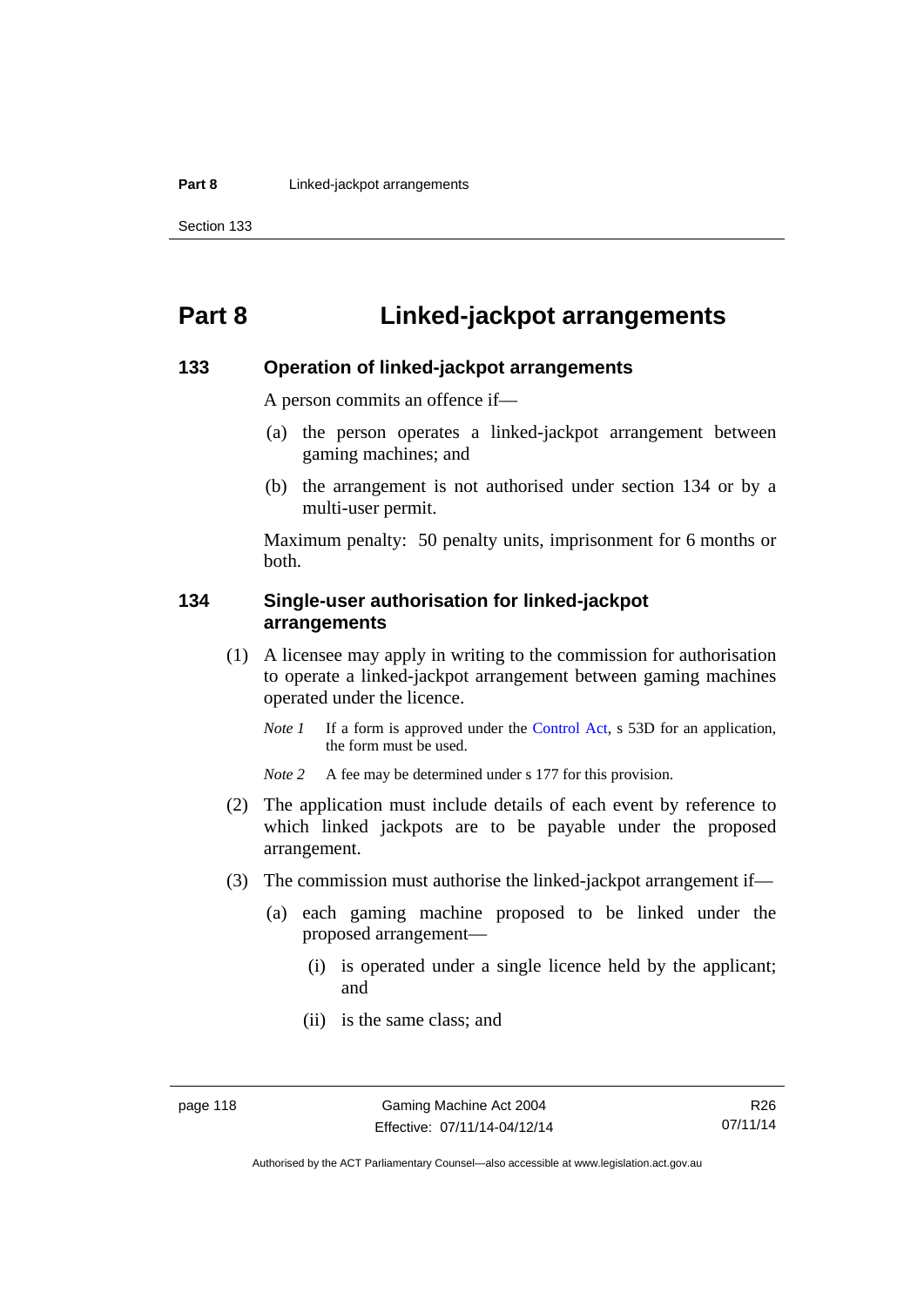# Part 8 Linked-jackpot arrangements

## 133 Operation of linked-jackpot arrangements

A person commits an offence if—

(a) the person operates a linked-jackpot arrangement between gaming machines; and

(b) the arrangement is not authorised under section 134 or by a multi-user permit.

Maximum penalty: 50 penalty units, imprisonment for 6 months or both.

## 134 Single-user authorisation for linked-jackpot arrangements

(1) A licensee may apply in writing to the commission for authorisation to operate a linked-jackpot arrangement between gaming machines operated under the licence.

*Note 1* If a form is approved under the Control Act, s 53D for an application, the form must be used.

*Note 2* A fee may be determined under s 177 for this provision.

(2) The application must include details of each event by reference to which linked jackpots are to be payable under the proposed arrangement.

(3) The commission must authorise the linked-jackpot arrangement if—

(a) each gaming machine proposed to be linked under the proposed arrangement—

(i) is operated under a single licence held by the applicant; and

(ii) is the same class; and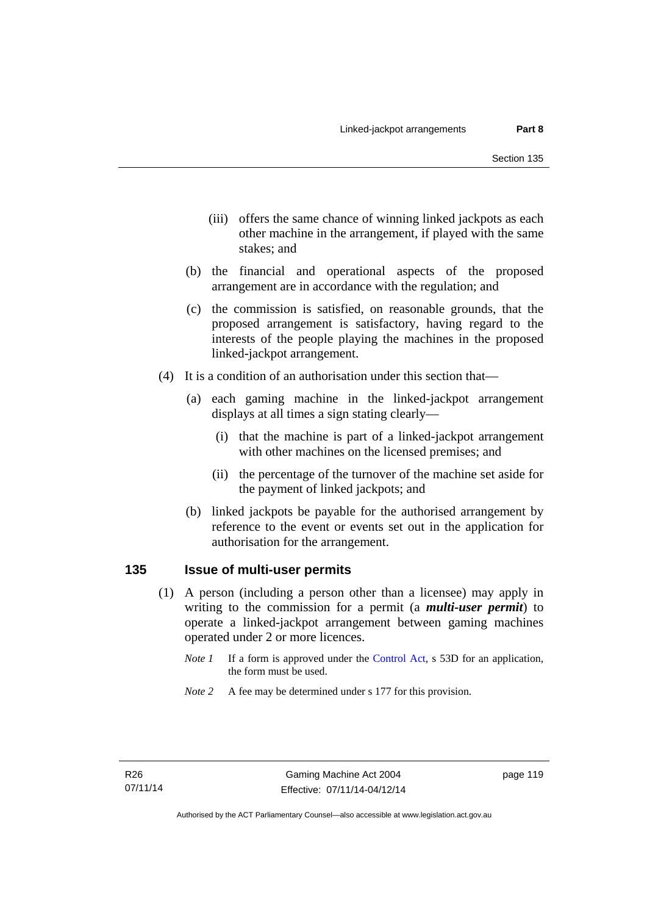(iii) offers the same chance of winning linked jackpots as each other machine in the arrangement, if played with the same stakes; and

(b) the financial and operational aspects of the proposed arrangement are in accordance with the regulation; and

(c) the commission is satisfied, on reasonable grounds, that the proposed arrangement is satisfactory, having regard to the interests of the people playing the machines in the proposed linked-jackpot arrangement.

(4) It is a condition of an authorisation under this section that—

(a) each gaming machine in the linked-jackpot arrangement displays at all times a sign stating clearly—

(i) that the machine is part of a linked-jackpot arrangement with other machines on the licensed premises; and

(ii) the percentage of the turnover of the machine set aside for the payment of linked jackpots; and

(b) linked jackpots be payable for the authorised arrangement by reference to the event or events set out in the application for authorisation for the arrangement.

### 135 Issue of multi-user permits

(1) A person (including a person other than a licensee) may apply in writing to the commission for a permit (a ***multi-user permit***) to operate a linked-jackpot arrangement between gaming machines operated under 2 or more licences.

*Note 1* If a form is approved under the Control Act, s 53D for an application, the form must be used.

*Note 2* A fee may be determined under s 177 for this provision.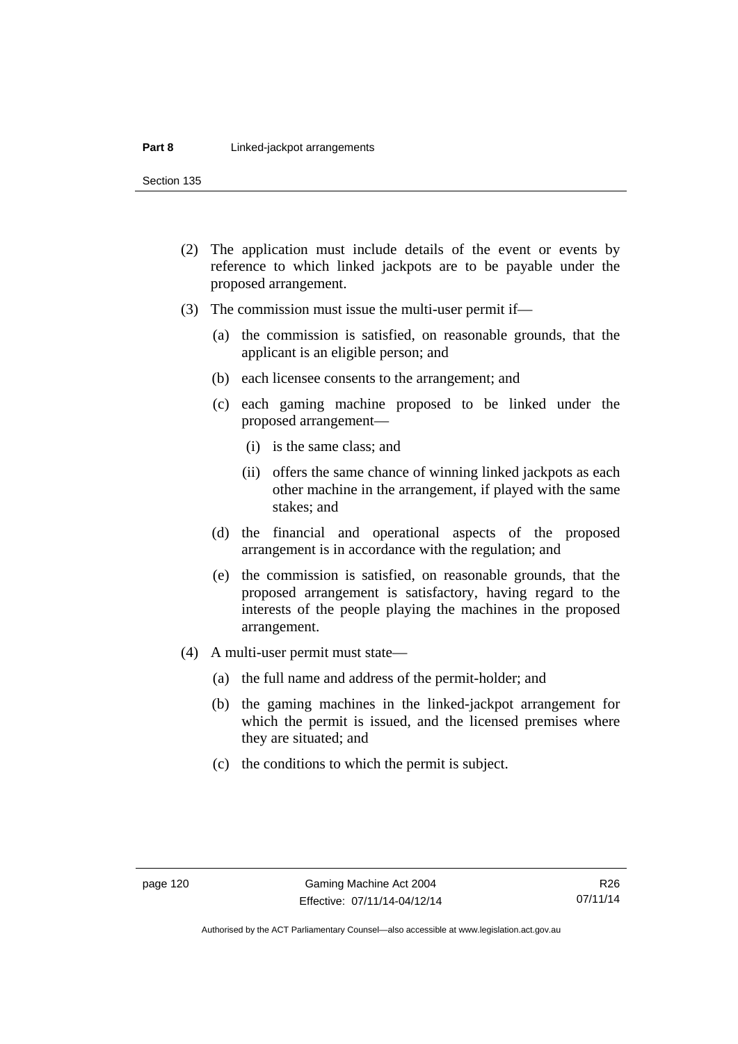(2) The application must include details of the event or events by reference to which linked jackpots are to be payable under the proposed arrangement.

(3) The commission must issue the multi-user permit if—

(a) the commission is satisfied, on reasonable grounds, that the applicant is an eligible person; and

(b) each licensee consents to the arrangement; and

(c) each gaming machine proposed to be linked under the proposed arrangement—

(i) is the same class; and

(ii) offers the same chance of winning linked jackpots as each other machine in the arrangement, if played with the same stakes; and

(d) the financial and operational aspects of the proposed arrangement is in accordance with the regulation; and

(e) the commission is satisfied, on reasonable grounds, that the proposed arrangement is satisfactory, having regard to the interests of the people playing the machines in the proposed arrangement.

(4) A multi-user permit must state—

(a) the full name and address of the permit-holder; and

(b) the gaming machines in the linked-jackpot arrangement for which the permit is issued, and the licensed premises where they are situated; and

(c) the conditions to which the permit is subject.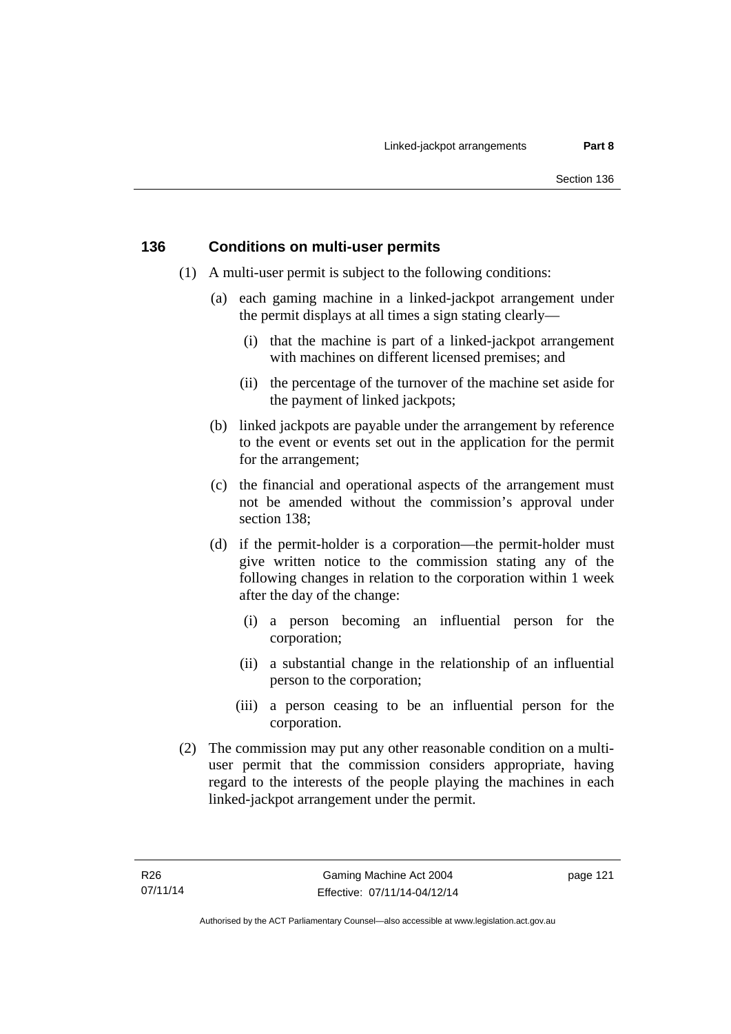## 136 Conditions on multi-user permits

(1) A multi-user permit is subject to the following conditions:

(a) each gaming machine in a linked-jackpot arrangement under the permit displays at all times a sign stating clearly—

(i) that the machine is part of a linked-jackpot arrangement with machines on different licensed premises; and

(ii) the percentage of the turnover of the machine set aside for the payment of linked jackpots;

(b) linked jackpots are payable under the arrangement by reference to the event or events set out in the application for the permit for the arrangement;

(c) the financial and operational aspects of the arrangement must not be amended without the commission's approval under section 138;

(d) if the permit-holder is a corporation—the permit-holder must give written notice to the commission stating any of the following changes in relation to the corporation within 1 week after the day of the change:

(i) a person becoming an influential person for the corporation;

(ii) a substantial change in the relationship of an influential person to the corporation;

(iii) a person ceasing to be an influential person for the corporation.

(2) The commission may put any other reasonable condition on a multi-user permit that the commission considers appropriate, having regard to the interests of the people playing the machines in each linked-jackpot arrangement under the permit.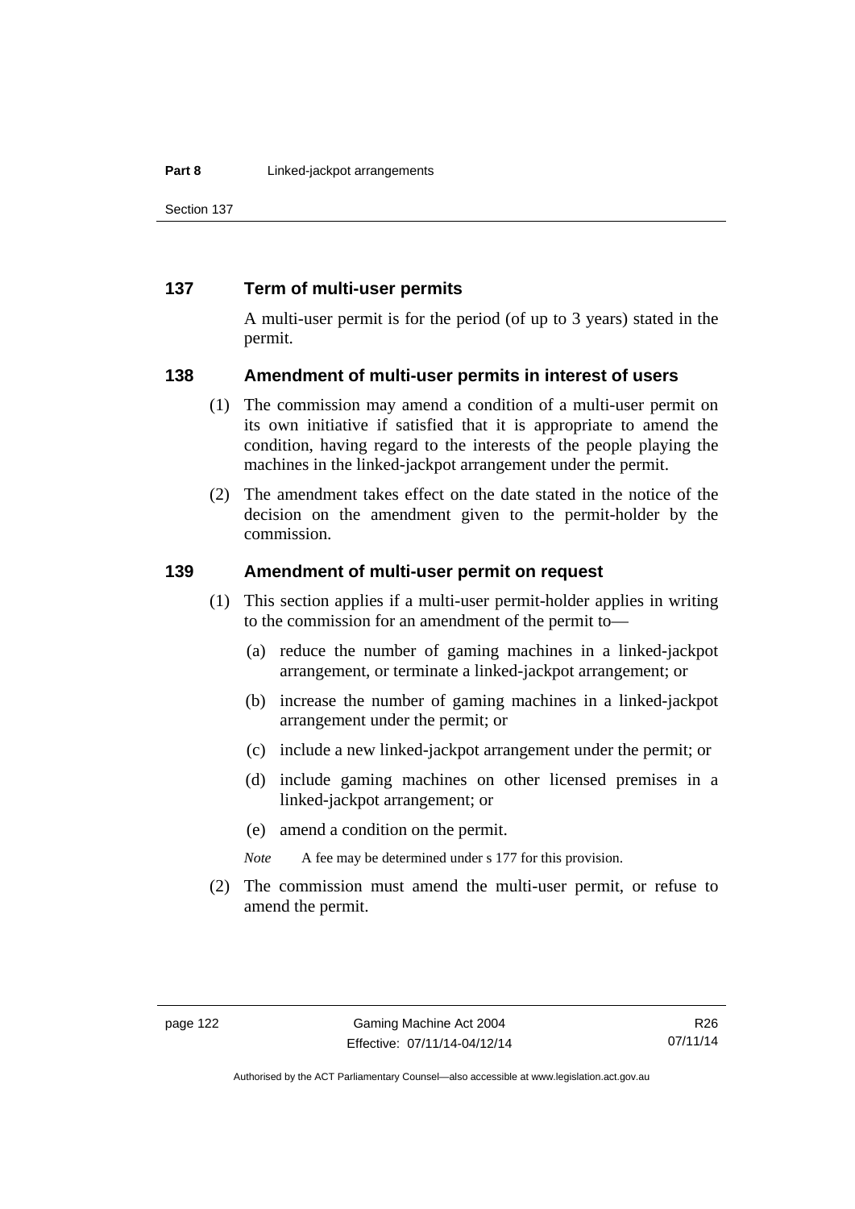## 137 Term of multi-user permits

A multi-user permit is for the period (of up to 3 years) stated in the permit.

## 138 Amendment of multi-user permits in interest of users

(1) The commission may amend a condition of a multi-user permit on its own initiative if satisfied that it is appropriate to amend the condition, having regard to the interests of the people playing the machines in the linked-jackpot arrangement under the permit.

(2) The amendment takes effect on the date stated in the notice of the decision on the amendment given to the permit-holder by the commission.

## 139 Amendment of multi-user permit on request

(1) This section applies if a multi-user permit-holder applies in writing to the commission for an amendment of the permit to—

(a) reduce the number of gaming machines in a linked-jackpot arrangement, or terminate a linked-jackpot arrangement; or

(b) increase the number of gaming machines in a linked-jackpot arrangement under the permit; or

(c) include a new linked-jackpot arrangement under the permit; or

(d) include gaming machines on other licensed premises in a linked-jackpot arrangement; or

(e) amend a condition on the permit.

*Note* A fee may be determined under s 177 for this provision.

(2) The commission must amend the multi-user permit, or refuse to amend the permit.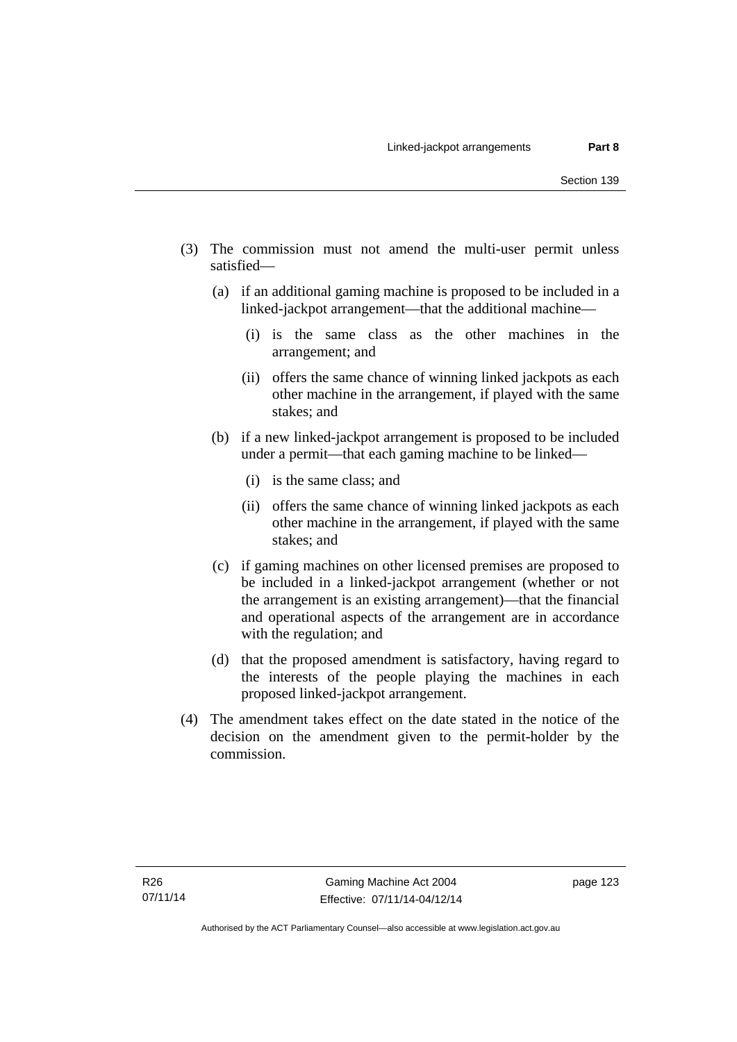(3) The commission must not amend the multi-user permit unless satisfied—

  (a) if an additional gaming machine is proposed to be included in a linked-jackpot arrangement—that the additional machine—

    (i) is the same class as the other machines in the arrangement; and

    (ii) offers the same chance of winning linked jackpots as each other machine in the arrangement, if played with the same stakes; and

  (b) if a new linked-jackpot arrangement is proposed to be included under a permit—that each gaming machine to be linked—

    (i) is the same class; and

    (ii) offers the same chance of winning linked jackpots as each other machine in the arrangement, if played with the same stakes; and

  (c) if gaming machines on other licensed premises are proposed to be included in a linked-jackpot arrangement (whether or not the arrangement is an existing arrangement)—that the financial and operational aspects of the arrangement are in accordance with the regulation; and

  (d) that the proposed amendment is satisfactory, having regard to the interests of the people playing the machines in each proposed linked-jackpot arrangement.

(4) The amendment takes effect on the date stated in the notice of the decision on the amendment given to the permit-holder by the commission.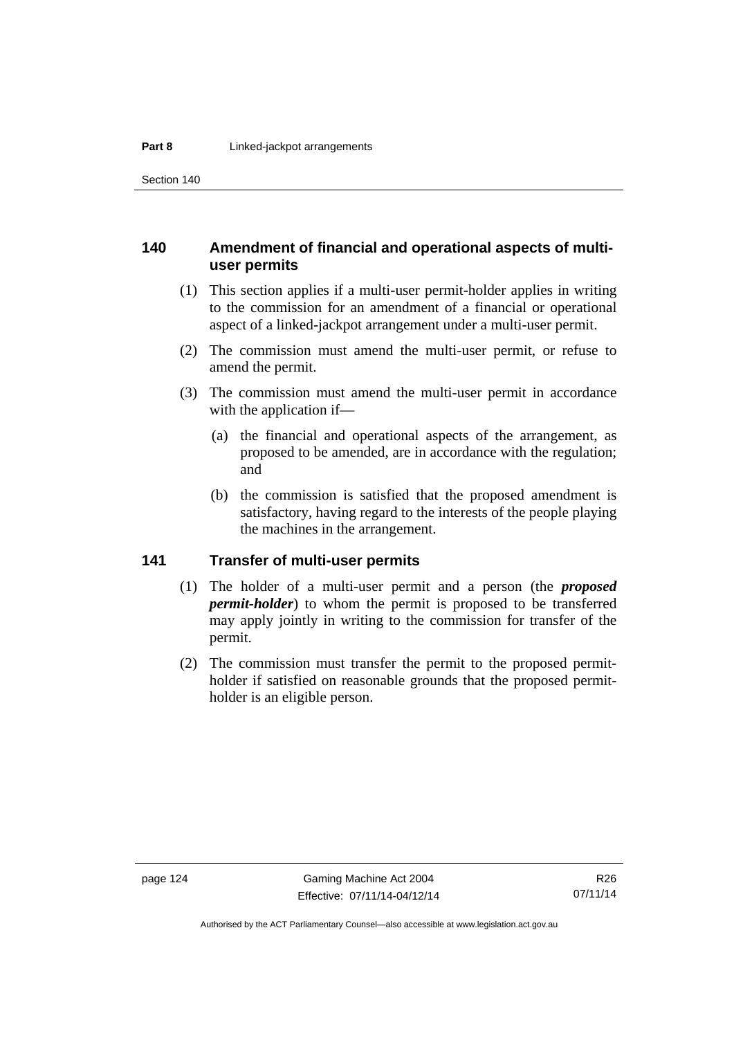### 140 Amendment of financial and operational aspects of multi-user permits

(1) This section applies if a multi-user permit-holder applies in writing to the commission for an amendment of a financial or operational aspect of a linked-jackpot arrangement under a multi-user permit.

(2) The commission must amend the multi-user permit, or refuse to amend the permit.

(3) The commission must amend the multi-user permit in accordance with the application if—

(a) the financial and operational aspects of the arrangement, as proposed to be amended, are in accordance with the regulation; and

(b) the commission is satisfied that the proposed amendment is satisfactory, having regard to the interests of the people playing the machines in the arrangement.

### 141 Transfer of multi-user permits

(1) The holder of a multi-user permit and a person (the ***proposed permit-holder***) to whom the permit is proposed to be transferred may apply jointly in writing to the commission for transfer of the permit.

(2) The commission must transfer the permit to the proposed permit-holder if satisfied on reasonable grounds that the proposed permit-holder is an eligible person.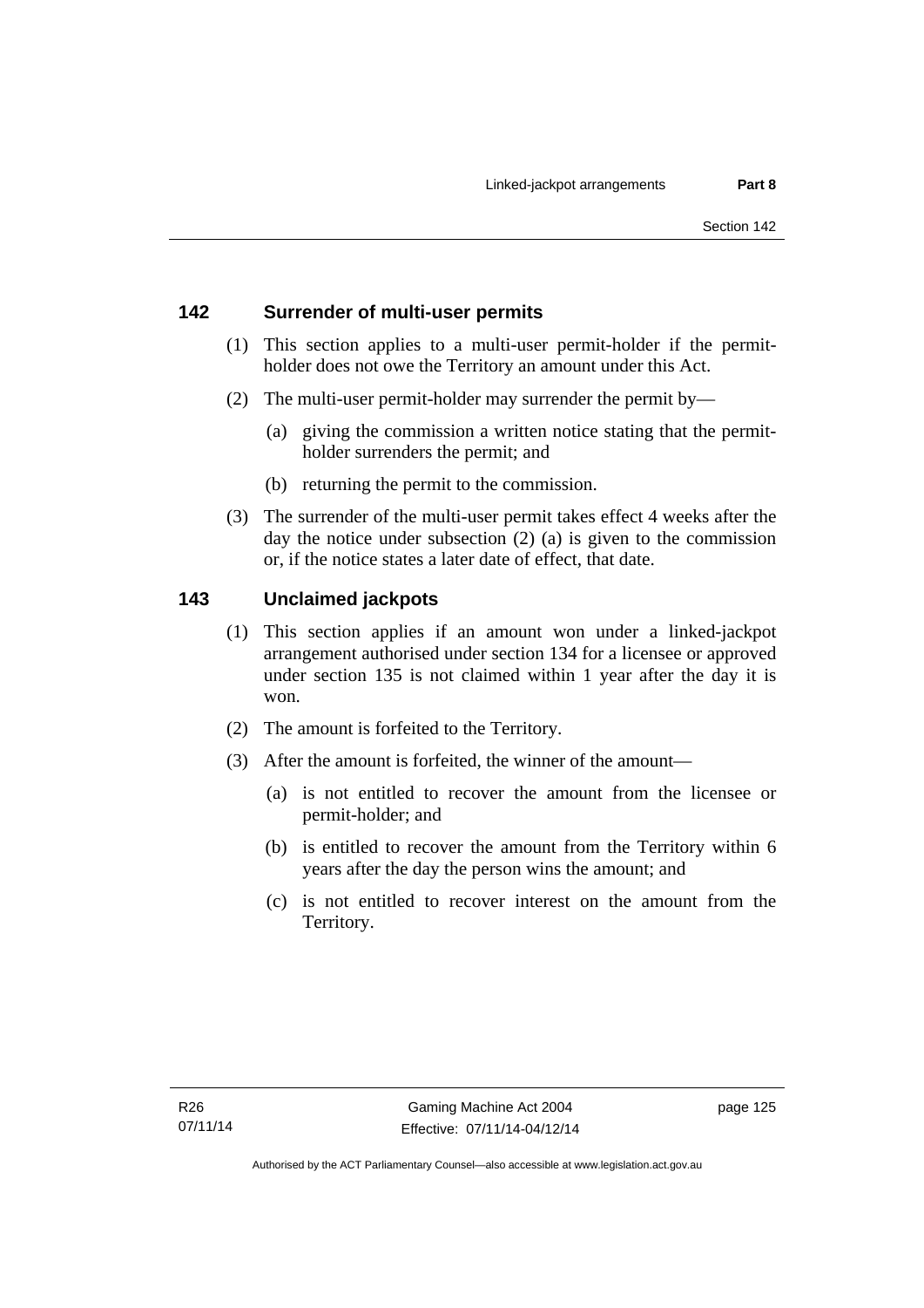## 142 Surrender of multi-user permits

(1) This section applies to a multi-user permit-holder if the permit-holder does not owe the Territory an amount under this Act.

(2) The multi-user permit-holder may surrender the permit by—

(a) giving the commission a written notice stating that the permit-holder surrenders the permit; and

(b) returning the permit to the commission.

(3) The surrender of the multi-user permit takes effect 4 weeks after the day the notice under subsection (2) (a) is given to the commission or, if the notice states a later date of effect, that date.

## 143 Unclaimed jackpots

(1) This section applies if an amount won under a linked-jackpot arrangement authorised under section 134 for a licensee or approved under section 135 is not claimed within 1 year after the day it is won.

(2) The amount is forfeited to the Territory.

(3) After the amount is forfeited, the winner of the amount—

(a) is not entitled to recover the amount from the licensee or permit-holder; and

(b) is entitled to recover the amount from the Territory within 6 years after the day the person wins the amount; and

(c) is not entitled to recover interest on the amount from the Territory.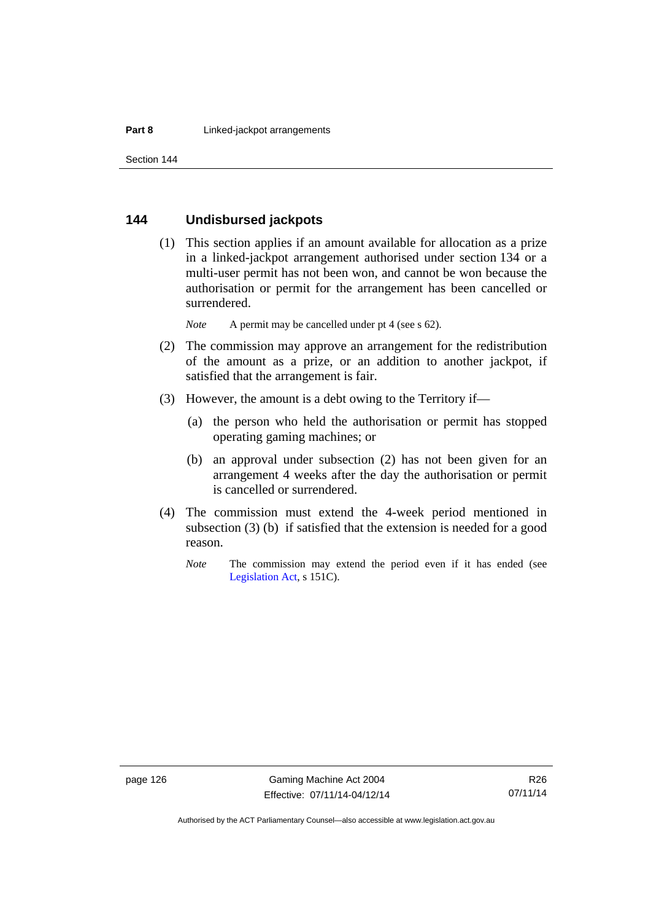## 144 Undisbursed jackpots

(1) This section applies if an amount available for allocation as a prize in a linked-jackpot arrangement authorised under section 134 or a multi-user permit has not been won, and cannot be won because the authorisation or permit for the arrangement has been cancelled or surrendered.

*Note* A permit may be cancelled under pt 4 (see s 62).

(2) The commission may approve an arrangement for the redistribution of the amount as a prize, or an addition to another jackpot, if satisfied that the arrangement is fair.

(3) However, the amount is a debt owing to the Territory if—

(a) the person who held the authorisation or permit has stopped operating gaming machines; or

(b) an approval under subsection (2) has not been given for an arrangement 4 weeks after the day the authorisation or permit is cancelled or surrendered.

(4) The commission must extend the 4-week period mentioned in subsection (3) (b) if satisfied that the extension is needed for a good reason.

*Note* The commission may extend the period even if it has ended (see Legislation Act, s 151C).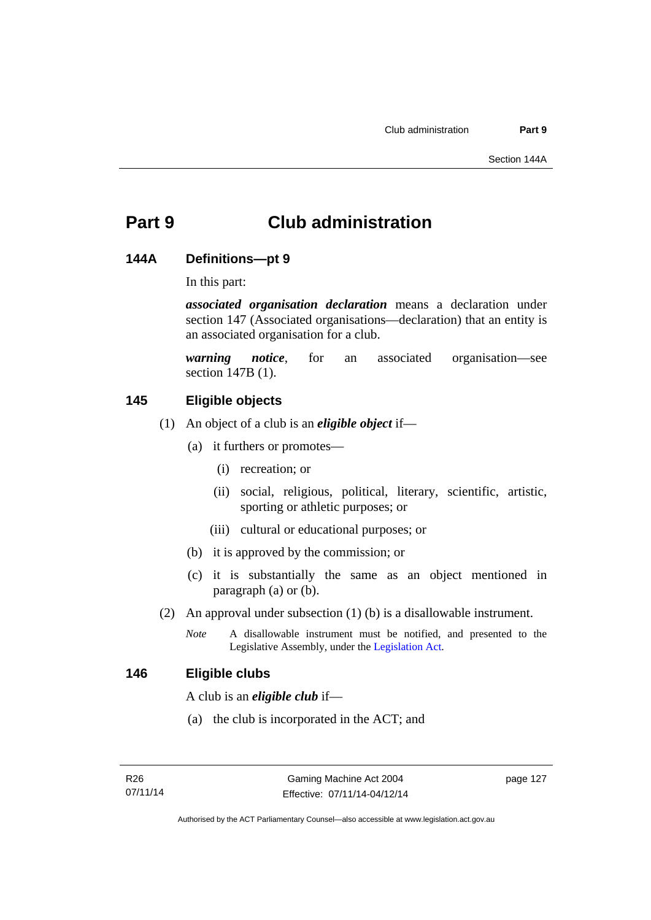# Part 9 Club administration

### 144A Definitions—pt 9

In this part:

***associated organisation declaration*** means a declaration under section 147 (Associated organisations—declaration) that an entity is an associated organisation for a club.

***warning notice***, for an associated organisation—see section 147B (1).

### 145 Eligible objects

(1) An object of a club is an ***eligible object*** if—

- (a) it furthers or promotes—
  - (i) recreation; or
  - (ii) social, religious, political, literary, scientific, artistic, sporting or athletic purposes; or
  - (iii) cultural or educational purposes; or
- (b) it is approved by the commission; or
- (c) it is substantially the same as an object mentioned in paragraph (a) or (b).

(2) An approval under subsection (1) (b) is a disallowable instrument.

*Note* A disallowable instrument must be notified, and presented to the Legislative Assembly, under the Legislation Act.

### 146 Eligible clubs

A club is an ***eligible club*** if—

- (a) the club is incorporated in the ACT; and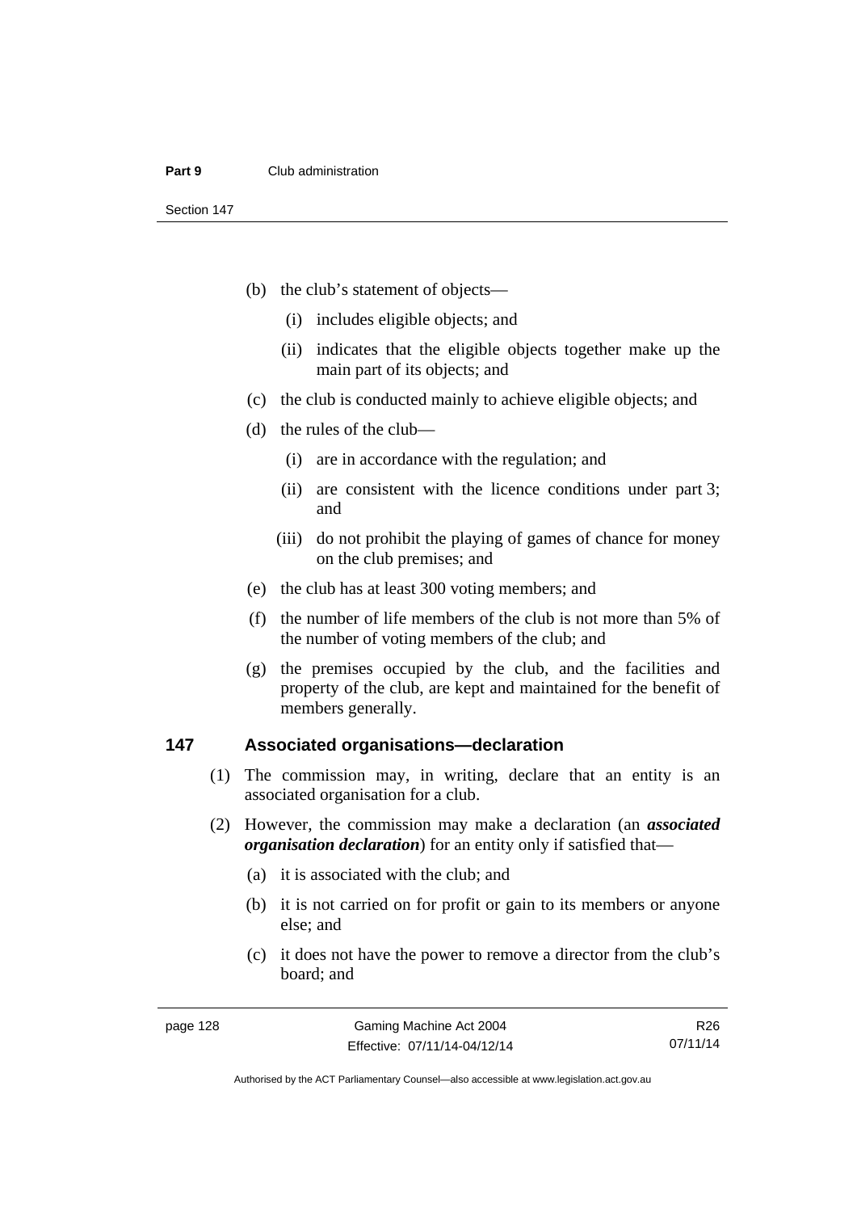(b) the club's statement of objects—

  (i) includes eligible objects; and

  (ii) indicates that the eligible objects together make up the main part of its objects; and

(c) the club is conducted mainly to achieve eligible objects; and

(d) the rules of the club—

  (i) are in accordance with the regulation; and

  (ii) are consistent with the licence conditions under part 3; and

  (iii) do not prohibit the playing of games of chance for money on the club premises; and

(e) the club has at least 300 voting members; and

(f) the number of life members of the club is not more than 5% of the number of voting members of the club; and

(g) the premises occupied by the club, and the facilities and property of the club, are kept and maintained for the benefit of members generally.

## 147 Associated organisations—declaration

(1) The commission may, in writing, declare that an entity is an associated organisation for a club.

(2) However, the commission may make a declaration (an ***associated organisation declaration***) for an entity only if satisfied that—

  (a) it is associated with the club; and

  (b) it is not carried on for profit or gain to its members or anyone else; and

  (c) it does not have the power to remove a director from the club's board; and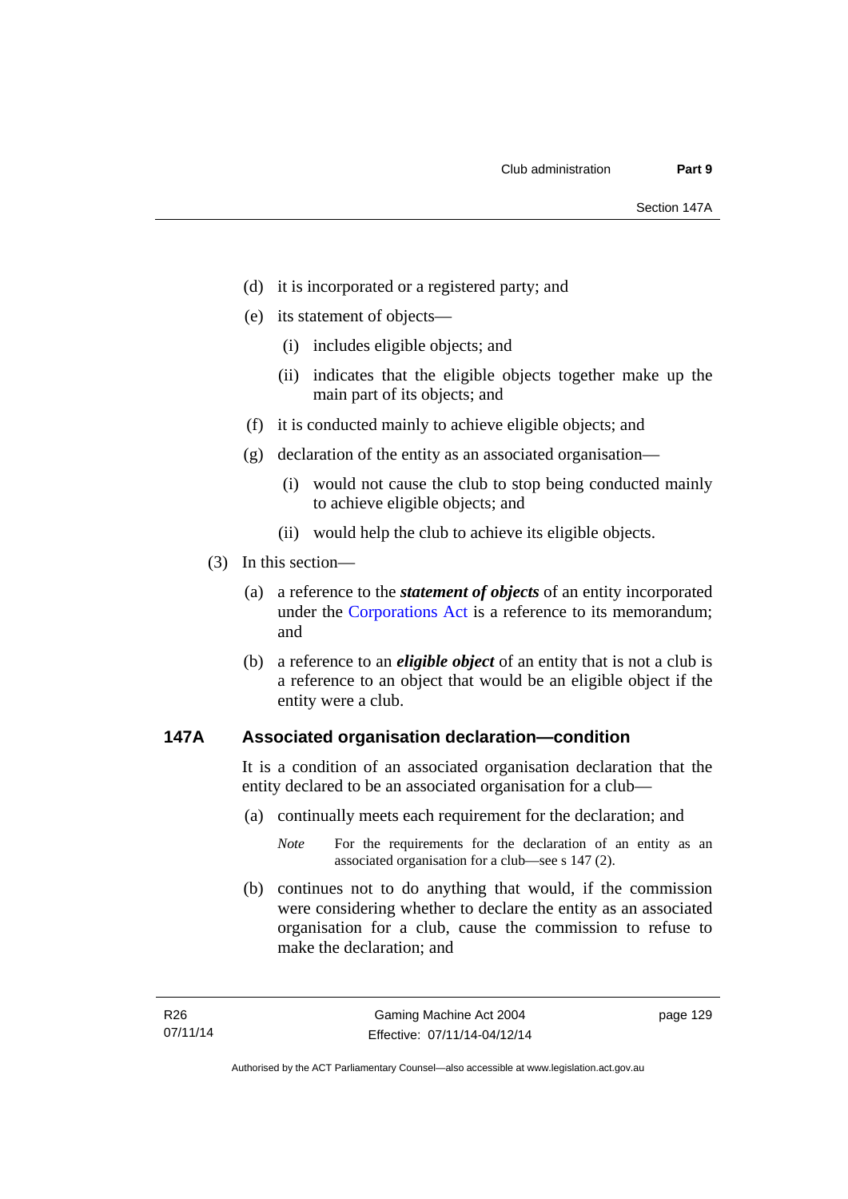(d) it is incorporated or a registered party; and

(e) its statement of objects—

(i) includes eligible objects; and

(ii) indicates that the eligible objects together make up the main part of its objects; and

(f) it is conducted mainly to achieve eligible objects; and

(g) declaration of the entity as an associated organisation—

(i) would not cause the club to stop being conducted mainly to achieve eligible objects; and

(ii) would help the club to achieve its eligible objects.

(3) In this section—

(a) a reference to the ***statement of objects*** of an entity incorporated under the Corporations Act is a reference to its memorandum; and

(b) a reference to an ***eligible object*** of an entity that is not a club is a reference to an object that would be an eligible object if the entity were a club.

### 147A Associated organisation declaration—condition

It is a condition of an associated organisation declaration that the entity declared to be an associated organisation for a club—

(a) continually meets each requirement for the declaration; and

*Note* For the requirements for the declaration of an entity as an associated organisation for a club—see s 147 (2).

(b) continues not to do anything that would, if the commission were considering whether to declare the entity as an associated organisation for a club, cause the commission to refuse to make the declaration; and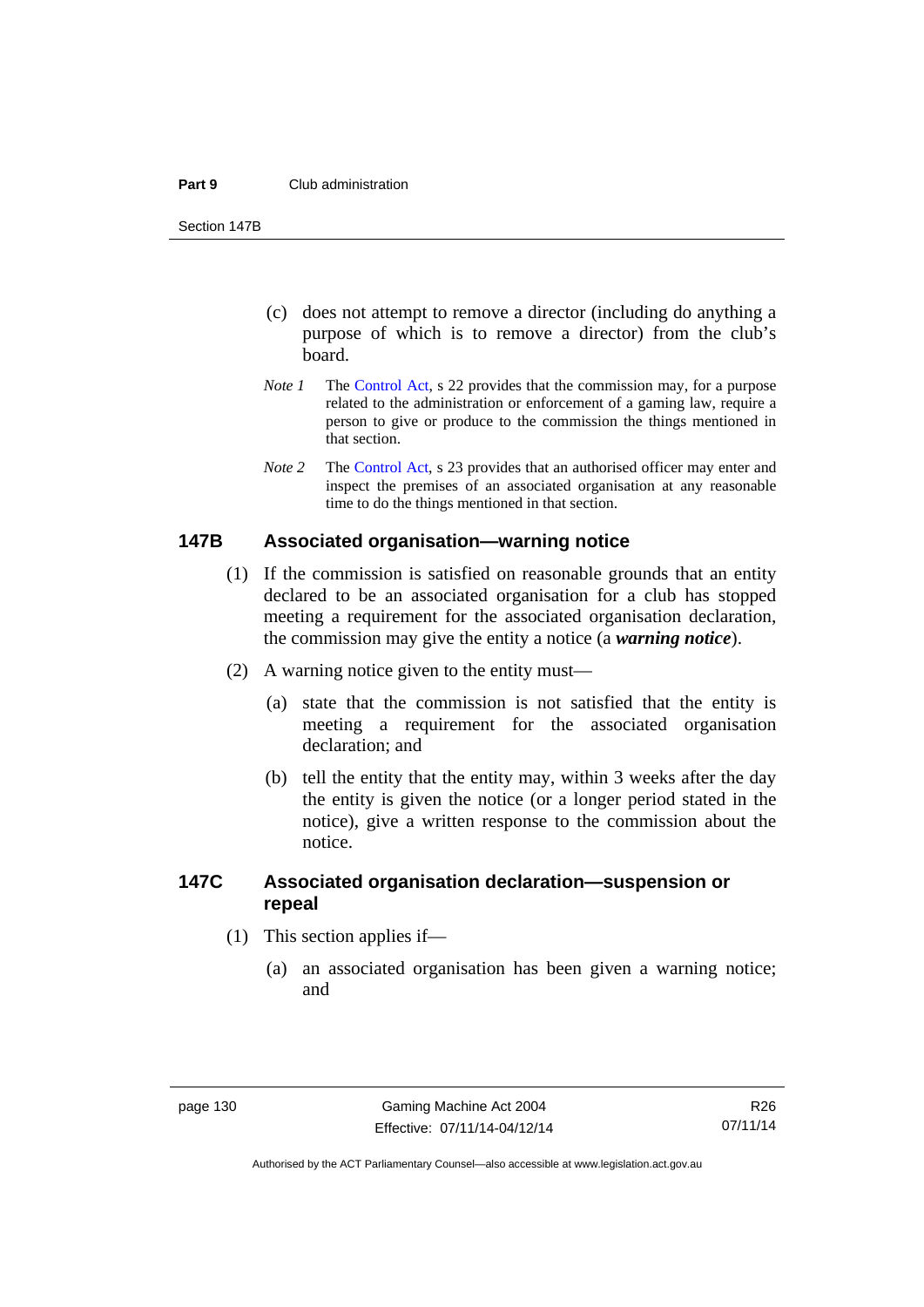(c) does not attempt to remove a director (including do anything a purpose of which is to remove a director) from the club's board.

*Note 1* The Control Act, s 22 provides that the commission may, for a purpose related to the administration or enforcement of a gaming law, require a person to give or produce to the commission the things mentioned in that section.

*Note 2* The Control Act, s 23 provides that an authorised officer may enter and inspect the premises of an associated organisation at any reasonable time to do the things mentioned in that section.

### 147B Associated organisation—warning notice

(1) If the commission is satisfied on reasonable grounds that an entity declared to be an associated organisation for a club has stopped meeting a requirement for the associated organisation declaration, the commission may give the entity a notice (a ***warning notice***).

(2) A warning notice given to the entity must—

(a) state that the commission is not satisfied that the entity is meeting a requirement for the associated organisation declaration; and

(b) tell the entity that the entity may, within 3 weeks after the day the entity is given the notice (or a longer period stated in the notice), give a written response to the commission about the notice.

### 147C Associated organisation declaration—suspension or repeal

(1) This section applies if—

(a) an associated organisation has been given a warning notice; and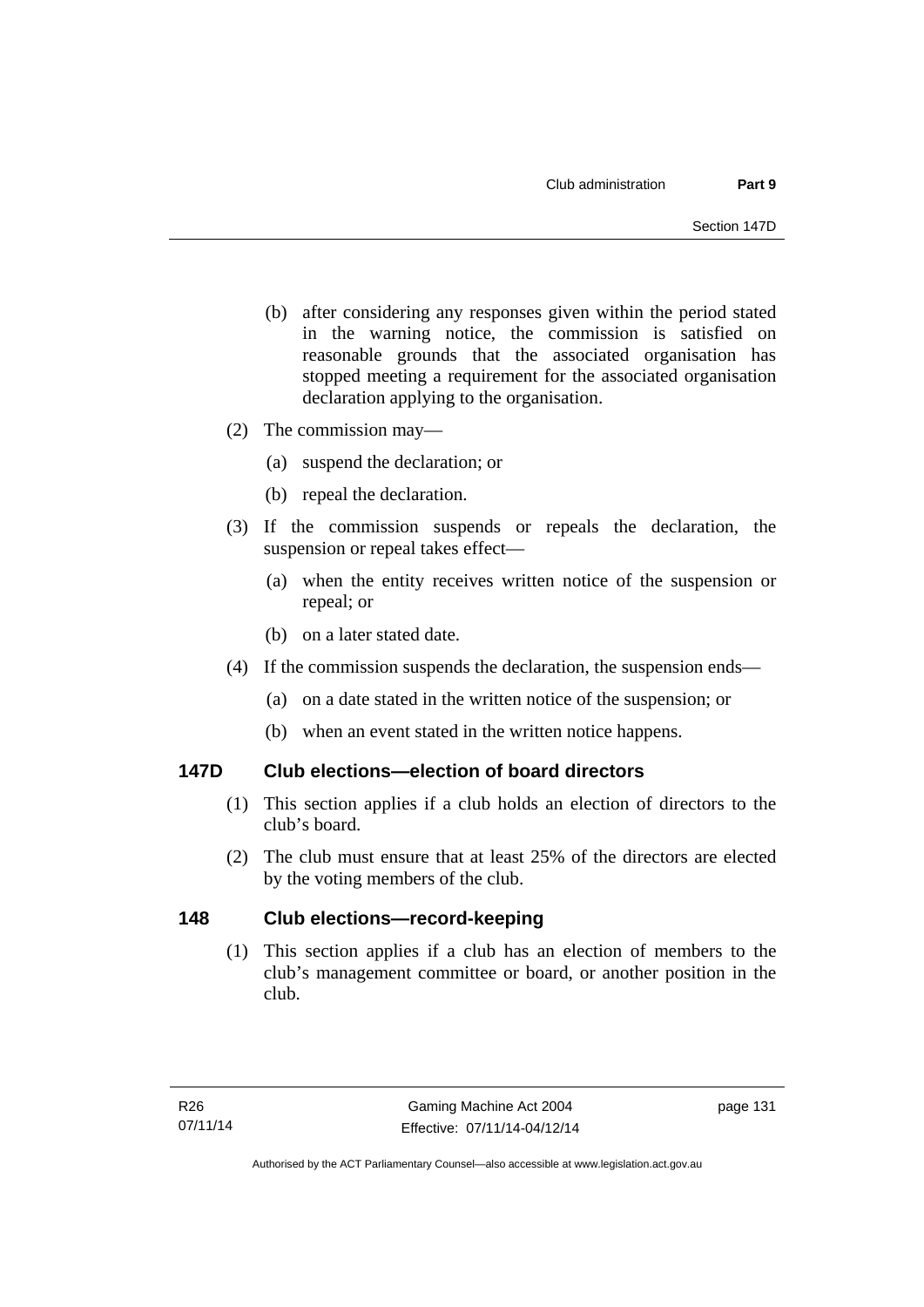(b) after considering any responses given within the period stated in the warning notice, the commission is satisfied on reasonable grounds that the associated organisation has stopped meeting a requirement for the associated organisation declaration applying to the organisation.

(2) The commission may—

(a) suspend the declaration; or

(b) repeal the declaration.

(3) If the commission suspends or repeals the declaration, the suspension or repeal takes effect—

(a) when the entity receives written notice of the suspension or repeal; or

(b) on a later stated date.

(4) If the commission suspends the declaration, the suspension ends—

(a) on a date stated in the written notice of the suspension; or

(b) when an event stated in the written notice happens.

## 147D Club elections—election of board directors

(1) This section applies if a club holds an election of directors to the club's board.

(2) The club must ensure that at least 25% of the directors are elected by the voting members of the club.

## 148 Club elections—record-keeping

(1) This section applies if a club has an election of members to the club's management committee or board, or another position in the club.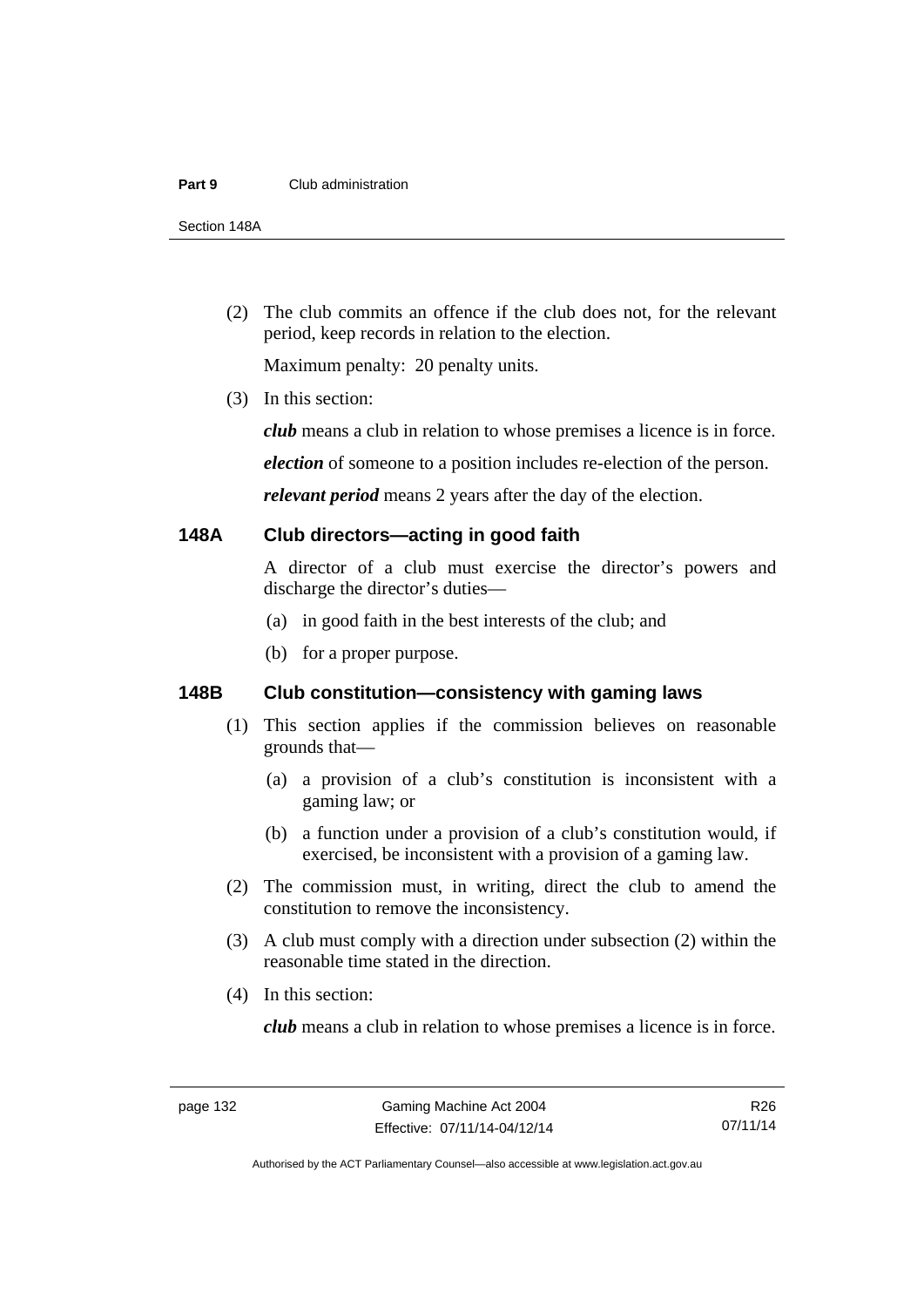(2) The club commits an offence if the club does not, for the relevant period, keep records in relation to the election.

Maximum penalty: 20 penalty units.

(3) In this section:

***club*** means a club in relation to whose premises a licence is in force.

***election*** of someone to a position includes re-election of the person.

***relevant period*** means 2 years after the day of the election.

### 148A Club directors—acting in good faith

A director of a club must exercise the director's powers and discharge the director's duties—

(a) in good faith in the best interests of the club; and

(b) for a proper purpose.

### 148B Club constitution—consistency with gaming laws

(1) This section applies if the commission believes on reasonable grounds that—

(a) a provision of a club's constitution is inconsistent with a gaming law; or

(b) a function under a provision of a club's constitution would, if exercised, be inconsistent with a provision of a gaming law.

(2) The commission must, in writing, direct the club to amend the constitution to remove the inconsistency.

(3) A club must comply with a direction under subsection (2) within the reasonable time stated in the direction.

(4) In this section:

***club*** means a club in relation to whose premises a licence is in force.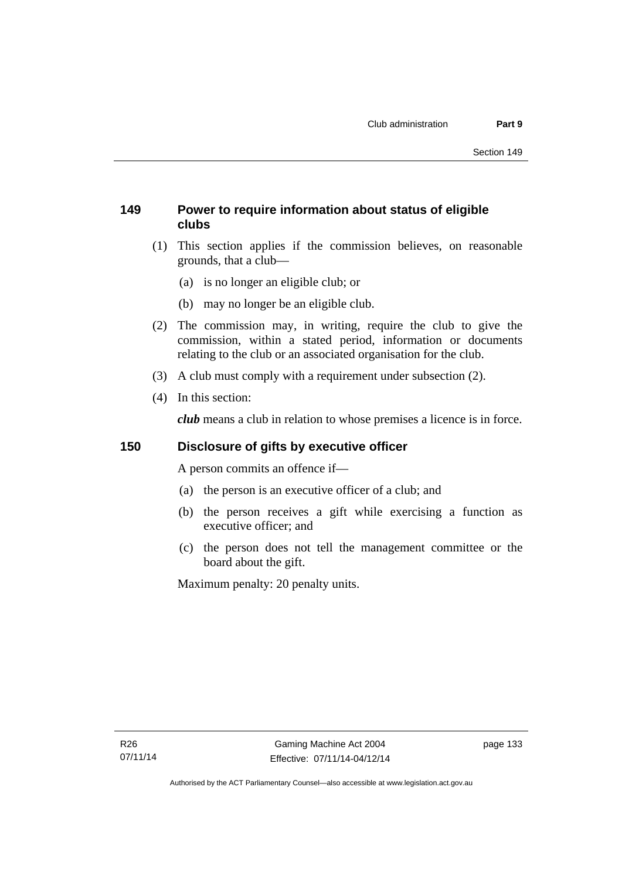## 149 Power to require information about status of eligible clubs

(1) This section applies if the commission believes, on reasonable grounds, that a club—

(a) is no longer an eligible club; or

(b) may no longer be an eligible club.

(2) The commission may, in writing, require the club to give the commission, within a stated period, information or documents relating to the club or an associated organisation for the club.

(3) A club must comply with a requirement under subsection (2).

(4) In this section:

***club*** means a club in relation to whose premises a licence is in force.

## 150 Disclosure of gifts by executive officer

A person commits an offence if—

(a) the person is an executive officer of a club; and

(b) the person receives a gift while exercising a function as executive officer; and

(c) the person does not tell the management committee or the board about the gift.

Maximum penalty: 20 penalty units.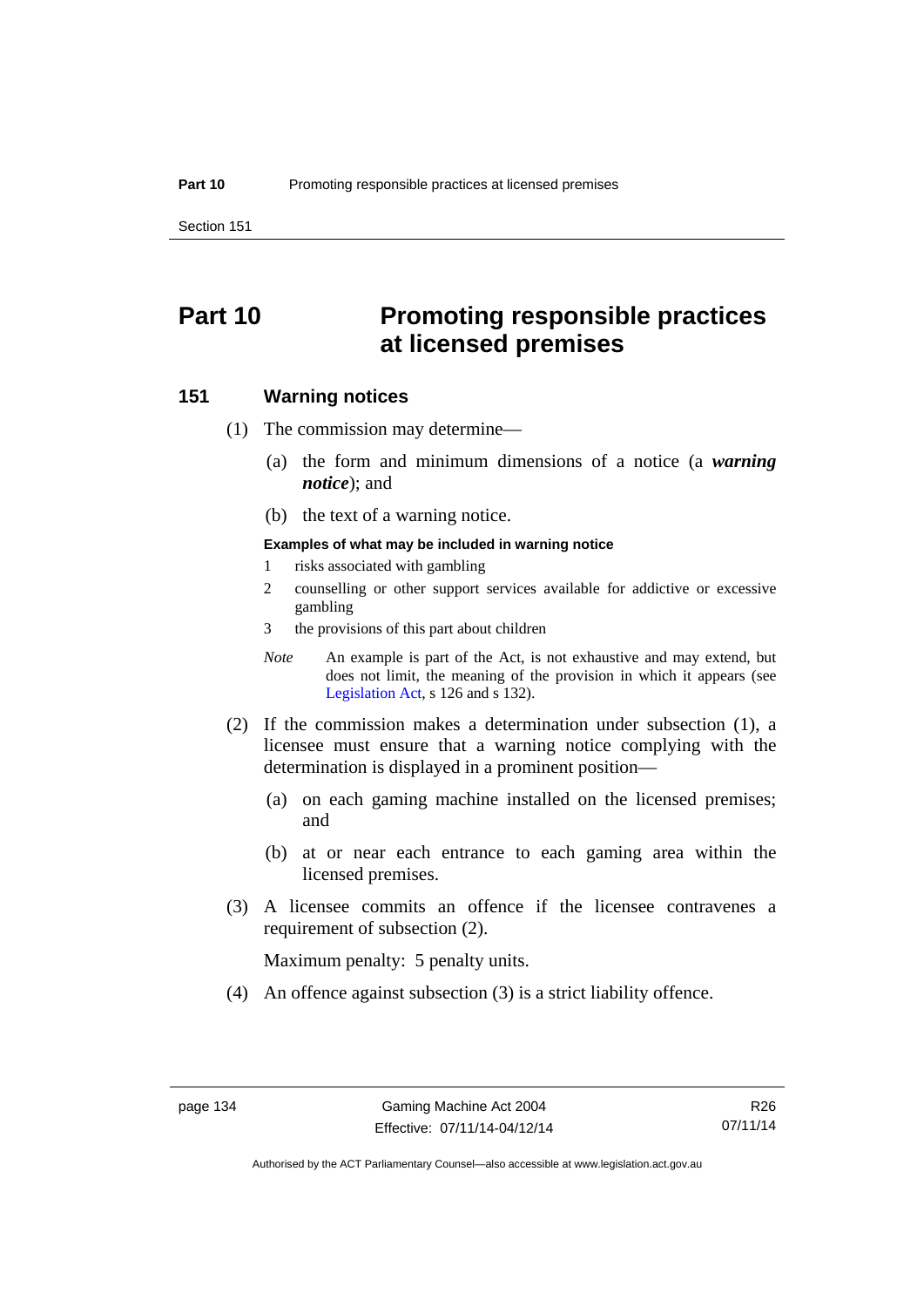# Part 10 Promoting responsible practices at licensed premises

## 151 Warning notices

(1) The commission may determine—

(a) the form and minimum dimensions of a notice (a ***warning notice***); and

(b) the text of a warning notice.

**Examples of what may be included in warning notice**

1 risks associated with gambling

2 counselling or other support services available for addictive or excessive gambling

3 the provisions of this part about children

*Note* An example is part of the Act, is not exhaustive and may extend, but does not limit, the meaning of the provision in which it appears (see Legislation Act, s 126 and s 132).

(2) If the commission makes a determination under subsection (1), a licensee must ensure that a warning notice complying with the determination is displayed in a prominent position—

(a) on each gaming machine installed on the licensed premises; and

(b) at or near each entrance to each gaming area within the licensed premises.

(3) A licensee commits an offence if the licensee contravenes a requirement of subsection (2).

Maximum penalty: 5 penalty units.

(4) An offence against subsection (3) is a strict liability offence.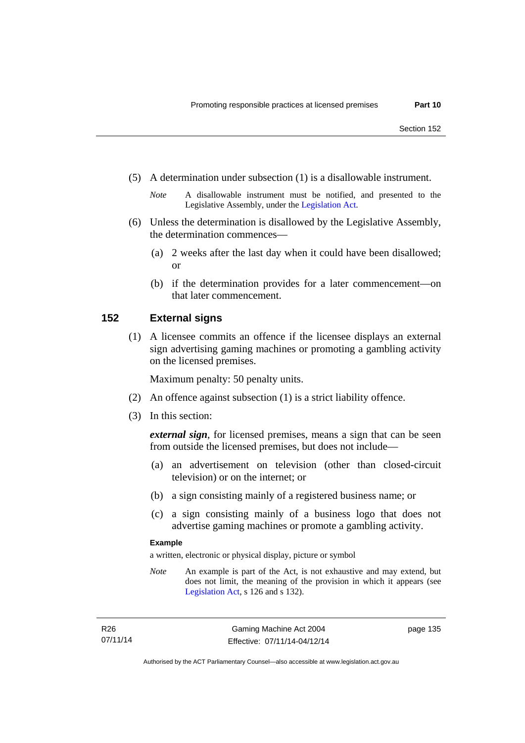(5) A determination under subsection (1) is a disallowable instrument.

*Note* A disallowable instrument must be notified, and presented to the Legislative Assembly, under the Legislation Act.

(6) Unless the determination is disallowed by the Legislative Assembly, the determination commences—

(a) 2 weeks after the last day when it could have been disallowed; or

(b) if the determination provides for a later commencement—on that later commencement.

## 152 External signs

(1) A licensee commits an offence if the licensee displays an external sign advertising gaming machines or promoting a gambling activity on the licensed premises.

Maximum penalty: 50 penalty units.

(2) An offence against subsection (1) is a strict liability offence.

(3) In this section:

***external sign***, for licensed premises, means a sign that can be seen from outside the licensed premises, but does not include—

(a) an advertisement on television (other than closed-circuit television) or on the internet; or

(b) a sign consisting mainly of a registered business name; or

(c) a sign consisting mainly of a business logo that does not advertise gaming machines or promote a gambling activity.

**Example**

a written, electronic or physical display, picture or symbol

*Note* An example is part of the Act, is not exhaustive and may extend, but does not limit, the meaning of the provision in which it appears (see Legislation Act, s 126 and s 132).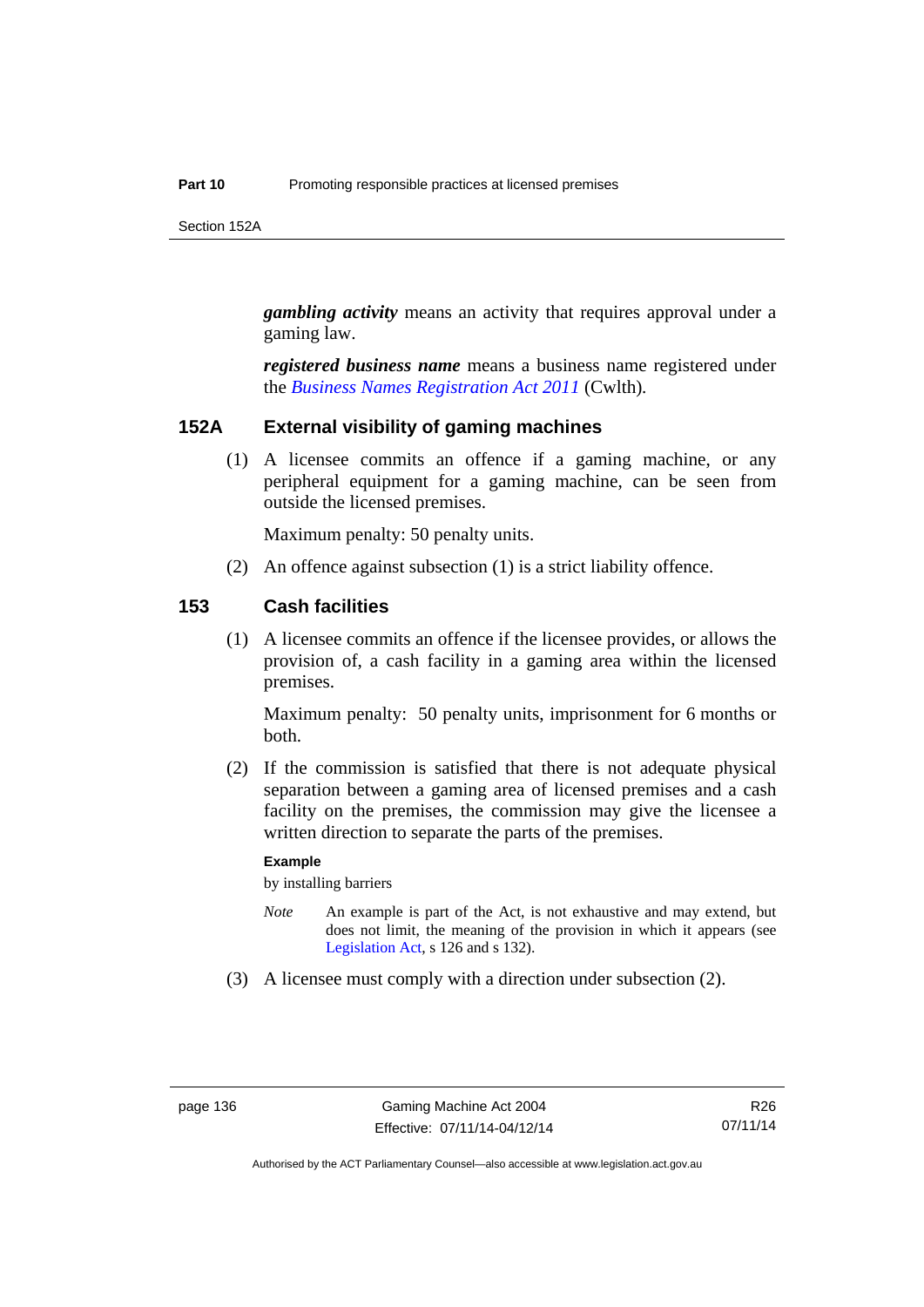***gambling activity*** means an activity that requires approval under a gaming law.

***registered business name*** means a business name registered under the *Business Names Registration Act 2011* (Cwlth).

### 152A External visibility of gaming machines

(1) A licensee commits an offence if a gaming machine, or any peripheral equipment for a gaming machine, can be seen from outside the licensed premises.

Maximum penalty: 50 penalty units.

(2) An offence against subsection (1) is a strict liability offence.

### 153 Cash facilities

(1) A licensee commits an offence if the licensee provides, or allows the provision of, a cash facility in a gaming area within the licensed premises.

Maximum penalty: 50 penalty units, imprisonment for 6 months or both.

(2) If the commission is satisfied that there is not adequate physical separation between a gaming area of licensed premises and a cash facility on the premises, the commission may give the licensee a written direction to separate the parts of the premises.

**Example**

by installing barriers

*Note* An example is part of the Act, is not exhaustive and may extend, but does not limit, the meaning of the provision in which it appears (see Legislation Act, s 126 and s 132).

(3) A licensee must comply with a direction under subsection (2).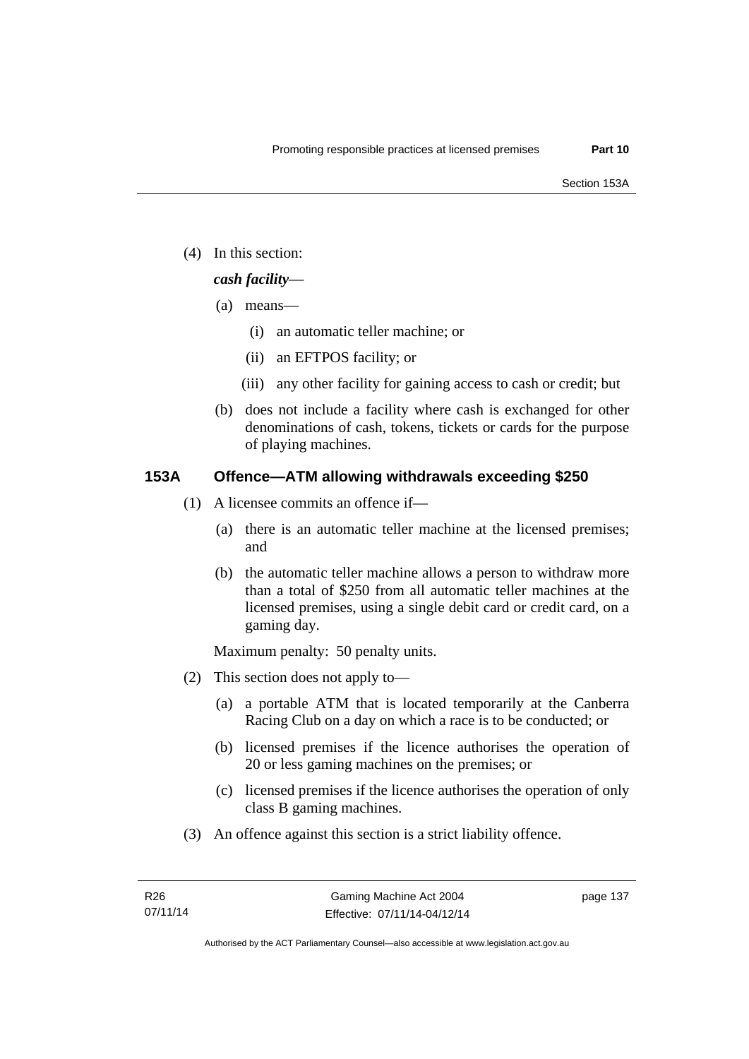(4) In this section:

***cash facility***—

(a) means—

(i) an automatic teller machine; or

(ii) an EFTPOS facility; or

(iii) any other facility for gaining access to cash or credit; but

(b) does not include a facility where cash is exchanged for other denominations of cash, tokens, tickets or cards for the purpose of playing machines.

## 153A Offence—ATM allowing withdrawals exceeding $250

(1) A licensee commits an offence if—

(a) there is an automatic teller machine at the licensed premises; and

(b) the automatic teller machine allows a person to withdraw more than a total of $250 from all automatic teller machines at the licensed premises, using a single debit card or credit card, on a gaming day.

Maximum penalty: 50 penalty units.

(2) This section does not apply to—

(a) a portable ATM that is located temporarily at the Canberra Racing Club on a day on which a race is to be conducted; or

(b) licensed premises if the licence authorises the operation of 20 or less gaming machines on the premises; or

(c) licensed premises if the licence authorises the operation of only class B gaming machines.

(3) An offence against this section is a strict liability offence.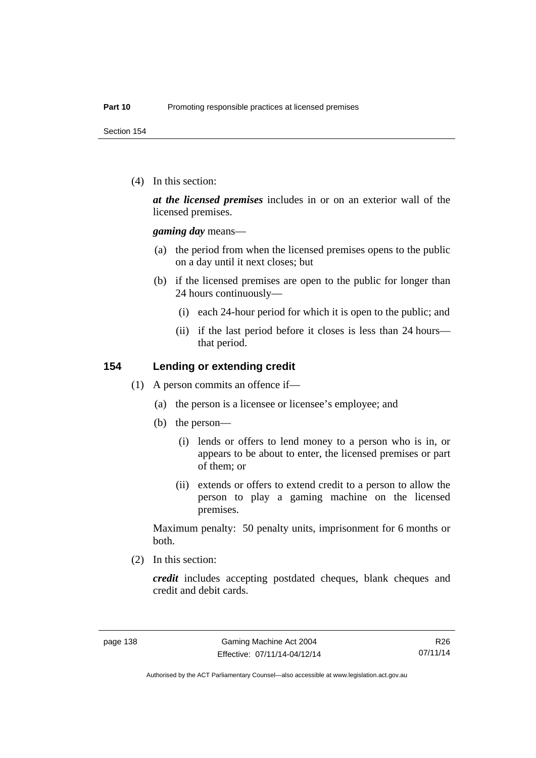(4) In this section:

***at the licensed premises*** includes in or on an exterior wall of the licensed premises.

***gaming day*** means—

(a) the period from when the licensed premises opens to the public on a day until it next closes; but

(b) if the licensed premises are open to the public for longer than 24 hours continuously—

(i) each 24-hour period for which it is open to the public; and

(ii) if the last period before it closes is less than 24 hours—that period.

### 154 Lending or extending credit

(1) A person commits an offence if—

(a) the person is a licensee or licensee's employee; and

(b) the person—

(i) lends or offers to lend money to a person who is in, or appears to be about to enter, the licensed premises or part of them; or

(ii) extends or offers to extend credit to a person to allow the person to play a gaming machine on the licensed premises.

Maximum penalty: 50 penalty units, imprisonment for 6 months or both.

(2) In this section:

***credit*** includes accepting postdated cheques, blank cheques and credit and debit cards.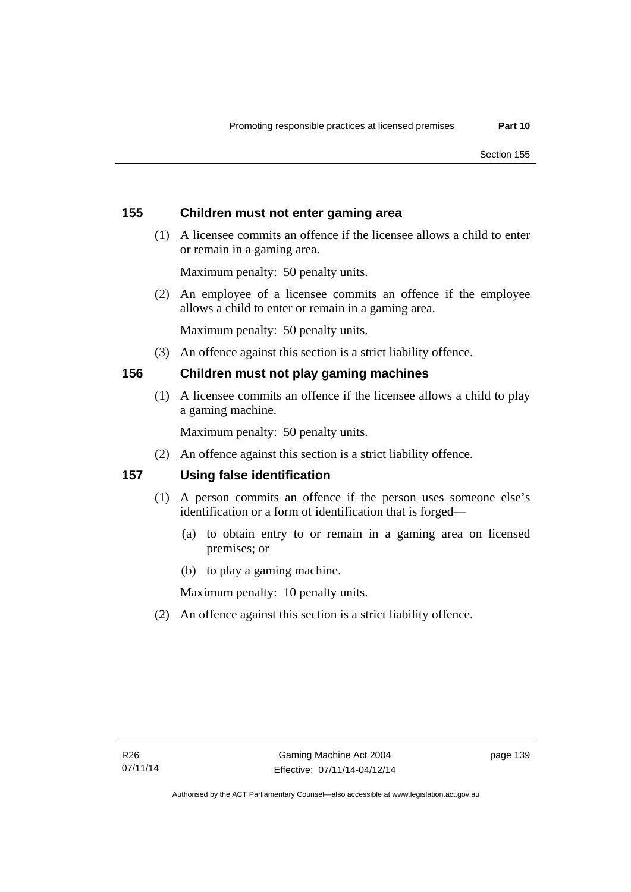## 155 Children must not enter gaming area

(1) A licensee commits an offence if the licensee allows a child to enter or remain in a gaming area.

Maximum penalty: 50 penalty units.

(2) An employee of a licensee commits an offence if the employee allows a child to enter or remain in a gaming area.

Maximum penalty: 50 penalty units.

(3) An offence against this section is a strict liability offence.

## 156 Children must not play gaming machines

(1) A licensee commits an offence if the licensee allows a child to play a gaming machine.

Maximum penalty: 50 penalty units.

(2) An offence against this section is a strict liability offence.

## 157 Using false identification

(1) A person commits an offence if the person uses someone else's identification or a form of identification that is forged—

(a) to obtain entry to or remain in a gaming area on licensed premises; or

(b) to play a gaming machine.

Maximum penalty: 10 penalty units.

(2) An offence against this section is a strict liability offence.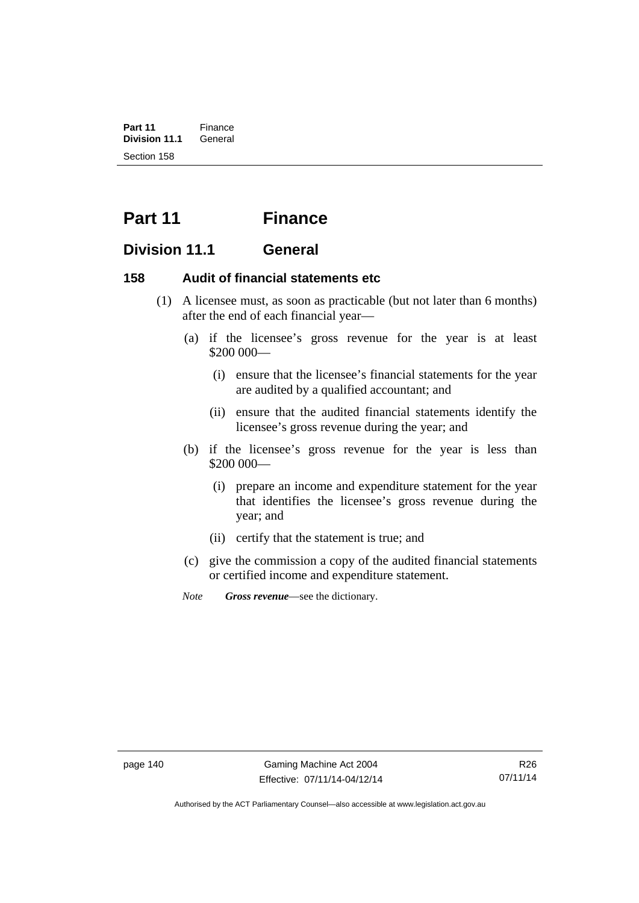# Part 11 Finance

## Division 11.1 General

### 158 Audit of financial statements etc

(1) A licensee must, as soon as practicable (but not later than 6 months) after the end of each financial year—

(a) if the licensee's gross revenue for the year is at least $200 000—

(i) ensure that the licensee's financial statements for the year are audited by a qualified accountant; and

(ii) ensure that the audited financial statements identify the licensee's gross revenue during the year; and

(b) if the licensee's gross revenue for the year is less than $200 000—

(i) prepare an income and expenditure statement for the year that identifies the licensee's gross revenue during the year; and

(ii) certify that the statement is true; and

(c) give the commission a copy of the audited financial statements or certified income and expenditure statement.

*Note* ***Gross revenue***—see the dictionary.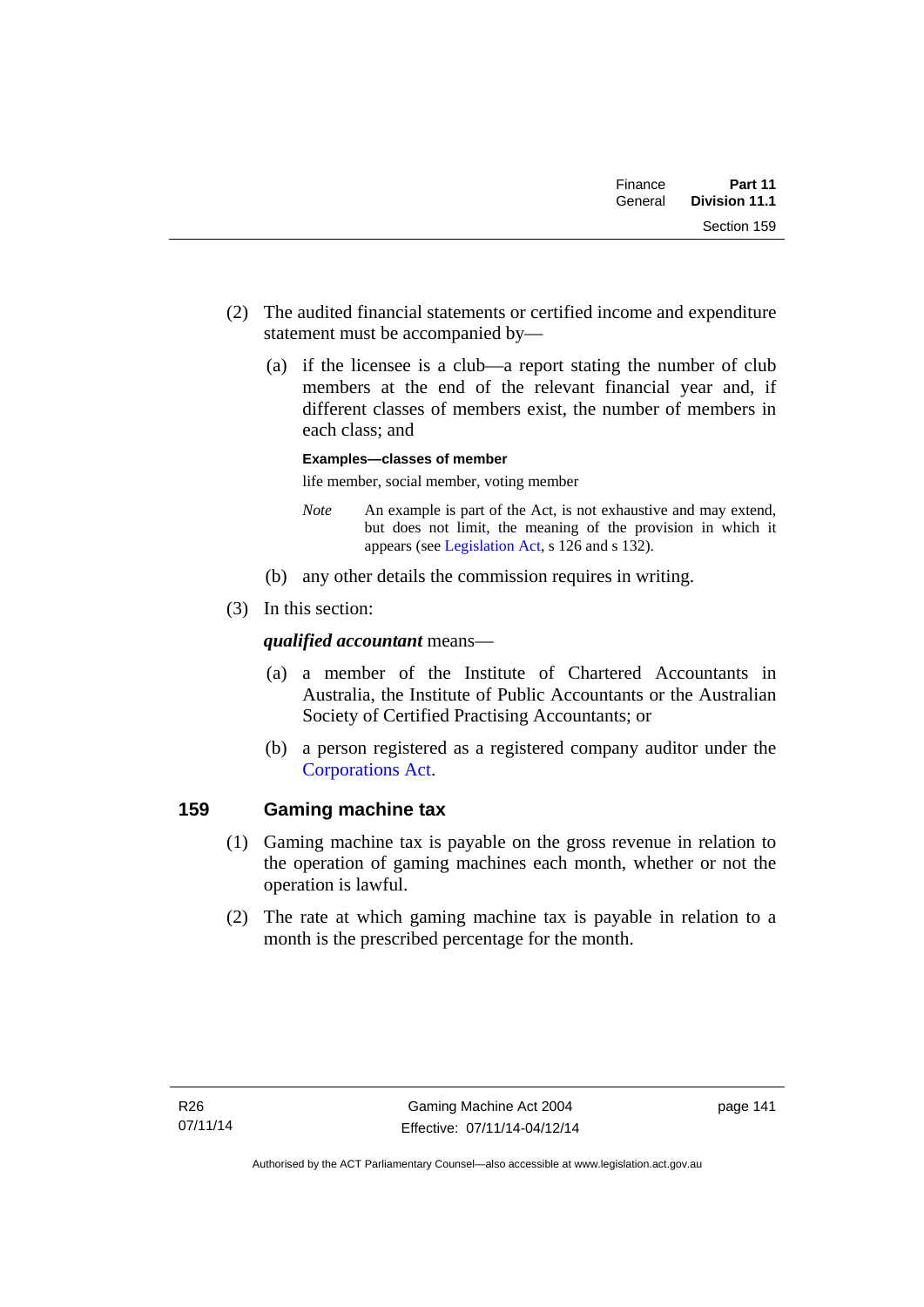(2) The audited financial statements or certified income and expenditure statement must be accompanied by—

(a) if the licensee is a club—a report stating the number of club members at the end of the relevant financial year and, if different classes of members exist, the number of members in each class; and

**Examples—classes of member**

life member, social member, voting member

*Note* An example is part of the Act, is not exhaustive and may extend, but does not limit, the meaning of the provision in which it appears (see Legislation Act, s 126 and s 132).

(b) any other details the commission requires in writing.

(3) In this section:

***qualified accountant*** means—

(a) a member of the Institute of Chartered Accountants in Australia, the Institute of Public Accountants or the Australian Society of Certified Practising Accountants; or

(b) a person registered as a registered company auditor under the Corporations Act.

## 159 Gaming machine tax

(1) Gaming machine tax is payable on the gross revenue in relation to the operation of gaming machines each month, whether or not the operation is lawful.

(2) The rate at which gaming machine tax is payable in relation to a month is the prescribed percentage for the month.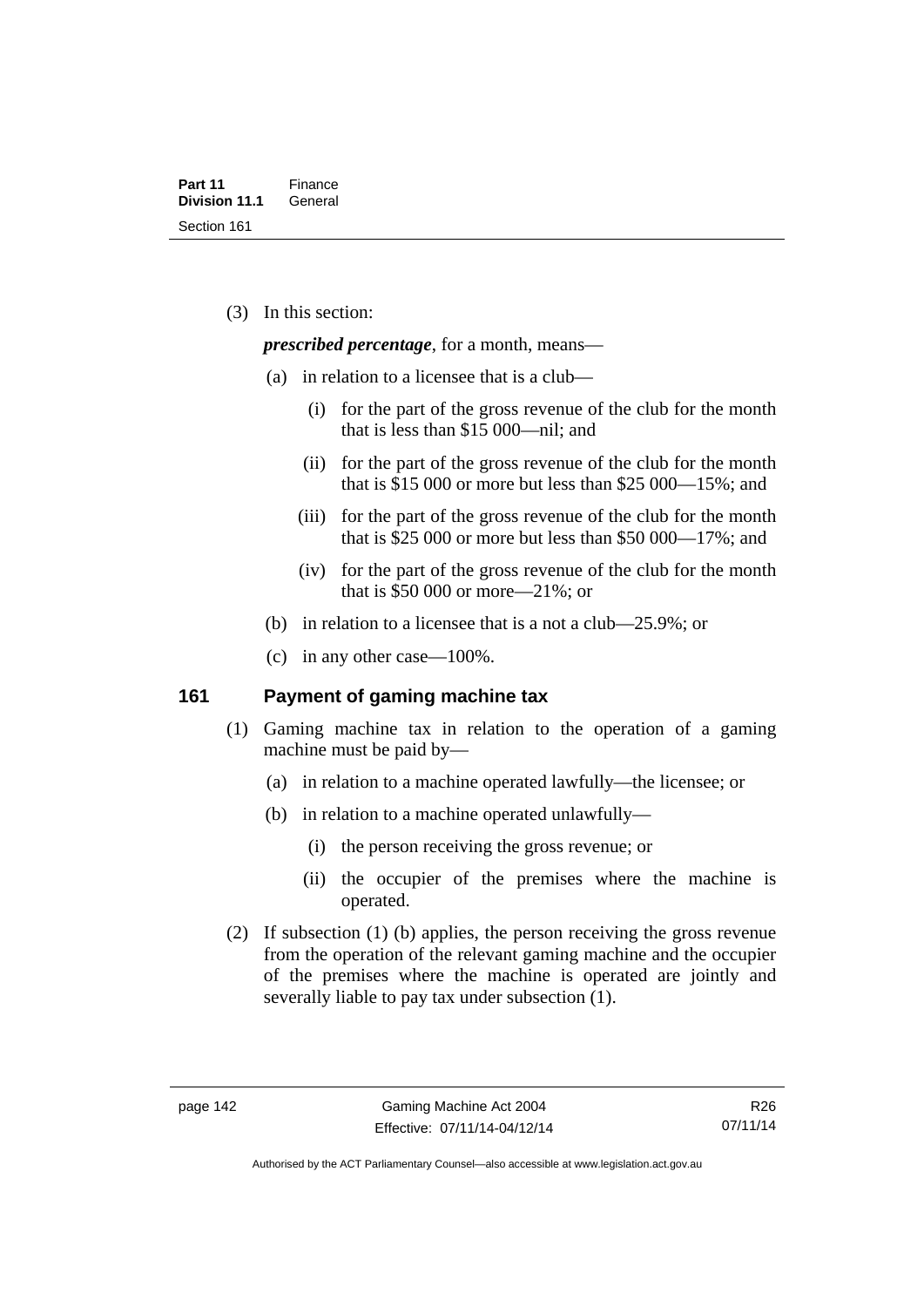(3) In this section:

***prescribed percentage***, for a month, means—

(a) in relation to a licensee that is a club—

(i) for the part of the gross revenue of the club for the month that is less than $15 000—nil; and

(ii) for the part of the gross revenue of the club for the month that is $15 000 or more but less than $25 000—15%; and

(iii) for the part of the gross revenue of the club for the month that is $25 000 or more but less than $50 000—17%; and

(iv) for the part of the gross revenue of the club for the month that is $50 000 or more—21%; or

(b) in relation to a licensee that is a not a club—25.9%; or

(c) in any other case—100%.

## 161 Payment of gaming machine tax

(1) Gaming machine tax in relation to the operation of a gaming machine must be paid by—

(a) in relation to a machine operated lawfully—the licensee; or

(b) in relation to a machine operated unlawfully—

(i) the person receiving the gross revenue; or

(ii) the occupier of the premises where the machine is operated.

(2) If subsection (1) (b) applies, the person receiving the gross revenue from the operation of the relevant gaming machine and the occupier of the premises where the machine is operated are jointly and severally liable to pay tax under subsection (1).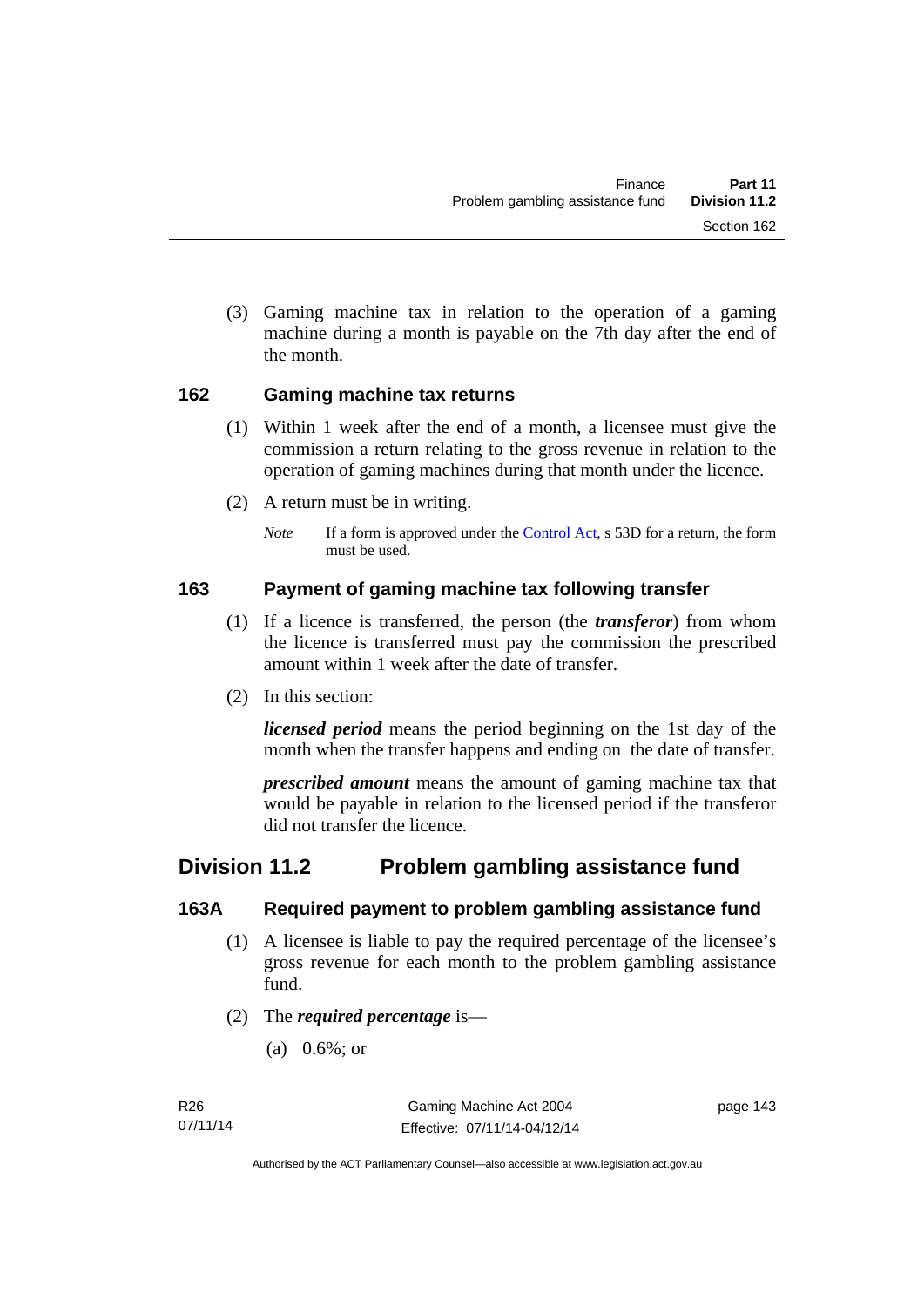(3) Gaming machine tax in relation to the operation of a gaming machine during a month is payable on the 7th day after the end of the month.

### 162 Gaming machine tax returns

(1) Within 1 week after the end of a month, a licensee must give the commission a return relating to the gross revenue in relation to the operation of gaming machines during that month under the licence.

(2) A return must be in writing.

*Note* If a form is approved under the Control Act, s 53D for a return, the form must be used.

### 163 Payment of gaming machine tax following transfer

(1) If a licence is transferred, the person (the ***transferor***) from whom the licence is transferred must pay the commission the prescribed amount within 1 week after the date of transfer.

(2) In this section:

***licensed period*** means the period beginning on the 1st day of the month when the transfer happens and ending on the date of transfer.

***prescribed amount*** means the amount of gaming machine tax that would be payable in relation to the licensed period if the transferor did not transfer the licence.

## Division 11.2 Problem gambling assistance fund

### 163A Required payment to problem gambling assistance fund

(1) A licensee is liable to pay the required percentage of the licensee's gross revenue for each month to the problem gambling assistance fund.

(2) The ***required percentage*** is—

(a) 0.6%; or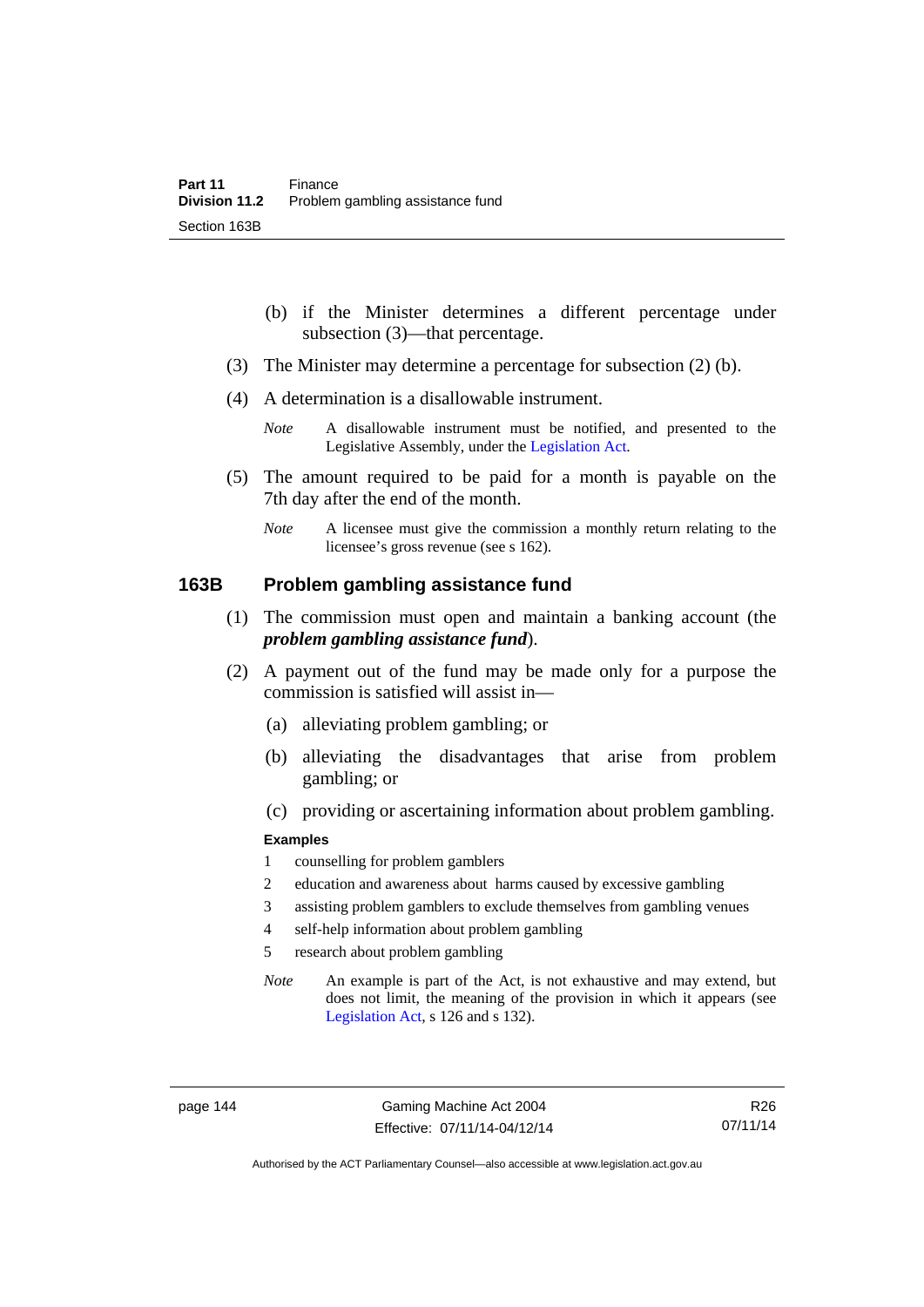(b) if the Minister determines a different percentage under subsection (3)—that percentage.

(3) The Minister may determine a percentage for subsection (2) (b).

(4) A determination is a disallowable instrument.

*Note* A disallowable instrument must be notified, and presented to the Legislative Assembly, under the Legislation Act.

(5) The amount required to be paid for a month is payable on the 7th day after the end of the month.

*Note* A licensee must give the commission a monthly return relating to the licensee's gross revenue (see s 162).

### 163B Problem gambling assistance fund

(1) The commission must open and maintain a banking account (the ***problem gambling assistance fund***).

(2) A payment out of the fund may be made only for a purpose the commission is satisfied will assist in—

(a) alleviating problem gambling; or

(b) alleviating the disadvantages that arise from problem gambling; or

(c) providing or ascertaining information about problem gambling.

**Examples**

1 counselling for problem gamblers

2 education and awareness about harms caused by excessive gambling

3 assisting problem gamblers to exclude themselves from gambling venues

4 self-help information about problem gambling

5 research about problem gambling

*Note* An example is part of the Act, is not exhaustive and may extend, but does not limit, the meaning of the provision in which it appears (see Legislation Act, s 126 and s 132).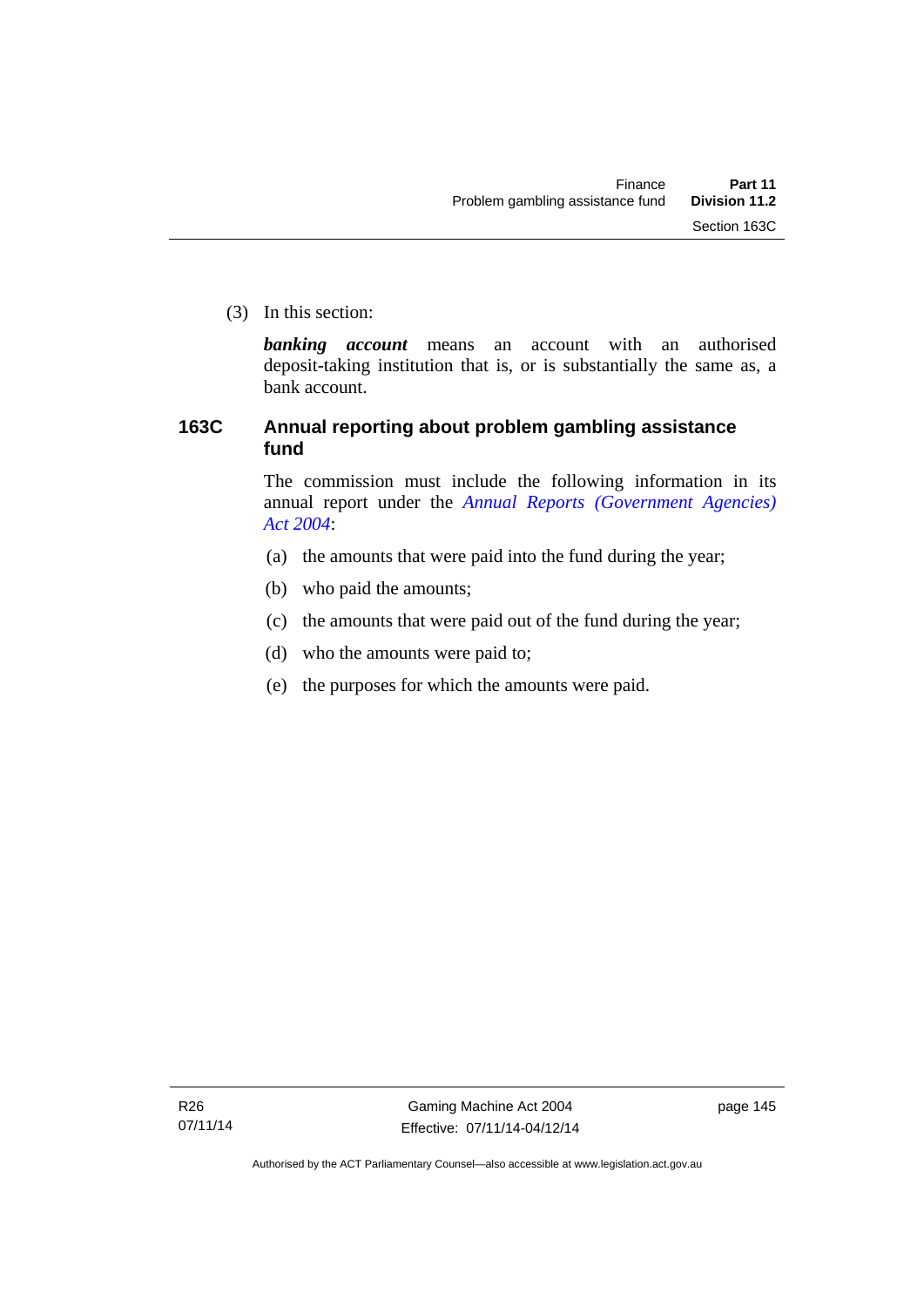(3) In this section:

***banking account*** means an account with an authorised deposit-taking institution that is, or is substantially the same as, a bank account.

### 163C Annual reporting about problem gambling assistance fund

The commission must include the following information in its annual report under the *Annual Reports (Government Agencies) Act 2004*:

(a) the amounts that were paid into the fund during the year;

(b) who paid the amounts;

(c) the amounts that were paid out of the fund during the year;

(d) who the amounts were paid to;

(e) the purposes for which the amounts were paid.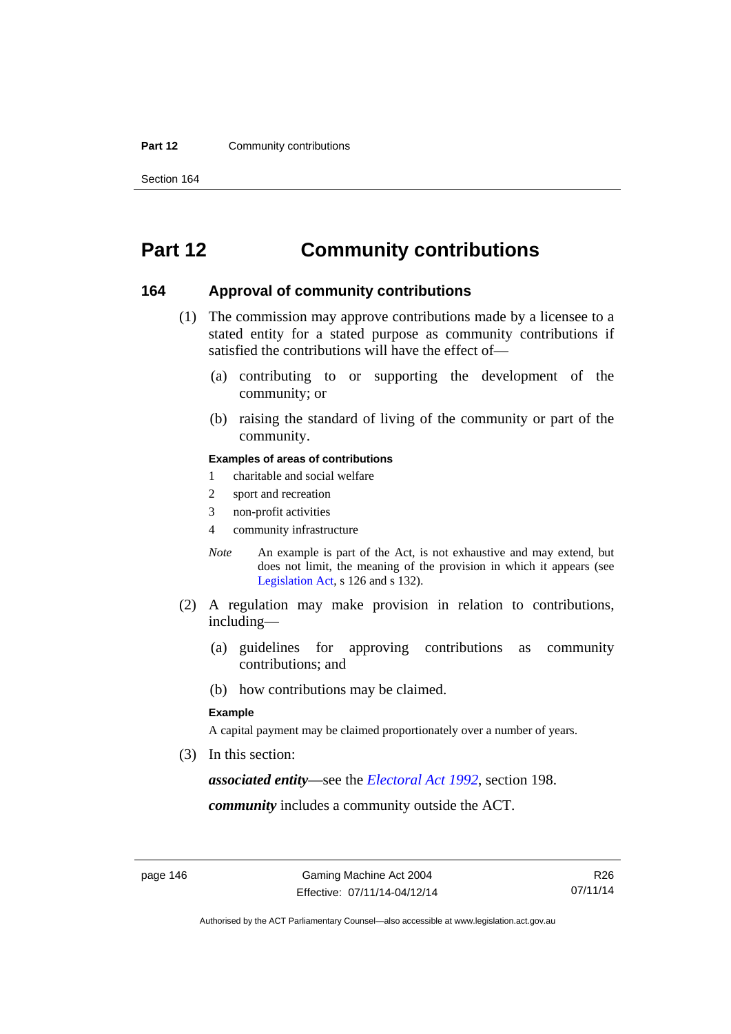# Part 12 Community contributions

## 164 Approval of community contributions

(1) The commission may approve contributions made by a licensee to a stated entity for a stated purpose as community contributions if satisfied the contributions will have the effect of—

(a) contributing to or supporting the development of the community; or

(b) raising the standard of living of the community or part of the community.

**Examples of areas of contributions**

1 charitable and social welfare

2 sport and recreation

3 non-profit activities

4 community infrastructure

*Note* An example is part of the Act, is not exhaustive and may extend, but does not limit, the meaning of the provision in which it appears (see Legislation Act, s 126 and s 132).

(2) A regulation may make provision in relation to contributions, including—

(a) guidelines for approving contributions as community contributions; and

(b) how contributions may be claimed.

**Example**

A capital payment may be claimed proportionately over a number of years.

(3) In this section:

***associated entity***—see the *Electoral Act 1992*, section 198.

***community*** includes a community outside the ACT.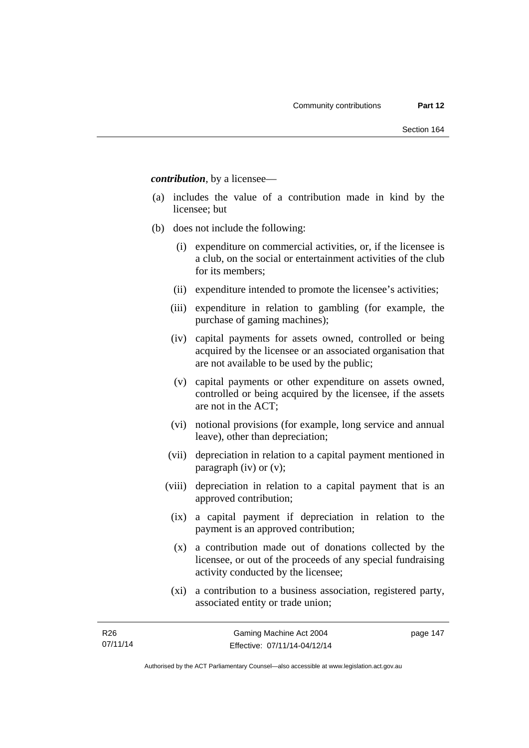***contribution***, by a licensee—

(a) includes the value of a contribution made in kind by the licensee; but

(b) does not include the following:

  (i) expenditure on commercial activities, or, if the licensee is a club, on the social or entertainment activities of the club for its members;

  (ii) expenditure intended to promote the licensee's activities;

  (iii) expenditure in relation to gambling (for example, the purchase of gaming machines);

  (iv) capital payments for assets owned, controlled or being acquired by the licensee or an associated organisation that are not available to be used by the public;

  (v) capital payments or other expenditure on assets owned, controlled or being acquired by the licensee, if the assets are not in the ACT;

  (vi) notional provisions (for example, long service and annual leave), other than depreciation;

  (vii) depreciation in relation to a capital payment mentioned in paragraph (iv) or (v);

  (viii) depreciation in relation to a capital payment that is an approved contribution;

  (ix) a capital payment if depreciation in relation to the payment is an approved contribution;

  (x) a contribution made out of donations collected by the licensee, or out of the proceeds of any special fundraising activity conducted by the licensee;

  (xi) a contribution to a business association, registered party, associated entity or trade union;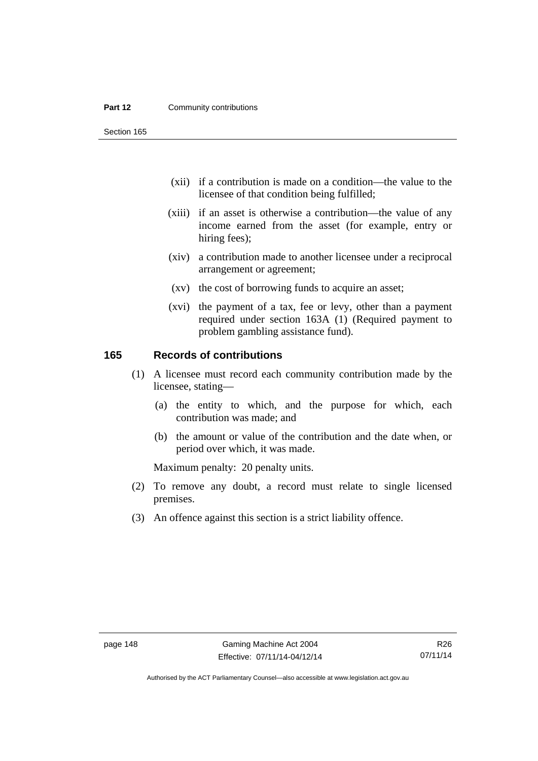(xii) if a contribution is made on a condition—the value to the licensee of that condition being fulfilled;

(xiii) if an asset is otherwise a contribution—the value of any income earned from the asset (for example, entry or hiring fees);

(xiv) a contribution made to another licensee under a reciprocal arrangement or agreement;

(xv) the cost of borrowing funds to acquire an asset;

(xvi) the payment of a tax, fee or levy, other than a payment required under section 163A (1) (Required payment to problem gambling assistance fund).

## 165 Records of contributions

(1) A licensee must record each community contribution made by the licensee, stating—

(a) the entity to which, and the purpose for which, each contribution was made; and

(b) the amount or value of the contribution and the date when, or period over which, it was made.

Maximum penalty: 20 penalty units.

(2) To remove any doubt, a record must relate to single licensed premises.

(3) An offence against this section is a strict liability offence.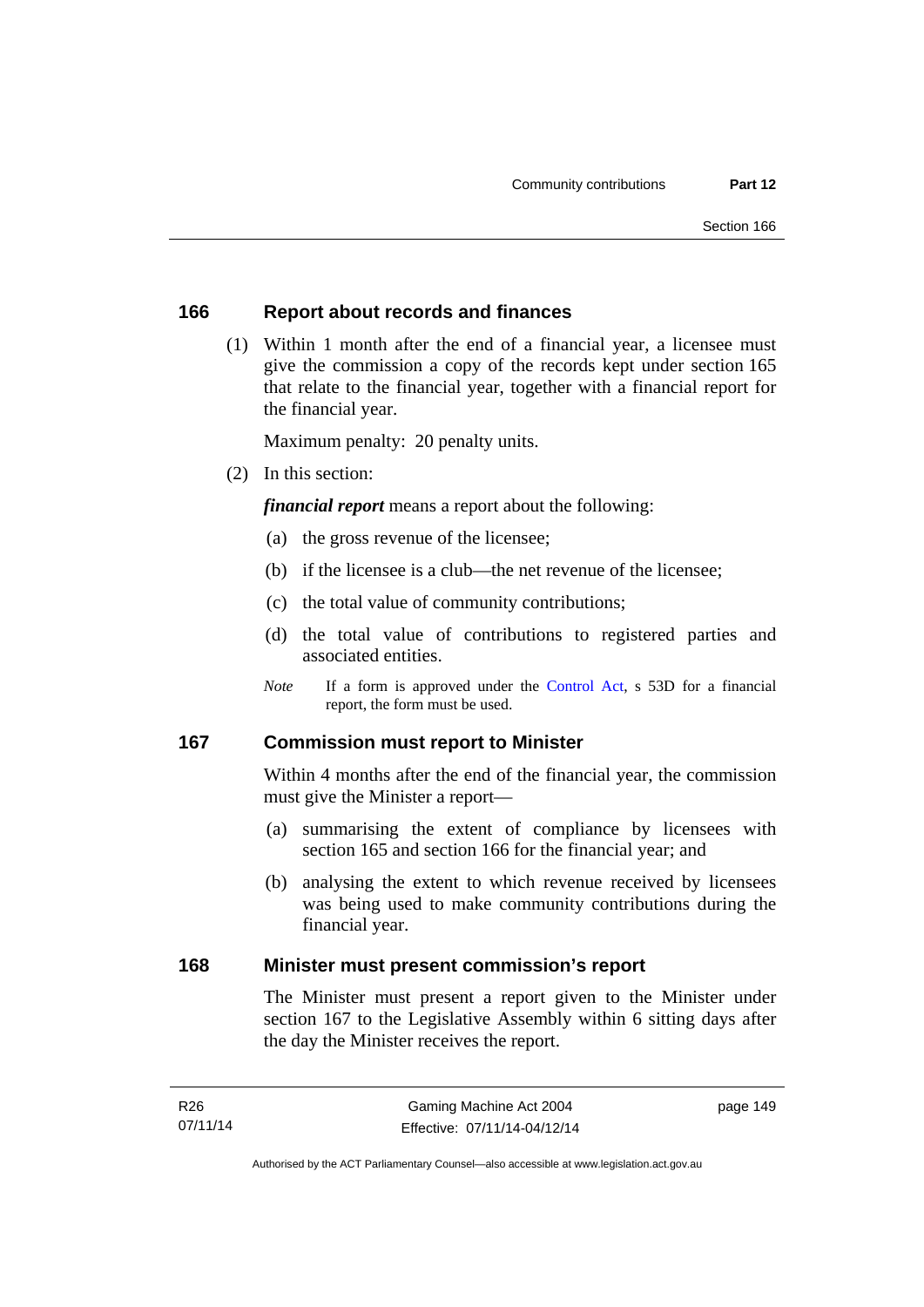## 166 Report about records and finances

(1) Within 1 month after the end of a financial year, a licensee must give the commission a copy of the records kept under section 165 that relate to the financial year, together with a financial report for the financial year.

Maximum penalty: 20 penalty units.

(2) In this section:

***financial report*** means a report about the following:

(a) the gross revenue of the licensee;

(b) if the licensee is a club—the net revenue of the licensee;

(c) the total value of community contributions;

(d) the total value of contributions to registered parties and associated entities.

*Note* If a form is approved under the Control Act, s 53D for a financial report, the form must be used.

## 167 Commission must report to Minister

Within 4 months after the end of the financial year, the commission must give the Minister a report—

(a) summarising the extent of compliance by licensees with section 165 and section 166 for the financial year; and

(b) analysing the extent to which revenue received by licensees was being used to make community contributions during the financial year.

## 168 Minister must present commission's report

The Minister must present a report given to the Minister under section 167 to the Legislative Assembly within 6 sitting days after the day the Minister receives the report.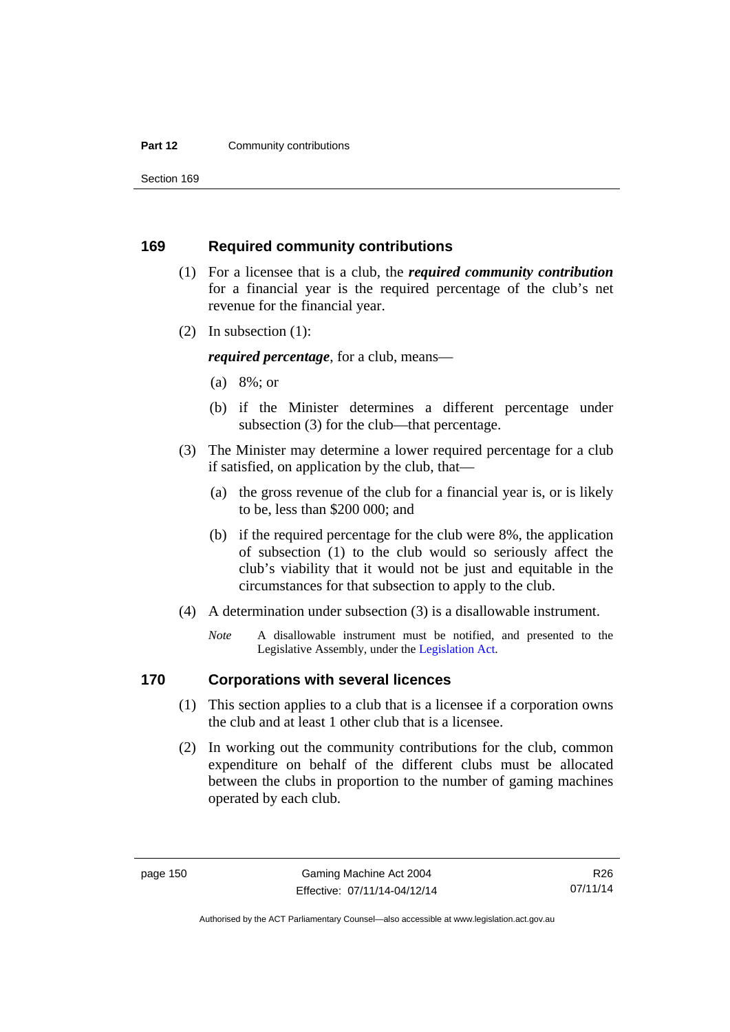## 169 Required community contributions

(1) For a licensee that is a club, the ***required community contribution*** for a financial year is the required percentage of the club's net revenue for the financial year.

(2) In subsection (1):

***required percentage***, for a club, means—

(a) 8%; or

(b) if the Minister determines a different percentage under subsection (3) for the club—that percentage.

(3) The Minister may determine a lower required percentage for a club if satisfied, on application by the club, that—

(a) the gross revenue of the club for a financial year is, or is likely to be, less than $200 000; and

(b) if the required percentage for the club were 8%, the application of subsection (1) to the club would so seriously affect the club's viability that it would not be just and equitable in the circumstances for that subsection to apply to the club.

(4) A determination under subsection (3) is a disallowable instrument.

*Note* A disallowable instrument must be notified, and presented to the Legislative Assembly, under the Legislation Act.

## 170 Corporations with several licences

(1) This section applies to a club that is a licensee if a corporation owns the club and at least 1 other club that is a licensee.

(2) In working out the community contributions for the club, common expenditure on behalf of the different clubs must be allocated between the clubs in proportion to the number of gaming machines operated by each club.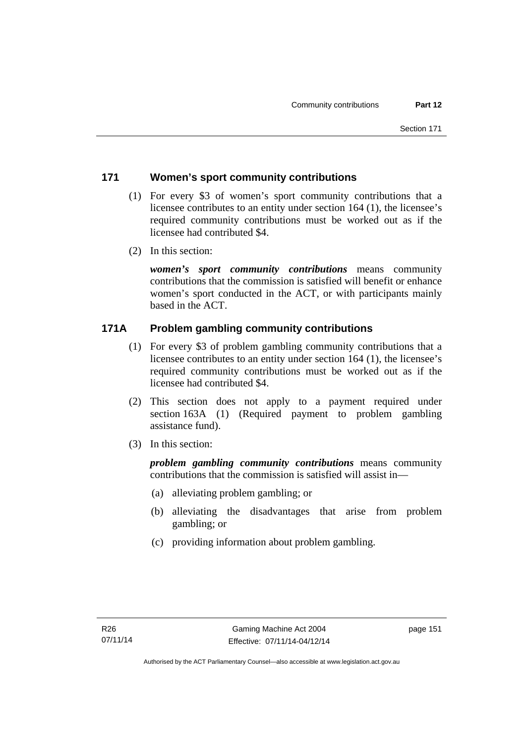## 171 Women's sport community contributions

(1) For every $3 of women's sport community contributions that a licensee contributes to an entity under section 164 (1), the licensee's required community contributions must be worked out as if the licensee had contributed $4.

(2) In this section:

***women's sport community contributions*** means community contributions that the commission is satisfied will benefit or enhance women's sport conducted in the ACT, or with participants mainly based in the ACT.

## 171A Problem gambling community contributions

(1) For every $3 of problem gambling community contributions that a licensee contributes to an entity under section 164 (1), the licensee's required community contributions must be worked out as if the licensee had contributed $4.

(2) This section does not apply to a payment required under section 163A (1) (Required payment to problem gambling assistance fund).

(3) In this section:

***problem gambling community contributions*** means community contributions that the commission is satisfied will assist in—

(a) alleviating problem gambling; or

(b) alleviating the disadvantages that arise from problem gambling; or

(c) providing information about problem gambling.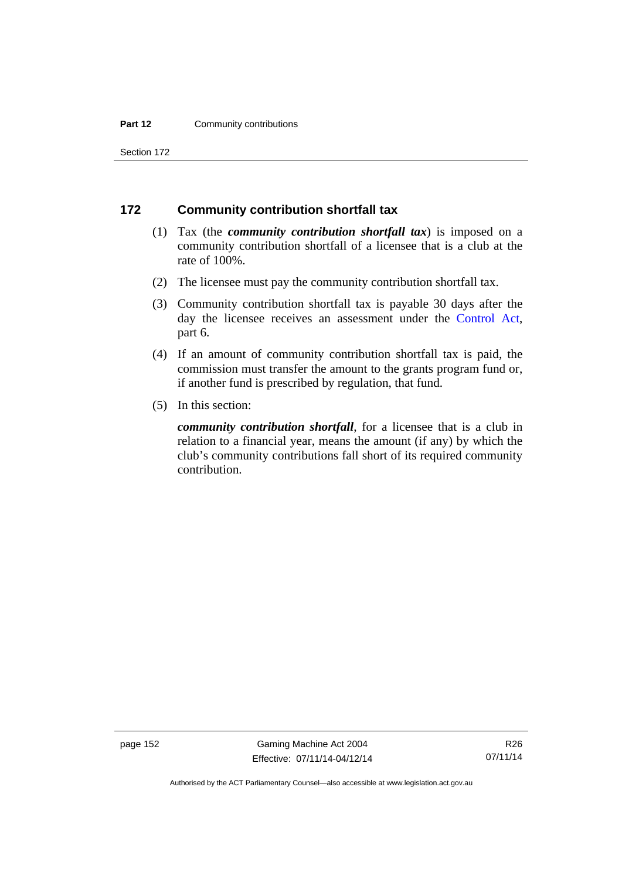## 172 Community contribution shortfall tax

(1) Tax (the ***community contribution shortfall tax***) is imposed on a community contribution shortfall of a licensee that is a club at the rate of 100%.

(2) The licensee must pay the community contribution shortfall tax.

(3) Community contribution shortfall tax is payable 30 days after the day the licensee receives an assessment under the Control Act, part 6.

(4) If an amount of community contribution shortfall tax is paid, the commission must transfer the amount to the grants program fund or, if another fund is prescribed by regulation, that fund.

(5) In this section:

***community contribution shortfall***, for a licensee that is a club in relation to a financial year, means the amount (if any) by which the club's community contributions fall short of its required community contribution.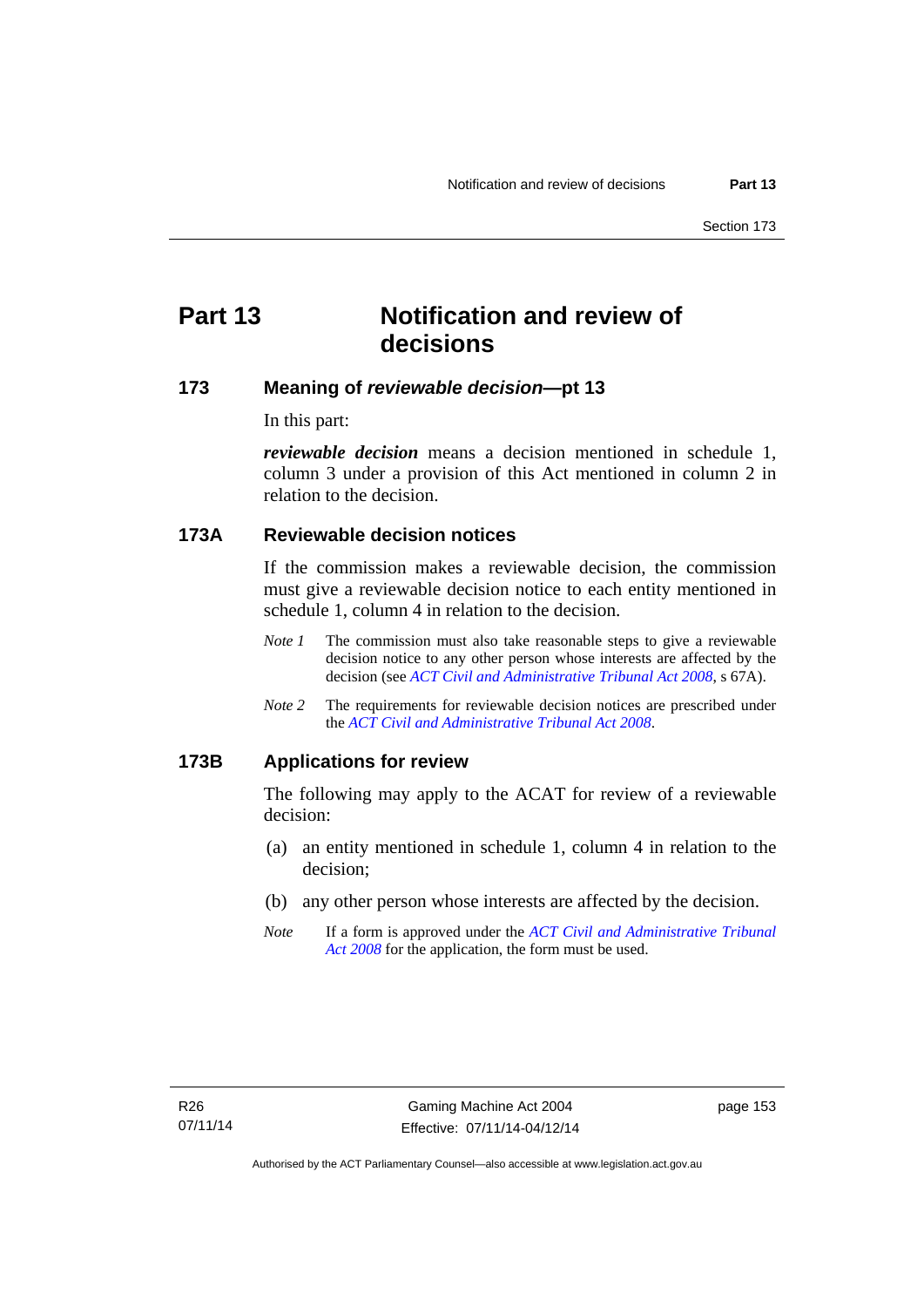# Part 13 Notification and review of decisions

## 173 Meaning of *reviewable decision*—pt 13

In this part:

***reviewable decision*** means a decision mentioned in schedule 1, column 3 under a provision of this Act mentioned in column 2 in relation to the decision.

## 173A Reviewable decision notices

If the commission makes a reviewable decision, the commission must give a reviewable decision notice to each entity mentioned in schedule 1, column 4 in relation to the decision.

*Note 1* The commission must also take reasonable steps to give a reviewable decision notice to any other person whose interests are affected by the decision (see *ACT Civil and Administrative Tribunal Act 2008*, s 67A).

*Note 2* The requirements for reviewable decision notices are prescribed under the *ACT Civil and Administrative Tribunal Act 2008*.

## 173B Applications for review

The following may apply to the ACAT for review of a reviewable decision:

(a) an entity mentioned in schedule 1, column 4 in relation to the decision;

(b) any other person whose interests are affected by the decision.

*Note* If a form is approved under the *ACT Civil and Administrative Tribunal Act 2008* for the application, the form must be used.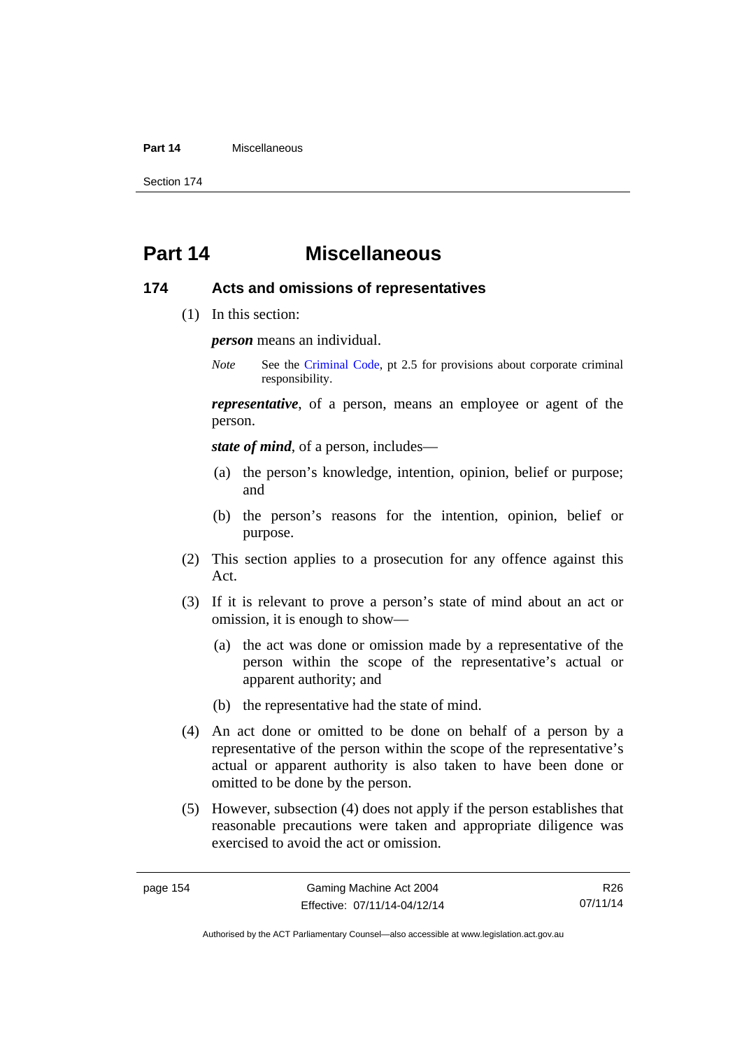# Part 14 Miscellaneous

## 174 Acts and omissions of representatives

(1) In this section:

***person*** means an individual.

*Note* See the Criminal Code, pt 2.5 for provisions about corporate criminal responsibility.

***representative***, of a person, means an employee or agent of the person.

***state of mind***, of a person, includes—

(a) the person's knowledge, intention, opinion, belief or purpose; and

(b) the person's reasons for the intention, opinion, belief or purpose.

(2) This section applies to a prosecution for any offence against this Act.

(3) If it is relevant to prove a person's state of mind about an act or omission, it is enough to show—

(a) the act was done or omission made by a representative of the person within the scope of the representative's actual or apparent authority; and

(b) the representative had the state of mind.

(4) An act done or omitted to be done on behalf of a person by a representative of the person within the scope of the representative's actual or apparent authority is also taken to have been done or omitted to be done by the person.

(5) However, subsection (4) does not apply if the person establishes that reasonable precautions were taken and appropriate diligence was exercised to avoid the act or omission.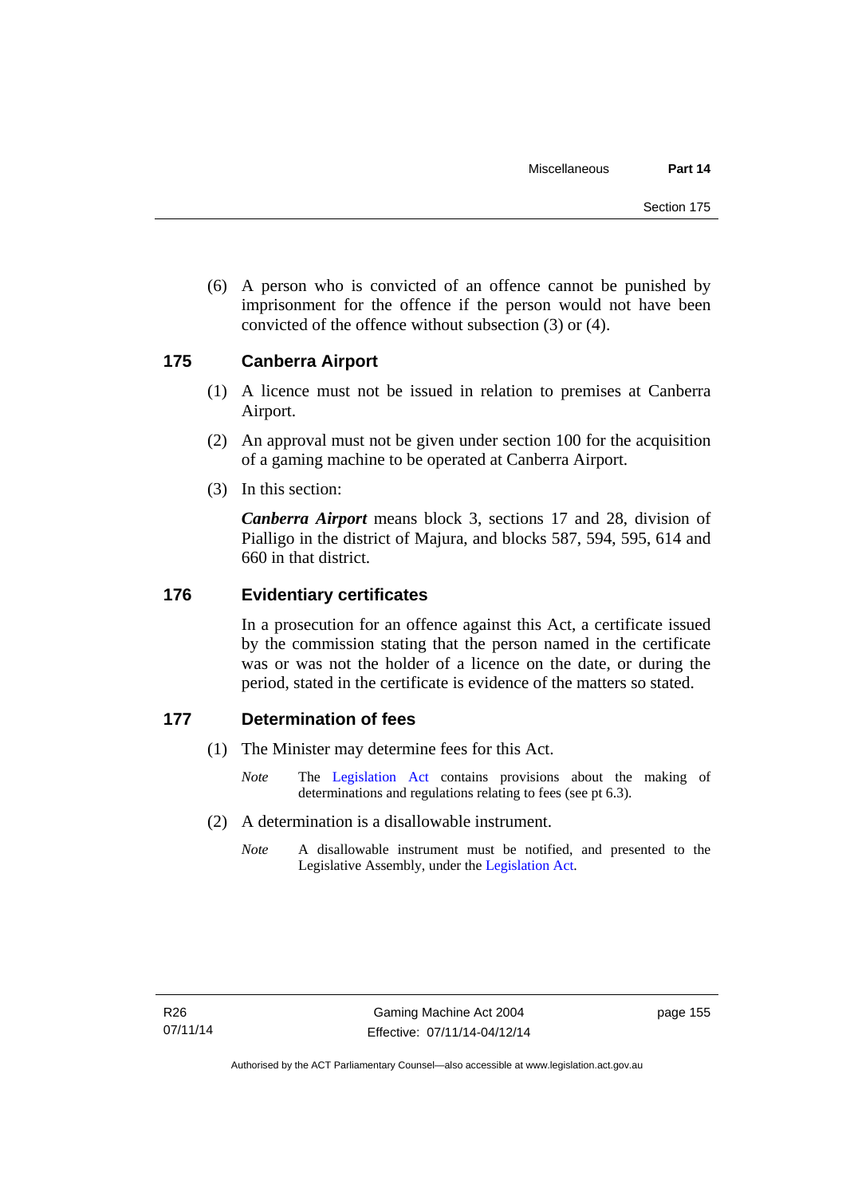(6) A person who is convicted of an offence cannot be punished by imprisonment for the offence if the person would not have been convicted of the offence without subsection (3) or (4).

## 175 Canberra Airport

(1) A licence must not be issued in relation to premises at Canberra Airport.

(2) An approval must not be given under section 100 for the acquisition of a gaming machine to be operated at Canberra Airport.

(3) In this section:

***Canberra Airport*** means block 3, sections 17 and 28, division of Pialligo in the district of Majura, and blocks 587, 594, 595, 614 and 660 in that district.

## 176 Evidentiary certificates

In a prosecution for an offence against this Act, a certificate issued by the commission stating that the person named in the certificate was or was not the holder of a licence on the date, or during the period, stated in the certificate is evidence of the matters so stated.

## 177 Determination of fees

(1) The Minister may determine fees for this Act.

*Note* The Legislation Act contains provisions about the making of determinations and regulations relating to fees (see pt 6.3).

(2) A determination is a disallowable instrument.

*Note* A disallowable instrument must be notified, and presented to the Legislative Assembly, under the Legislation Act.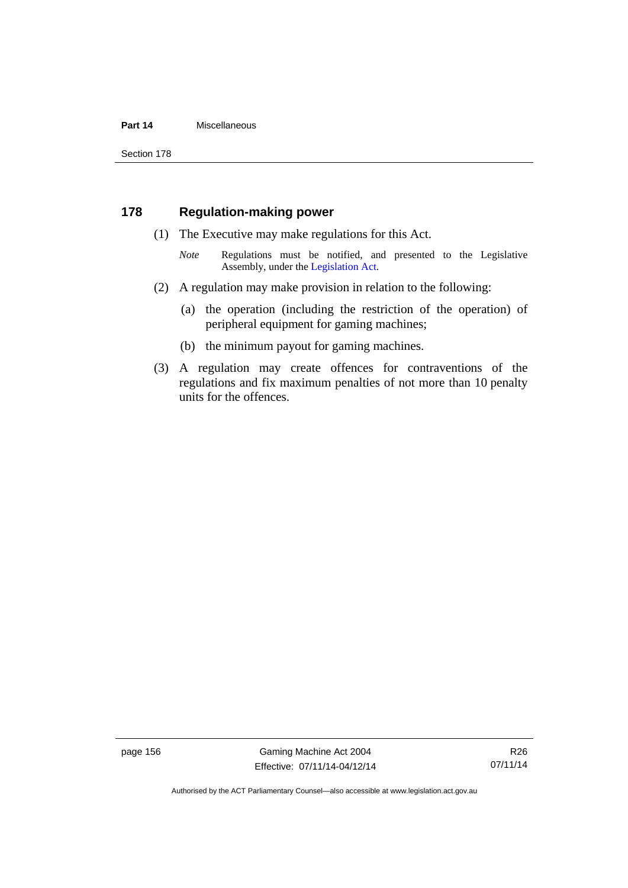## 178 Regulation-making power

(1) The Executive may make regulations for this Act.

*Note* Regulations must be notified, and presented to the Legislative Assembly, under the Legislation Act.

(2) A regulation may make provision in relation to the following:

(a) the operation (including the restriction of the operation) of peripheral equipment for gaming machines;

(b) the minimum payout for gaming machines.

(3) A regulation may create offences for contraventions of the regulations and fix maximum penalties of not more than 10 penalty units for the offences.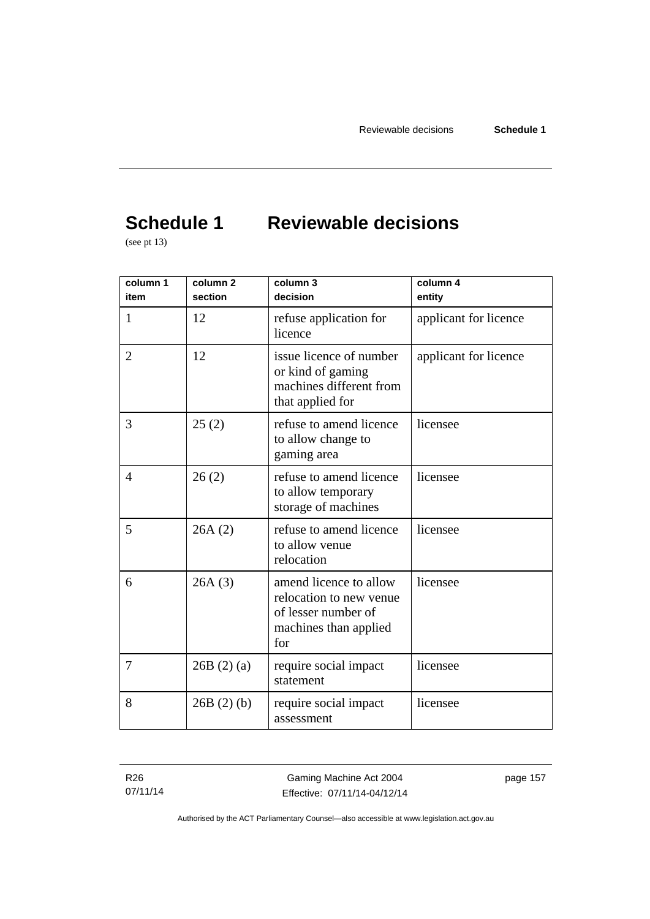# Schedule 1 Reviewable decisions

(see pt 13)

| column 1<br>item | column 2<br>section | column 3<br>decision | column 4<br>entity |
|---|---|---|---|
| 1 | 12 | refuse application for licence | applicant for licence |
| 2 | 12 | issue licence of number or kind of gaming machines different from that applied for | applicant for licence |
| 3 | 25 (2) | refuse to amend licence to allow change to gaming area | licensee |
| 4 | 26 (2) | refuse to amend licence to allow temporary storage of machines | licensee |
| 5 | 26A (2) | refuse to amend licence to allow venue relocation | licensee |
| 6 | 26A (3) | amend licence to allow relocation to new venue of lesser number of machines than applied for | licensee |
| 7 | 26B (2) (a) | require social impact statement | licensee |
| 8 | 26B (2) (b) | require social impact assessment | licensee |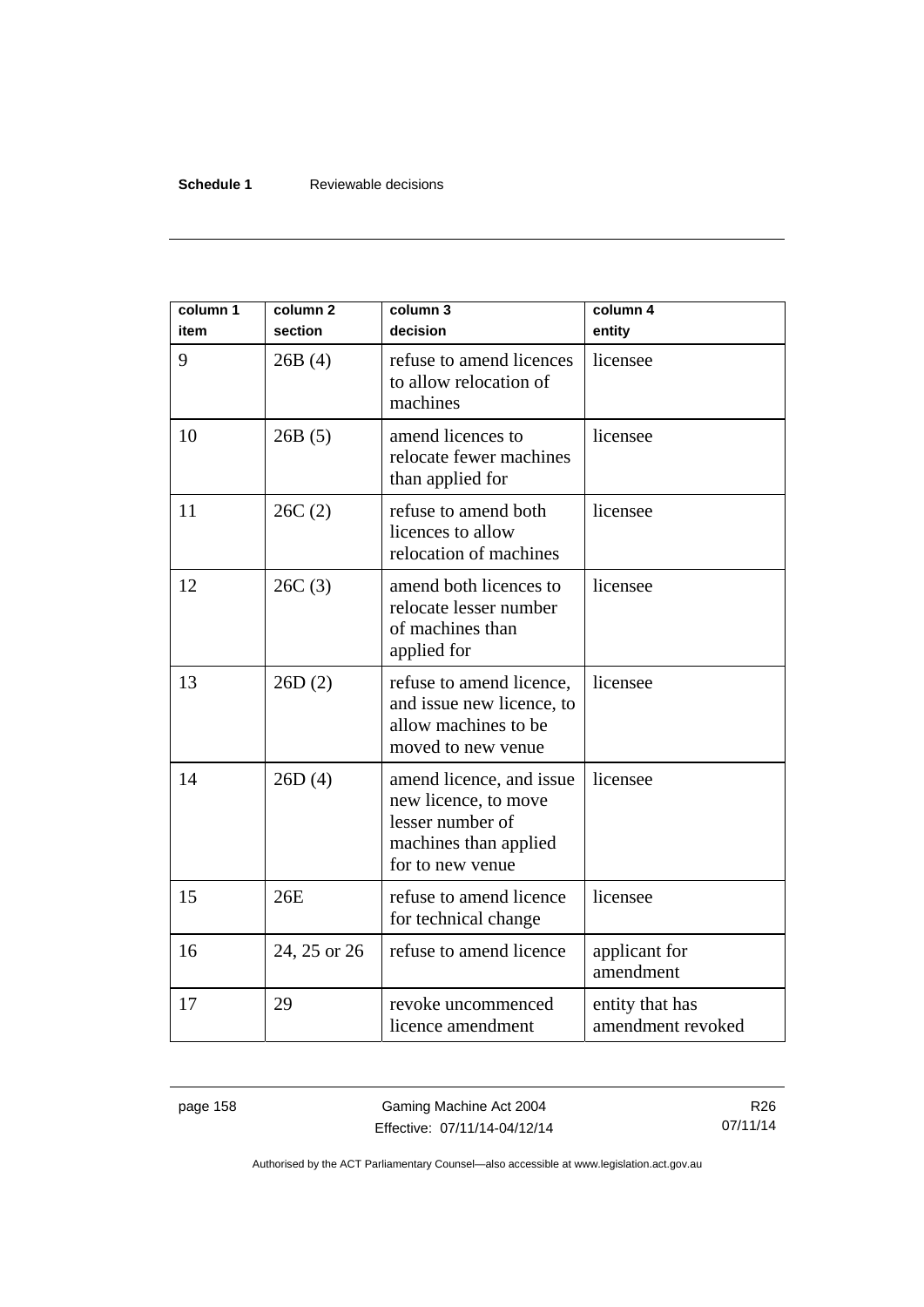| column 1<br>item | column 2<br>section | column 3<br>decision | column 4<br>entity |
|---|---|---|---|
| 9 | 26B (4) | refuse to amend licences to allow relocation of machines | licensee |
| 10 | 26B (5) | amend licences to relocate fewer machines than applied for | licensee |
| 11 | 26C (2) | refuse to amend both licences to allow relocation of machines | licensee |
| 12 | 26C (3) | amend both licences to relocate lesser number of machines than applied for | licensee |
| 13 | 26D (2) | refuse to amend licence, and issue new licence, to allow machines to be moved to new venue | licensee |
| 14 | 26D (4) | amend licence, and issue new licence, to move lesser number of machines than applied for to new venue | licensee |
| 15 | 26E | refuse to amend licence for technical change | licensee |
| 16 | 24, 25 or 26 | refuse to amend licence | applicant for amendment |
| 17 | 29 | revoke uncommenced licence amendment | entity that has amendment revoked |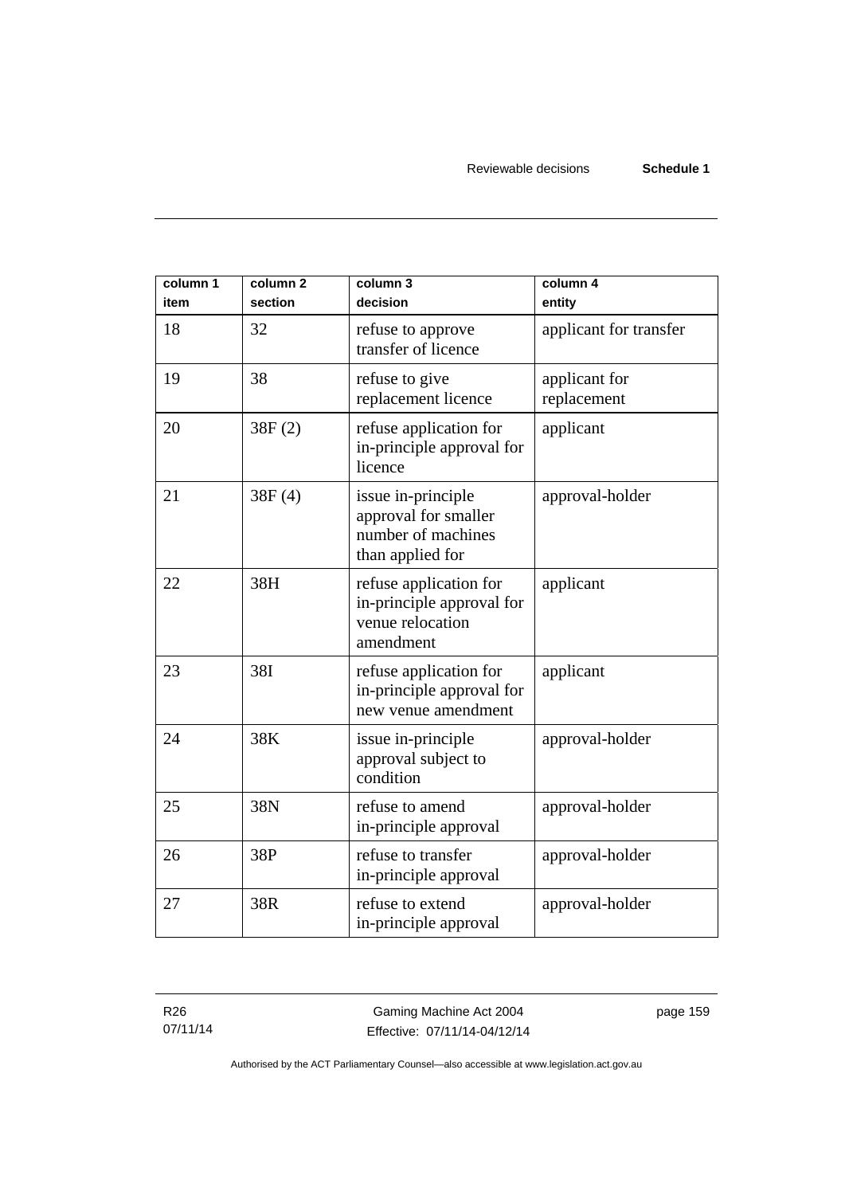| column 1<br>item | column 2<br>section | column 3<br>decision | column 4<br>entity |
|---|---|---|---|
| 18 | 32 | refuse to approve transfer of licence | applicant for transfer |
| 19 | 38 | refuse to give replacement licence | applicant for replacement |
| 20 | 38F (2) | refuse application for in-principle approval for licence | applicant |
| 21 | 38F (4) | issue in-principle approval for smaller number of machines than applied for | approval-holder |
| 22 | 38H | refuse application for in-principle approval for venue relocation amendment | applicant |
| 23 | 38I | refuse application for in-principle approval for new venue amendment | applicant |
| 24 | 38K | issue in-principle approval subject to condition | approval-holder |
| 25 | 38N | refuse to amend in-principle approval | approval-holder |
| 26 | 38P | refuse to transfer in-principle approval | approval-holder |
| 27 | 38R | refuse to extend in-principle approval | approval-holder |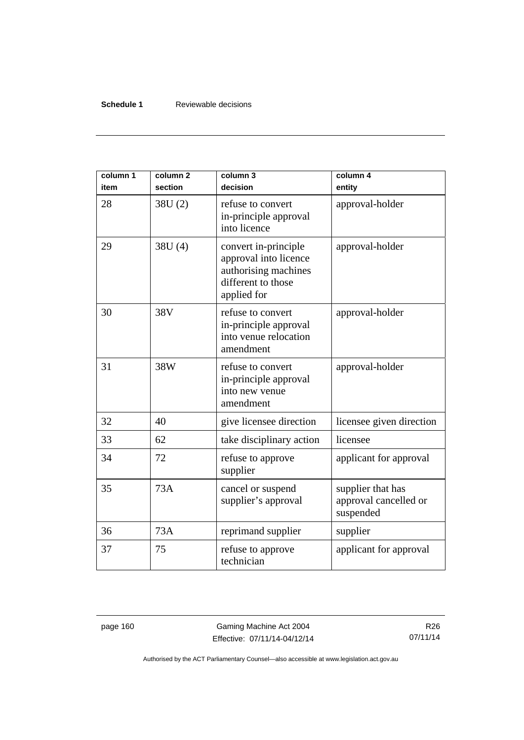| column 1 item | column 2 section | column 3 decision | column 4 entity |
|---|---|---|---|
| 28 | 38U (2) | refuse to convert in-principle approval into licence | approval-holder |
| 29 | 38U (4) | convert in-principle approval into licence authorising machines different to those applied for | approval-holder |
| 30 | 38V | refuse to convert in-principle approval into venue relocation amendment | approval-holder |
| 31 | 38W | refuse to convert in-principle approval into new venue amendment | approval-holder |
| 32 | 40 | give licensee direction | licensee given direction |
| 33 | 62 | take disciplinary action | licensee |
| 34 | 72 | refuse to approve supplier | applicant for approval |
| 35 | 73A | cancel or suspend supplier's approval | supplier that has approval cancelled or suspended |
| 36 | 73A | reprimand supplier | supplier |
| 37 | 75 | refuse to approve technician | applicant for approval |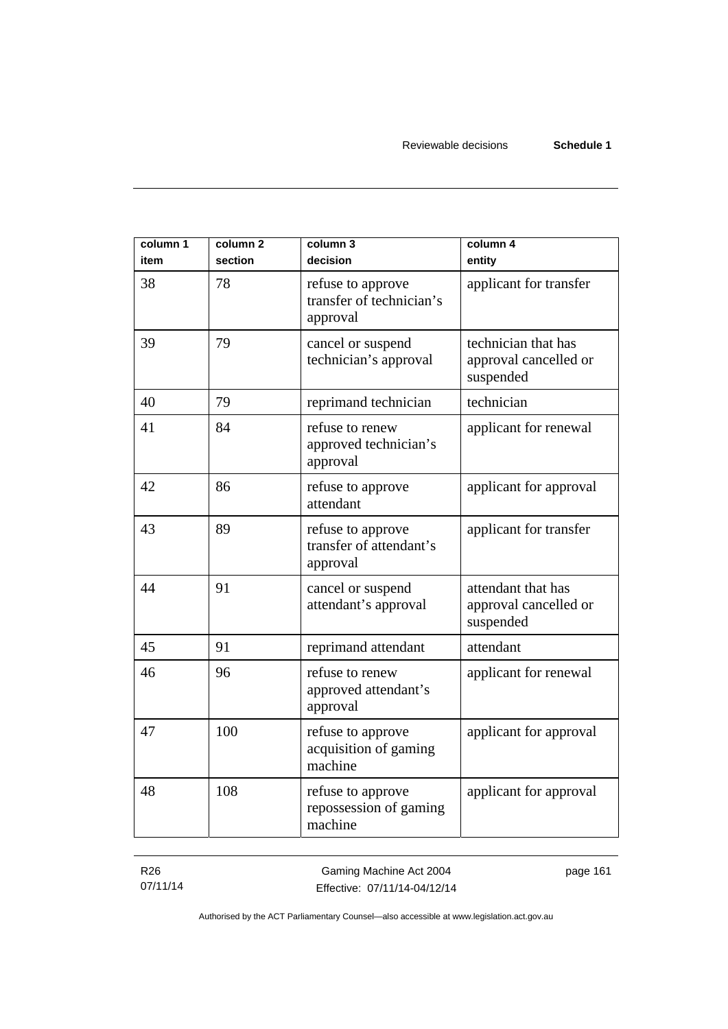| column 1<br>item | column 2<br>section | column 3<br>decision | column 4<br>entity |
|---|---|---|---|
| 38 | 78 | refuse to approve transfer of technician's approval | applicant for transfer |
| 39 | 79 | cancel or suspend technician's approval | technician that has approval cancelled or suspended |
| 40 | 79 | reprimand technician | technician |
| 41 | 84 | refuse to renew approved technician's approval | applicant for renewal |
| 42 | 86 | refuse to approve attendant | applicant for approval |
| 43 | 89 | refuse to approve transfer of attendant's approval | applicant for transfer |
| 44 | 91 | cancel or suspend attendant's approval | attendant that has approval cancelled or suspended |
| 45 | 91 | reprimand attendant | attendant |
| 46 | 96 | refuse to renew approved attendant's approval | applicant for renewal |
| 47 | 100 | refuse to approve acquisition of gaming machine | applicant for approval |
| 48 | 108 | refuse to approve repossession of gaming machine | applicant for approval |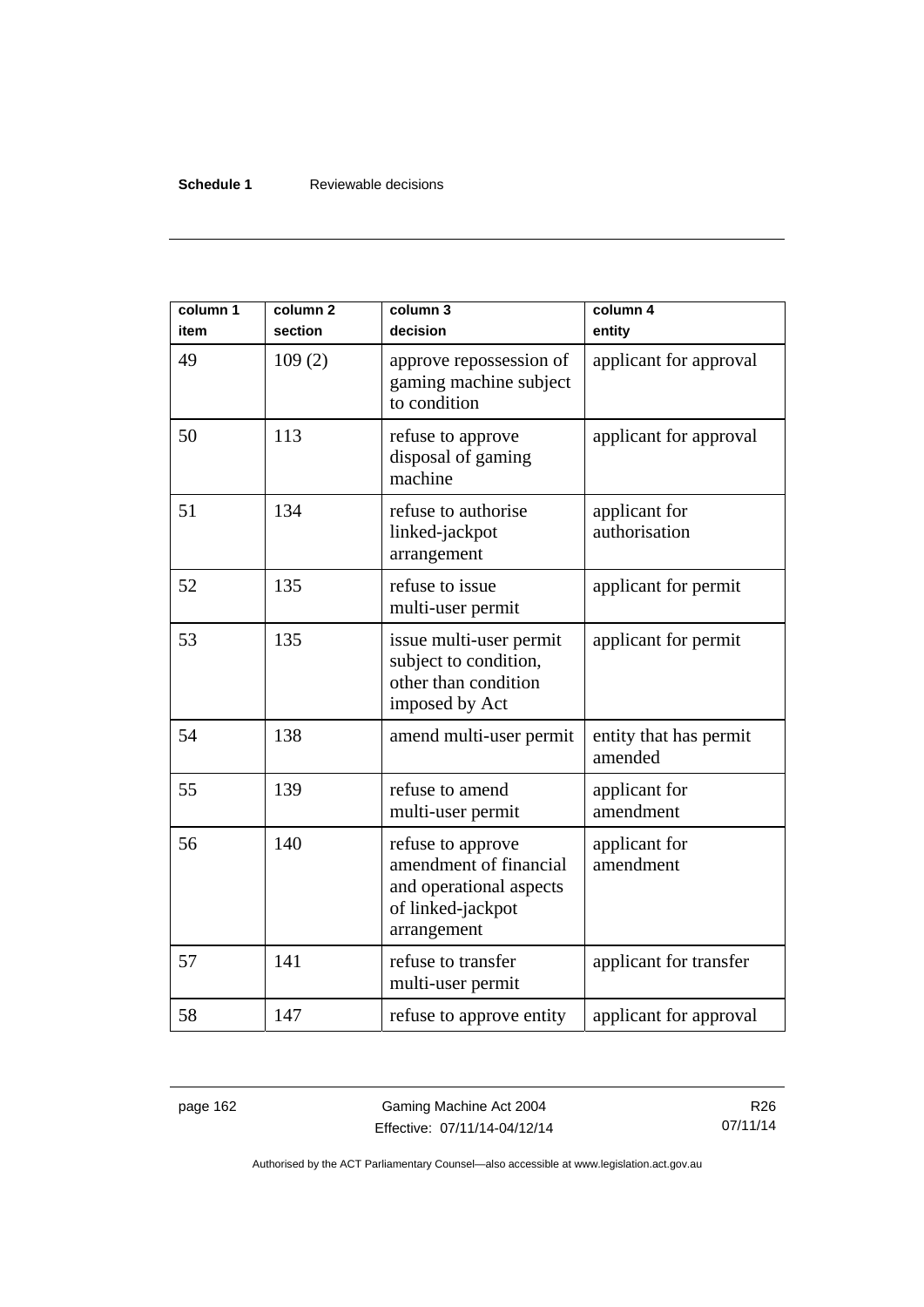| column 1<br>item | column 2<br>section | column 3<br>decision | column 4<br>entity |
|---|---|---|---|
| 49 | 109 (2) | approve repossession of gaming machine subject to condition | applicant for approval |
| 50 | 113 | refuse to approve disposal of gaming machine | applicant for approval |
| 51 | 134 | refuse to authorise linked-jackpot arrangement | applicant for authorisation |
| 52 | 135 | refuse to issue multi-user permit | applicant for permit |
| 53 | 135 | issue multi-user permit subject to condition, other than condition imposed by Act | applicant for permit |
| 54 | 138 | amend multi-user permit | entity that has permit amended |
| 55 | 139 | refuse to amend multi-user permit | applicant for amendment |
| 56 | 140 | refuse to approve amendment of financial and operational aspects of linked-jackpot arrangement | applicant for amendment |
| 57 | 141 | refuse to transfer multi-user permit | applicant for transfer |
| 58 | 147 | refuse to approve entity | applicant for approval |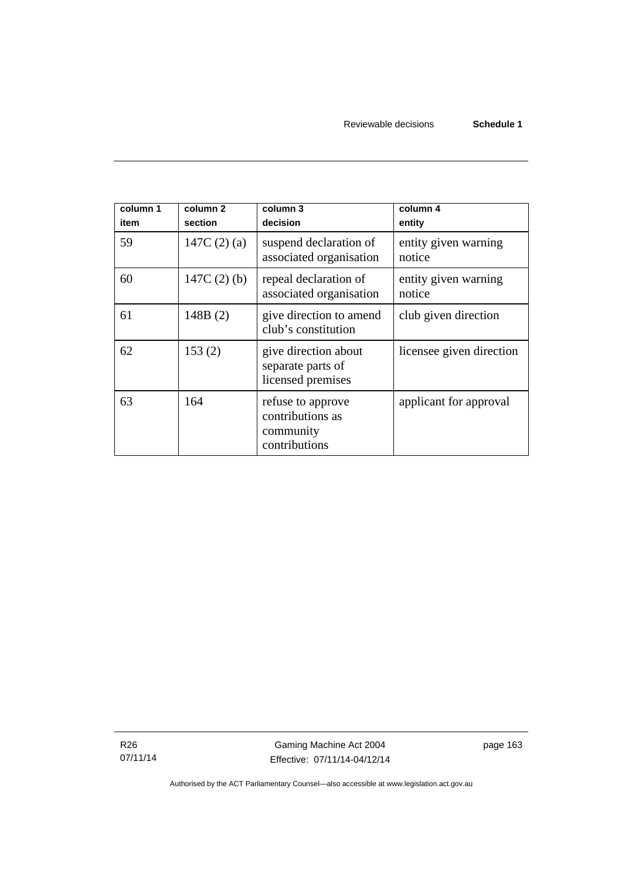| column 1<br>item | column 2<br>section | column 3<br>decision | column 4<br>entity |
|---|---|---|---|
| 59 | 147C (2) (a) | suspend declaration of associated organisation | entity given warning notice |
| 60 | 147C (2) (b) | repeal declaration of associated organisation | entity given warning notice |
| 61 | 148B (2) | give direction to amend club's constitution | club given direction |
| 62 | 153 (2) | give direction about separate parts of licensed premises | licensee given direction |
| 63 | 164 | refuse to approve contributions as community contributions | applicant for approval |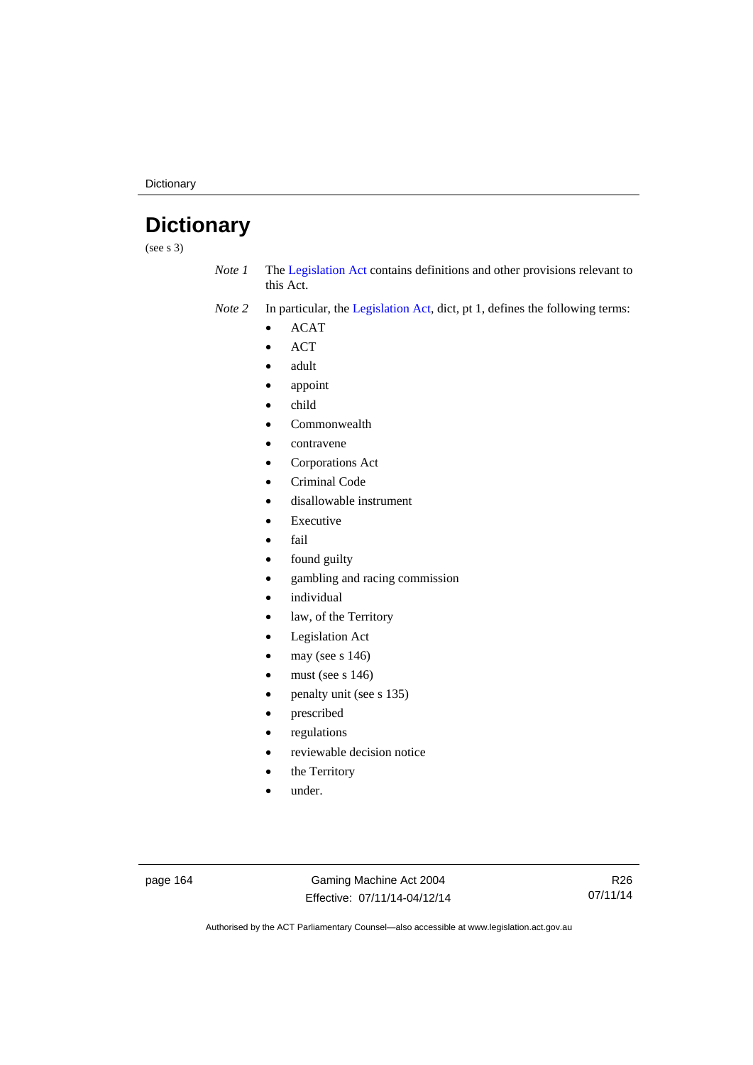# Dictionary

(see s 3)

*Note 1* The Legislation Act contains definitions and other provisions relevant to this Act.

*Note 2* In particular, the Legislation Act, dict, pt 1, defines the following terms:

- ACAT
- ACT
- adult
- appoint
- child
- Commonwealth
- contravene
- Corporations Act
- Criminal Code
- disallowable instrument
- Executive
- fail
- found guilty
- gambling and racing commission
- individual
- law, of the Territory
- Legislation Act
- may (see s 146)
- must (see s 146)
- penalty unit (see s 135)
- prescribed
- regulations
- reviewable decision notice
- the Territory
- under.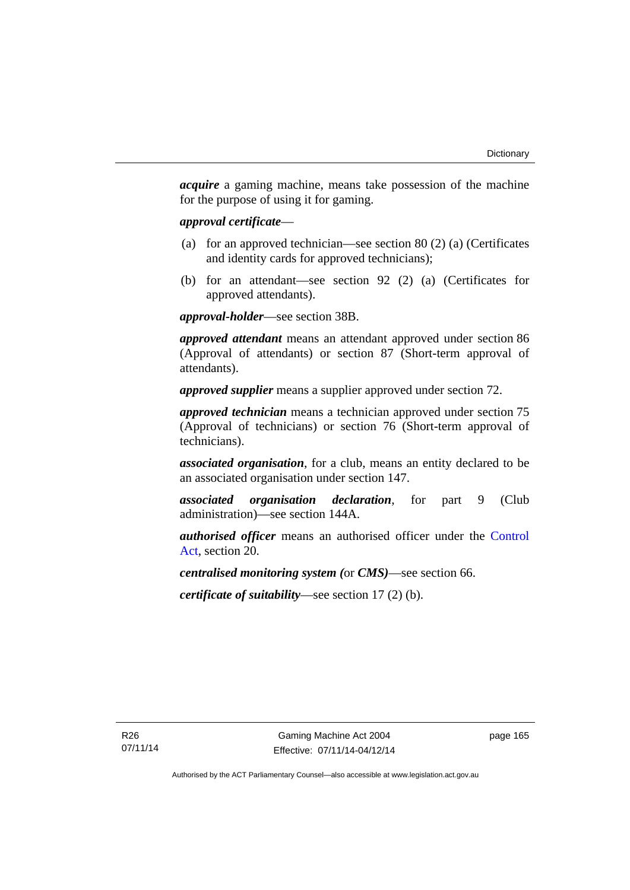***acquire*** a gaming machine, means take possession of the machine for the purpose of using it for gaming.

***approval certificate***—

(a) for an approved technician—see section 80 (2) (a) (Certificates and identity cards for approved technicians);

(b) for an attendant—see section 92 (2) (a) (Certificates for approved attendants).

***approval-holder***—see section 38B.

***approved attendant*** means an attendant approved under section 86 (Approval of attendants) or section 87 (Short-term approval of attendants).

***approved supplier*** means a supplier approved under section 72.

***approved technician*** means a technician approved under section 75 (Approval of technicians) or section 76 (Short-term approval of technicians).

***associated organisation***, for a club, means an entity declared to be an associated organisation under section 147.

***associated organisation declaration***, for part 9 (Club administration)—see section 144A.

***authorised officer*** means an authorised officer under the Control Act, section 20.

***centralised monitoring system (***or ***CMS)***—see section 66.

***certificate of suitability***—see section 17 (2) (b).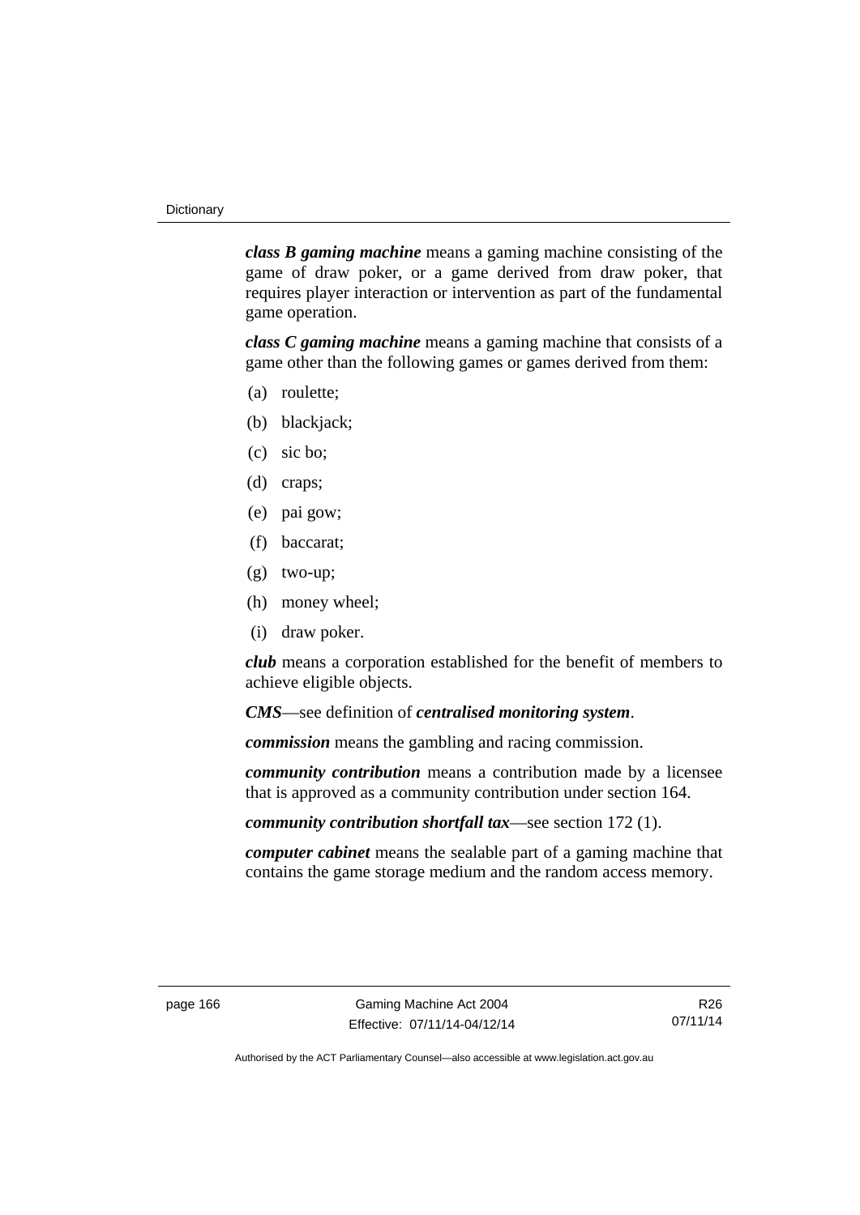***class B gaming machine*** means a gaming machine consisting of the game of draw poker, or a game derived from draw poker, that requires player interaction or intervention as part of the fundamental game operation.

***class C gaming machine*** means a gaming machine that consists of a game other than the following games or games derived from them:

(a) roulette;

(b) blackjack;

(c) sic bo;

(d) craps;

(e) pai gow;

(f) baccarat;

(g) two-up;

(h) money wheel;

(i) draw poker.

***club*** means a corporation established for the benefit of members to achieve eligible objects.

***CMS***—see definition of ***centralised monitoring system***.

***commission*** means the gambling and racing commission.

***community contribution*** means a contribution made by a licensee that is approved as a community contribution under section 164.

***community contribution shortfall tax***—see section 172 (1).

***computer cabinet*** means the sealable part of a gaming machine that contains the game storage medium and the random access memory.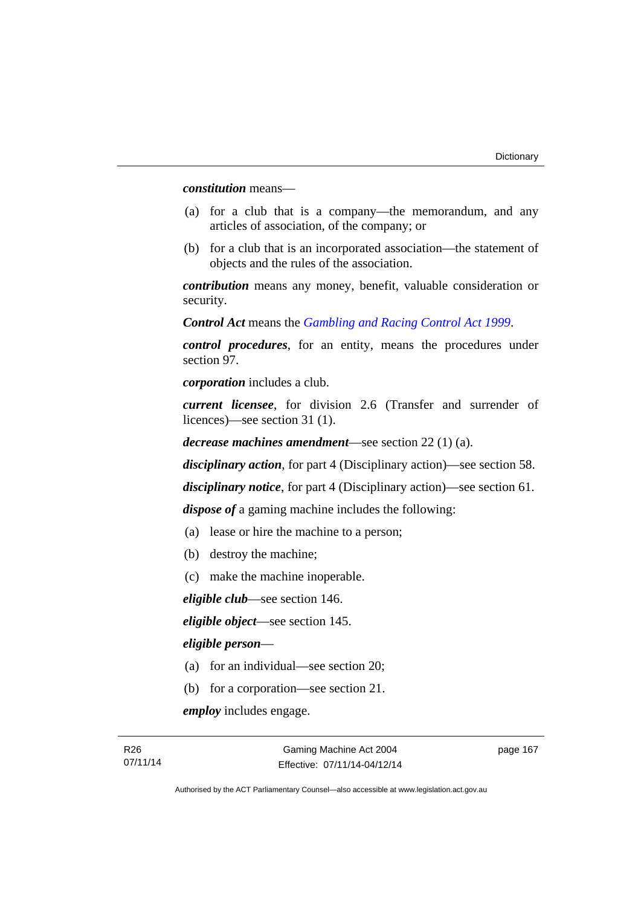***constitution*** means—

(a) for a club that is a company—the memorandum, and any articles of association, of the company; or

(b) for a club that is an incorporated association—the statement of objects and the rules of the association.

***contribution*** means any money, benefit, valuable consideration or security.

***Control Act*** means the *Gambling and Racing Control Act 1999*.

***control procedures***, for an entity, means the procedures under section 97.

***corporation*** includes a club.

***current licensee***, for division 2.6 (Transfer and surrender of licences)—see section 31 (1).

***decrease machines amendment***—see section 22 (1) (a).

***disciplinary action***, for part 4 (Disciplinary action)—see section 58.

***disciplinary notice***, for part 4 (Disciplinary action)—see section 61.

***dispose of*** a gaming machine includes the following:

(a) lease or hire the machine to a person;

(b) destroy the machine;

(c) make the machine inoperable.

***eligible club***—see section 146.

***eligible object***—see section 145.

***eligible person***—

(a) for an individual—see section 20;

(b) for a corporation—see section 21.

***employ*** includes engage.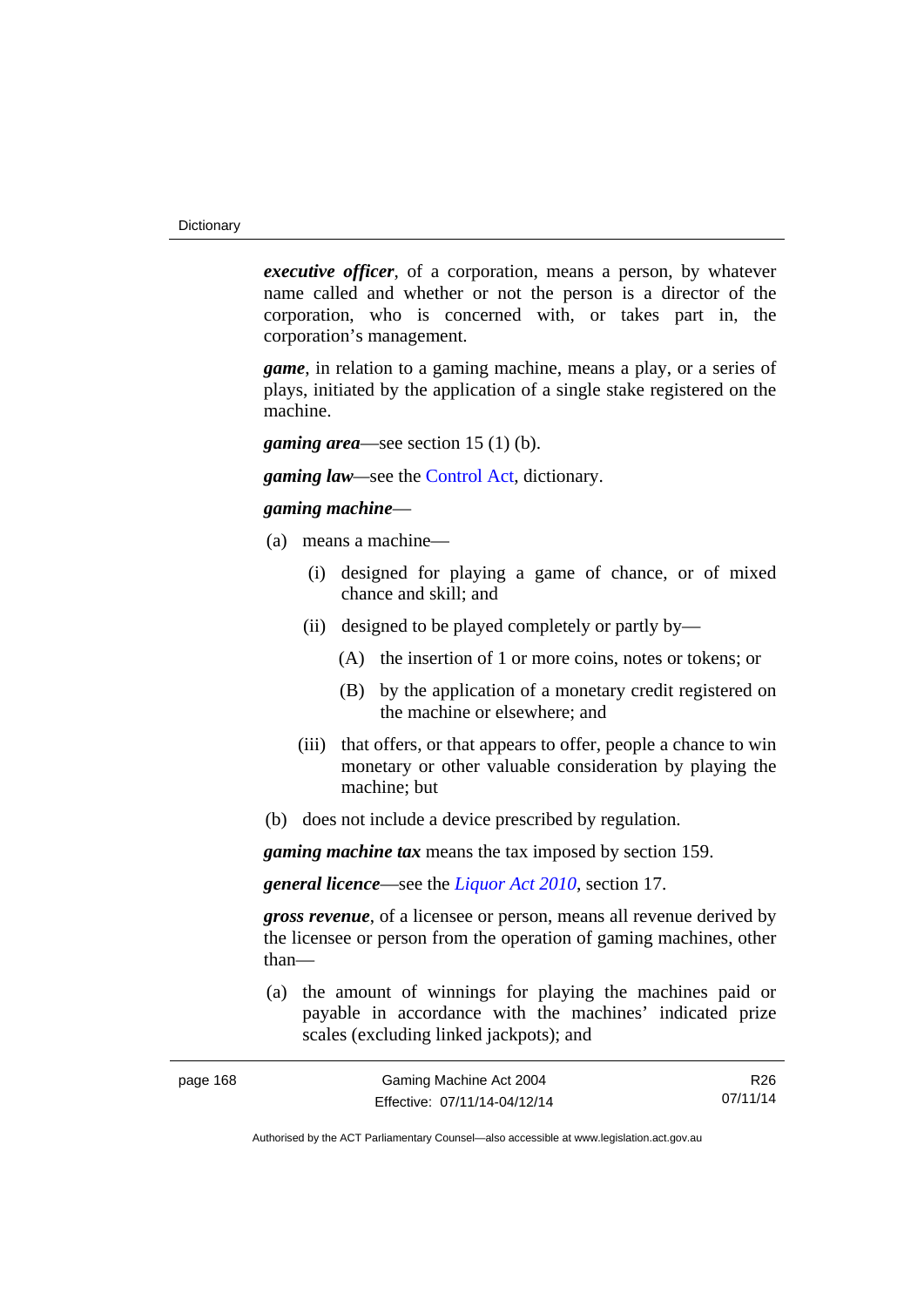***executive officer***, of a corporation, means a person, by whatever name called and whether or not the person is a director of the corporation, who is concerned with, or takes part in, the corporation's management.

***game***, in relation to a gaming machine, means a play, or a series of plays, initiated by the application of a single stake registered on the machine.

***gaming area***—see section 15 (1) (b).

***gaming law***—see the Control Act, dictionary.

***gaming machine***—

(a) means a machine—

 (i) designed for playing a game of chance, or of mixed chance and skill; and

 (ii) designed to be played completely or partly by—

  (A) the insertion of 1 or more coins, notes or tokens; or

  (B) by the application of a monetary credit registered on the machine or elsewhere; and

 (iii) that offers, or that appears to offer, people a chance to win monetary or other valuable consideration by playing the machine; but

(b) does not include a device prescribed by regulation.

***gaming machine tax*** means the tax imposed by section 159.

***general licence***—see the *Liquor Act 2010*, section 17.

***gross revenue***, of a licensee or person, means all revenue derived by the licensee or person from the operation of gaming machines, other than—

(a) the amount of winnings for playing the machines paid or payable in accordance with the machines' indicated prize scales (excluding linked jackpots); and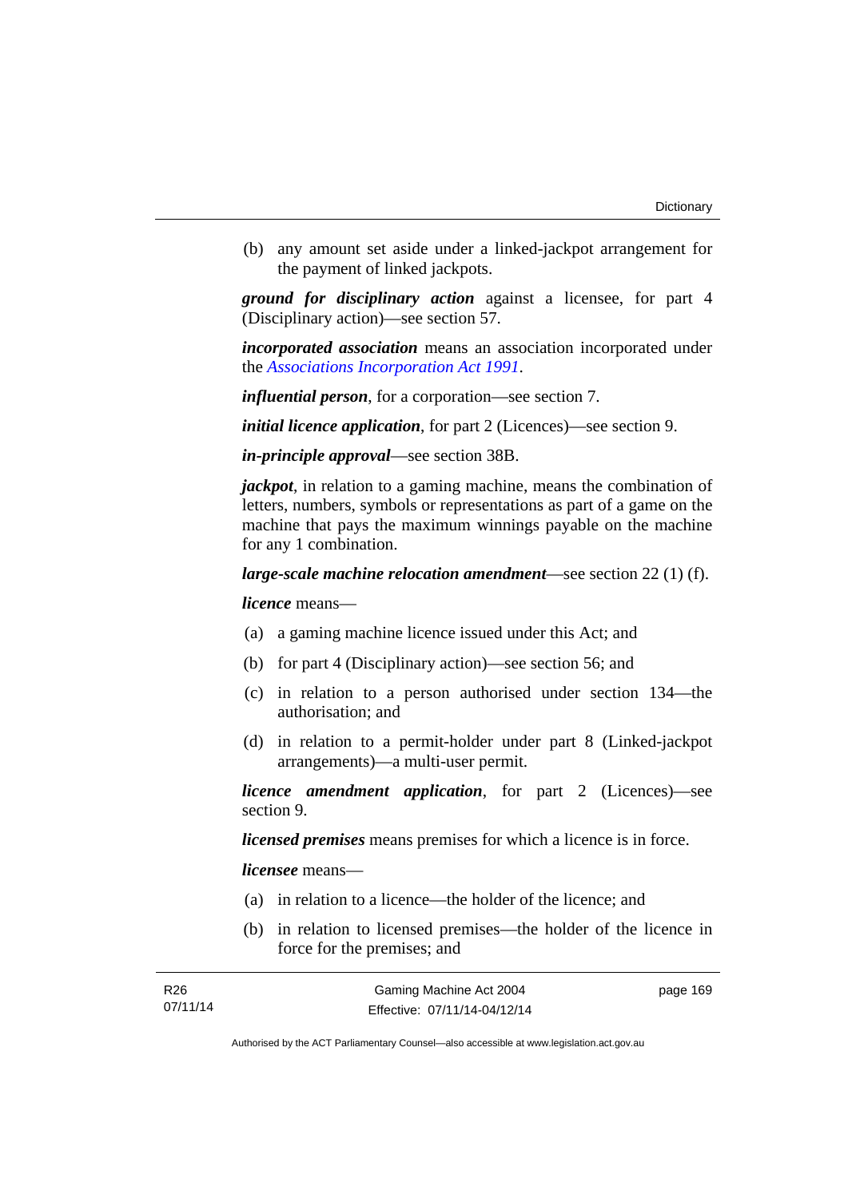(b) any amount set aside under a linked-jackpot arrangement for the payment of linked jackpots.

***ground for disciplinary action*** against a licensee, for part 4 (Disciplinary action)—see section 57.

***incorporated association*** means an association incorporated under the *Associations Incorporation Act 1991*.

***influential person***, for a corporation—see section 7.

***initial licence application***, for part 2 (Licences)—see section 9.

***in-principle approval***—see section 38B.

***jackpot***, in relation to a gaming machine, means the combination of letters, numbers, symbols or representations as part of a game on the machine that pays the maximum winnings payable on the machine for any 1 combination.

***large-scale machine relocation amendment***—see section 22 (1) (f).

***licence*** means—

(a) a gaming machine licence issued under this Act; and

(b) for part 4 (Disciplinary action)—see section 56; and

(c) in relation to a person authorised under section 134—the authorisation; and

(d) in relation to a permit-holder under part 8 (Linked-jackpot arrangements)—a multi-user permit.

***licence amendment application***, for part 2 (Licences)—see section 9.

***licensed premises*** means premises for which a licence is in force.

***licensee*** means—

(a) in relation to a licence—the holder of the licence; and

(b) in relation to licensed premises—the holder of the licence in force for the premises; and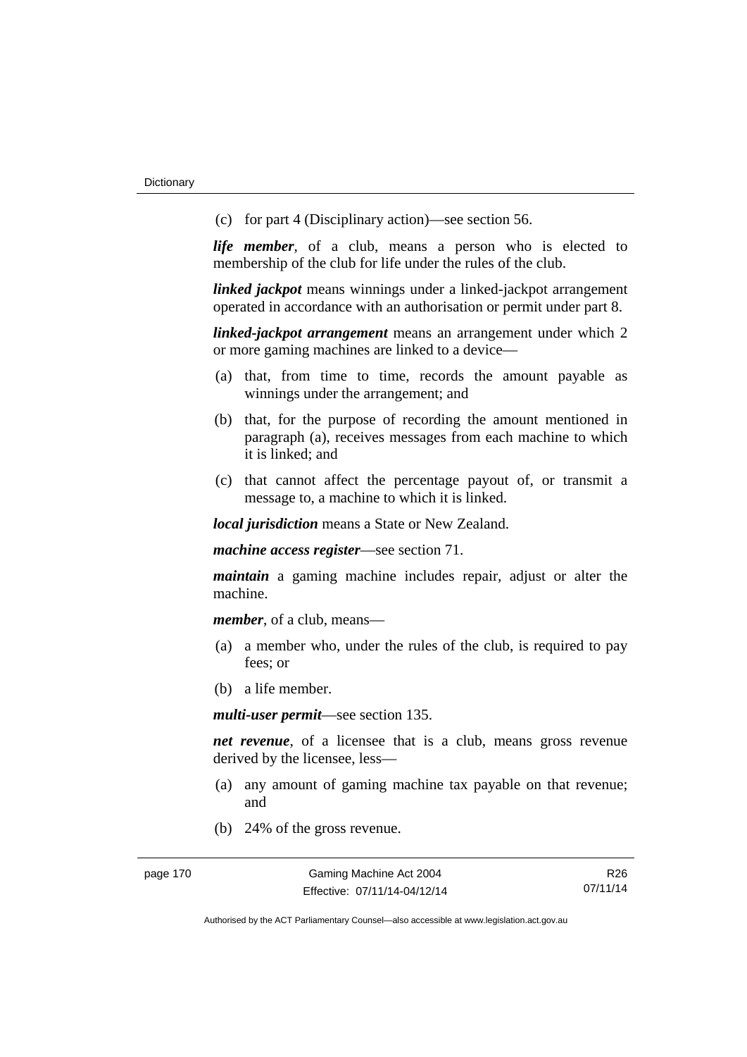(c) for part 4 (Disciplinary action)—see section 56.

***life member***, of a club, means a person who is elected to membership of the club for life under the rules of the club.

***linked jackpot*** means winnings under a linked-jackpot arrangement operated in accordance with an authorisation or permit under part 8.

***linked-jackpot arrangement*** means an arrangement under which 2 or more gaming machines are linked to a device—

(a) that, from time to time, records the amount payable as winnings under the arrangement; and

(b) that, for the purpose of recording the amount mentioned in paragraph (a), receives messages from each machine to which it is linked; and

(c) that cannot affect the percentage payout of, or transmit a message to, a machine to which it is linked.

***local jurisdiction*** means a State or New Zealand.

***machine access register***—see section 71.

***maintain*** a gaming machine includes repair, adjust or alter the machine.

***member***, of a club, means—

(a) a member who, under the rules of the club, is required to pay fees; or

(b) a life member.

***multi-user permit***—see section 135.

***net revenue***, of a licensee that is a club, means gross revenue derived by the licensee, less—

(a) any amount of gaming machine tax payable on that revenue; and

(b) 24% of the gross revenue.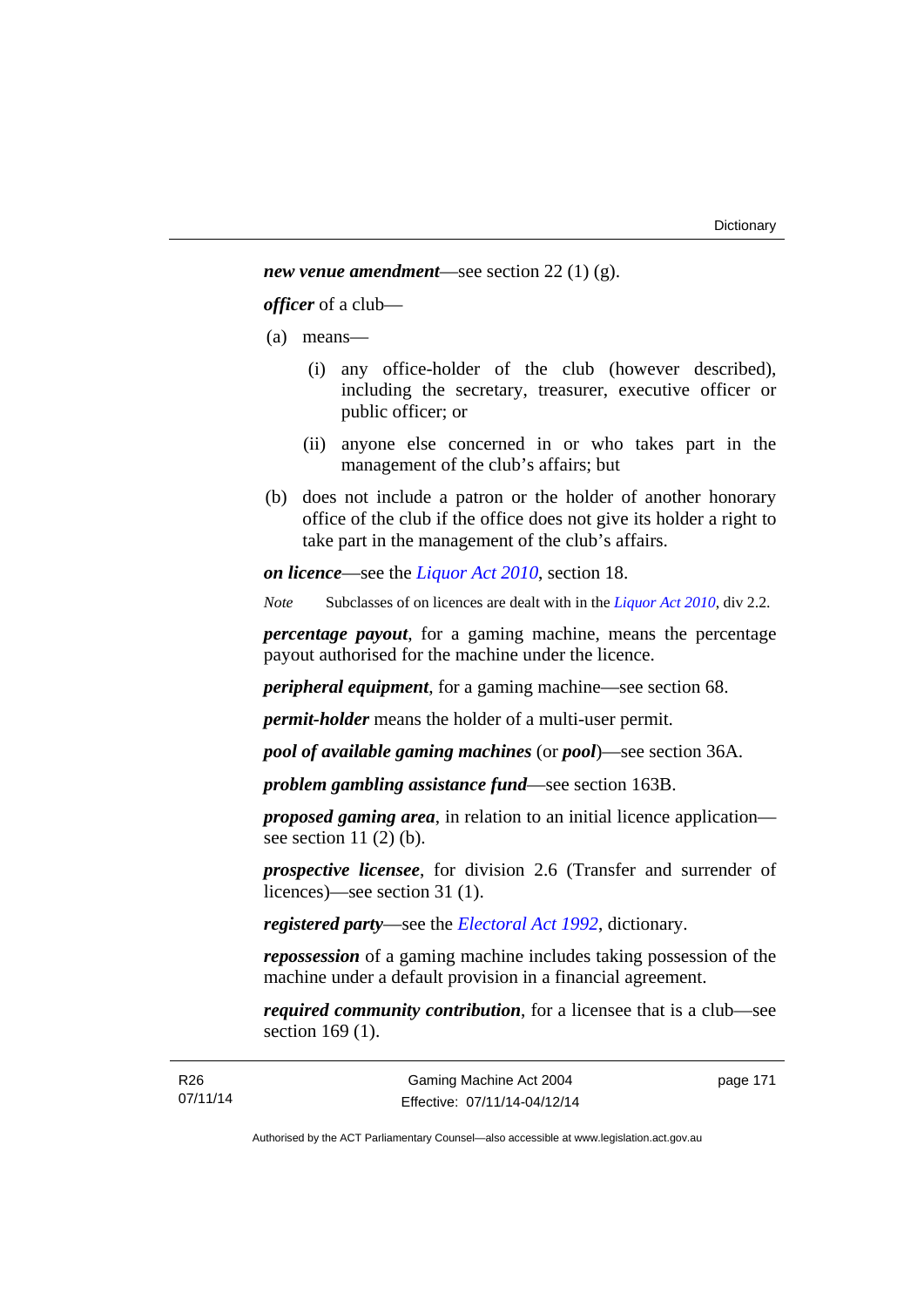***new venue amendment***—see section 22 (1) (g).

***officer*** of a club—

(a) means—

(i) any office-holder of the club (however described), including the secretary, treasurer, executive officer or public officer; or

(ii) anyone else concerned in or who takes part in the management of the club's affairs; but

(b) does not include a patron or the holder of another honorary office of the club if the office does not give its holder a right to take part in the management of the club's affairs.

***on licence***—see the *Liquor Act 2010*, section 18.

*Note* Subclasses of on licences are dealt with in the *Liquor Act 2010*, div 2.2.

***percentage payout***, for a gaming machine, means the percentage payout authorised for the machine under the licence.

***peripheral equipment***, for a gaming machine—see section 68.

***permit-holder*** means the holder of a multi-user permit.

***pool of available gaming machines*** (or ***pool***)—see section 36A.

***problem gambling assistance fund***—see section 163B.

***proposed gaming area***, in relation to an initial licence application—see section 11 (2) (b).

***prospective licensee***, for division 2.6 (Transfer and surrender of licences)—see section 31 (1).

***registered party***—see the *Electoral Act 1992*, dictionary.

***repossession*** of a gaming machine includes taking possession of the machine under a default provision in a financial agreement.

***required community contribution***, for a licensee that is a club—see section 169 (1).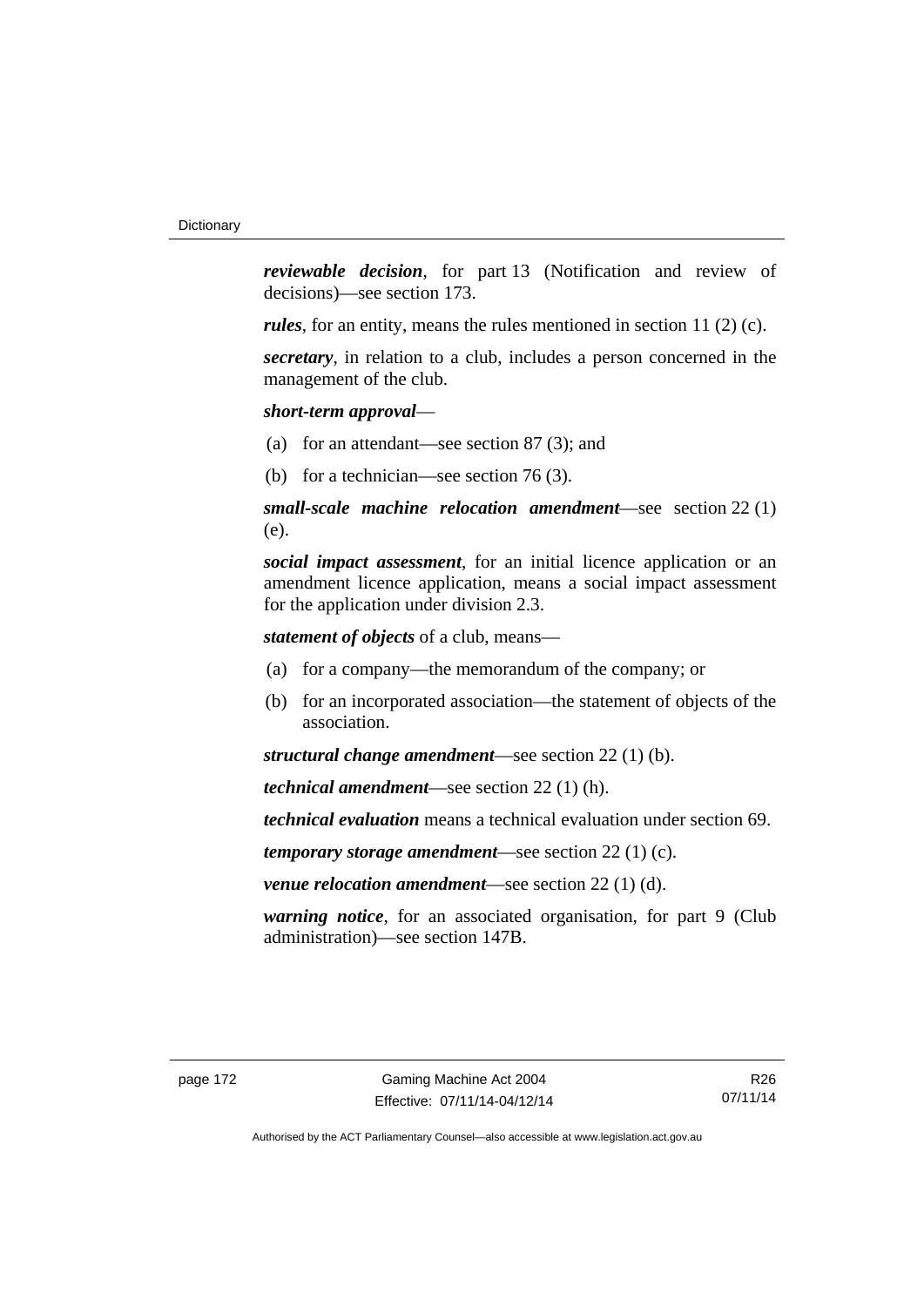***reviewable decision***, for part 13 (Notification and review of decisions)—see section 173.

***rules***, for an entity, means the rules mentioned in section 11 (2) (c).

***secretary***, in relation to a club, includes a person concerned in the management of the club.

***short-term approval***—

(a) for an attendant—see section 87 (3); and

(b) for a technician—see section 76 (3).

***small-scale machine relocation amendment***—see section 22 (1) (e).

***social impact assessment***, for an initial licence application or an amendment licence application, means a social impact assessment for the application under division 2.3.

***statement of objects*** of a club, means—

(a) for a company—the memorandum of the company; or

(b) for an incorporated association—the statement of objects of the association.

***structural change amendment***—see section 22 (1) (b).

***technical amendment***—see section 22 (1) (h).

***technical evaluation*** means a technical evaluation under section 69.

***temporary storage amendment***—see section 22 (1) (c).

***venue relocation amendment***—see section 22 (1) (d).

***warning notice***, for an associated organisation, for part 9 (Club administration)—see section 147B.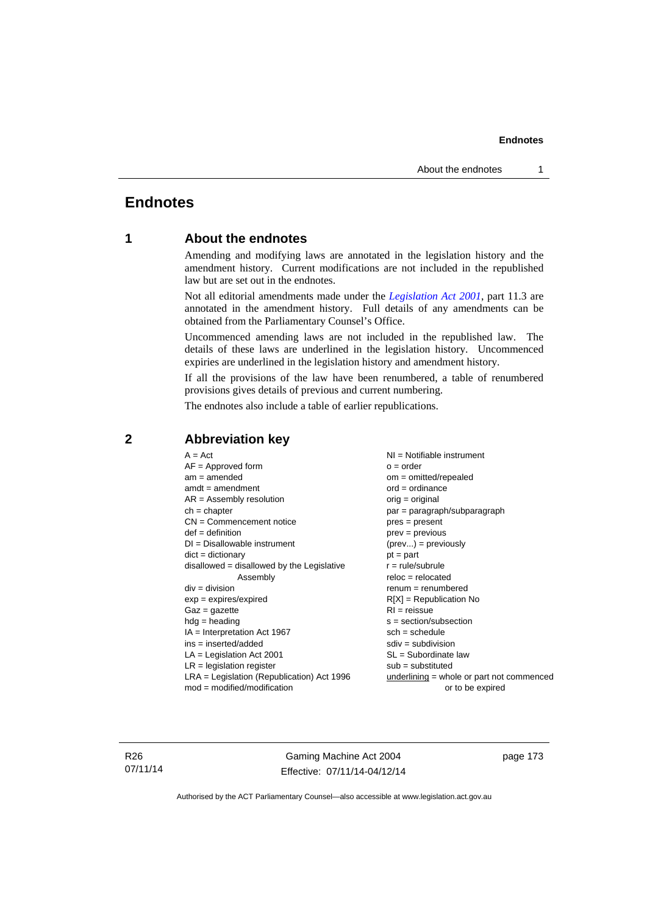# Endnotes

## 1 About the endnotes

Amending and modifying laws are annotated in the legislation history and the amendment history. Current modifications are not included in the republished law but are set out in the endnotes.

Not all editorial amendments made under the *Legislation Act 2001*, part 11.3 are annotated in the amendment history. Full details of any amendments can be obtained from the Parliamentary Counsel's Office.

Uncommenced amending laws are not included in the republished law. The details of these laws are underlined in the legislation history. Uncommenced expiries are underlined in the legislation history and amendment history.

If all the provisions of the law have been renumbered, a table of renumbered provisions gives details of previous and current numbering.

The endnotes also include a table of earlier republications.

## 2 Abbreviation key

A = Act
AF = Approved form
am = amended
amdt = amendment
AR = Assembly resolution
ch = chapter
CN = Commencement notice
def = definition
DI = Disallowable instrument
dict = dictionary
disallowed = disallowed by the Legislative Assembly
div = division
exp = expires/expired
Gaz = gazette
hdg = heading
IA = Interpretation Act 1967
ins = inserted/added
LA = Legislation Act 2001
LR = legislation register
LRA = Legislation (Republication) Act 1996
mod = modified/modification
NI = Notifiable instrument
o = order
om = omitted/repealed
ord = ordinance
orig = original
par = paragraph/subparagraph
pres = present
prev = previous
(prev...) = previously
pt = part
r = rule/subrule
reloc = relocated
renum = renumbered
R[X] = Republication No
RI = reissue
s = section/subsection
sch = schedule
sdiv = subdivision
SL = Subordinate law
sub = substituted
underlining = whole or part not commenced or to be expired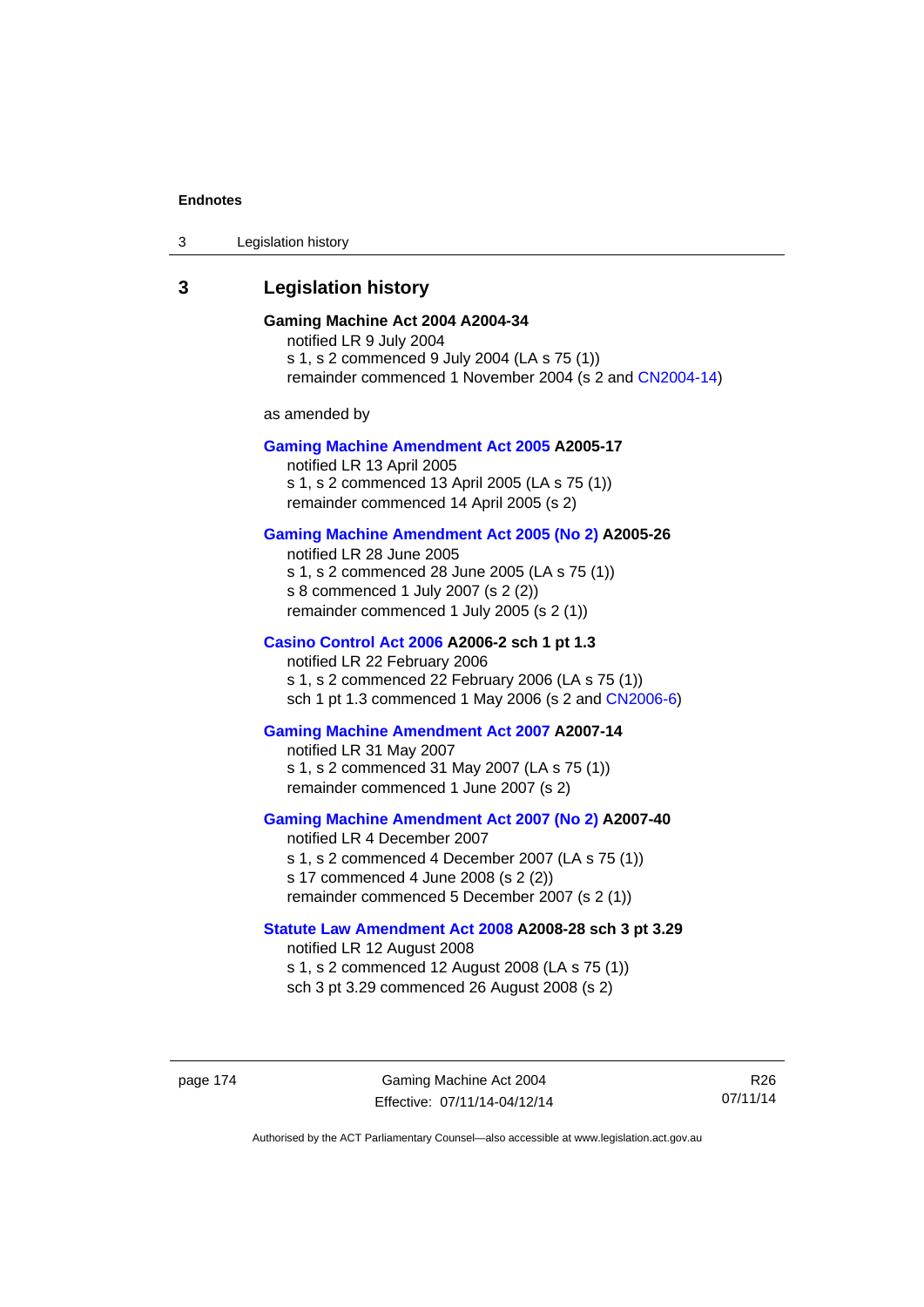## 3 Legislation history

**Gaming Machine Act 2004 A2004-34**

notified LR 9 July 2004

s 1, s 2 commenced 9 July 2004 (LA s 75 (1))

remainder commenced 1 November 2004 (s 2 and CN2004-14)

as amended by

**Gaming Machine Amendment Act 2005 A2005-17**

notified LR 13 April 2005

s 1, s 2 commenced 13 April 2005 (LA s 75 (1))

remainder commenced 14 April 2005 (s 2)

**Gaming Machine Amendment Act 2005 (No 2) A2005-26**

notified LR 28 June 2005

s 1, s 2 commenced 28 June 2005 (LA s 75 (1))

s 8 commenced 1 July 2007 (s 2 (2))

remainder commenced 1 July 2005 (s 2 (1))

**Casino Control Act 2006 A2006-2 sch 1 pt 1.3**

notified LR 22 February 2006

s 1, s 2 commenced 22 February 2006 (LA s 75 (1))

sch 1 pt 1.3 commenced 1 May 2006 (s 2 and CN2006-6)

**Gaming Machine Amendment Act 2007 A2007-14**

notified LR 31 May 2007

s 1, s 2 commenced 31 May 2007 (LA s 75 (1))

remainder commenced 1 June 2007 (s 2)

**Gaming Machine Amendment Act 2007 (No 2) A2007-40**

notified LR 4 December 2007

s 1, s 2 commenced 4 December 2007 (LA s 75 (1))

s 17 commenced 4 June 2008 (s 2 (2))

remainder commenced 5 December 2007 (s 2 (1))

**Statute Law Amendment Act 2008 A2008-28 sch 3 pt 3.29**

notified LR 12 August 2008

s 1, s 2 commenced 12 August 2008 (LA s 75 (1))

sch 3 pt 3.29 commenced 26 August 2008 (s 2)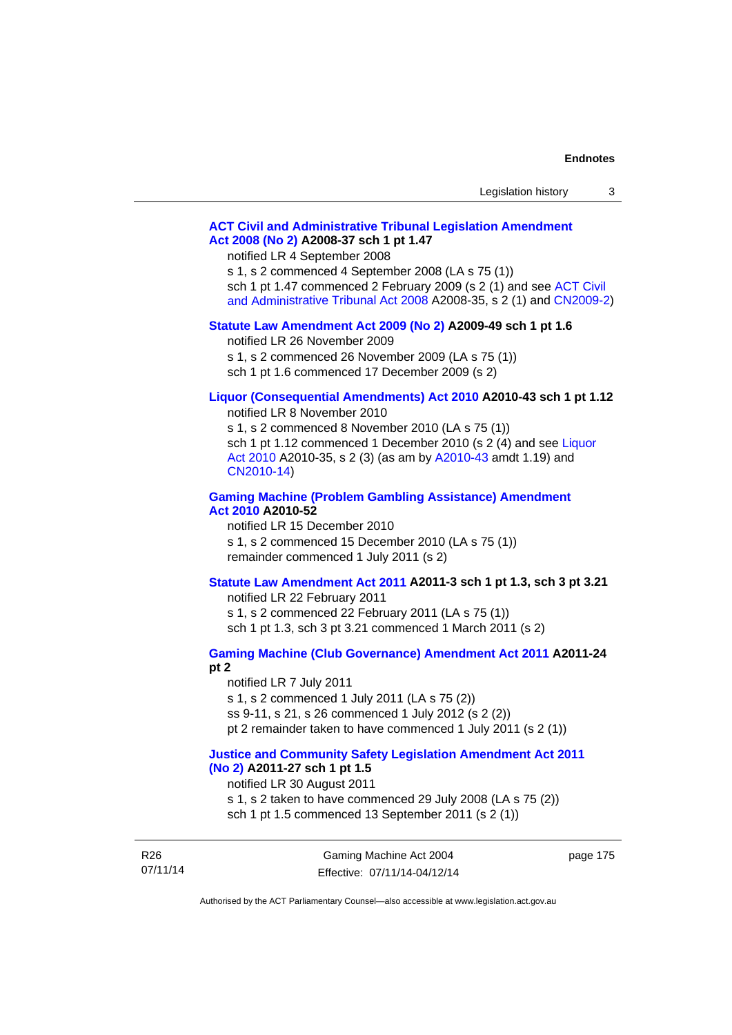**ACT Civil and Administrative Tribunal Legislation Amendment Act 2008 (No 2) A2008-37 sch 1 pt 1.47**

notified LR 4 September 2008

s 1, s 2 commenced 4 September 2008 (LA s 75 (1))

sch 1 pt 1.47 commenced 2 February 2009 (s 2 (1) and see ACT Civil and Administrative Tribunal Act 2008 A2008-35, s 2 (1) and CN2009-2)

**Statute Law Amendment Act 2009 (No 2) A2009-49 sch 1 pt 1.6**

notified LR 26 November 2009

s 1, s 2 commenced 26 November 2009 (LA s 75 (1))

sch 1 pt 1.6 commenced 17 December 2009 (s 2)

**Liquor (Consequential Amendments) Act 2010 A2010-43 sch 1 pt 1.12**

notified LR 8 November 2010

s 1, s 2 commenced 8 November 2010 (LA s 75 (1))

sch 1 pt 1.12 commenced 1 December 2010 (s 2 (4) and see Liquor Act 2010 A2010-35, s 2 (3) (as am by A2010-43 amdt 1.19) and CN2010-14)

**Gaming Machine (Problem Gambling Assistance) Amendment Act 2010 A2010-52**

notified LR 15 December 2010

s 1, s 2 commenced 15 December 2010 (LA s 75 (1))

remainder commenced 1 July 2011 (s 2)

**Statute Law Amendment Act 2011 A2011-3 sch 1 pt 1.3, sch 3 pt 3.21**

notified LR 22 February 2011

s 1, s 2 commenced 22 February 2011 (LA s 75 (1))

sch 1 pt 1.3, sch 3 pt 3.21 commenced 1 March 2011 (s 2)

**Gaming Machine (Club Governance) Amendment Act 2011 A2011-24 pt 2**

notified LR 7 July 2011

s 1, s 2 commenced 1 July 2011 (LA s 75 (2))

ss 9-11, s 21, s 26 commenced 1 July 2012 (s 2 (2))

pt 2 remainder taken to have commenced 1 July 2011 (s 2 (1))

**Justice and Community Safety Legislation Amendment Act 2011 (No 2) A2011-27 sch 1 pt 1.5**

notified LR 30 August 2011

s 1, s 2 taken to have commenced 29 July 2008 (LA s 75 (2))

sch 1 pt 1.5 commenced 13 September 2011 (s 2 (1))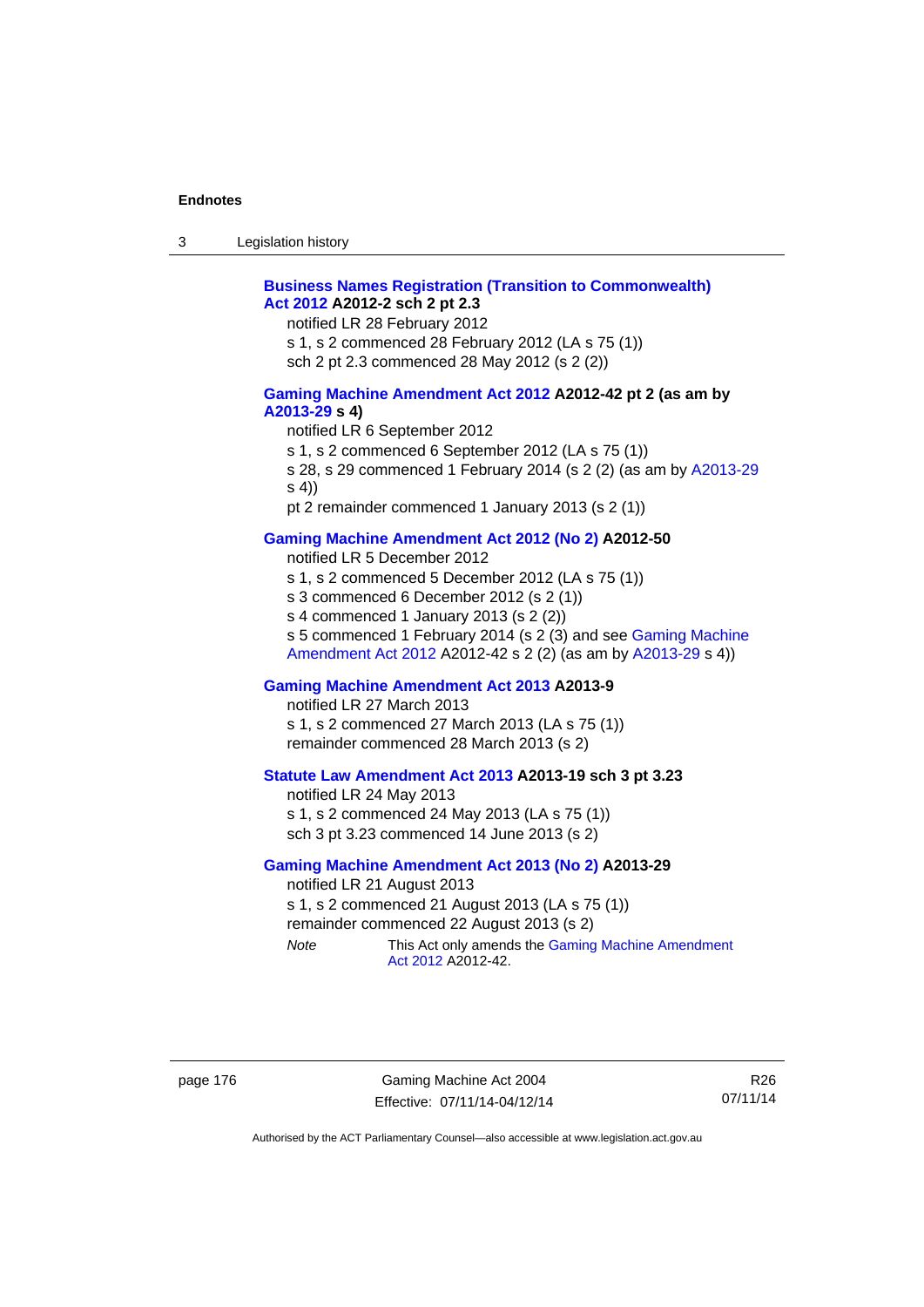**Business Names Registration (Transition to Commonwealth) Act 2012 A2012-2 sch 2 pt 2.3**

notified LR 28 February 2012

s 1, s 2 commenced 28 February 2012 (LA s 75 (1))

sch 2 pt 2.3 commenced 28 May 2012 (s 2 (2))

**Gaming Machine Amendment Act 2012 A2012-42 pt 2 (as am by A2013-29 s 4)**

notified LR 6 September 2012

s 1, s 2 commenced 6 September 2012 (LA s 75 (1))

s 28, s 29 commenced 1 February 2014 (s 2 (2) (as am by A2013-29 s 4))

pt 2 remainder commenced 1 January 2013 (s 2 (1))

**Gaming Machine Amendment Act 2012 (No 2) A2012-50**

notified LR 5 December 2012

s 1, s 2 commenced 5 December 2012 (LA s 75 (1))

s 3 commenced 6 December 2012 (s 2 (1))

s 4 commenced 1 January 2013 (s 2 (2))

s 5 commenced 1 February 2014 (s 2 (3) and see Gaming Machine Amendment Act 2012 A2012-42 s 2 (2) (as am by A2013-29 s 4))

**Gaming Machine Amendment Act 2013 A2013-9**

notified LR 27 March 2013

s 1, s 2 commenced 27 March 2013 (LA s 75 (1))

remainder commenced 28 March 2013 (s 2)

**Statute Law Amendment Act 2013 A2013-19 sch 3 pt 3.23**

notified LR 24 May 2013

s 1, s 2 commenced 24 May 2013 (LA s 75 (1))

sch 3 pt 3.23 commenced 14 June 2013 (s 2)

**Gaming Machine Amendment Act 2013 (No 2) A2013-29**

notified LR 21 August 2013

s 1, s 2 commenced 21 August 2013 (LA s 75 (1))

remainder commenced 22 August 2013 (s 2)

*Note* This Act only amends the Gaming Machine Amendment Act 2012 A2012-42.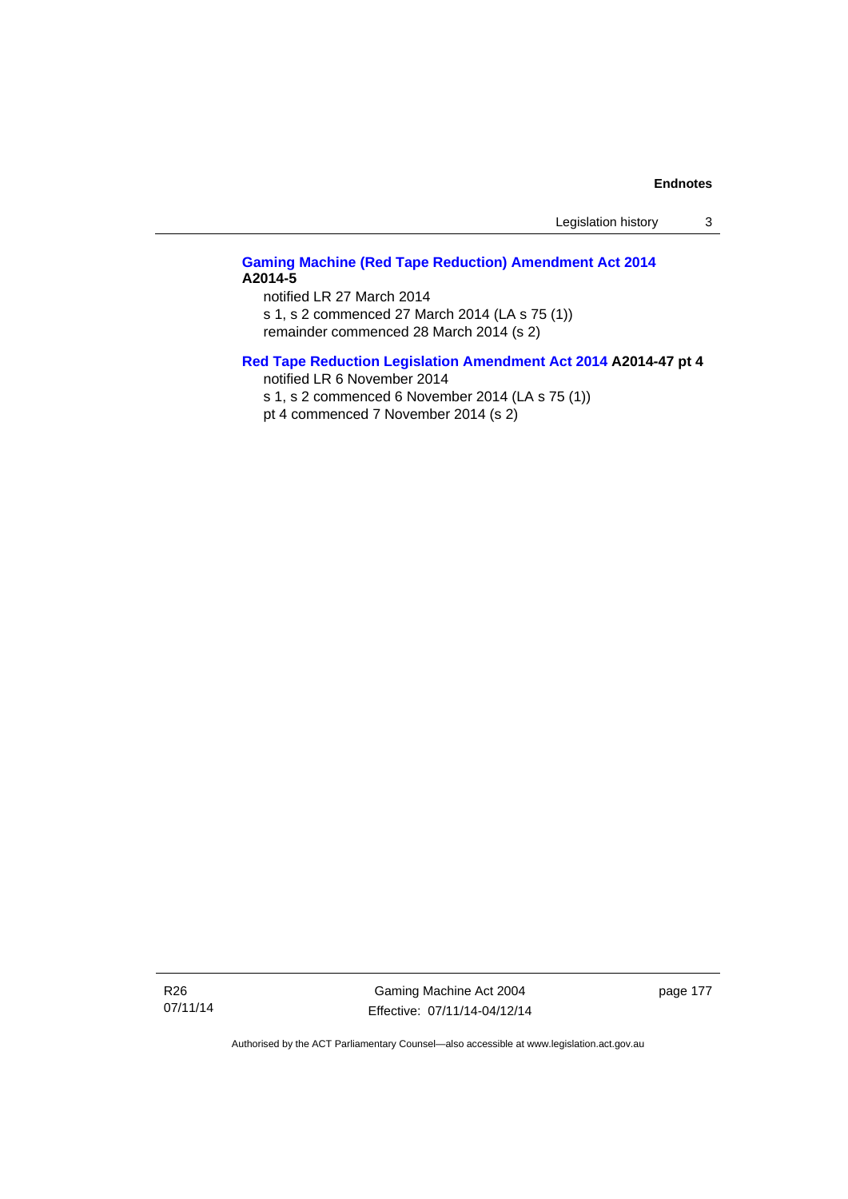**Gaming Machine (Red Tape Reduction) Amendment Act 2014 A2014-5**

notified LR 27 March 2014

s 1, s 2 commenced 27 March 2014 (LA s 75 (1))

remainder commenced 28 March 2014 (s 2)

**Red Tape Reduction Legislation Amendment Act 2014 A2014-47 pt 4**

notified LR 6 November 2014

s 1, s 2 commenced 6 November 2014 (LA s 75 (1))

pt 4 commenced 7 November 2014 (s 2)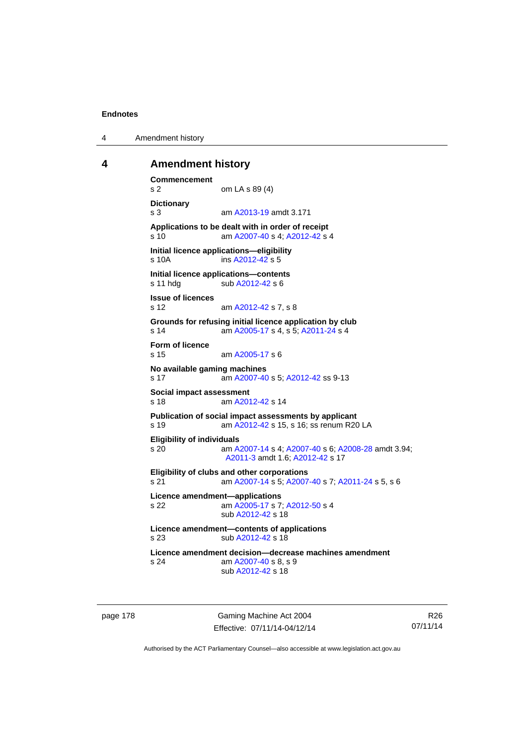## 4 Amendment history

**Commencement**
s 2 om LA s 89 (4)

**Dictionary**
s 3 am A2013-19 amdt 3.171

**Applications to be dealt with in order of receipt**
s 10 am A2007-40 s 4; A2012-42 s 4

**Initial licence applications—eligibility**
s 10A ins A2012-42 s 5

**Initial licence applications—contents**
s 11 hdg sub A2012-42 s 6

**Issue of licences**
s 12 am A2012-42 s 7, s 8

**Grounds for refusing initial licence application by club**
s 14 am A2005-17 s 4, s 5; A2011-24 s 4

**Form of licence**
s 15 am A2005-17 s 6

**No available gaming machines**
s 17 am A2007-40 s 5; A2012-42 ss 9-13

**Social impact assessment**
s 18 am A2012-42 s 14

**Publication of social impact assessments by applicant**
s 19 am A2012-42 s 15, s 16; ss renum R20 LA

**Eligibility of individuals**
s 20 am A2007-14 s 4; A2007-40 s 6; A2008-28 amdt 3.94; A2011-3 amdt 1.6; A2012-42 s 17

**Eligibility of clubs and other corporations**
s 21 am A2007-14 s 5; A2007-40 s 7; A2011-24 s 5, s 6

**Licence amendment—applications**
s 22 am A2005-17 s 7; A2012-50 s 4
sub A2012-42 s 18

**Licence amendment—contents of applications**
s 23 sub A2012-42 s 18

**Licence amendment decision—decrease machines amendment**
s 24 am A2007-40 s 8, s 9
sub A2012-42 s 18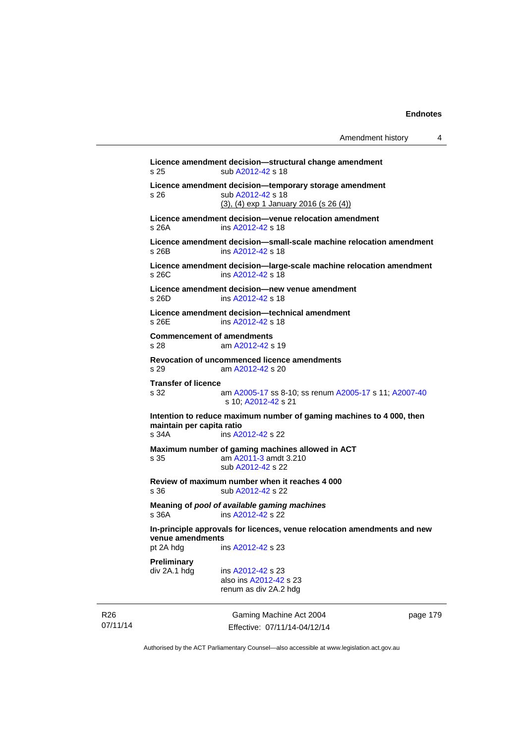**Licence amendment decision—structural change amendment**
s 25 sub A2012-42 s 18

**Licence amendment decision—temporary storage amendment**
s 26 sub A2012-42 s 18
(3), (4) exp 1 January 2016 (s 26 (4))

**Licence amendment decision—venue relocation amendment**
s 26A ins A2012-42 s 18

**Licence amendment decision—small-scale machine relocation amendment**
s 26B ins A2012-42 s 18

**Licence amendment decision—large-scale machine relocation amendment**
s 26C ins A2012-42 s 18

**Licence amendment decision—new venue amendment**
s 26D ins A2012-42 s 18

**Licence amendment decision—technical amendment**
s 26E ins A2012-42 s 18

**Commencement of amendments**
s 28 am A2012-42 s 19

**Revocation of uncommenced licence amendments**
s 29 am A2012-42 s 20

**Transfer of licence**
s 32 am A2005-17 ss 8-10; ss renum A2005-17 s 11; A2007-40 s 10; A2012-42 s 21

**Intention to reduce maximum number of gaming machines to 4 000, then maintain per capita ratio**
s 34A ins A2012-42 s 22

**Maximum number of gaming machines allowed in ACT**
s 35 am A2011-3 amdt 3.210
sub A2012-42 s 22

**Review of maximum number when it reaches 4 000**
s 36 sub A2012-42 s 22

**Meaning of *pool of available gaming machines***
s 36A ins A2012-42 s 22

**In-principle approvals for licences, venue relocation amendments and new venue amendments**
pt 2A hdg ins A2012-42 s 23

**Preliminary**
div 2A.1 hdg ins A2012-42 s 23
also ins A2012-42 s 23
renum as div 2A.2 hdg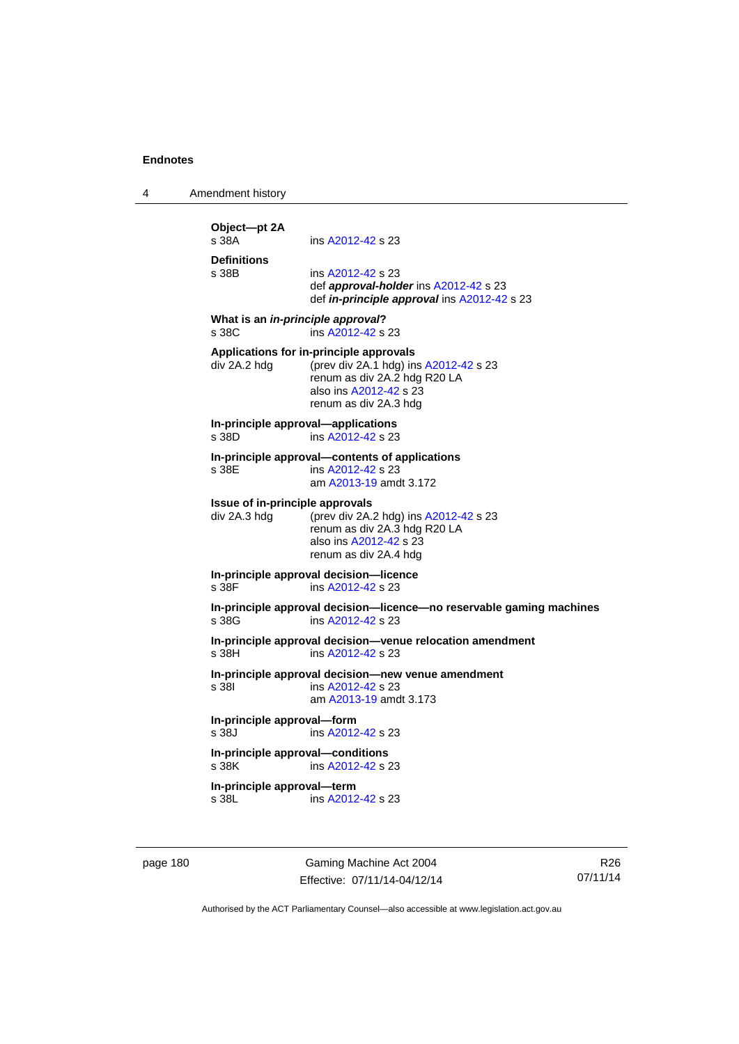**Object—pt 2A**
s 38A ins A2012-42 s 23

**Definitions**
s 38B ins A2012-42 s 23
def ***approval-holder*** ins A2012-42 s 23
def ***in-principle approval*** ins A2012-42 s 23

**What is an *in-principle approval*?**
s 38C ins A2012-42 s 23

**Applications for in-principle approvals**
div 2A.2 hdg (prev div 2A.1 hdg) ins A2012-42 s 23
renum as div 2A.2 hdg R20 LA
also ins A2012-42 s 23
renum as div 2A.3 hdg

**In-principle approval—applications**
s 38D ins A2012-42 s 23

**In-principle approval—contents of applications**
s 38E ins A2012-42 s 23
am A2013-19 amdt 3.172

**Issue of in-principle approvals**
div 2A.3 hdg (prev div 2A.2 hdg) ins A2012-42 s 23
renum as div 2A.3 hdg R20 LA
also ins A2012-42 s 23
renum as div 2A.4 hdg

**In-principle approval decision—licence**
s 38F ins A2012-42 s 23

**In-principle approval decision—licence—no reservable gaming machines**
s 38G ins A2012-42 s 23

**In-principle approval decision—venue relocation amendment**
s 38H ins A2012-42 s 23

**In-principle approval decision—new venue amendment**
s 38I ins A2012-42 s 23
am A2013-19 amdt 3.173

**In-principle approval—form**
s 38J ins A2012-42 s 23

**In-principle approval—conditions**
s 38K ins A2012-42 s 23

**In-principle approval—term**
s 38L ins A2012-42 s 23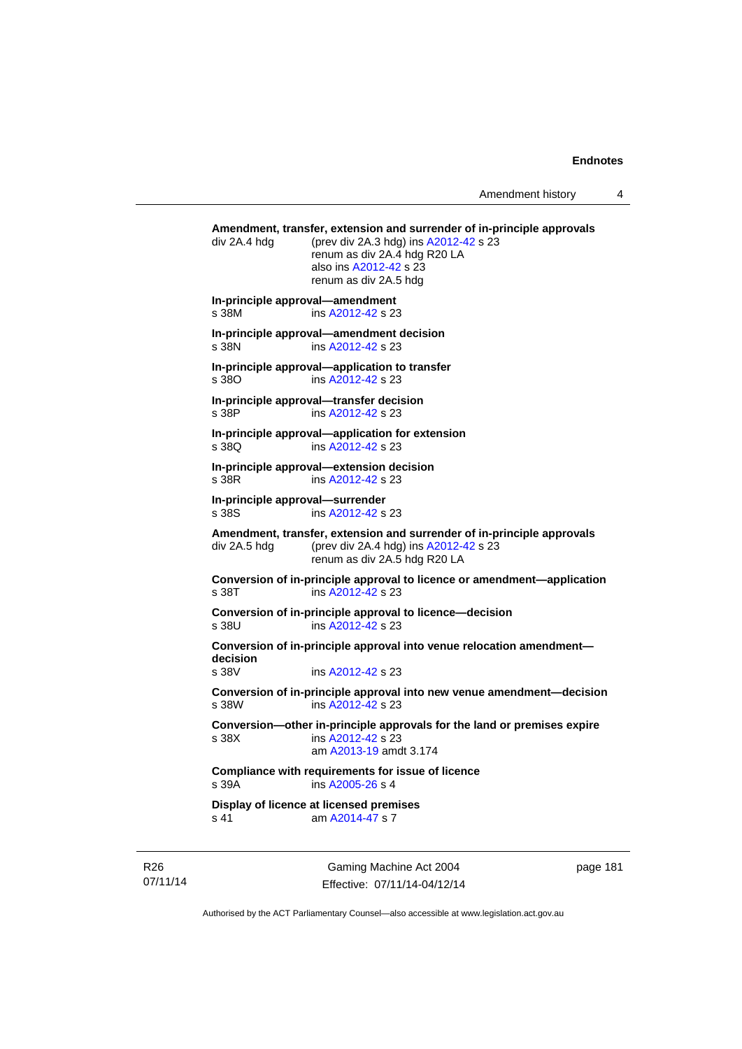**Amendment, transfer, extension and surrender of in-principle approvals**

div 2A.4 hdg (prev div 2A.3 hdg) ins A2012-42 s 23
renum as div 2A.4 hdg R20 LA
also ins A2012-42 s 23
renum as div 2A.5 hdg

**In-principle approval—amendment**

s 38M ins A2012-42 s 23

**In-principle approval—amendment decision**

s 38N ins A2012-42 s 23

**In-principle approval—application to transfer**

s 38O ins A2012-42 s 23

**In-principle approval—transfer decision**

s 38P ins A2012-42 s 23

**In-principle approval—application for extension**

s 38Q ins A2012-42 s 23

**In-principle approval—extension decision**

s 38R ins A2012-42 s 23

**In-principle approval—surrender**

s 38S ins A2012-42 s 23

**Amendment, transfer, extension and surrender of in-principle approvals**

div 2A.5 hdg (prev div 2A.4 hdg) ins A2012-42 s 23
renum as div 2A.5 hdg R20 LA

**Conversion of in-principle approval to licence or amendment—application**

s 38T ins A2012-42 s 23

**Conversion of in-principle approval to licence—decision**

s 38U ins A2012-42 s 23

**Conversion of in-principle approval into venue relocation amendment—decision**

s 38V ins A2012-42 s 23

**Conversion of in-principle approval into new venue amendment—decision**

s 38W ins A2012-42 s 23

**Conversion—other in-principle approvals for the land or premises expire**

s 38X ins A2012-42 s 23
am A2013-19 amdt 3.174

**Compliance with requirements for issue of licence**

s 39A ins A2005-26 s 4

**Display of licence at licensed premises**

s 41 am A2014-47 s 7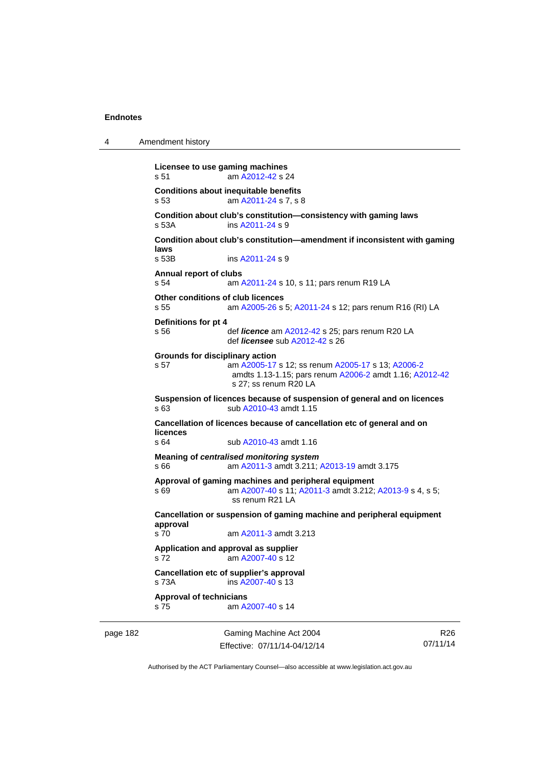**Licensee to use gaming machines**
s 51 am A2012-42 s 24

**Conditions about inequitable benefits**
s 53 am A2011-24 s 7, s 8

**Condition about club's constitution—consistency with gaming laws**
s 53A ins A2011-24 s 9

**Condition about club's constitution—amendment if inconsistent with gaming laws**
s 53B ins A2011-24 s 9

**Annual report of clubs**
s 54 am A2011-24 s 10, s 11; pars renum R19 LA

**Other conditions of club licences**
s 55 am A2005-26 s 5; A2011-24 s 12; pars renum R16 (RI) LA

**Definitions for pt 4**
s 56 def ***licence*** am A2012-42 s 25; pars renum R20 LA
def ***licensee*** sub A2012-42 s 26

**Grounds for disciplinary action**
s 57 am A2005-17 s 12; ss renum A2005-17 s 13; A2006-2 amdts 1.13-1.15; pars renum A2006-2 amdt 1.16; A2012-42 s 27; ss renum R20 LA

**Suspension of licences because of suspension of general and on licences**
s 63 sub A2010-43 amdt 1.15

**Cancellation of licences because of cancellation etc of general and on licences**
s 64 sub A2010-43 amdt 1.16

**Meaning of *centralised monitoring system***
s 66 am A2011-3 amdt 3.211; A2013-19 amdt 3.175

**Approval of gaming machines and peripheral equipment**
s 69 am A2007-40 s 11; A2011-3 amdt 3.212; A2013-9 s 4, s 5; ss renum R21 LA

**Cancellation or suspension of gaming machine and peripheral equipment approval**
s 70 am A2011-3 amdt 3.213

**Application and approval as supplier**
s 72 am A2007-40 s 12

**Cancellation etc of supplier's approval**
s 73A ins A2007-40 s 13

**Approval of technicians**
s 75 am A2007-40 s 14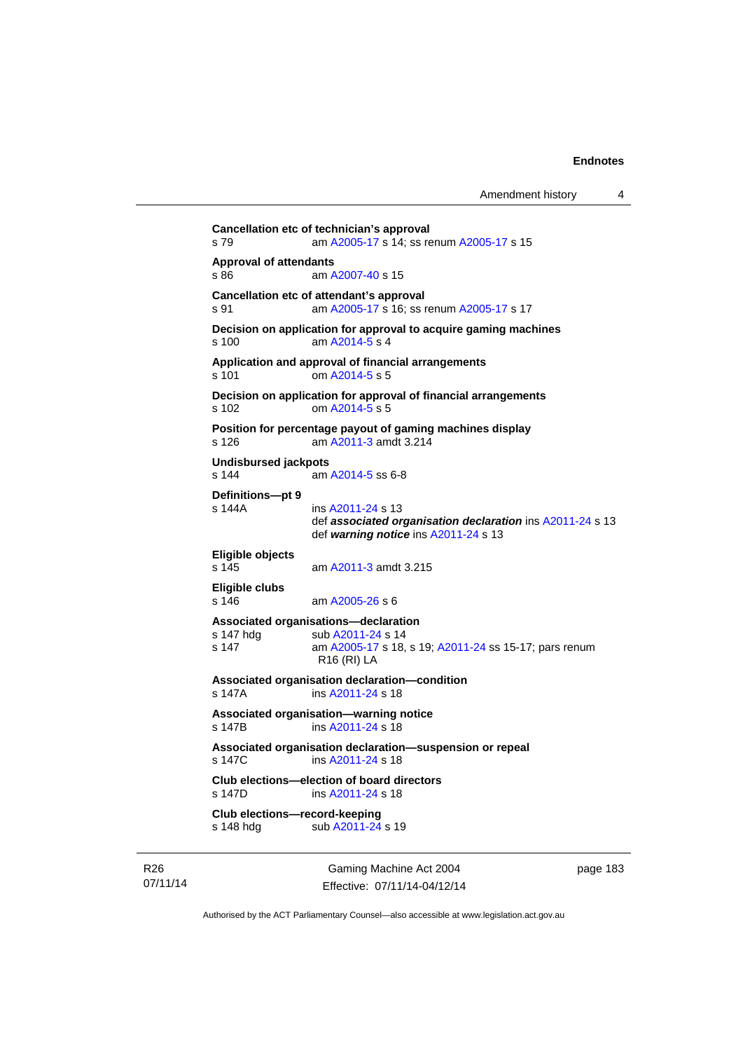**Cancellation etc of technician's approval**
s 79 am A2005-17 s 14; ss renum A2005-17 s 15

**Approval of attendants**
s 86 am A2007-40 s 15

**Cancellation etc of attendant's approval**
s 91 am A2005-17 s 16; ss renum A2005-17 s 17

**Decision on application for approval to acquire gaming machines**
s 100 am A2014-5 s 4

**Application and approval of financial arrangements**
s 101 om A2014-5 s 5

**Decision on application for approval of financial arrangements**
s 102 om A2014-5 s 5

**Position for percentage payout of gaming machines display**
s 126 am A2011-3 amdt 3.214

**Undisbursed jackpots**
s 144 am A2014-5 ss 6-8

**Definitions—pt 9**
s 144A ins A2011-24 s 13
def ***associated organisation declaration*** ins A2011-24 s 13
def ***warning notice*** ins A2011-24 s 13

**Eligible objects**
s 145 am A2011-3 amdt 3.215

**Eligible clubs**
s 146 am A2005-26 s 6

**Associated organisations—declaration**
s 147 hdg sub A2011-24 s 14
s 147 am A2005-17 s 18, s 19; A2011-24 ss 15-17; pars renum R16 (RI) LA

**Associated organisation declaration—condition**
s 147A ins A2011-24 s 18

**Associated organisation—warning notice**
s 147B ins A2011-24 s 18

**Associated organisation declaration—suspension or repeal**
s 147C ins A2011-24 s 18

**Club elections—election of board directors**
s 147D ins A2011-24 s 18

**Club elections—record-keeping**
s 148 hdg sub A2011-24 s 19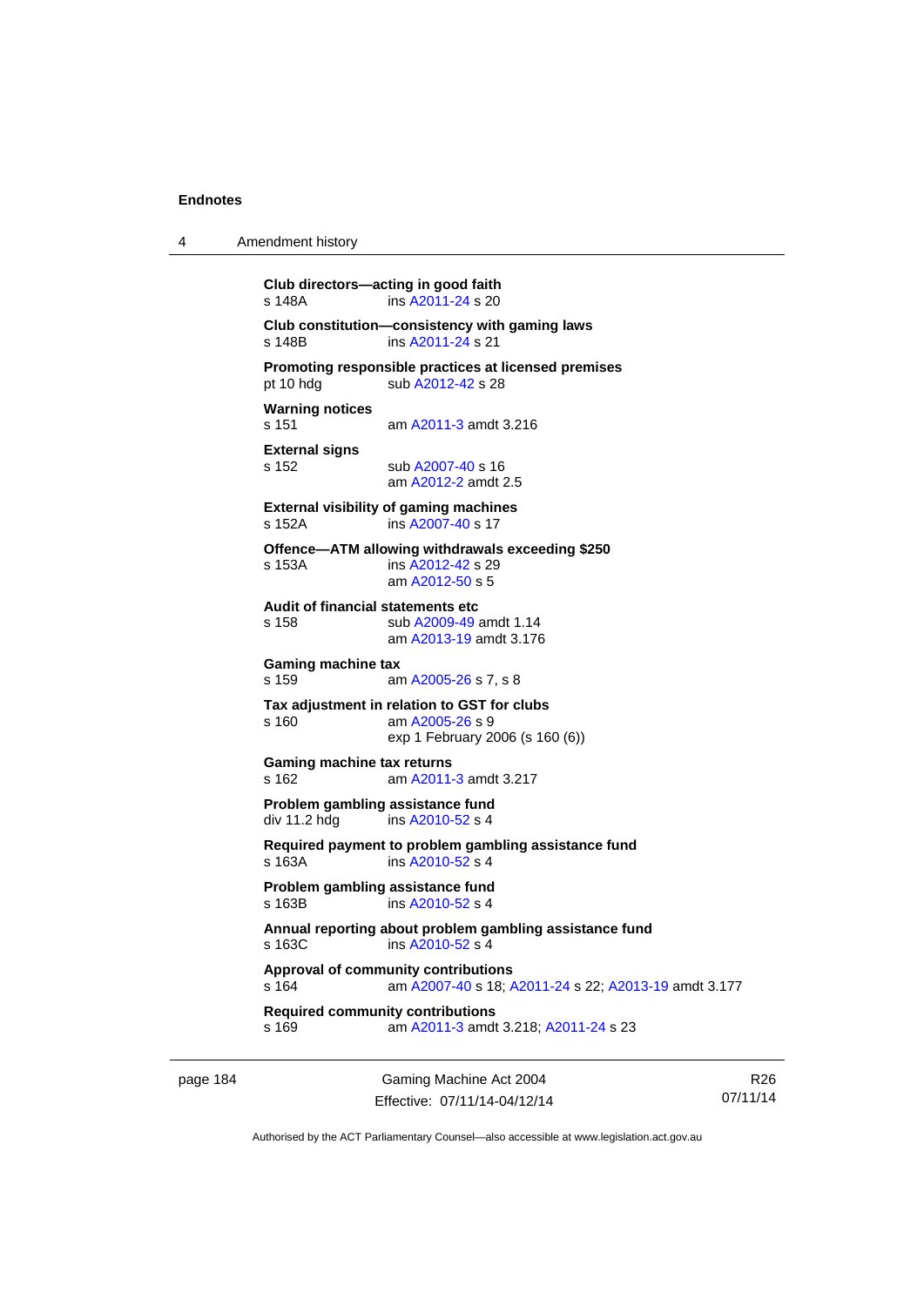**Club directors—acting in good faith**
s 148A ins A2011-24 s 20

**Club constitution—consistency with gaming laws**
s 148B ins A2011-24 s 21

**Promoting responsible practices at licensed premises**
pt 10 hdg sub A2012-42 s 28

**Warning notices**
s 151 am A2011-3 amdt 3.216

**External signs**
s 152 sub A2007-40 s 16
am A2012-2 amdt 2.5

**External visibility of gaming machines**
s 152A ins A2007-40 s 17

**Offence—ATM allowing withdrawals exceeding $250**
s 153A ins A2012-42 s 29
am A2012-50 s 5

**Audit of financial statements etc**
s 158 sub A2009-49 amdt 1.14
am A2013-19 amdt 3.176

**Gaming machine tax**
s 159 am A2005-26 s 7, s 8

**Tax adjustment in relation to GST for clubs**
s 160 am A2005-26 s 9
exp 1 February 2006 (s 160 (6))

**Gaming machine tax returns**
s 162 am A2011-3 amdt 3.217

**Problem gambling assistance fund**
div 11.2 hdg ins A2010-52 s 4

**Required payment to problem gambling assistance fund**
s 163A ins A2010-52 s 4

**Problem gambling assistance fund**
s 163B ins A2010-52 s 4

**Annual reporting about problem gambling assistance fund**
s 163C ins A2010-52 s 4

**Approval of community contributions**
s 164 am A2007-40 s 18; A2011-24 s 22; A2013-19 amdt 3.177

**Required community contributions**
s 169 am A2011-3 amdt 3.218; A2011-24 s 23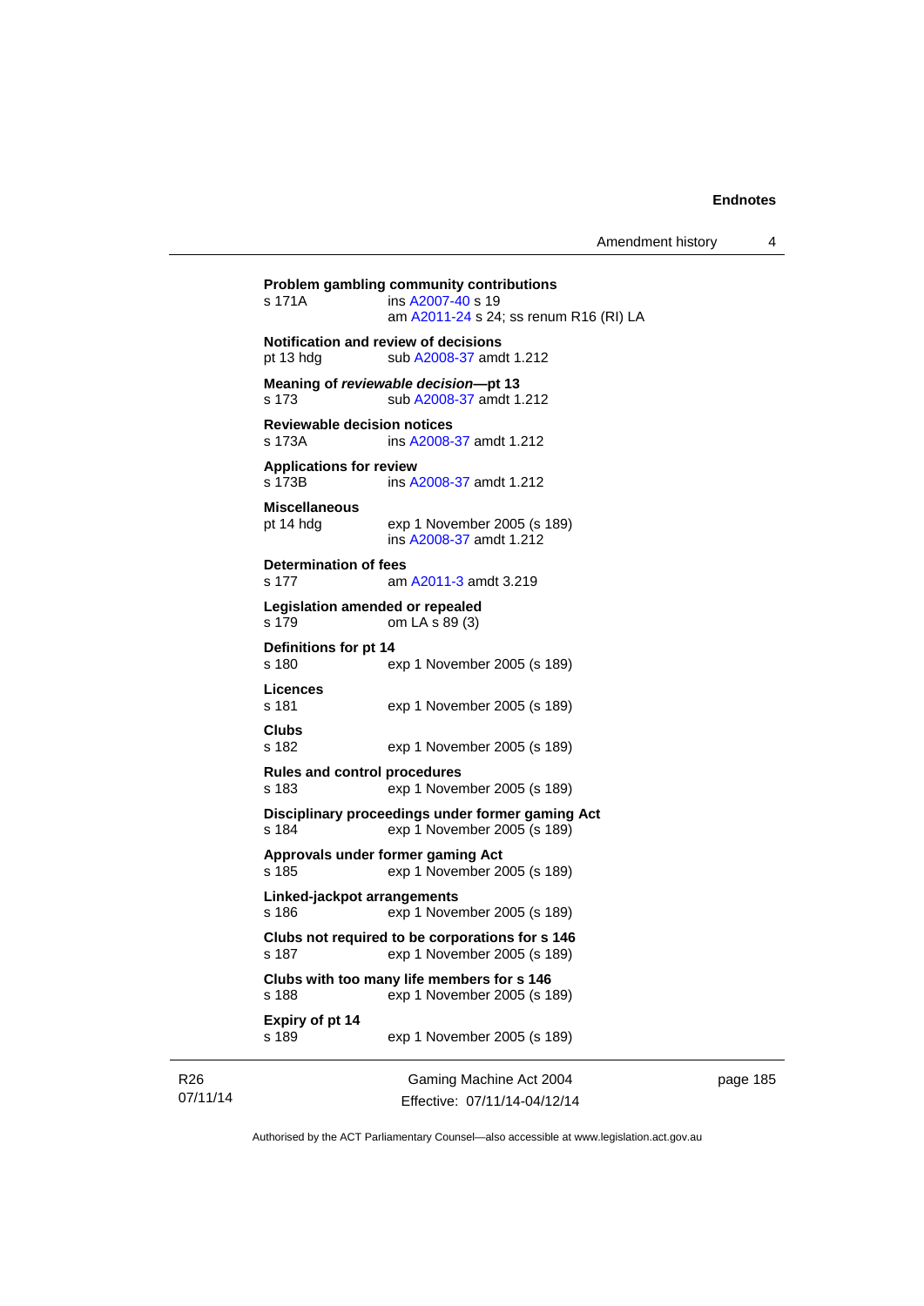**Problem gambling community contributions**
s 171A ins A2007-40 s 19
am A2011-24 s 24; ss renum R16 (RI) LA

**Notification and review of decisions**
pt 13 hdg sub A2008-37 amdt 1.212

**Meaning of *reviewable decision*—pt 13**
s 173 sub A2008-37 amdt 1.212

**Reviewable decision notices**
s 173A ins A2008-37 amdt 1.212

**Applications for review**
s 173B ins A2008-37 amdt 1.212

**Miscellaneous**
pt 14 hdg exp 1 November 2005 (s 189)
ins A2008-37 amdt 1.212

**Determination of fees**
s 177 am A2011-3 amdt 3.219

**Legislation amended or repealed**
s 179 om LA s 89 (3)

**Definitions for pt 14**
s 180 exp 1 November 2005 (s 189)

**Licences**
s 181 exp 1 November 2005 (s 189)

**Clubs**
s 182 exp 1 November 2005 (s 189)

**Rules and control procedures**
s 183 exp 1 November 2005 (s 189)

**Disciplinary proceedings under former gaming Act**
s 184 exp 1 November 2005 (s 189)

**Approvals under former gaming Act**
s 185 exp 1 November 2005 (s 189)

**Linked-jackpot arrangements**
s 186 exp 1 November 2005 (s 189)

**Clubs not required to be corporations for s 146**
s 187 exp 1 November 2005 (s 189)

**Clubs with too many life members for s 146**
s 188 exp 1 November 2005 (s 189)

**Expiry of pt 14**
s 189 exp 1 November 2005 (s 189)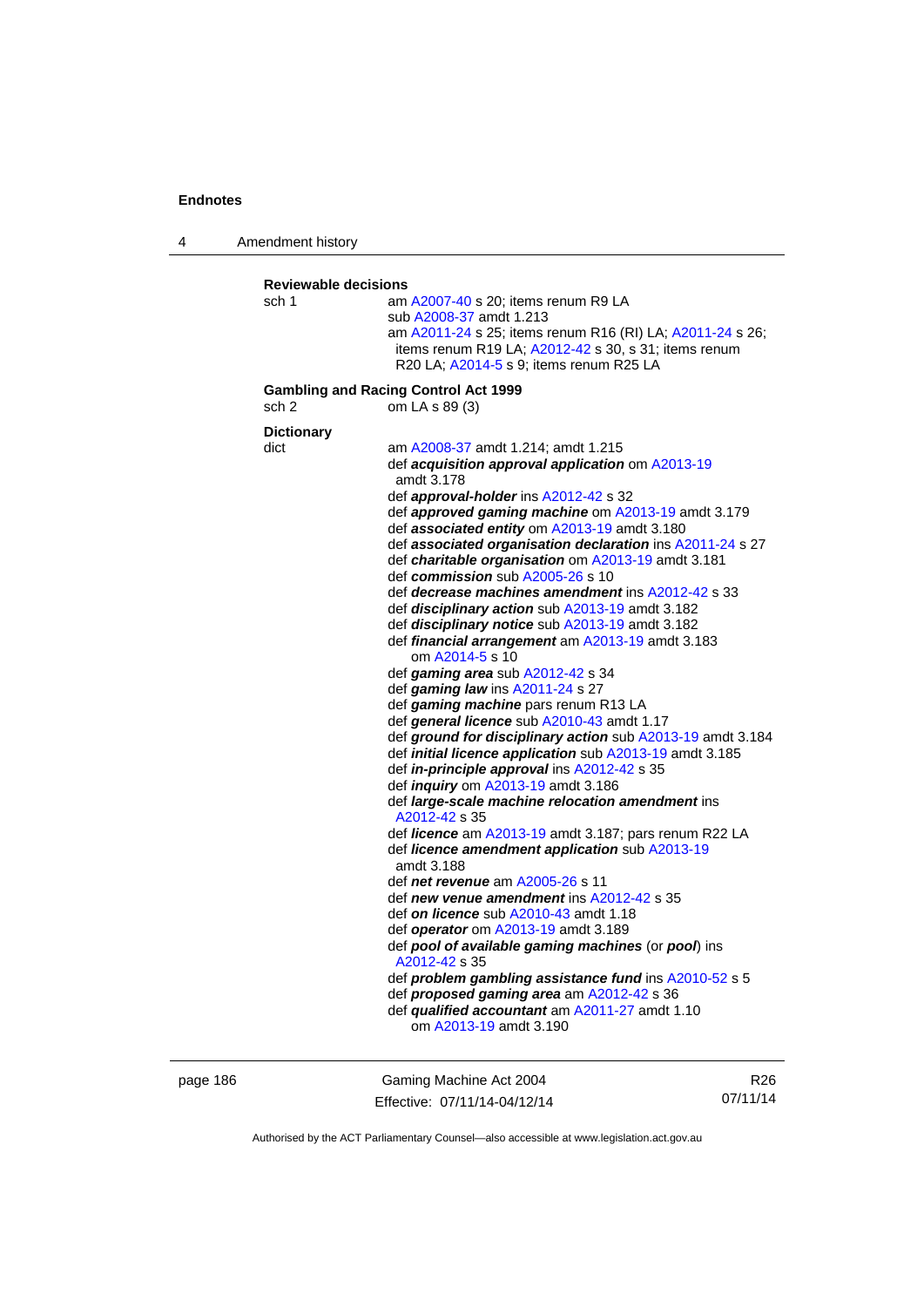**Reviewable decisions**

sch 1 — am A2007-40 s 20; items renum R9 LA
sub A2008-37 amdt 1.213
am A2011-24 s 25; items renum R16 (RI) LA; A2011-24 s 26; items renum R19 LA; A2012-42 s 30, s 31; items renum R20 LA; A2014-5 s 9; items renum R25 LA

**Gambling and Racing Control Act 1999**

sch 2 — om LA s 89 (3)

**Dictionary**

dict — am A2008-37 amdt 1.214; amdt 1.215
def ***acquisition approval application*** om A2013-19 amdt 3.178
def ***approval-holder*** ins A2012-42 s 32
def ***approved gaming machine*** om A2013-19 amdt 3.179
def ***associated entity*** om A2013-19 amdt 3.180
def ***associated organisation declaration*** ins A2011-24 s 27
def ***charitable organisation*** om A2013-19 amdt 3.181
def ***commission*** sub A2005-26 s 10
def ***decrease machines amendment*** ins A2012-42 s 33
def ***disciplinary action*** sub A2013-19 amdt 3.182
def ***disciplinary notice*** sub A2013-19 amdt 3.182
def ***financial arrangement*** am A2013-19 amdt 3.183
om A2014-5 s 10
def ***gaming area*** sub A2012-42 s 34
def ***gaming law*** ins A2011-24 s 27
def ***gaming machine*** pars renum R13 LA
def ***general licence*** sub A2010-43 amdt 1.17
def ***ground for disciplinary action*** sub A2013-19 amdt 3.184
def ***initial licence application*** sub A2013-19 amdt 3.185
def ***in-principle approval*** ins A2012-42 s 35
def ***inquiry*** om A2013-19 amdt 3.186
def ***large-scale machine relocation amendment*** ins A2012-42 s 35
def ***licence*** am A2013-19 amdt 3.187; pars renum R22 LA
def ***licence amendment application*** sub A2013-19 amdt 3.188
def ***net revenue*** am A2005-26 s 11
def ***new venue amendment*** ins A2012-42 s 35
def ***on licence*** sub A2010-43 amdt 1.18
def ***operator*** om A2013-19 amdt 3.189
def ***pool of available gaming machines*** (or ***pool***) ins A2012-42 s 35
def ***problem gambling assistance fund*** ins A2010-52 s 5
def ***proposed gaming area*** am A2012-42 s 36
def ***qualified accountant*** am A2011-27 amdt 1.10
om A2013-19 amdt 3.190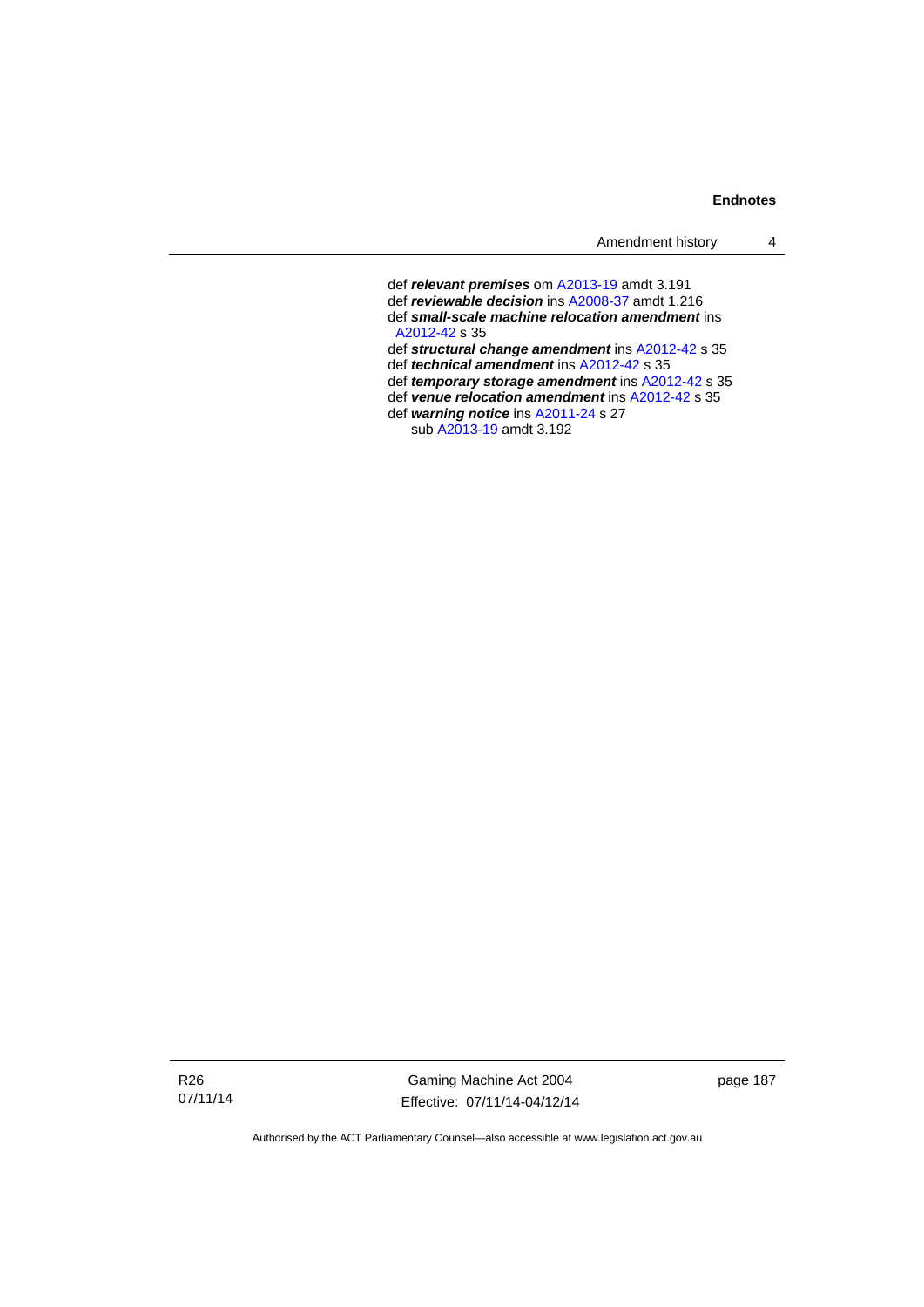def ***relevant premises*** om A2013-19 amdt 3.191
def ***reviewable decision*** ins A2008-37 amdt 1.216
def ***small-scale machine relocation amendment*** ins A2012-42 s 35
def ***structural change amendment*** ins A2012-42 s 35
def ***technical amendment*** ins A2012-42 s 35
def ***temporary storage amendment*** ins A2012-42 s 35
def ***venue relocation amendment*** ins A2012-42 s 35
def ***warning notice*** ins A2011-24 s 27
sub A2013-19 amdt 3.192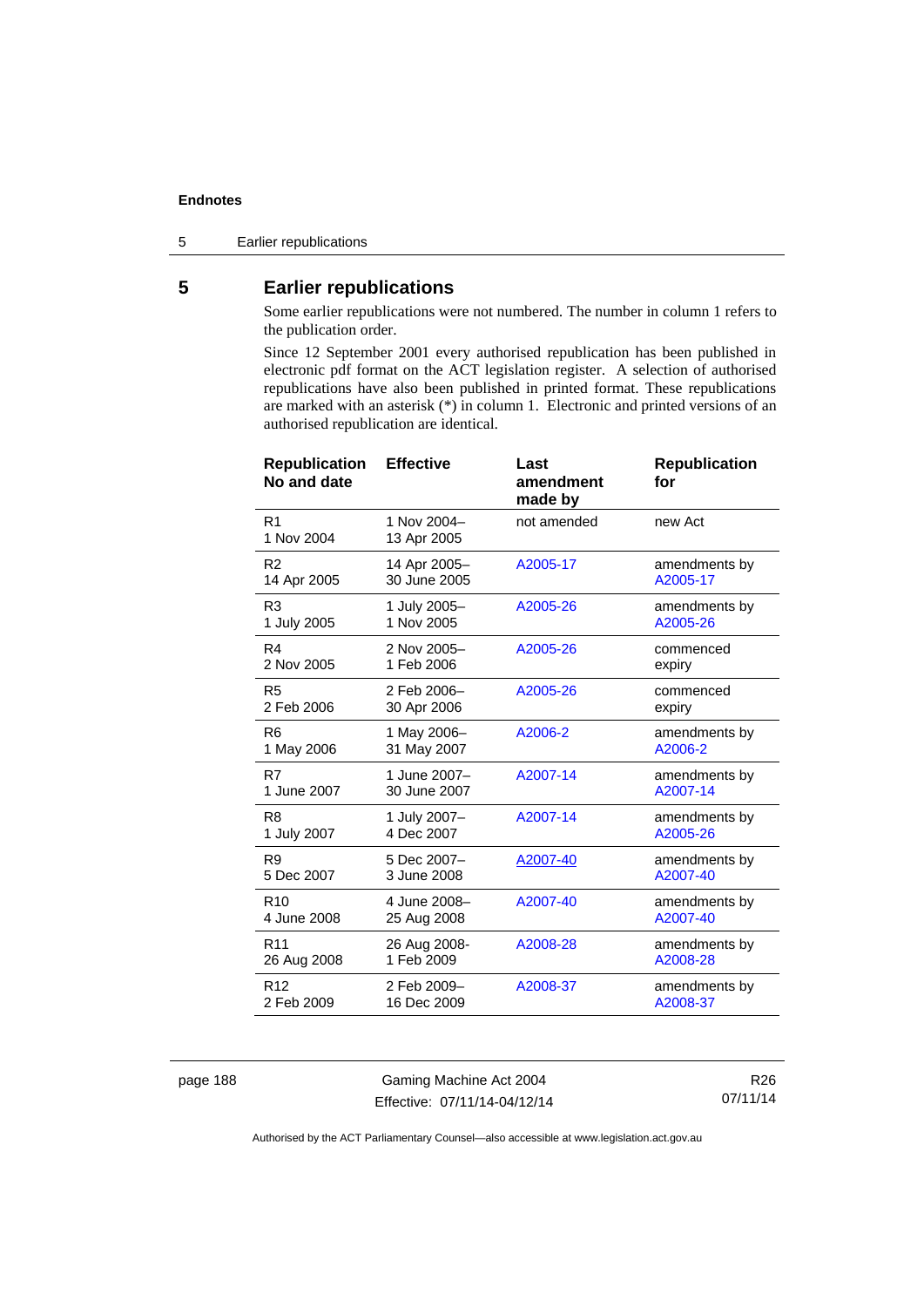## 5 Earlier republications

Some earlier republications were not numbered. The number in column 1 refers to the publication order.

Since 12 September 2001 every authorised republication has been published in electronic pdf format on the ACT legislation register. A selection of authorised republications have also been published in printed format. These republications are marked with an asterisk (*) in column 1. Electronic and printed versions of an authorised republication are identical.

| Republication No and date | Effective | Last amendment made by | Republication for |
|---|---|---|---|
| R1<br>1 Nov 2004 | 1 Nov 2004–<br>13 Apr 2005 | not amended | new Act |
| R2<br>14 Apr 2005 | 14 Apr 2005–<br>30 June 2005 | A2005-17 | amendments by<br>A2005-17 |
| R3<br>1 July 2005 | 1 July 2005–<br>1 Nov 2005 | A2005-26 | amendments by<br>A2005-26 |
| R4<br>2 Nov 2005 | 2 Nov 2005–<br>1 Feb 2006 | A2005-26 | commenced<br>expiry |
| R5<br>2 Feb 2006 | 2 Feb 2006–<br>30 Apr 2006 | A2005-26 | commenced<br>expiry |
| R6<br>1 May 2006 | 1 May 2006–<br>31 May 2007 | A2006-2 | amendments by<br>A2006-2 |
| R7<br>1 June 2007 | 1 June 2007–<br>30 June 2007 | A2007-14 | amendments by<br>A2007-14 |
| R8<br>1 July 2007 | 1 July 2007–<br>4 Dec 2007 | A2007-14 | amendments by<br>A2005-26 |
| R9<br>5 Dec 2007 | 5 Dec 2007–<br>3 June 2008 | A2007-40 | amendments by<br>A2007-40 |
| R10<br>4 June 2008 | 4 June 2008–<br>25 Aug 2008 | A2007-40 | amendments by<br>A2007-40 |
| R11<br>26 Aug 2008 | 26 Aug 2008-<br>1 Feb 2009 | A2008-28 | amendments by<br>A2008-28 |
| R12<br>2 Feb 2009 | 2 Feb 2009–<br>16 Dec 2009 | A2008-37 | amendments by<br>A2008-37 |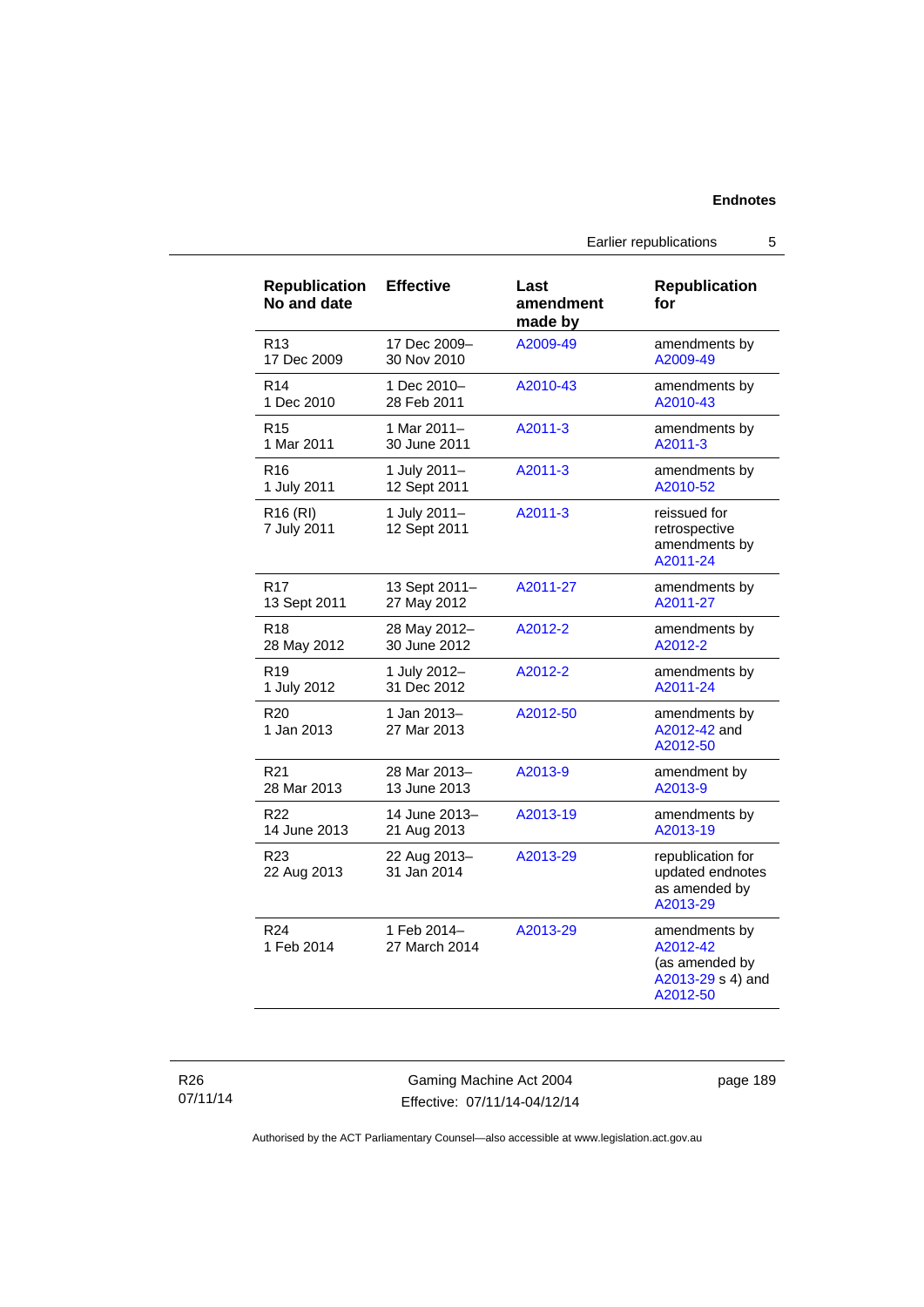| Republication No and date | Effective | Last amendment made by | Republication for |
|---|---|---|---|
| R13 17 Dec 2009 | 17 Dec 2009– 30 Nov 2010 | A2009-49 | amendments by A2009-49 |
| R14 1 Dec 2010 | 1 Dec 2010– 28 Feb 2011 | A2010-43 | amendments by A2010-43 |
| R15 1 Mar 2011 | 1 Mar 2011– 30 June 2011 | A2011-3 | amendments by A2011-3 |
| R16 1 July 2011 | 1 July 2011– 12 Sept 2011 | A2011-3 | amendments by A2010-52 |
| R16 (RI) 7 July 2011 | 1 July 2011– 12 Sept 2011 | A2011-3 | reissued for retrospective amendments by A2011-24 |
| R17 13 Sept 2011 | 13 Sept 2011– 27 May 2012 | A2011-27 | amendments by A2011-27 |
| R18 28 May 2012 | 28 May 2012– 30 June 2012 | A2012-2 | amendments by A2012-2 |
| R19 1 July 2012 | 1 July 2012– 31 Dec 2012 | A2012-2 | amendments by A2011-24 |
| R20 1 Jan 2013 | 1 Jan 2013– 27 Mar 2013 | A2012-50 | amendments by A2012-42 and A2012-50 |
| R21 28 Mar 2013 | 28 Mar 2013– 13 June 2013 | A2013-9 | amendment by A2013-9 |
| R22 14 June 2013 | 14 June 2013– 21 Aug 2013 | A2013-19 | amendments by A2013-19 |
| R23 22 Aug 2013 | 22 Aug 2013– 31 Jan 2014 | A2013-29 | republication for updated endnotes as amended by A2013-29 |
| R24 1 Feb 2014 | 1 Feb 2014– 27 March 2014 | A2013-29 | amendments by A2012-42 (as amended by A2013-29 s 4) and A2012-50 |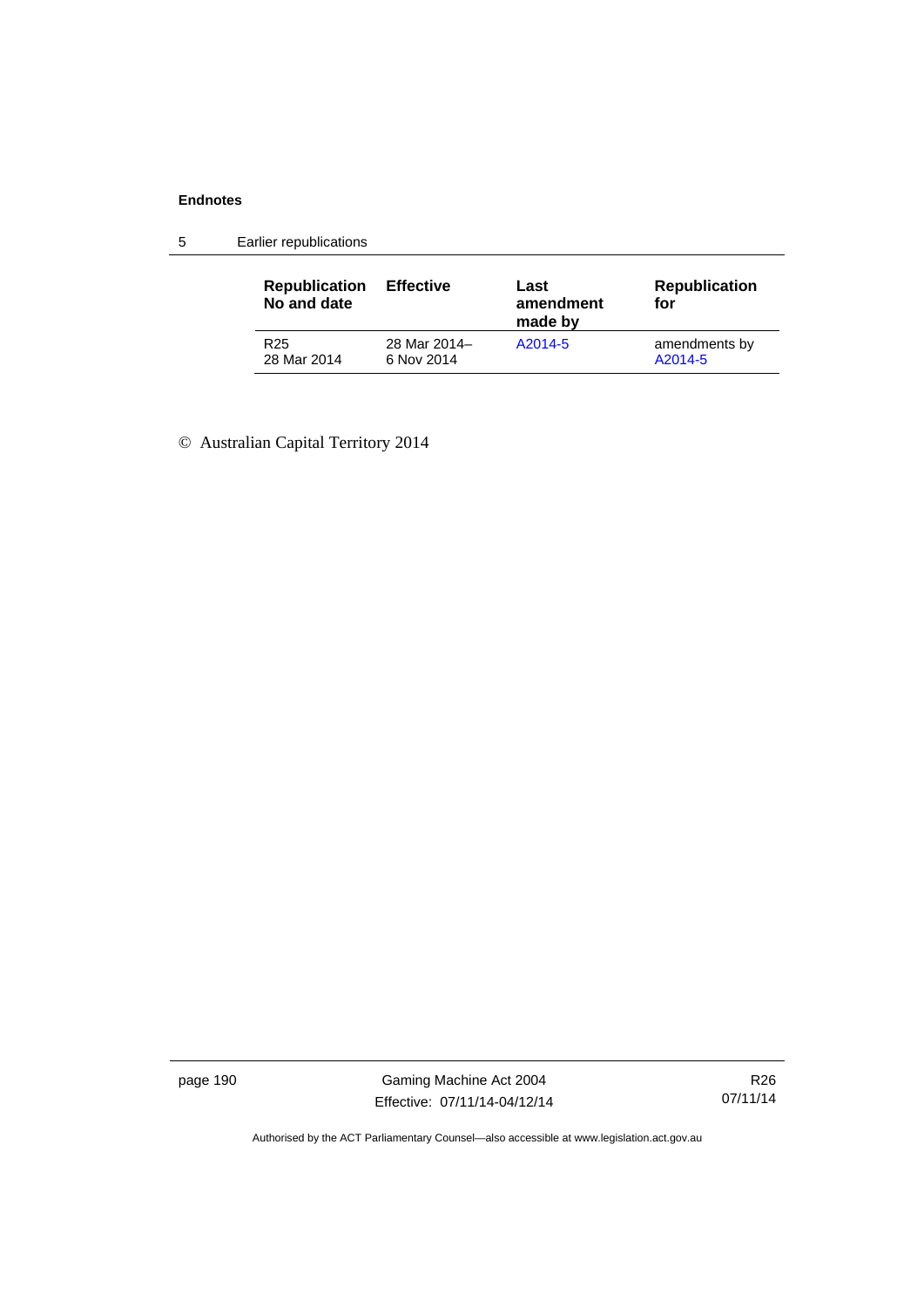| Republication No and date | Effective | Last amendment made by | Republication for |
|---|---|---|---|
| R25<br>28 Mar 2014 | 28 Mar 2014–<br>6 Nov 2014 | A2014-5 | amendments by<br>A2014-5 |

© Australian Capital Territory 2014